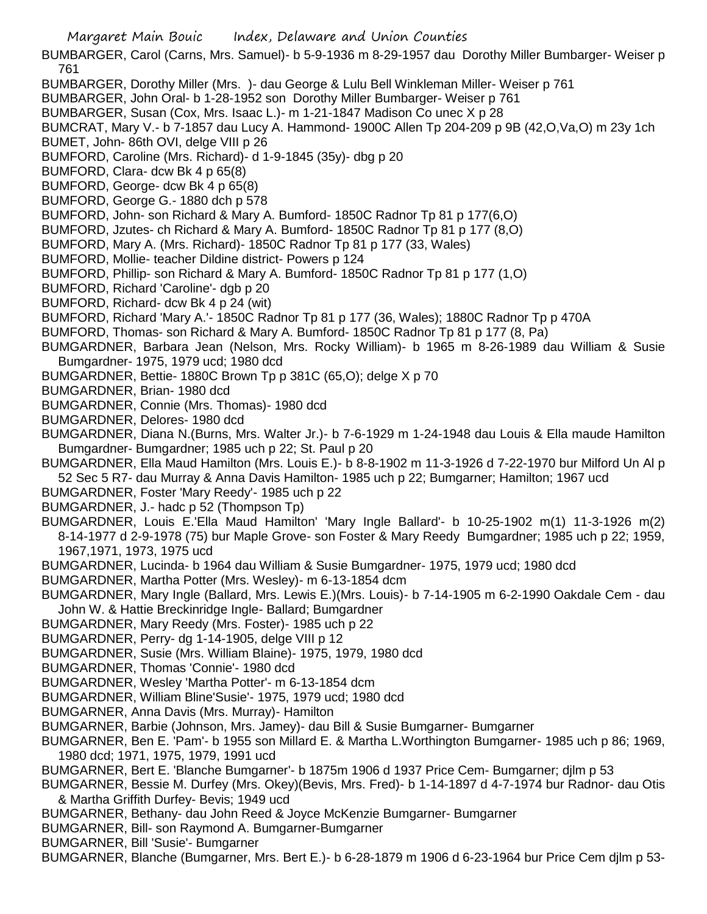BUMBARGER, Carol (Carns, Mrs. Samuel)- b 5-9-1936 m 8-29-1957 dau Dorothy Miller Bumbarger- Weiser p 761

BUMBARGER, Dorothy Miller (Mrs. )- dau George & Lulu Bell Winkleman Miller- Weiser p 761

BUMBARGER, John Oral- b 1-28-1952 son Dorothy Miller Bumbarger- Weiser p 761

BUMBARGER, Susan (Cox, Mrs. Isaac L.)- m 1-21-1847 Madison Co unec X p 28

BUMCRAT, Mary V.- b 7-1857 dau Lucy A. Hammond- 1900C Allen Tp 204-209 p 9B (42,O,Va,O) m 23y 1ch

BUMET, John- 86th OVI, delge VIII p 26

BUMFORD, Caroline (Mrs. Richard)- d 1-9-1845 (35y)- dbg p 20

BUMFORD, Clara- dcw Bk 4 p 65(8)

BUMFORD, George- dcw Bk 4 p 65(8)

BUMFORD, George G.- 1880 dch p 578

BUMFORD, John- son Richard & Mary A. Bumford- 1850C Radnor Tp 81 p 177(6,O)

BUMFORD, Jzutes- ch Richard & Mary A. Bumford- 1850C Radnor Tp 81 p 177 (8,O)

BUMFORD, Mary A. (Mrs. Richard)- 1850C Radnor Tp 81 p 177 (33, Wales)

BUMFORD, Mollie- teacher Dildine district- Powers p 124

BUMFORD, Phillip- son Richard & Mary A. Bumford- 1850C Radnor Tp 81 p 177 (1,O)

BUMFORD, Richard 'Caroline'- dgb p 20

BUMFORD, Richard- dcw Bk 4 p 24 (wit)

BUMFORD, Richard 'Mary A.'- 1850C Radnor Tp 81 p 177 (36, Wales); 1880C Radnor Tp p 470A

BUMFORD, Thomas- son Richard & Mary A. Bumford- 1850C Radnor Tp 81 p 177 (8, Pa)

BUMGARDNER, Barbara Jean (Nelson, Mrs. Rocky William)- b 1965 m 8-26-1989 dau William & Susie Bumgardner- 1975, 1979 ucd; 1980 dcd

BUMGARDNER, Bettie- 1880C Brown Tp p 381C (65,O); delge X p 70

BUMGARDNER, Brian- 1980 dcd

BUMGARDNER, Connie (Mrs. Thomas)- 1980 dcd

BUMGARDNER, Delores- 1980 dcd

BUMGARDNER, Diana N.(Burns, Mrs. Walter Jr.)- b 7-6-1929 m 1-24-1948 dau Louis & Ella maude Hamilton Bumgardner- Bumgardner; 1985 uch p 22; St. Paul p 20

BUMGARDNER, Ella Maud Hamilton (Mrs. Louis E.)- b 8-8-1902 m 11-3-1926 d 7-22-1970 bur Milford Un Al p 52 Sec 5 R7- dau Murray & Anna Davis Hamilton- 1985 uch p 22; Bumgarner; Hamilton; 1967 ucd

BUMGARDNER, Foster 'Mary Reedy'- 1985 uch p 22

BUMGARDNER, J.- hadc p 52 (Thompson Tp)

BUMGARDNER, Louis E.'Ella Maud Hamilton' 'Mary Ingle Ballard'- b 10-25-1902 m(1) 11-3-1926 m(2) 8-14-1977 d 2-9-1978 (75) bur Maple Grove- son Foster & Mary Reedy Bumgardner; 1985 uch p 22; 1959, 1967,1971, 1973, 1975 ucd

BUMGARDNER, Lucinda- b 1964 dau William & Susie Bumgardner- 1975, 1979 ucd; 1980 dcd

BUMGARDNER, Martha Potter (Mrs. Wesley)- m 6-13-1854 dcm

BUMGARDNER, Mary Ingle (Ballard, Mrs. Lewis E.)(Mrs. Louis)- b 7-14-1905 m 6-2-1990 Oakdale Cem - dau John W. & Hattie Breckinridge Ingle- Ballard; Bumgardner

BUMGARDNER, Mary Reedy (Mrs. Foster)- 1985 uch p 22

BUMGARDNER, Perry- dg 1-14-1905, delge VIII p 12

BUMGARDNER, Susie (Mrs. William Blaine)- 1975, 1979, 1980 dcd

BUMGARDNER, Thomas 'Connie'- 1980 dcd

BUMGARDNER, Wesley 'Martha Potter'- m 6-13-1854 dcm

BUMGARDNER, William Bline'Susie'- 1975, 1979 ucd; 1980 dcd

BUMGARNER, Anna Davis (Mrs. Murray)- Hamilton

BUMGARNER, Barbie (Johnson, Mrs. Jamey)- dau Bill & Susie Bumgarner- Bumgarner

BUMGARNER, Ben E. 'Pam'- b 1955 son Millard E. & Martha L.Worthington Bumgarner- 1985 uch p 86; 1969, 1980 dcd; 1971, 1975, 1979, 1991 ucd

BUMGARNER, Bert E. 'Blanche Bumgarner'- b 1875m 1906 d 1937 Price Cem- Bumgarner; djlm p 53

BUMGARNER, Bessie M. Durfey (Mrs. Okey)(Bevis, Mrs. Fred)- b 1-14-1897 d 4-7-1974 bur Radnor- dau Otis & Martha Griffith Durfey- Bevis; 1949 ucd

BUMGARNER, Bethany- dau John Reed & Joyce McKenzie Bumgarner- Bumgarner

BUMGARNER, Bill- son Raymond A. Bumgarner-Bumgarner

BUMGARNER, Bill 'Susie'- Bumgarner

BUMGARNER, Blanche (Bumgarner, Mrs. Bert E.)- b 6-28-1879 m 1906 d 6-23-1964 bur Price Cem djlm p 53-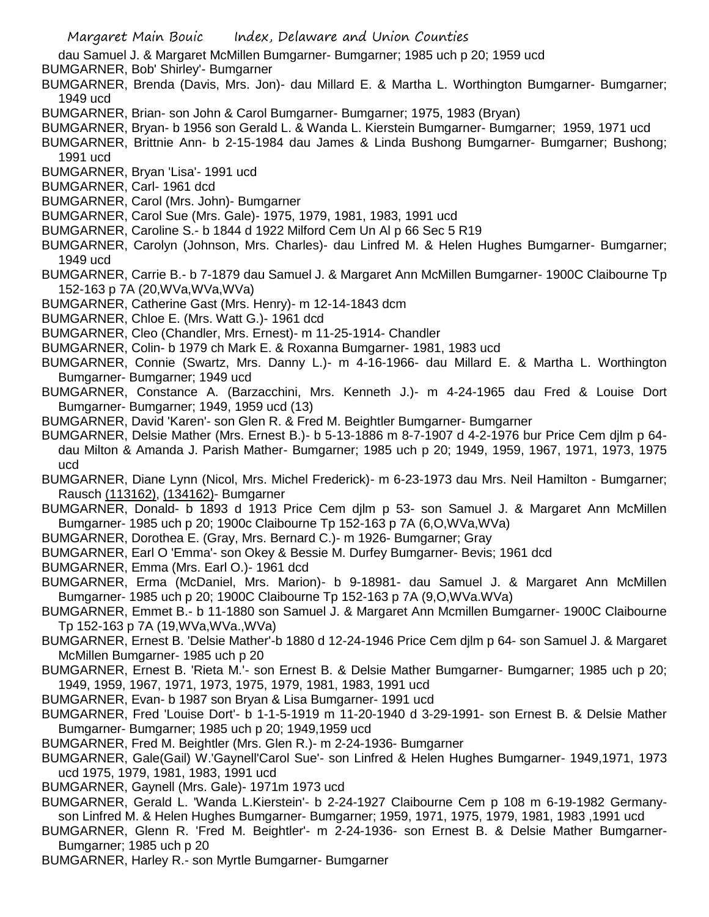dau Samuel J. & Margaret McMillen Bumgarner- Bumgarner; 1985 uch p 20; 1959 ucd

BUMGARNER, Bob' Shirley'- Bumgarner

BUMGARNER, Brenda (Davis, Mrs. Jon)- dau Millard E. & Martha L. Worthington Bumgarner- Bumgarner; 1949 ucd

BUMGARNER, Brian- son John & Carol Bumgarner- Bumgarner; 1975, 1983 (Bryan)

BUMGARNER, Bryan- b 1956 son Gerald L. & Wanda L. Kierstein Bumgarner- Bumgarner; 1959, 1971 ucd

BUMGARNER, Brittnie Ann- b 2-15-1984 dau James & Linda Bushong Bumgarner- Bumgarner; Bushong; 1991 ucd

BUMGARNER, Bryan 'Lisa'- 1991 ucd

BUMGARNER, Carl- 1961 dcd

BUMGARNER, Carol (Mrs. John)- Bumgarner

BUMGARNER, Carol Sue (Mrs. Gale)- 1975, 1979, 1981, 1983, 1991 ucd

BUMGARNER, Caroline S.- b 1844 d 1922 Milford Cem Un Al p 66 Sec 5 R19

BUMGARNER, Carolyn (Johnson, Mrs. Charles)- dau Linfred M. & Helen Hughes Bumgarner- Bumgarner; 1949 ucd

BUMGARNER, Carrie B.- b 7-1879 dau Samuel J. & Margaret Ann McMillen Bumgarner- 1900C Claibourne Tp 152-163 p 7A (20,WVa,WVa,WVa)

BUMGARNER, Catherine Gast (Mrs. Henry)- m 12-14-1843 dcm

BUMGARNER, Chloe E. (Mrs. Watt G.)- 1961 dcd

BUMGARNER, Cleo (Chandler, Mrs. Ernest)- m 11-25-1914- Chandler

BUMGARNER, Colin- b 1979 ch Mark E. & Roxanna Bumgarner- 1981, 1983 ucd

BUMGARNER, Connie (Swartz, Mrs. Danny L.)- m 4-16-1966- dau Millard E. & Martha L. Worthington Bumgarner- Bumgarner; 1949 ucd

BUMGARNER, Constance A. (Barzacchini, Mrs. Kenneth J.)- m 4-24-1965 dau Fred & Louise Dort Bumgarner- Bumgarner; 1949, 1959 ucd (13)

BUMGARNER, David 'Karen'- son Glen R. & Fred M. Beightler Bumgarner- Bumgarner

BUMGARNER, Delsie Mather (Mrs. Ernest B.)- b 5-13-1886 m 8-7-1907 d 4-2-1976 bur Price Cem djlm p 64- dau Milton & Amanda J. Parish Mather- Bumgarner; 1985 uch p 20; 1949, 1959, 1967, 1971, 1973, 1975 ucd

BUMGARNER, Diane Lynn (Nicol, Mrs. Michel Frederick)- m 6-23-1973 dau Mrs. Neil Hamilton - Bumgarner; Rausch (113162), (134162)- Bumgarner

BUMGARNER, Donald- b 1893 d 1913 Price Cem djlm p 53- son Samuel J. & Margaret Ann McMillen Bumgarner- 1985 uch p 20; 1900c Claibourne Tp 152-163 p 7A (6,O,WVa,WVa)

BUMGARNER, Dorothea E. (Gray, Mrs. Bernard C.)- m 1926- Bumgarner; Gray

BUMGARNER, Earl O 'Emma'- son Okey & Bessie M. Durfey Bumgarner- Bevis; 1961 dcd

BUMGARNER, Emma (Mrs. Earl O.)- 1961 dcd

BUMGARNER, Erma (McDaniel, Mrs. Marion)- b 9-18981- dau Samuel J. & Margaret Ann McMillen Bumgarner- 1985 uch p 20; 1900C Claibourne Tp 152-163 p 7A (9,O,WVa.WVa)

BUMGARNER, Emmet B.- b 11-1880 son Samuel J. & Margaret Ann Mcmillen Bumgarner- 1900C Claibourne Tp 152-163 p 7A (19,WVa,WVa.,WVa)

BUMGARNER, Ernest B. 'Delsie Mather'-b 1880 d 12-24-1946 Price Cem djlm p 64- son Samuel J. & Margaret McMillen Bumgarner- 1985 uch p 20

BUMGARNER, Ernest B. 'Rieta M.'- son Ernest B. & Delsie Mather Bumgarner- Bumgarner; 1985 uch p 20; 1949, 1959, 1967, 1971, 1973, 1975, 1979, 1981, 1983, 1991 ucd

BUMGARNER, Evan- b 1987 son Bryan & Lisa Bumgarner- 1991 ucd

BUMGARNER, Fred 'Louise Dort'- b 1-1-5-1919 m 11-20-1940 d 3-29-1991- son Ernest B. & Delsie Mather Bumgarner- Bumgarner; 1985 uch p 20; 1949,1959 ucd

BUMGARNER, Fred M. Beightler (Mrs. Glen R.)- m 2-24-1936- Bumgarner

BUMGARNER, Gale(Gail) W.'Gaynell'Carol Sue'- son Linfred & Helen Hughes Bumgarner- 1949,1971, 1973 ucd 1975, 1979, 1981, 1983, 1991 ucd

BUMGARNER, Gaynell (Mrs. Gale)- 1971m 1973 ucd

BUMGARNER, Gerald L. 'Wanda L.Kierstein'- b 2-24-1927 Claibourne Cem p 108 m 6-19-1982 Germany- son Linfred M. & Helen Hughes Bumgarner- Bumgarner; 1959, 1971, 1975, 1979, 1981, 1983 ,1991 ucd

BUMGARNER, Glenn R. 'Fred M. Beightler'- m 2-24-1936- son Ernest B. & Delsie Mather Bumgarner- Bumgarner; 1985 uch p 20

BUMGARNER, Harley R.- son Myrtle Bumgarner- Bumgarner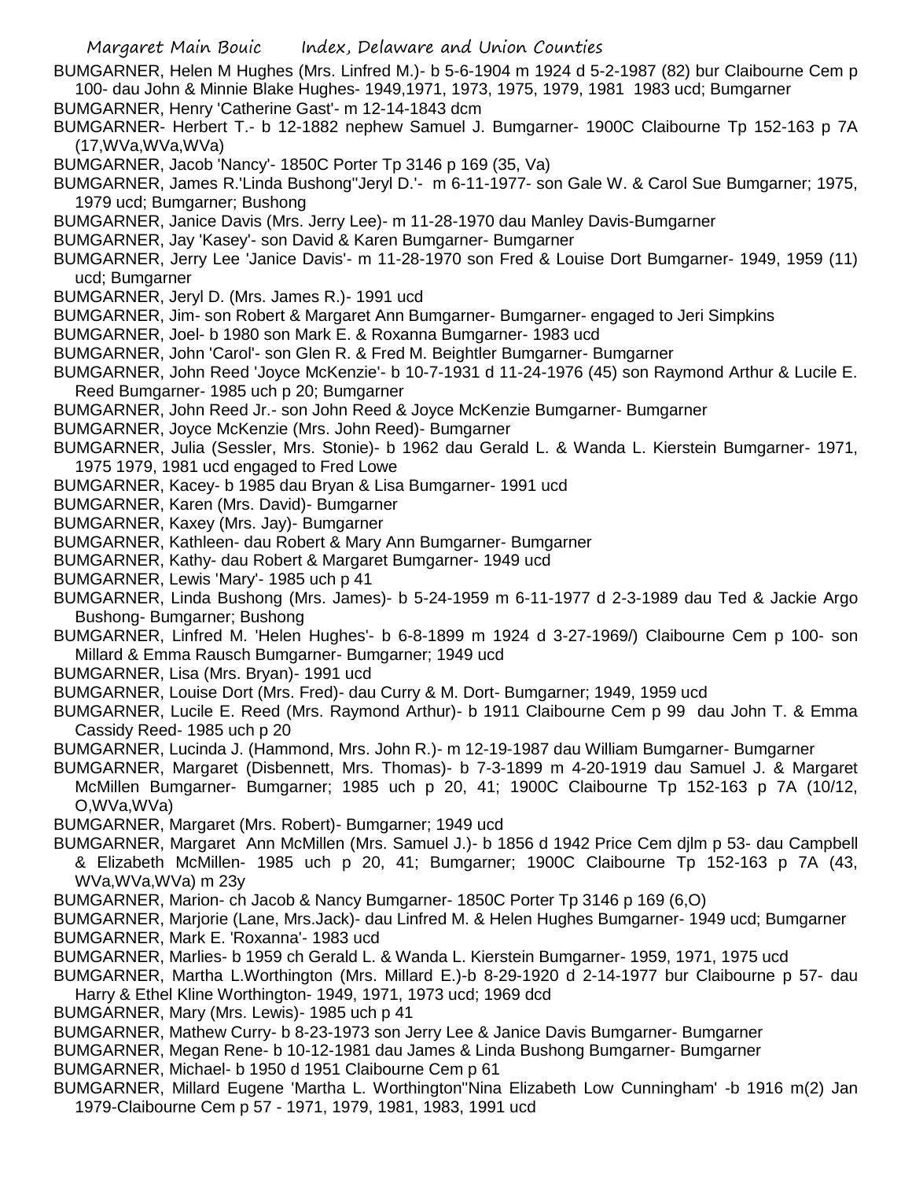BUMGARNER, Helen M Hughes (Mrs. Linfred M.)- b 5-6-1904 m 1924 d 5-2-1987 (82) bur Claibourne Cem p 100- dau John & Minnie Blake Hughes- 1949,1971, 1973, 1975, 1979, 1981 1983 ucd; Bumgarner

BUMGARNER, Henry 'Catherine Gast'- m 12-14-1843 dcm

BUMGARNER- Herbert T.- b 12-1882 nephew Samuel J. Bumgarner- 1900C Claibourne Tp 152-163 p 7A (17,WVa,WVa,WVa)

BUMGARNER, Jacob 'Nancy'- 1850C Porter Tp 3146 p 169 (35, Va)

BUMGARNER, James R.'Linda Bushong''Jeryl D.'- m 6-11-1977- son Gale W. & Carol Sue Bumgarner; 1975, 1979 ucd; Bumgarner; Bushong

BUMGARNER, Janice Davis (Mrs. Jerry Lee)- m 11-28-1970 dau Manley Davis-Bumgarner

BUMGARNER, Jay 'Kasey'- son David & Karen Bumgarner- Bumgarner

BUMGARNER, Jerry Lee 'Janice Davis'- m 11-28-1970 son Fred & Louise Dort Bumgarner- 1949, 1959 (11) ucd; Bumgarner

BUMGARNER, Jeryl D. (Mrs. James R.)- 1991 ucd

BUMGARNER, Jim- son Robert & Margaret Ann Bumgarner- Bumgarner- engaged to Jeri Simpkins

BUMGARNER, Joel- b 1980 son Mark E. & Roxanna Bumgarner- 1983 ucd

BUMGARNER, John 'Carol'- son Glen R. & Fred M. Beightler Bumgarner- Bumgarner

BUMGARNER, John Reed 'Joyce McKenzie'- b 10-7-1931 d 11-24-1976 (45) son Raymond Arthur & Lucile E. Reed Bumgarner- 1985 uch p 20; Bumgarner

BUMGARNER, John Reed Jr.- son John Reed & Joyce McKenzie Bumgarner- Bumgarner

BUMGARNER, Joyce McKenzie (Mrs. John Reed)- Bumgarner

BUMGARNER, Julia (Sessler, Mrs. Stonie)- b 1962 dau Gerald L. & Wanda L. Kierstein Bumgarner- 1971, 1975 1979, 1981 ucd engaged to Fred Lowe

BUMGARNER, Kacey- b 1985 dau Bryan & Lisa Bumgarner- 1991 ucd

BUMGARNER, Karen (Mrs. David)- Bumgarner

BUMGARNER, Kaxey (Mrs. Jay)- Bumgarner

BUMGARNER, Kathleen- dau Robert & Mary Ann Bumgarner- Bumgarner

BUMGARNER, Kathy- dau Robert & Margaret Bumgarner- 1949 ucd

BUMGARNER, Lewis 'Mary'- 1985 uch p 41

BUMGARNER, Linda Bushong (Mrs. James)- b 5-24-1959 m 6-11-1977 d 2-3-1989 dau Ted & Jackie Argo Bushong- Bumgarner; Bushong

BUMGARNER, Linfred M. 'Helen Hughes'- b 6-8-1899 m 1924 d 3-27-1969/) Claibourne Cem p 100- son Millard & Emma Rausch Bumgarner- Bumgarner; 1949 ucd

BUMGARNER, Lisa (Mrs. Bryan)- 1991 ucd

BUMGARNER, Louise Dort (Mrs. Fred)- dau Curry & M. Dort- Bumgarner; 1949, 1959 ucd

BUMGARNER, Lucile E. Reed (Mrs. Raymond Arthur)- b 1911 Claibourne Cem p 99 dau John T. & Emma Cassidy Reed- 1985 uch p 20

BUMGARNER, Lucinda J. (Hammond, Mrs. John R.)- m 12-19-1987 dau William Bumgarner- Bumgarner

BUMGARNER, Margaret (Disbennett, Mrs. Thomas)- b 7-3-1899 m 4-20-1919 dau Samuel J. & Margaret McMillen Bumgarner- Bumgarner; 1985 uch p 20, 41; 1900C Claibourne Tp 152-163 p 7A (10/12, O,WVa,WVa)

BUMGARNER, Margaret (Mrs. Robert)- Bumgarner; 1949 ucd

BUMGARNER, Margaret Ann McMillen (Mrs. Samuel J.)- b 1856 d 1942 Price Cem djlm p 53- dau Campbell & Elizabeth McMillen- 1985 uch p 20, 41; Bumgarner; 1900C Claibourne Tp 152-163 p 7A (43, WVa,WVa,WVa) m 23y

BUMGARNER, Marion- ch Jacob & Nancy Bumgarner- 1850C Porter Tp 3146 p 169 (6,O)

BUMGARNER, Marjorie (Lane, Mrs.Jack)- dau Linfred M. & Helen Hughes Bumgarner- 1949 ucd; Bumgarner

BUMGARNER, Mark E. 'Roxanna'- 1983 ucd

BUMGARNER, Marlies- b 1959 ch Gerald L. & Wanda L. Kierstein Bumgarner- 1959, 1971, 1975 ucd

BUMGARNER, Martha L.Worthington (Mrs. Millard E.)-b 8-29-1920 d 2-14-1977 bur Claibourne p 57- dau Harry & Ethel Kline Worthington- 1949, 1971, 1973 ucd; 1969 dcd

BUMGARNER, Mary (Mrs. Lewis)- 1985 uch p 41

BUMGARNER, Mathew Curry- b 8-23-1973 son Jerry Lee & Janice Davis Bumgarner- Bumgarner

BUMGARNER, Megan Rene- b 10-12-1981 dau James & Linda Bushong Bumgarner- Bumgarner

BUMGARNER, Michael- b 1950 d 1951 Claibourne Cem p 61

BUMGARNER, Millard Eugene 'Martha L. Worthington''Nina Elizabeth Low Cunningham' -b 1916 m(2) Jan 1979-Claibourne Cem p 57 - 1971, 1979, 1981, 1983, 1991 ucd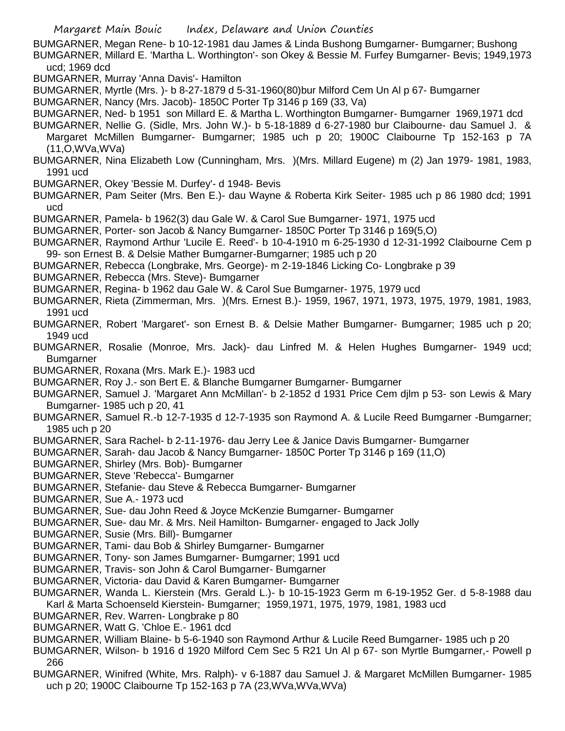BUMGARNER, Megan Rene- b 10-12-1981 dau James & Linda Bushong Bumgarner- Bumgarner; Bushong

BUMGARNER, Millard E. 'Martha L. Worthington'- son Okey & Bessie M. Furfey Bumgarner- Bevis; 1949,1973 ucd; 1969 dcd

BUMGARNER, Murray 'Anna Davis'- Hamilton

BUMGARNER, Myrtle (Mrs. )- b 8-27-1879 d 5-31-1960(80)bur Milford Cem Un Al p 67- Bumgarner

BUMGARNER, Nancy (Mrs. Jacob)- 1850C Porter Tp 3146 p 169 (33, Va)

BUMGARNER, Ned- b 1951 son Millard E. & Martha L. Worthington Bumgarner- Bumgarner 1969,1971 dcd

BUMGARNER, Nellie G. (Sidle, Mrs. John W.)- b 5-18-1889 d 6-27-1980 bur Claibourne- dau Samuel J. & Margaret McMillen Bumgarner- Bumgarner; 1985 uch p 20; 1900C Claibourne Tp 152-163 p 7A (11,O,WVa,WVa)

BUMGARNER, Nina Elizabeth Low (Cunningham, Mrs. )(Mrs. Millard Eugene) m (2) Jan 1979- 1981, 1983, 1991 ucd

BUMGARNER, Okey 'Bessie M. Durfey'- d 1948- Bevis

BUMGARNER, Pam Seiter (Mrs. Ben E.)- dau Wayne & Roberta Kirk Seiter- 1985 uch p 86 1980 dcd; 1991 ucd

BUMGARNER, Pamela- b 1962(3) dau Gale W. & Carol Sue Bumgarner- 1971, 1975 ucd

BUMGARNER, Porter- son Jacob & Nancy Bumgarner- 1850C Porter Tp 3146 p 169(5,O)

BUMGARNER, Raymond Arthur 'Lucile E. Reed'- b 10-4-1910 m 6-25-1930 d 12-31-1992 Claibourne Cem p 99- son Ernest B. & Delsie Mather Bumgarner-Bumgarner; 1985 uch p 20

BUMGARNER, Rebecca (Longbrake, Mrs. George)- m 2-19-1846 Licking Co- Longbrake p 39

BUMGARNER, Rebecca (Mrs. Steve)- Bumgarner

BUMGARNER, Regina- b 1962 dau Gale W. & Carol Sue Bumgarner- 1975, 1979 ucd

BUMGARNER, Rieta (Zimmerman, Mrs. )(Mrs. Ernest B.)- 1959, 1967, 1971, 1973, 1975, 1979, 1981, 1983, 1991 ucd

BUMGARNER, Robert 'Margaret'- son Ernest B. & Delsie Mather Bumgarner- Bumgarner; 1985 uch p 20; 1949 ucd

BUMGARNER, Rosalie (Monroe, Mrs. Jack)- dau Linfred M. & Helen Hughes Bumgarner- 1949 ucd; Bumgarner

BUMGARNER, Roxana (Mrs. Mark E.)- 1983 ucd

BUMGARNER, Roy J.- son Bert E. & Blanche Bumgarner Bumgarner- Bumgarner

BUMGARNER, Samuel J. 'Margaret Ann McMillan'- b 2-1852 d 1931 Price Cem djlm p 53- son Lewis & Mary Bumgarner- 1985 uch p 20, 41

BUMGARNER, Samuel R.-b 12-7-1935 d 12-7-1935 son Raymond A. & Lucile Reed Bumgarner -Bumgarner; 1985 uch p 20

BUMGARNER, Sara Rachel- b 2-11-1976- dau Jerry Lee & Janice Davis Bumgarner- Bumgarner

BUMGARNER, Sarah- dau Jacob & Nancy Bumgarner- 1850C Porter Tp 3146 p 169 (11,O)

BUMGARNER, Shirley (Mrs. Bob)- Bumgarner

BUMGARNER, Steve 'Rebecca'- Bumgarner

BUMGARNER, Stefanie- dau Steve & Rebecca Bumgarner- Bumgarner

BUMGARNER, Sue A.- 1973 ucd

BUMGARNER, Sue- dau John Reed & Joyce McKenzie Bumgarner- Bumgarner

BUMGARNER, Sue- dau Mr. & Mrs. Neil Hamilton- Bumgarner- engaged to Jack Jolly

BUMGARNER, Susie (Mrs. Bill)- Bumgarner

BUMGARNER, Tami- dau Bob & Shirley Bumgarner- Bumgarner

BUMGARNER, Tony- son James Bumgarner- Bumgarner; 1991 ucd

BUMGARNER, Travis- son John & Carol Bumgarner- Bumgarner

BUMGARNER, Victoria- dau David & Karen Bumgarner- Bumgarner

BUMGARNER, Wanda L. Kierstein (Mrs. Gerald L.)- b 10-15-1923 Germ m 6-19-1952 Ger. d 5-8-1988 dau Karl & Marta Schoenseld Kierstein- Bumgarner; 1959,1971, 1975, 1979, 1981, 1983 ucd

BUMGARNER, Rev. Warren- Longbrake p 80

BUMGARNER, Watt G. 'Chloe E.- 1961 dcd

BUMGARNER, William Blaine- b 5-6-1940 son Raymond Arthur & Lucile Reed Bumgarner- 1985 uch p 20

BUMGARNER, Wilson- b 1916 d 1920 Milford Cem Sec 5 R21 Un Al p 67- son Myrtle Bumgarner,- Powell p 266

BUMGARNER, Winifred (White, Mrs. Ralph)- v 6-1887 dau Samuel J. & Margaret McMillen Bumgarner- 1985 uch p 20; 1900C Claibourne Tp 152-163 p 7A (23,WVa,WVa,WVa)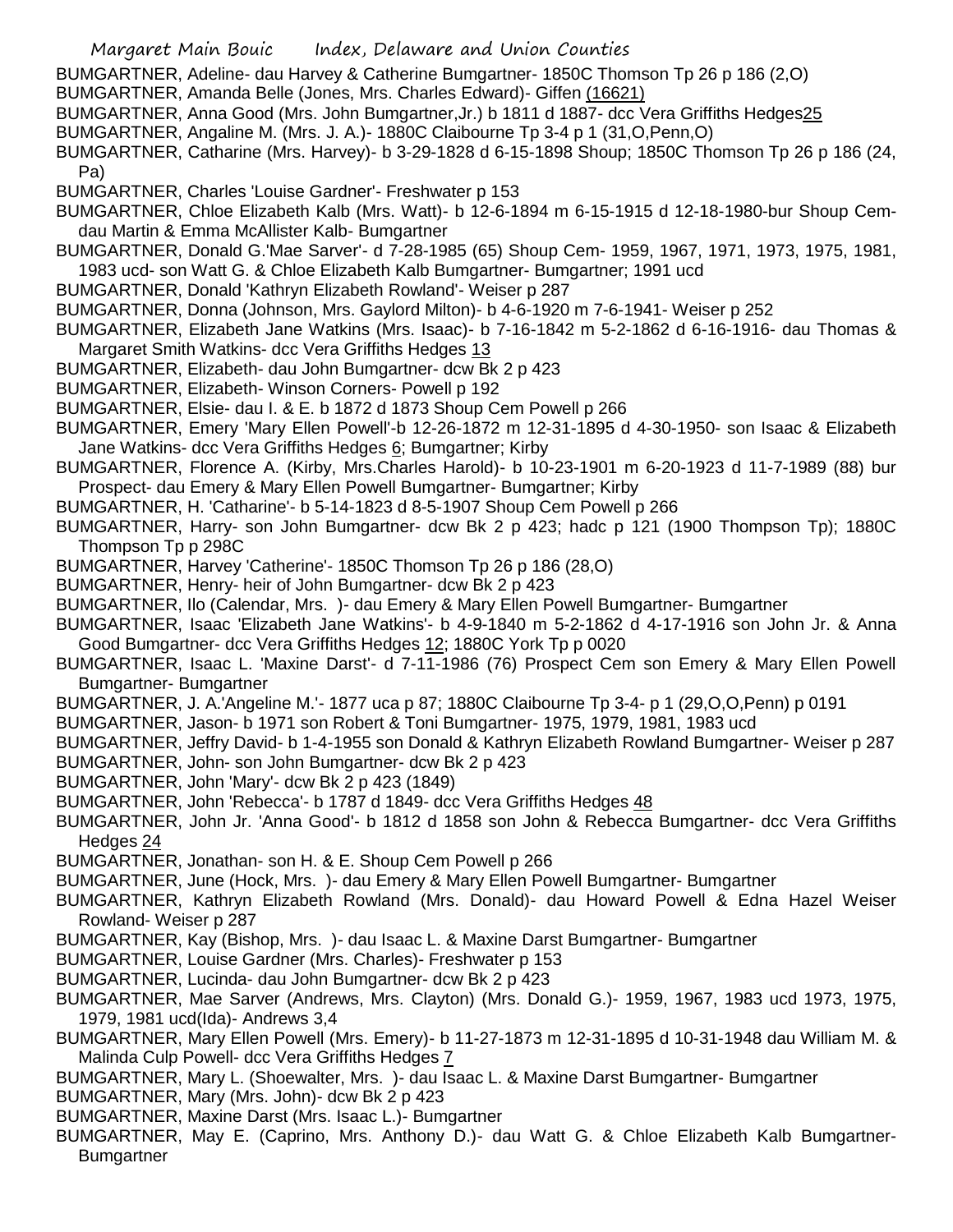BUMGARTNER, Adeline- dau Harvey & Catherine Bumgartner- 1850C Thomson Tp 26 p 186 (2,O)

BUMGARTNER, Amanda Belle (Jones, Mrs. Charles Edward)- Giffen (16621)

BUMGARTNER, Anna Good (Mrs. John Bumgartner,Jr.) b 1811 d 1887- dcc Vera Griffiths Hedges25

BUMGARTNER, Angaline M. (Mrs. J. A.)- 1880C Claibourne Tp 3-4 p 1 (31,O,Penn,O)

BUMGARTNER, Catharine (Mrs. Harvey)- b 3-29-1828 d 6-15-1898 Shoup; 1850C Thomson Tp 26 p 186 (24, Pa)

BUMGARTNER, Charles 'Louise Gardner'- Freshwater p 153

BUMGARTNER, Chloe Elizabeth Kalb (Mrs. Watt)- b 12-6-1894 m 6-15-1915 d 12-18-1980-bur Shoup Cem- dau Martin & Emma McAllister Kalb- Bumgartner

BUMGARTNER, Donald G.'Mae Sarver'- d 7-28-1985 (65) Shoup Cem- 1959, 1967, 1971, 1973, 1975, 1981, 1983 ucd- son Watt G. & Chloe Elizabeth Kalb Bumgartner- Bumgartner; 1991 ucd

BUMGARTNER, Donald 'Kathryn Elizabeth Rowland'- Weiser p 287

BUMGARTNER, Donna (Johnson, Mrs. Gaylord Milton)- b 4-6-1920 m 7-6-1941- Weiser p 252

BUMGARTNER, Elizabeth Jane Watkins (Mrs. Isaac)- b 7-16-1842 m 5-2-1862 d 6-16-1916- dau Thomas & Margaret Smith Watkins- dcc Vera Griffiths Hedges 13

BUMGARTNER, Elizabeth- dau John Bumgartner- dcw Bk 2 p 423

BUMGARTNER, Elizabeth- Winson Corners- Powell p 192

BUMGARTNER, Elsie- dau I. & E. b 1872 d 1873 Shoup Cem Powell p 266

BUMGARTNER, Emery 'Mary Ellen Powell'-b 12-26-1872 m 12-31-1895 d 4-30-1950- son Isaac & Elizabeth Jane Watkins- dcc Vera Griffiths Hedges 6; Bumgartner; Kirby

BUMGARTNER, Florence A. (Kirby, Mrs.Charles Harold)- b 10-23-1901 m 6-20-1923 d 11-7-1989 (88) bur Prospect- dau Emery & Mary Ellen Powell Bumgartner- Bumgartner; Kirby

BUMGARTNER, H. 'Catharine'- b 5-14-1823 d 8-5-1907 Shoup Cem Powell p 266

BUMGARTNER, Harry- son John Bumgartner- dcw Bk 2 p 423; hadc p 121 (1900 Thompson Tp); 1880C Thompson Tp p 298C

BUMGARTNER, Harvey 'Catherine'- 1850C Thomson Tp 26 p 186 (28,O)

BUMGARTNER, Henry- heir of John Bumgartner- dcw Bk 2 p 423

BUMGARTNER, Ilo (Calendar, Mrs. )- dau Emery & Mary Ellen Powell Bumgartner- Bumgartner

BUMGARTNER, Isaac 'Elizabeth Jane Watkins'- b 4-9-1840 m 5-2-1862 d 4-17-1916 son John Jr. & Anna Good Bumgartner- dcc Vera Griffiths Hedges 12; 1880C York Tp p 0020

BUMGARTNER, Isaac L. 'Maxine Darst'- d 7-11-1986 (76) Prospect Cem son Emery & Mary Ellen Powell Bumgartner- Bumgartner

BUMGARTNER, J. A.'Angeline M.'- 1877 uca p 87; 1880C Claibourne Tp 3-4- p 1 (29,O,O,Penn) p 0191

BUMGARTNER, Jason- b 1971 son Robert & Toni Bumgartner- 1975, 1979, 1981, 1983 ucd

BUMGARTNER, Jeffry David- b 1-4-1955 son Donald & Kathryn Elizabeth Rowland Bumgartner- Weiser p 287

BUMGARTNER, John- son John Bumgartner- dcw Bk 2 p 423

BUMGARTNER, John 'Mary'- dcw Bk 2 p 423 (1849)

BUMGARTNER, John 'Rebecca'- b 1787 d 1849- dcc Vera Griffiths Hedges 48

BUMGARTNER, John Jr. 'Anna Good'- b 1812 d 1858 son John & Rebecca Bumgartner- dcc Vera Griffiths Hedges 24

BUMGARTNER, Jonathan- son H. & E. Shoup Cem Powell p 266

BUMGARTNER, June (Hock, Mrs. )- dau Emery & Mary Ellen Powell Bumgartner- Bumgartner

BUMGARTNER, Kathryn Elizabeth Rowland (Mrs. Donald)- dau Howard Powell & Edna Hazel Weiser Rowland- Weiser p 287

BUMGARTNER, Kay (Bishop, Mrs. )- dau Isaac L. & Maxine Darst Bumgartner- Bumgartner

BUMGARTNER, Louise Gardner (Mrs. Charles)- Freshwater p 153

BUMGARTNER, Lucinda- dau John Bumgartner- dcw Bk 2 p 423

BUMGARTNER, Mae Sarver (Andrews, Mrs. Clayton) (Mrs. Donald G.)- 1959, 1967, 1983 ucd 1973, 1975, 1979, 1981 ucd(Ida)- Andrews 3,4

BUMGARTNER, Mary Ellen Powell (Mrs. Emery)- b 11-27-1873 m 12-31-1895 d 10-31-1948 dau William M. & Malinda Culp Powell- dcc Vera Griffiths Hedges 7

BUMGARTNER, Mary L. (Shoewalter, Mrs. )- dau Isaac L. & Maxine Darst Bumgartner- Bumgartner

BUMGARTNER, Mary (Mrs. John)- dcw Bk 2 p 423

BUMGARTNER, Maxine Darst (Mrs. Isaac L.)- Bumgartner

BUMGARTNER, May E. (Caprino, Mrs. Anthony D.)- dau Watt G. & Chloe Elizabeth Kalb Bumgartner- Bumgartner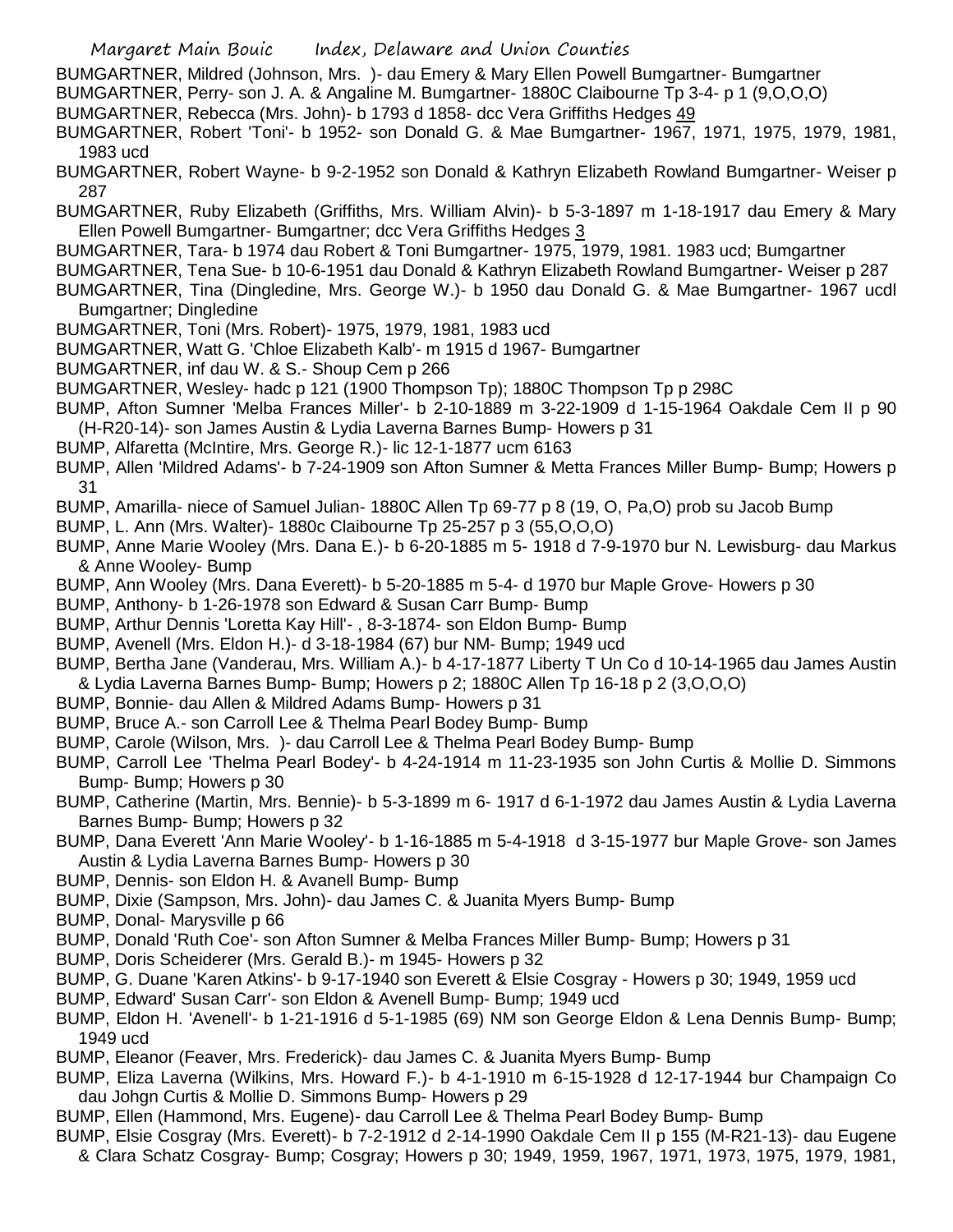BUMGARTNER, Mildred (Johnson, Mrs. )- dau Emery & Mary Ellen Powell Bumgartner- Bumgartner

BUMGARTNER, Perry- son J. A. & Angaline M. Bumgartner- 1880C Claibourne Tp 3-4- p 1 (9,O,O,O)

BUMGARTNER, Rebecca (Mrs. John)- b 1793 d 1858- dcc Vera Griffiths Hedges 49

BUMGARTNER, Robert 'Toni'- b 1952- son Donald G. & Mae Bumgartner- 1967, 1971, 1975, 1979, 1981, 1983 ucd

BUMGARTNER, Robert Wayne- b 9-2-1952 son Donald & Kathryn Elizabeth Rowland Bumgartner- Weiser p 287

BUMGARTNER, Ruby Elizabeth (Griffiths, Mrs. William Alvin)- b 5-3-1897 m 1-18-1917 dau Emery & Mary Ellen Powell Bumgartner- Bumgartner; dcc Vera Griffiths Hedges 3

BUMGARTNER, Tara- b 1974 dau Robert & Toni Bumgartner- 1975, 1979, 1981. 1983 ucd; Bumgartner

BUMGARTNER, Tena Sue- b 10-6-1951 dau Donald & Kathryn Elizabeth Rowland Bumgartner- Weiser p 287

BUMGARTNER, Tina (Dingledine, Mrs. George W.)- b 1950 dau Donald G. & Mae Bumgartner- 1967 ucdl Bumgartner; Dingledine

BUMGARTNER, Toni (Mrs. Robert)- 1975, 1979, 1981, 1983 ucd

BUMGARTNER, Watt G. 'Chloe Elizabeth Kalb'- m 1915 d 1967- Bumgartner

BUMGARTNER, inf dau W. & S.- Shoup Cem p 266

BUMGARTNER, Wesley- hadc p 121 (1900 Thompson Tp); 1880C Thompson Tp p 298C

BUMP, Afton Sumner 'Melba Frances Miller'- b 2-10-1889 m 3-22-1909 d 1-15-1964 Oakdale Cem II p 90 (H-R20-14)- son James Austin & Lydia Laverna Barnes Bump- Howers p 31

BUMP, Alfaretta (McIntire, Mrs. George R.)- lic 12-1-1877 ucm 6163

BUMP, Allen 'Mildred Adams'- b 7-24-1909 son Afton Sumner & Metta Frances Miller Bump- Bump; Howers p 31

BUMP, Amarilla- niece of Samuel Julian- 1880C Allen Tp 69-77 p 8 (19, O, Pa,O) prob su Jacob Bump

BUMP, L. Ann (Mrs. Walter)- 1880c Claibourne Tp 25-257 p 3 (55,O,O,O)

BUMP, Anne Marie Wooley (Mrs. Dana E.)- b 6-20-1885 m 5- 1918 d 7-9-1970 bur N. Lewisburg- dau Markus & Anne Wooley- Bump

BUMP, Ann Wooley (Mrs. Dana Everett)- b 5-20-1885 m 5-4- d 1970 bur Maple Grove- Howers p 30

BUMP, Anthony- b 1-26-1978 son Edward & Susan Carr Bump- Bump

BUMP, Arthur Dennis 'Loretta Kay Hill'- , 8-3-1874- son Eldon Bump- Bump

BUMP, Avenell (Mrs. Eldon H.)- d 3-18-1984 (67) bur NM- Bump; 1949 ucd

BUMP, Bertha Jane (Vanderau, Mrs. William A.)- b 4-17-1877 Liberty T Un Co d 10-14-1965 dau James Austin & Lydia Laverna Barnes Bump- Bump; Howers p 2; 1880C Allen Tp 16-18 p 2 (3,O,O,O)

BUMP, Bonnie- dau Allen & Mildred Adams Bump- Howers p 31

BUMP, Bruce A.- son Carroll Lee & Thelma Pearl Bodey Bump- Bump

BUMP, Carole (Wilson, Mrs. )- dau Carroll Lee & Thelma Pearl Bodey Bump- Bump

BUMP, Carroll Lee 'Thelma Pearl Bodey'- b 4-24-1914 m 11-23-1935 son John Curtis & Mollie D. Simmons Bump- Bump; Howers p 30

BUMP, Catherine (Martin, Mrs. Bennie)- b 5-3-1899 m 6- 1917 d 6-1-1972 dau James Austin & Lydia Laverna Barnes Bump- Bump; Howers p 32

BUMP, Dana Everett 'Ann Marie Wooley'- b 1-16-1885 m 5-4-1918 d 3-15-1977 bur Maple Grove- son James Austin & Lydia Laverna Barnes Bump- Howers p 30

BUMP, Dennis- son Eldon H. & Avanell Bump- Bump

BUMP, Dixie (Sampson, Mrs. John)- dau James C. & Juanita Myers Bump- Bump

BUMP, Donal- Marysville p 66

BUMP, Donald 'Ruth Coe'- son Afton Sumner & Melba Frances Miller Bump- Bump; Howers p 31

BUMP, Doris Scheiderer (Mrs. Gerald B.)- m 1945- Howers p 32

BUMP, G. Duane 'Karen Atkins'- b 9-17-1940 son Everett & Elsie Cosgray - Howers p 30; 1949, 1959 ucd

BUMP, Edward' Susan Carr'- son Eldon & Avenell Bump- Bump; 1949 ucd

BUMP, Eldon H. 'Avenell'- b 1-21-1916 d 5-1-1985 (69) NM son George Eldon & Lena Dennis Bump- Bump; 1949 ucd

BUMP, Eleanor (Feaver, Mrs. Frederick)- dau James C. & Juanita Myers Bump- Bump

BUMP, Eliza Laverna (Wilkins, Mrs. Howard F.)- b 4-1-1910 m 6-15-1928 d 12-17-1944 bur Champaign Co dau Johgn Curtis & Mollie D. Simmons Bump- Howers p 29

BUMP, Ellen (Hammond, Mrs. Eugene)- dau Carroll Lee & Thelma Pearl Bodey Bump- Bump

BUMP, Elsie Cosgray (Mrs. Everett)- b 7-2-1912 d 2-14-1990 Oakdale Cem II p 155 (M-R21-13)- dau Eugene & Clara Schatz Cosgray- Bump; Cosgray; Howers p 30; 1949, 1959, 1967, 1971, 1973, 1975, 1979, 1981,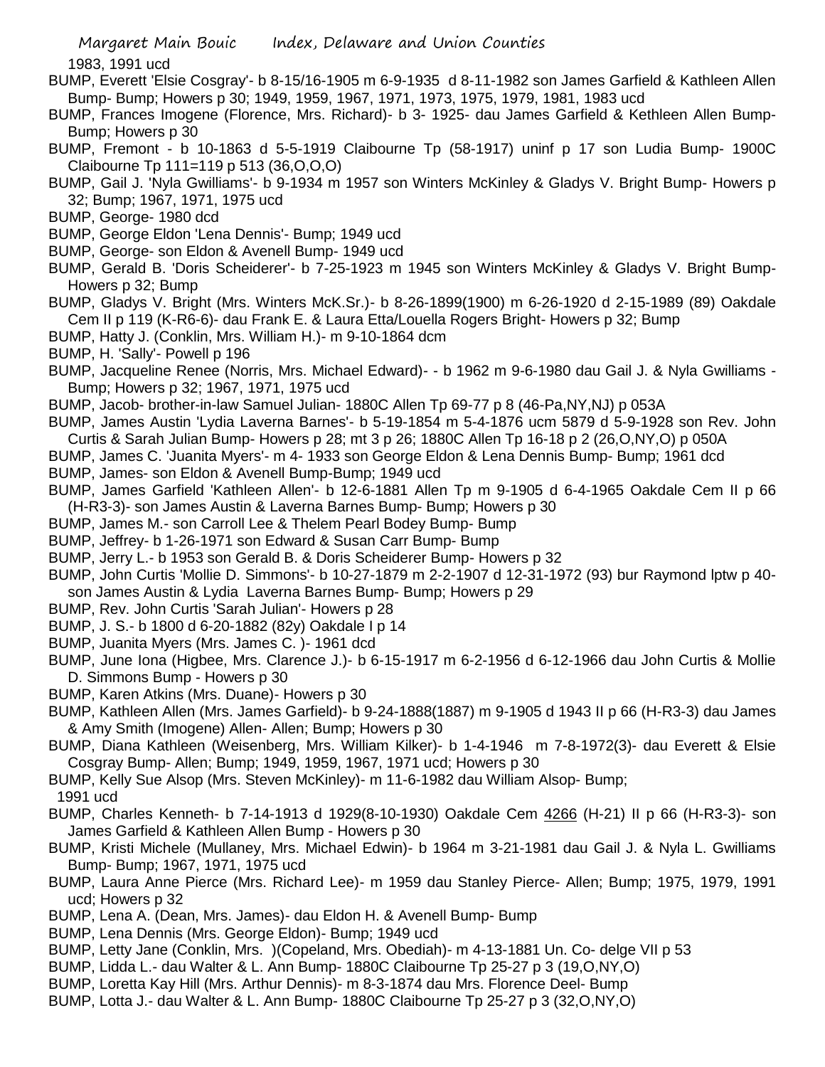1983, 1991 ucd

BUMP, Everett 'Elsie Cosgray'- b 8-15/16-1905 m 6-9-1935 d 8-11-1982 son James Garfield & Kathleen Allen Bump- Bump; Howers p 30; 1949, 1959, 1967, 1971, 1973, 1975, 1979, 1981, 1983 ucd

BUMP, Frances Imogene (Florence, Mrs. Richard)- b 3- 1925- dau James Garfield & Kethleen Allen Bump- Bump; Howers p 30

BUMP, Fremont - b 10-1863 d 5-5-1919 Claibourne Tp (58-1917) uninf p 17 son Ludia Bump- 1900C Claibourne Tp 111=119 p 513 (36,O,O,O)

BUMP, Gail J. 'Nyla Gwilliams'- b 9-1934 m 1957 son Winters McKinley & Gladys V. Bright Bump- Howers p 32; Bump; 1967, 1971, 1975 ucd

BUMP, George- 1980 dcd

BUMP, George Eldon 'Lena Dennis'- Bump; 1949 ucd

BUMP, George- son Eldon & Avenell Bump- 1949 ucd

BUMP, Gerald B. 'Doris Scheiderer'- b 7-25-1923 m 1945 son Winters McKinley & Gladys V. Bright Bump- Howers p 32; Bump

BUMP, Gladys V. Bright (Mrs. Winters McK.Sr.)- b 8-26-1899(1900) m 6-26-1920 d 2-15-1989 (89) Oakdale Cem II p 119 (K-R6-6)- dau Frank E. & Laura Etta/Louella Rogers Bright- Howers p 32; Bump

BUMP, Hatty J. (Conklin, Mrs. William H.)- m 9-10-1864 dcm

BUMP, H. 'Sally'- Powell p 196

BUMP, Jacqueline Renee (Norris, Mrs. Michael Edward)- - b 1962 m 9-6-1980 dau Gail J. & Nyla Gwilliams - Bump; Howers p 32; 1967, 1971, 1975 ucd

BUMP, Jacob- brother-in-law Samuel Julian- 1880C Allen Tp 69-77 p 8 (46-Pa,NY,NJ) p 053A

BUMP, James Austin 'Lydia Laverna Barnes'- b 5-19-1854 m 5-4-1876 ucm 5879 d 5-9-1928 son Rev. John Curtis & Sarah Julian Bump- Howers p 28; mt 3 p 26; 1880C Allen Tp 16-18 p 2 (26,O,NY,O) p 050A

BUMP, James C. 'Juanita Myers'- m 4- 1933 son George Eldon & Lena Dennis Bump- Bump; 1961 dcd

BUMP, James- son Eldon & Avenell Bump-Bump; 1949 ucd

BUMP, James Garfield 'Kathleen Allen'- b 12-6-1881 Allen Tp m 9-1905 d 6-4-1965 Oakdale Cem II p 66 (H-R3-3)- son James Austin & Laverna Barnes Bump- Bump; Howers p 30

BUMP, James M.- son Carroll Lee & Thelem Pearl Bodey Bump- Bump

BUMP, Jeffrey- b 1-26-1971 son Edward & Susan Carr Bump- Bump

BUMP, Jerry L.- b 1953 son Gerald B. & Doris Scheiderer Bump- Howers p 32

BUMP, John Curtis 'Mollie D. Simmons'- b 10-27-1879 m 2-2-1907 d 12-31-1972 (93) bur Raymond lptw p 40- son James Austin & Lydia Laverna Barnes Bump- Bump; Howers p 29

BUMP, Rev. John Curtis 'Sarah Julian'- Howers p 28

BUMP, J. S.- b 1800 d 6-20-1882 (82y) Oakdale I p 14

BUMP, Juanita Myers (Mrs. James C. )- 1961 dcd

BUMP, June Iona (Higbee, Mrs. Clarence J.)- b 6-15-1917 m 6-2-1956 d 6-12-1966 dau John Curtis & Mollie D. Simmons Bump - Howers p 30

BUMP, Karen Atkins (Mrs. Duane)- Howers p 30

BUMP, Kathleen Allen (Mrs. James Garfield)- b 9-24-1888(1887) m 9-1905 d 1943 II p 66 (H-R3-3) dau James & Amy Smith (Imogene) Allen- Allen; Bump; Howers p 30

BUMP, Diana Kathleen (Weisenberg, Mrs. William Kilker)- b 1-4-1946 m 7-8-1972(3)- dau Everett & Elsie Cosgray Bump- Allen; Bump; 1949, 1959, 1967, 1971 ucd; Howers p 30

BUMP, Kelly Sue Alsop (Mrs. Steven McKinley)- m 11-6-1982 dau William Alsop- Bump; 1991 ucd

BUMP, Charles Kenneth- b 7-14-1913 d 1929(8-10-1930) Oakdale Cem 4266 (H-21) II p 66 (H-R3-3)- son James Garfield & Kathleen Allen Bump - Howers p 30

BUMP, Kristi Michele (Mullaney, Mrs. Michael Edwin)- b 1964 m 3-21-1981 dau Gail J. & Nyla L. Gwilliams Bump- Bump; 1967, 1971, 1975 ucd

BUMP, Laura Anne Pierce (Mrs. Richard Lee)- m 1959 dau Stanley Pierce- Allen; Bump; 1975, 1979, 1991 ucd; Howers p 32

BUMP, Lena A. (Dean, Mrs. James)- dau Eldon H. & Avenell Bump- Bump

BUMP, Lena Dennis (Mrs. George Eldon)- Bump; 1949 ucd

BUMP, Letty Jane (Conklin, Mrs. )(Copeland, Mrs. Obediah)- m 4-13-1881 Un. Co- delge VII p 53

BUMP, Lidda L.- dau Walter & L. Ann Bump- 1880C Claibourne Tp 25-27 p 3 (19,O,NY,O)

BUMP, Loretta Kay Hill (Mrs. Arthur Dennis)- m 8-3-1874 dau Mrs. Florence Deel- Bump

BUMP, Lotta J.- dau Walter & L. Ann Bump- 1880C Claibourne Tp 25-27 p 3 (32,O,NY,O)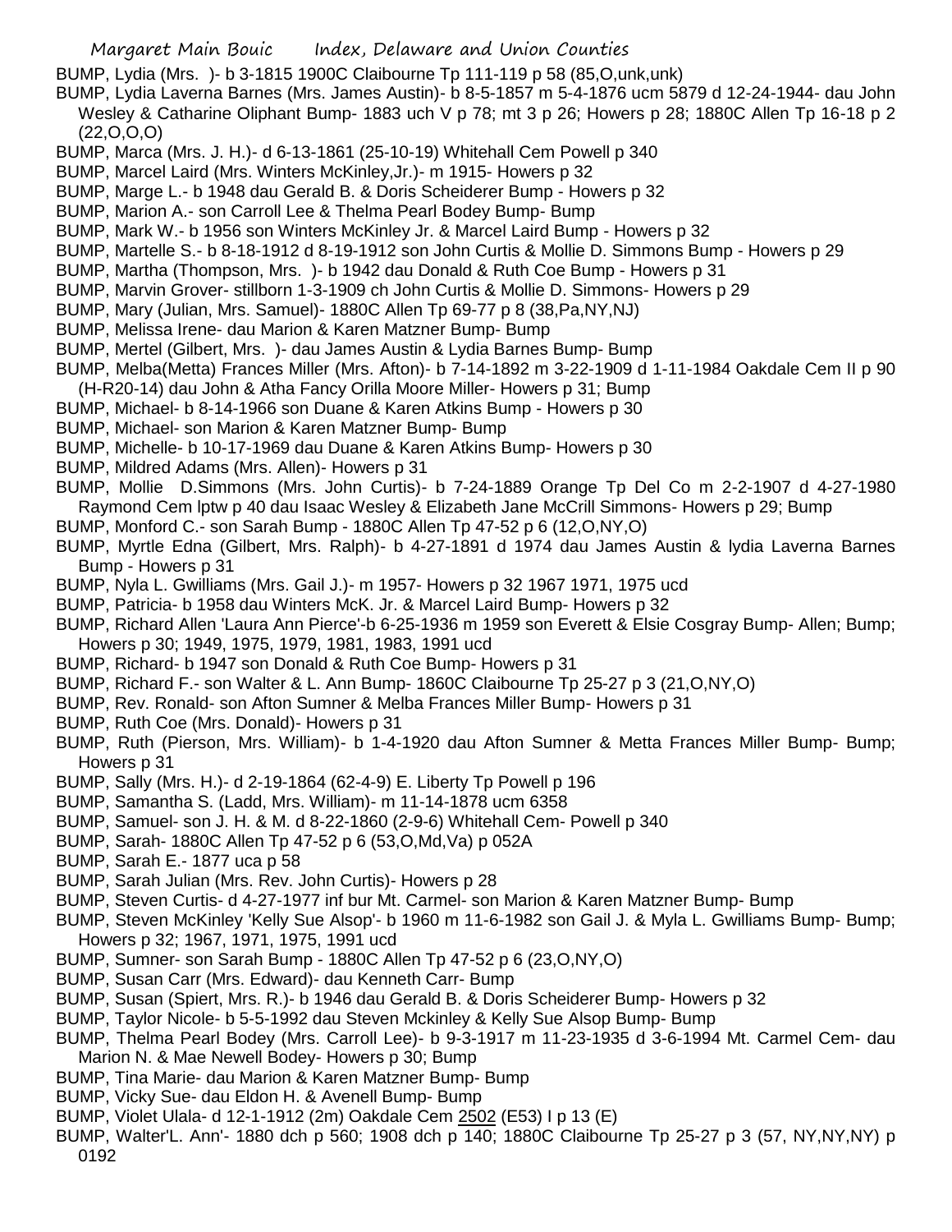BUMP, Lydia (Mrs. )- b 3-1815 1900C Claibourne Tp 111-119 p 58 (85,O,unk,unk)

BUMP, Lydia Laverna Barnes (Mrs. James Austin)- b 8-5-1857 m 5-4-1876 ucm 5879 d 12-24-1944- dau John Wesley & Catharine Oliphant Bump- 1883 uch V p 78; mt 3 p 26; Howers p 28; 1880C Allen Tp 16-18 p 2 (22,O,O,O)

BUMP, Marca (Mrs. J. H.)- d 6-13-1861 (25-10-19) Whitehall Cem Powell p 340

BUMP, Marcel Laird (Mrs. Winters McKinley,Jr.)- m 1915- Howers p 32

BUMP, Marge L.- b 1948 dau Gerald B. & Doris Scheiderer Bump - Howers p 32

BUMP, Marion A.- son Carroll Lee & Thelma Pearl Bodey Bump- Bump

BUMP, Mark W.- b 1956 son Winters McKinley Jr. & Marcel Laird Bump - Howers p 32

BUMP, Martelle S.- b 8-18-1912 d 8-19-1912 son John Curtis & Mollie D. Simmons Bump - Howers p 29

BUMP, Martha (Thompson, Mrs. )- b 1942 dau Donald & Ruth Coe Bump - Howers p 31

BUMP, Marvin Grover- stillborn 1-3-1909 ch John Curtis & Mollie D. Simmons- Howers p 29

BUMP, Mary (Julian, Mrs. Samuel)- 1880C Allen Tp 69-77 p 8 (38,Pa,NY,NJ)

BUMP, Melissa Irene- dau Marion & Karen Matzner Bump- Bump

BUMP, Mertel (Gilbert, Mrs. )- dau James Austin & Lydia Barnes Bump- Bump

BUMP, Melba(Metta) Frances Miller (Mrs. Afton)- b 7-14-1892 m 3-22-1909 d 1-11-1984 Oakdale Cem II p 90 (H-R20-14) dau John & Atha Fancy Orilla Moore Miller- Howers p 31; Bump

BUMP, Michael- b 8-14-1966 son Duane & Karen Atkins Bump - Howers p 30

BUMP, Michael- son Marion & Karen Matzner Bump- Bump

BUMP, Michelle- b 10-17-1969 dau Duane & Karen Atkins Bump- Howers p 30

BUMP, Mildred Adams (Mrs. Allen)- Howers p 31

BUMP, Mollie D.Simmons (Mrs. John Curtis)- b 7-24-1889 Orange Tp Del Co m 2-2-1907 d 4-27-1980 Raymond Cem lptw p 40 dau Isaac Wesley & Elizabeth Jane McCrill Simmons- Howers p 29; Bump

BUMP, Monford C.- son Sarah Bump - 1880C Allen Tp 47-52 p 6 (12,O,NY,O)

BUMP, Myrtle Edna (Gilbert, Mrs. Ralph)- b 4-27-1891 d 1974 dau James Austin & lydia Laverna Barnes Bump - Howers p 31

BUMP, Nyla L. Gwilliams (Mrs. Gail J.)- m 1957- Howers p 32 1967 1971, 1975 ucd

BUMP, Patricia- b 1958 dau Winters McK. Jr. & Marcel Laird Bump- Howers p 32

BUMP, Richard Allen 'Laura Ann Pierce'-b 6-25-1936 m 1959 son Everett & Elsie Cosgray Bump- Allen; Bump; Howers p 30; 1949, 1975, 1979, 1981, 1983, 1991 ucd

BUMP, Richard- b 1947 son Donald & Ruth Coe Bump- Howers p 31

BUMP, Richard F.- son Walter & L. Ann Bump- 1860C Claibourne Tp 25-27 p 3 (21,O,NY,O)

BUMP, Rev. Ronald- son Afton Sumner & Melba Frances Miller Bump- Howers p 31

BUMP, Ruth Coe (Mrs. Donald)- Howers p 31

BUMP, Ruth (Pierson, Mrs. William)- b 1-4-1920 dau Afton Sumner & Metta Frances Miller Bump- Bump; Howers p 31

BUMP, Sally (Mrs. H.)- d 2-19-1864 (62-4-9) E. Liberty Tp Powell p 196

BUMP, Samantha S. (Ladd, Mrs. William)- m 11-14-1878 ucm 6358

BUMP, Samuel- son J. H. & M. d 8-22-1860 (2-9-6) Whitehall Cem- Powell p 340

BUMP, Sarah- 1880C Allen Tp 47-52 p 6 (53,O,Md,Va) p 052A

BUMP, Sarah E.- 1877 uca p 58

BUMP, Sarah Julian (Mrs. Rev. John Curtis)- Howers p 28

BUMP, Steven Curtis- d 4-27-1977 inf bur Mt. Carmel- son Marion & Karen Matzner Bump- Bump

BUMP, Steven McKinley 'Kelly Sue Alsop'- b 1960 m 11-6-1982 son Gail J. & Myla L. Gwilliams Bump- Bump; Howers p 32; 1967, 1971, 1975, 1991 ucd

BUMP, Sumner- son Sarah Bump - 1880C Allen Tp 47-52 p 6 (23,O,NY,O)

BUMP, Susan Carr (Mrs. Edward)- dau Kenneth Carr- Bump

BUMP, Susan (Spiert, Mrs. R.)- b 1946 dau Gerald B. & Doris Scheiderer Bump- Howers p 32

BUMP, Taylor Nicole- b 5-5-1992 dau Steven Mckinley & Kelly Sue Alsop Bump- Bump

BUMP, Thelma Pearl Bodey (Mrs. Carroll Lee)- b 9-3-1917 m 11-23-1935 d 3-6-1994 Mt. Carmel Cem- dau Marion N. & Mae Newell Bodey- Howers p 30; Bump

BUMP, Tina Marie- dau Marion & Karen Matzner Bump- Bump

BUMP, Vicky Sue- dau Eldon H. & Avenell Bump- Bump

BUMP, Violet Ulala- d 12-1-1912 (2m) Oakdale Cem 2502 (E53) I p 13 (E)

BUMP, Walter'L. Ann'- 1880 dch p 560; 1908 dch p 140; 1880C Claibourne Tp 25-27 p 3 (57, NY,NY,NY) p 0192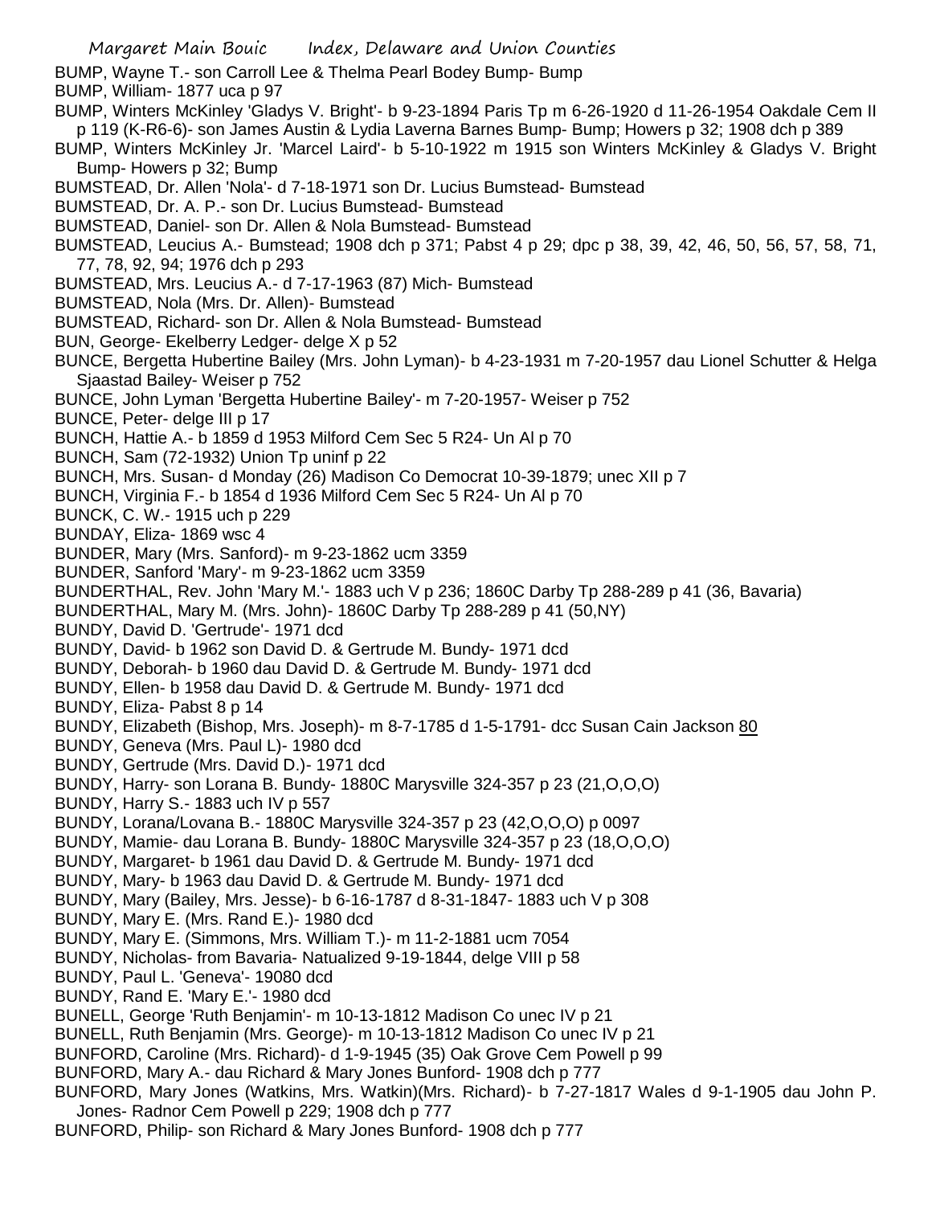BUMP, Wayne T.- son Carroll Lee & Thelma Pearl Bodey Bump- Bump

BUMP, William- 1877 uca p 97

BUMP, Winters McKinley 'Gladys V. Bright'- b 9-23-1894 Paris Tp m 6-26-1920 d 11-26-1954 Oakdale Cem II p 119 (K-R6-6)- son James Austin & Lydia Laverna Barnes Bump- Bump; Howers p 32; 1908 dch p 389

BUMP, Winters McKinley Jr. 'Marcel Laird'- b 5-10-1922 m 1915 son Winters McKinley & Gladys V. Bright Bump- Howers p 32; Bump

BUMSTEAD, Dr. Allen 'Nola'- d 7-18-1971 son Dr. Lucius Bumstead- Bumstead

BUMSTEAD, Dr. A. P.- son Dr. Lucius Bumstead- Bumstead

BUMSTEAD, Daniel- son Dr. Allen & Nola Bumstead- Bumstead

BUMSTEAD, Leucius A.- Bumstead; 1908 dch p 371; Pabst 4 p 29; dpc p 38, 39, 42, 46, 50, 56, 57, 58, 71, 77, 78, 92, 94; 1976 dch p 293

BUMSTEAD, Mrs. Leucius A.- d 7-17-1963 (87) Mich- Bumstead

BUMSTEAD, Nola (Mrs. Dr. Allen)- Bumstead

BUMSTEAD, Richard- son Dr. Allen & Nola Bumstead- Bumstead

BUN, George- Ekelberry Ledger- delge X p 52

BUNCE, Bergetta Hubertine Bailey (Mrs. John Lyman)- b 4-23-1931 m 7-20-1957 dau Lionel Schutter & Helga Sjaastad Bailey- Weiser p 752

BUNCE, John Lyman 'Bergetta Hubertine Bailey'- m 7-20-1957- Weiser p 752

BUNCE, Peter- delge III p 17

BUNCH, Hattie A.- b 1859 d 1953 Milford Cem Sec 5 R24- Un Al p 70

BUNCH, Sam (72-1932) Union Tp uninf p 22

BUNCH, Mrs. Susan- d Monday (26) Madison Co Democrat 10-39-1879; unec XII p 7

BUNCH, Virginia F.- b 1854 d 1936 Milford Cem Sec 5 R24- Un Al p 70

BUNCK, C. W.- 1915 uch p 229

BUNDAY, Eliza- 1869 wsc 4

BUNDER, Mary (Mrs. Sanford)- m 9-23-1862 ucm 3359

BUNDER, Sanford 'Mary'- m 9-23-1862 ucm 3359

BUNDERTHAL, Rev. John 'Mary M.'- 1883 uch V p 236; 1860C Darby Tp 288-289 p 41 (36, Bavaria)

BUNDERTHAL, Mary M. (Mrs. John)- 1860C Darby Tp 288-289 p 41 (50,NY)

BUNDY, David D. 'Gertrude'- 1971 dcd

BUNDY, David- b 1962 son David D. & Gertrude M. Bundy- 1971 dcd

BUNDY, Deborah- b 1960 dau David D. & Gertrude M. Bundy- 1971 dcd

BUNDY, Ellen- b 1958 dau David D. & Gertrude M. Bundy- 1971 dcd

BUNDY, Eliza- Pabst 8 p 14

BUNDY, Elizabeth (Bishop, Mrs. Joseph)- m 8-7-1785 d 1-5-1791- dcc Susan Cain Jackson 80

BUNDY, Geneva (Mrs. Paul L)- 1980 dcd

BUNDY, Gertrude (Mrs. David D.)- 1971 dcd

BUNDY, Harry- son Lorana B. Bundy- 1880C Marysville 324-357 p 23 (21,O,O,O)

BUNDY, Harry S.- 1883 uch IV p 557

BUNDY, Lorana/Lovana B.- 1880C Marysville 324-357 p 23 (42,O,O,O) p 0097

BUNDY, Mamie- dau Lorana B. Bundy- 1880C Marysville 324-357 p 23 (18,O,O,O)

BUNDY, Margaret- b 1961 dau David D. & Gertrude M. Bundy- 1971 dcd

BUNDY, Mary- b 1963 dau David D. & Gertrude M. Bundy- 1971 dcd

BUNDY, Mary (Bailey, Mrs. Jesse)- b 6-16-1787 d 8-31-1847- 1883 uch V p 308

BUNDY, Mary E. (Mrs. Rand E.)- 1980 dcd

BUNDY, Mary E. (Simmons, Mrs. William T.)- m 11-2-1881 ucm 7054

BUNDY, Nicholas- from Bavaria- Natualized 9-19-1844, delge VIII p 58

BUNDY, Paul L. 'Geneva'- 19080 dcd

BUNDY, Rand E. 'Mary E.'- 1980 dcd

BUNELL, George 'Ruth Benjamin'- m 10-13-1812 Madison Co unec IV p 21

BUNELL, Ruth Benjamin (Mrs. George)- m 10-13-1812 Madison Co unec IV p 21

BUNFORD, Caroline (Mrs. Richard)- d 1-9-1945 (35) Oak Grove Cem Powell p 99

BUNFORD, Mary A.- dau Richard & Mary Jones Bunford- 1908 dch p 777

BUNFORD, Mary Jones (Watkins, Mrs. Watkin)(Mrs. Richard)- b 7-27-1817 Wales d 9-1-1905 dau John P. Jones- Radnor Cem Powell p 229; 1908 dch p 777

BUNFORD, Philip- son Richard & Mary Jones Bunford- 1908 dch p 777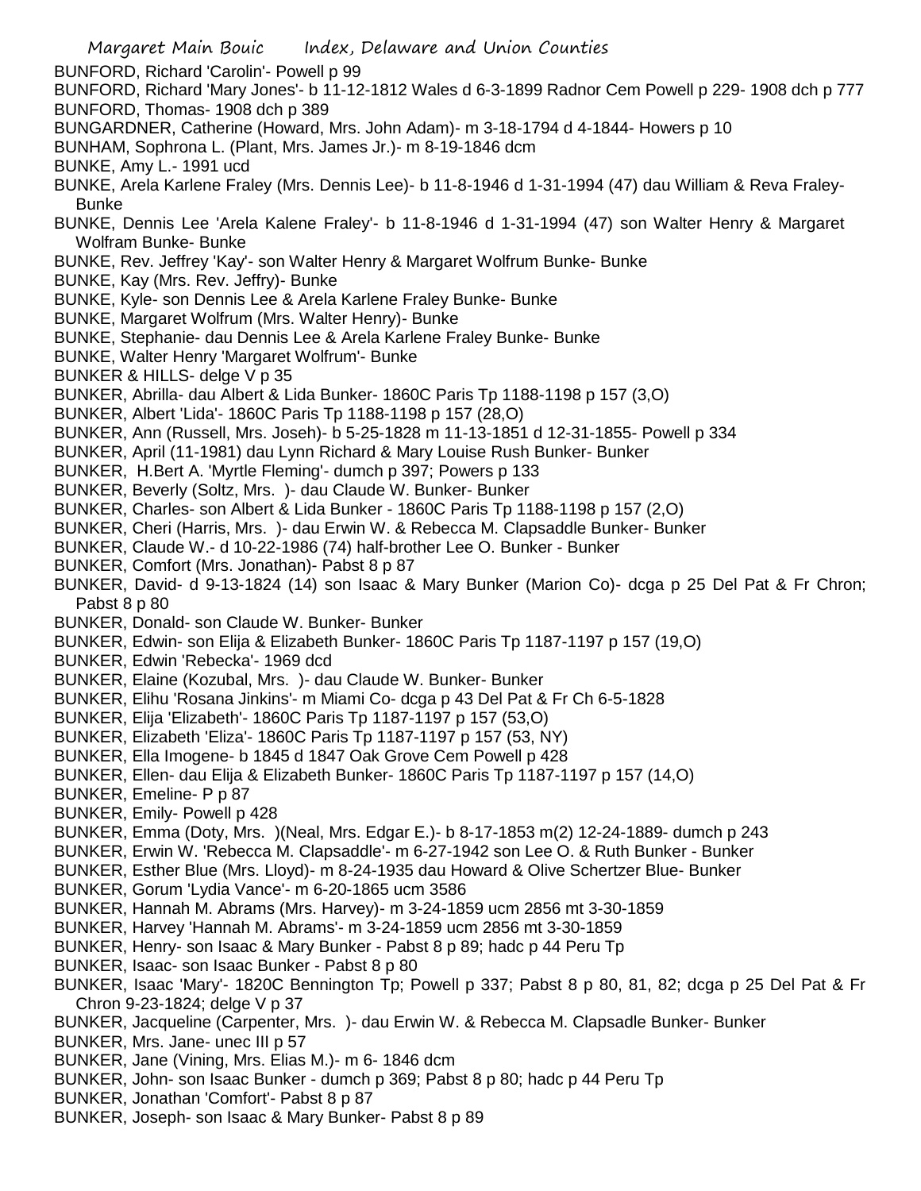BUNFORD, Richard 'Carolin'- Powell p 99

BUNFORD, Richard 'Mary Jones'- b 11-12-1812 Wales d 6-3-1899 Radnor Cem Powell p 229- 1908 dch p 777

BUNFORD, Thomas- 1908 dch p 389

BUNGARDNER, Catherine (Howard, Mrs. John Adam)- m 3-18-1794 d 4-1844- Howers p 10

BUNHAM, Sophrona L. (Plant, Mrs. James Jr.)- m 8-19-1846 dcm

BUNKE, Amy L.- 1991 ucd

BUNKE, Arela Karlene Fraley (Mrs. Dennis Lee)- b 11-8-1946 d 1-31-1994 (47) dau William & Reva Fraley- Bunke

BUNKE, Dennis Lee 'Arela Kalene Fraley'- b 11-8-1946 d 1-31-1994 (47) son Walter Henry & Margaret Wolfram Bunke- Bunke

BUNKE, Rev. Jeffrey 'Kay'- son Walter Henry & Margaret Wolfrum Bunke- Bunke

BUNKE, Kay (Mrs. Rev. Jeffry)- Bunke

BUNKE, Kyle- son Dennis Lee & Arela Karlene Fraley Bunke- Bunke

BUNKE, Margaret Wolfrum (Mrs. Walter Henry)- Bunke

BUNKE, Stephanie- dau Dennis Lee & Arela Karlene Fraley Bunke- Bunke

BUNKE, Walter Henry 'Margaret Wolfrum'- Bunke

BUNKER & HILLS- delge V p 35

BUNKER, Abrilla- dau Albert & Lida Bunker- 1860C Paris Tp 1188-1198 p 157 (3,O)

BUNKER, Albert 'Lida'- 1860C Paris Tp 1188-1198 p 157 (28,O)

BUNKER, Ann (Russell, Mrs. Joseh)- b 5-25-1828 m 11-13-1851 d 12-31-1855- Powell p 334

BUNKER, April (11-1981) dau Lynn Richard & Mary Louise Rush Bunker- Bunker

BUNKER, H.Bert A. 'Myrtle Fleming'- dumch p 397; Powers p 133

BUNKER, Beverly (Soltz, Mrs. )- dau Claude W. Bunker- Bunker

BUNKER, Charles- son Albert & Lida Bunker - 1860C Paris Tp 1188-1198 p 157 (2,O)

BUNKER, Cheri (Harris, Mrs. )- dau Erwin W. & Rebecca M. Clapsaddle Bunker- Bunker

BUNKER, Claude W.- d 10-22-1986 (74) half-brother Lee O. Bunker - Bunker

BUNKER, Comfort (Mrs. Jonathan)- Pabst 8 p 87

BUNKER, David- d 9-13-1824 (14) son Isaac & Mary Bunker (Marion Co)- dcga p 25 Del Pat & Fr Chron; Pabst 8 p 80

BUNKER, Donald- son Claude W. Bunker- Bunker

BUNKER, Edwin- son Elija & Elizabeth Bunker- 1860C Paris Tp 1187-1197 p 157 (19,O)

BUNKER, Edwin 'Rebecka'- 1969 dcd

BUNKER, Elaine (Kozubal, Mrs. )- dau Claude W. Bunker- Bunker

BUNKER, Elihu 'Rosana Jinkins'- m Miami Co- dcga p 43 Del Pat & Fr Ch 6-5-1828

BUNKER, Elija 'Elizabeth'- 1860C Paris Tp 1187-1197 p 157 (53,O)

BUNKER, Elizabeth 'Eliza'- 1860C Paris Tp 1187-1197 p 157 (53, NY)

BUNKER, Ella Imogene- b 1845 d 1847 Oak Grove Cem Powell p 428

BUNKER, Ellen- dau Elija & Elizabeth Bunker- 1860C Paris Tp 1187-1197 p 157 (14,O)

BUNKER, Emeline- P p 87

BUNKER, Emily- Powell p 428

BUNKER, Emma (Doty, Mrs. )(Neal, Mrs. Edgar E.)- b 8-17-1853 m(2) 12-24-1889- dumch p 243

BUNKER, Erwin W. 'Rebecca M. Clapsaddle'- m 6-27-1942 son Lee O. & Ruth Bunker - Bunker

BUNKER, Esther Blue (Mrs. Lloyd)- m 8-24-1935 dau Howard & Olive Schertzer Blue- Bunker

BUNKER, Gorum 'Lydia Vance'- m 6-20-1865 ucm 3586

BUNKER, Hannah M. Abrams (Mrs. Harvey)- m 3-24-1859 ucm 2856 mt 3-30-1859

BUNKER, Harvey 'Hannah M. Abrams'- m 3-24-1859 ucm 2856 mt 3-30-1859

BUNKER, Henry- son Isaac & Mary Bunker - Pabst 8 p 89; hadc p 44 Peru Tp

BUNKER, Isaac- son Isaac Bunker - Pabst 8 p 80

BUNKER, Isaac 'Mary'- 1820C Bennington Tp; Powell p 337; Pabst 8 p 80, 81, 82; dcga p 25 Del Pat & Fr Chron 9-23-1824; delge V p 37

BUNKER, Jacqueline (Carpenter, Mrs. )- dau Erwin W. & Rebecca M. Clapsadle Bunker- Bunker

BUNKER, Mrs. Jane- unec III p 57

BUNKER, Jane (Vining, Mrs. Elias M.)- m 6- 1846 dcm

BUNKER, John- son Isaac Bunker - dumch p 369; Pabst 8 p 80; hadc p 44 Peru Tp

BUNKER, Jonathan 'Comfort'- Pabst 8 p 87

BUNKER, Joseph- son Isaac & Mary Bunker- Pabst 8 p 89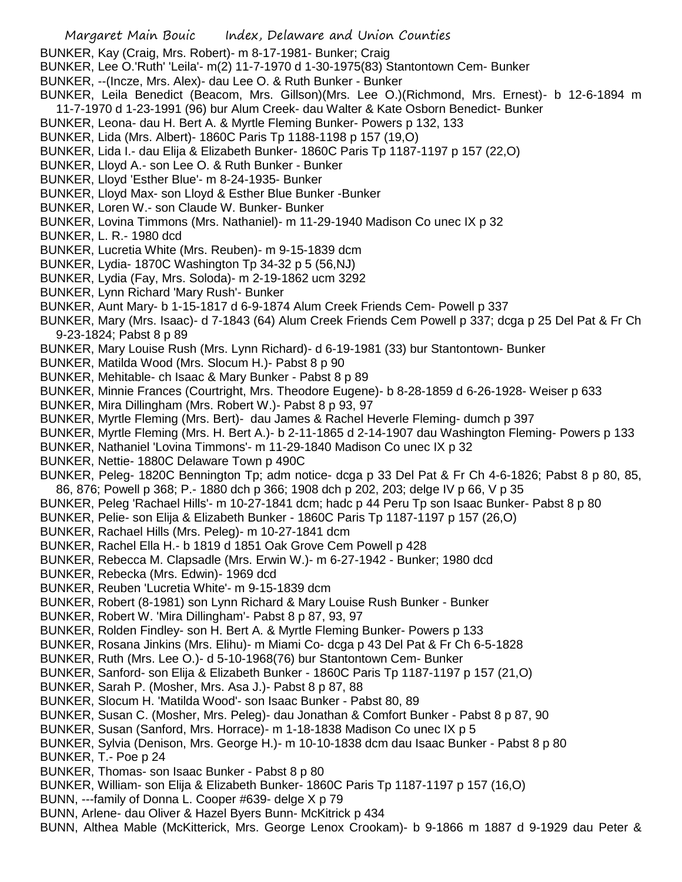BUNKER, Kay (Craig, Mrs. Robert)- m 8-17-1981- Bunker; Craig

BUNKER, Lee O.'Ruth' 'Leila'- m(2) 11-7-1970 d 1-30-1975(83) Stantontown Cem- Bunker

BUNKER, --(Incze, Mrs. Alex)- dau Lee O. & Ruth Bunker - Bunker

BUNKER, Leila Benedict (Beacom, Mrs. Gillson)(Mrs. Lee O.)(Richmond, Mrs. Ernest)- b 12-6-1894 m 11-7-1970 d 1-23-1991 (96) bur Alum Creek- dau Walter & Kate Osborn Benedict- Bunker

BUNKER, Leona- dau H. Bert A. & Myrtle Fleming Bunker- Powers p 132, 133

BUNKER, Lida (Mrs. Albert)- 1860C Paris Tp 1188-1198 p 157 (19,O)

BUNKER, Lida I.- dau Elija & Elizabeth Bunker- 1860C Paris Tp 1187-1197 p 157 (22,O)

BUNKER, Lloyd A.- son Lee O. & Ruth Bunker - Bunker

BUNKER, Lloyd 'Esther Blue'- m 8-24-1935- Bunker

BUNKER, Lloyd Max- son Lloyd & Esther Blue Bunker -Bunker

BUNKER, Loren W.- son Claude W. Bunker- Bunker

BUNKER, Lovina Timmons (Mrs. Nathaniel)- m 11-29-1940 Madison Co unec IX p 32

BUNKER, L. R.- 1980 dcd

BUNKER, Lucretia White (Mrs. Reuben)- m 9-15-1839 dcm

BUNKER, Lydia- 1870C Washington Tp 34-32 p 5 (56,NJ)

BUNKER, Lydia (Fay, Mrs. Soloda)- m 2-19-1862 ucm 3292

BUNKER, Lynn Richard 'Mary Rush'- Bunker

BUNKER, Aunt Mary- b 1-15-1817 d 6-9-1874 Alum Creek Friends Cem- Powell p 337

BUNKER, Mary (Mrs. Isaac)- d 7-1843 (64) Alum Creek Friends Cem Powell p 337; dcga p 25 Del Pat & Fr Ch 9-23-1824; Pabst 8 p 89

BUNKER, Mary Louise Rush (Mrs. Lynn Richard)- d 6-19-1981 (33) bur Stantontown- Bunker

BUNKER, Matilda Wood (Mrs. Slocum H.)- Pabst 8 p 90

BUNKER, Mehitable- ch Isaac & Mary Bunker - Pabst 8 p 89

BUNKER, Minnie Frances (Courtright, Mrs. Theodore Eugene)- b 8-28-1859 d 6-26-1928- Weiser p 633

BUNKER, Mira Dillingham (Mrs. Robert W.)- Pabst 8 p 93, 97

BUNKER, Myrtle Fleming (Mrs. Bert)- dau James & Rachel Heverle Fleming- dumch p 397

BUNKER, Myrtle Fleming (Mrs. H. Bert A.)- b 2-11-1865 d 2-14-1907 dau Washington Fleming- Powers p 133

BUNKER, Nathaniel 'Lovina Timmons'- m 11-29-1940 Madison Co unec IX p 32

BUNKER, Nettie- 1880C Delaware Town p 490C

BUNKER, Peleg- 1820C Bennington Tp; adm notice- dcga p 33 Del Pat & Fr Ch 4-6-1826; Pabst 8 p 80, 85, 86, 876; Powell p 368; P.- 1880 dch p 366; 1908 dch p 202, 203; delge IV p 66, V p 35

BUNKER, Peleg 'Rachael Hills'- m 10-27-1841 dcm; hadc p 44 Peru Tp son Isaac Bunker- Pabst 8 p 80

BUNKER, Pelie- son Elija & Elizabeth Bunker - 1860C Paris Tp 1187-1197 p 157 (26,O)

BUNKER, Rachael Hills (Mrs. Peleg)- m 10-27-1841 dcm

BUNKER, Rachel Ella H.- b 1819 d 1851 Oak Grove Cem Powell p 428

BUNKER, Rebecca M. Clapsadle (Mrs. Erwin W.)- m 6-27-1942 - Bunker; 1980 dcd

BUNKER, Rebecka (Mrs. Edwin)- 1969 dcd

BUNKER, Reuben 'Lucretia White'- m 9-15-1839 dcm

BUNKER, Robert (8-1981) son Lynn Richard & Mary Louise Rush Bunker - Bunker

BUNKER, Robert W. 'Mira Dillingham'- Pabst 8 p 87, 93, 97

BUNKER, Rolden Findley- son H. Bert A. & Myrtle Fleming Bunker- Powers p 133

BUNKER, Rosana Jinkins (Mrs. Elihu)- m Miami Co- dcga p 43 Del Pat & Fr Ch 6-5-1828

BUNKER, Ruth (Mrs. Lee O.)- d 5-10-1968(76) bur Stantontown Cem- Bunker

BUNKER, Sanford- son Elija & Elizabeth Bunker - 1860C Paris Tp 1187-1197 p 157 (21,O)

BUNKER, Sarah P. (Mosher, Mrs. Asa J.)- Pabst 8 p 87, 88

BUNKER, Slocum H. 'Matilda Wood'- son Isaac Bunker - Pabst 80, 89

BUNKER, Susan C. (Mosher, Mrs. Peleg)- dau Jonathan & Comfort Bunker - Pabst 8 p 87, 90

BUNKER, Susan (Sanford, Mrs. Horrace)- m 1-18-1838 Madison Co unec IX p 5

BUNKER, Sylvia (Denison, Mrs. George H.)- m 10-10-1838 dcm dau Isaac Bunker - Pabst 8 p 80

BUNKER, T.- Poe p 24

BUNKER, Thomas- son Isaac Bunker - Pabst 8 p 80

BUNKER, William- son Elija & Elizabeth Bunker- 1860C Paris Tp 1187-1197 p 157 (16,O)

BUNN, ---family of Donna L. Cooper #639- delge X p 79

BUNN, Arlene- dau Oliver & Hazel Byers Bunn- McKitrick p 434

BUNN, Althea Mable (McKitterick, Mrs. George Lenox Crookam)- b 9-1866 m 1887 d 9-1929 dau Peter &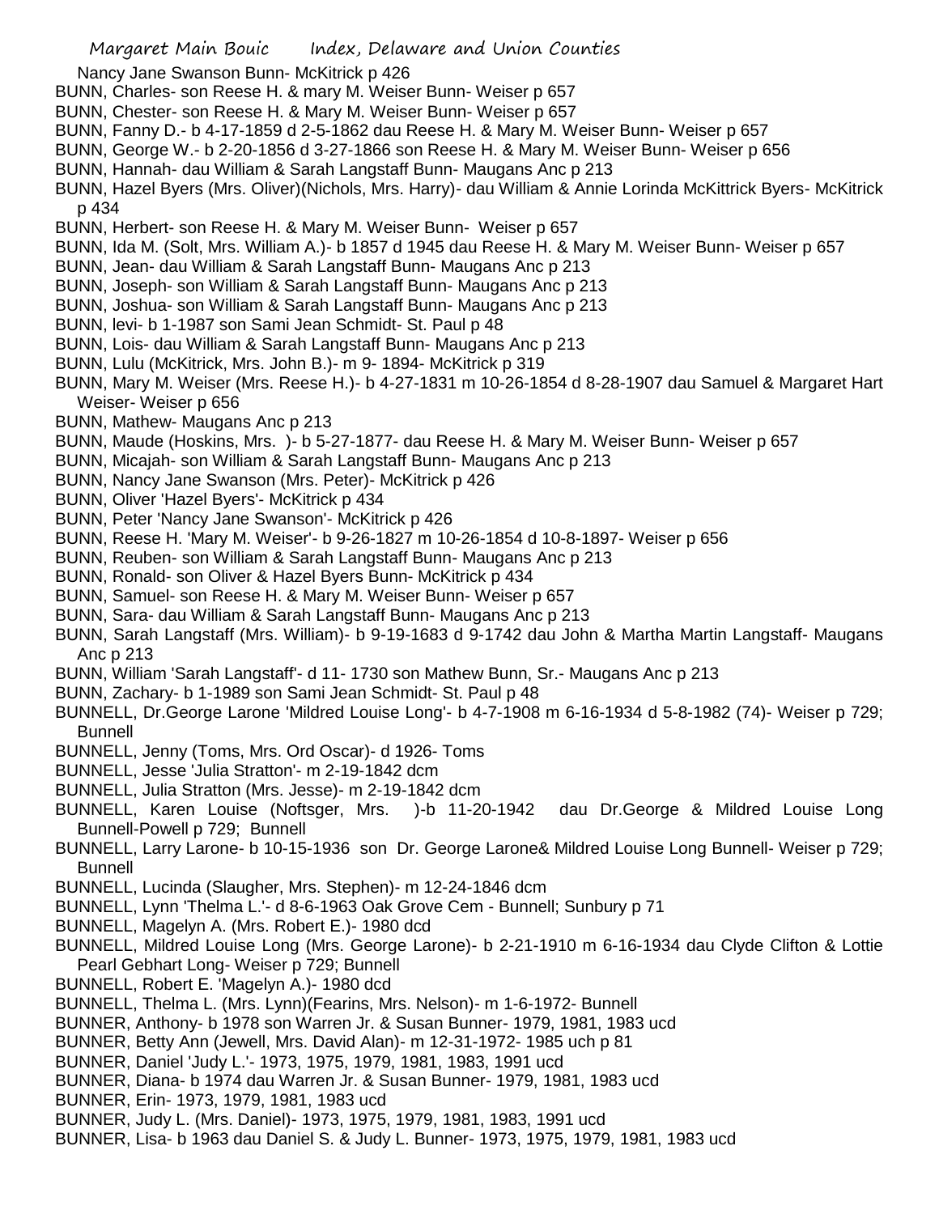Nancy Jane Swanson Bunn- McKitrick p 426

BUNN, Charles- son Reese H. & mary M. Weiser Bunn- Weiser p 657

BUNN, Chester- son Reese H. & Mary M. Weiser Bunn- Weiser p 657

BUNN, Fanny D.- b 4-17-1859 d 2-5-1862 dau Reese H. & Mary M. Weiser Bunn- Weiser p 657

BUNN, George W.- b 2-20-1856 d 3-27-1866 son Reese H. & Mary M. Weiser Bunn- Weiser p 656

BUNN, Hannah- dau William & Sarah Langstaff Bunn- Maugans Anc p 213

BUNN, Hazel Byers (Mrs. Oliver)(Nichols, Mrs. Harry)- dau William & Annie Lorinda McKittrick Byers- McKitrick p 434

BUNN, Herbert- son Reese H. & Mary M. Weiser Bunn- Weiser p 657

BUNN, Ida M. (Solt, Mrs. William A.)- b 1857 d 1945 dau Reese H. & Mary M. Weiser Bunn- Weiser p 657

BUNN, Jean- dau William & Sarah Langstaff Bunn- Maugans Anc p 213

BUNN, Joseph- son William & Sarah Langstaff Bunn- Maugans Anc p 213

BUNN, Joshua- son William & Sarah Langstaff Bunn- Maugans Anc p 213

BUNN, levi- b 1-1987 son Sami Jean Schmidt- St. Paul p 48

BUNN, Lois- dau William & Sarah Langstaff Bunn- Maugans Anc p 213

BUNN, Lulu (McKitrick, Mrs. John B.)- m 9- 1894- McKitrick p 319

BUNN, Mary M. Weiser (Mrs. Reese H.)- b 4-27-1831 m 10-26-1854 d 8-28-1907 dau Samuel & Margaret Hart Weiser- Weiser p 656

BUNN, Mathew- Maugans Anc p 213

BUNN, Maude (Hoskins, Mrs. )- b 5-27-1877- dau Reese H. & Mary M. Weiser Bunn- Weiser p 657

BUNN, Micajah- son William & Sarah Langstaff Bunn- Maugans Anc p 213

BUNN, Nancy Jane Swanson (Mrs. Peter)- McKitrick p 426

BUNN, Oliver 'Hazel Byers'- McKitrick p 434

BUNN, Peter 'Nancy Jane Swanson'- McKitrick p 426

BUNN, Reese H. 'Mary M. Weiser'- b 9-26-1827 m 10-26-1854 d 10-8-1897- Weiser p 656

BUNN, Reuben- son William & Sarah Langstaff Bunn- Maugans Anc p 213

BUNN, Ronald- son Oliver & Hazel Byers Bunn- McKitrick p 434

BUNN, Samuel- son Reese H. & Mary M. Weiser Bunn- Weiser p 657

BUNN, Sara- dau William & Sarah Langstaff Bunn- Maugans Anc p 213

BUNN, Sarah Langstaff (Mrs. William)- b 9-19-1683 d 9-1742 dau John & Martha Martin Langstaff- Maugans Anc p 213

BUNN, William 'Sarah Langstaff'- d 11- 1730 son Mathew Bunn, Sr.- Maugans Anc p 213

BUNN, Zachary- b 1-1989 son Sami Jean Schmidt- St. Paul p 48

BUNNELL, Dr.George Larone 'Mildred Louise Long'- b 4-7-1908 m 6-16-1934 d 5-8-1982 (74)- Weiser p 729; Bunnell

BUNNELL, Jenny (Toms, Mrs. Ord Oscar)- d 1926- Toms

BUNNELL, Jesse 'Julia Stratton'- m 2-19-1842 dcm

BUNNELL, Julia Stratton (Mrs. Jesse)- m 2-19-1842 dcm

BUNNELL, Karen Louise (Noftsger, Mrs. )-b 11-20-1942 dau Dr.George & Mildred Louise Long Bunnell-Powell p 729; Bunnell

BUNNELL, Larry Larone- b 10-15-1936 son Dr. George Larone& Mildred Louise Long Bunnell- Weiser p 729; Bunnell

BUNNELL, Lucinda (Slaugher, Mrs. Stephen)- m 12-24-1846 dcm

BUNNELL, Lynn 'Thelma L.'- d 8-6-1963 Oak Grove Cem - Bunnell; Sunbury p 71

BUNNELL, Magelyn A. (Mrs. Robert E.)- 1980 dcd

BUNNELL, Mildred Louise Long (Mrs. George Larone)- b 2-21-1910 m 6-16-1934 dau Clyde Clifton & Lottie Pearl Gebhart Long- Weiser p 729; Bunnell

BUNNELL, Robert E. 'Magelyn A.)- 1980 dcd

BUNNELL, Thelma L. (Mrs. Lynn)(Fearins, Mrs. Nelson)- m 1-6-1972- Bunnell

BUNNER, Anthony- b 1978 son Warren Jr. & Susan Bunner- 1979, 1981, 1983 ucd

BUNNER, Betty Ann (Jewell, Mrs. David Alan)- m 12-31-1972- 1985 uch p 81

BUNNER, Daniel 'Judy L.'- 1973, 1975, 1979, 1981, 1983, 1991 ucd

BUNNER, Diana- b 1974 dau Warren Jr. & Susan Bunner- 1979, 1981, 1983 ucd

BUNNER, Erin- 1973, 1979, 1981, 1983 ucd

BUNNER, Judy L. (Mrs. Daniel)- 1973, 1975, 1979, 1981, 1983, 1991 ucd

BUNNER, Lisa- b 1963 dau Daniel S. & Judy L. Bunner- 1973, 1975, 1979, 1981, 1983 ucd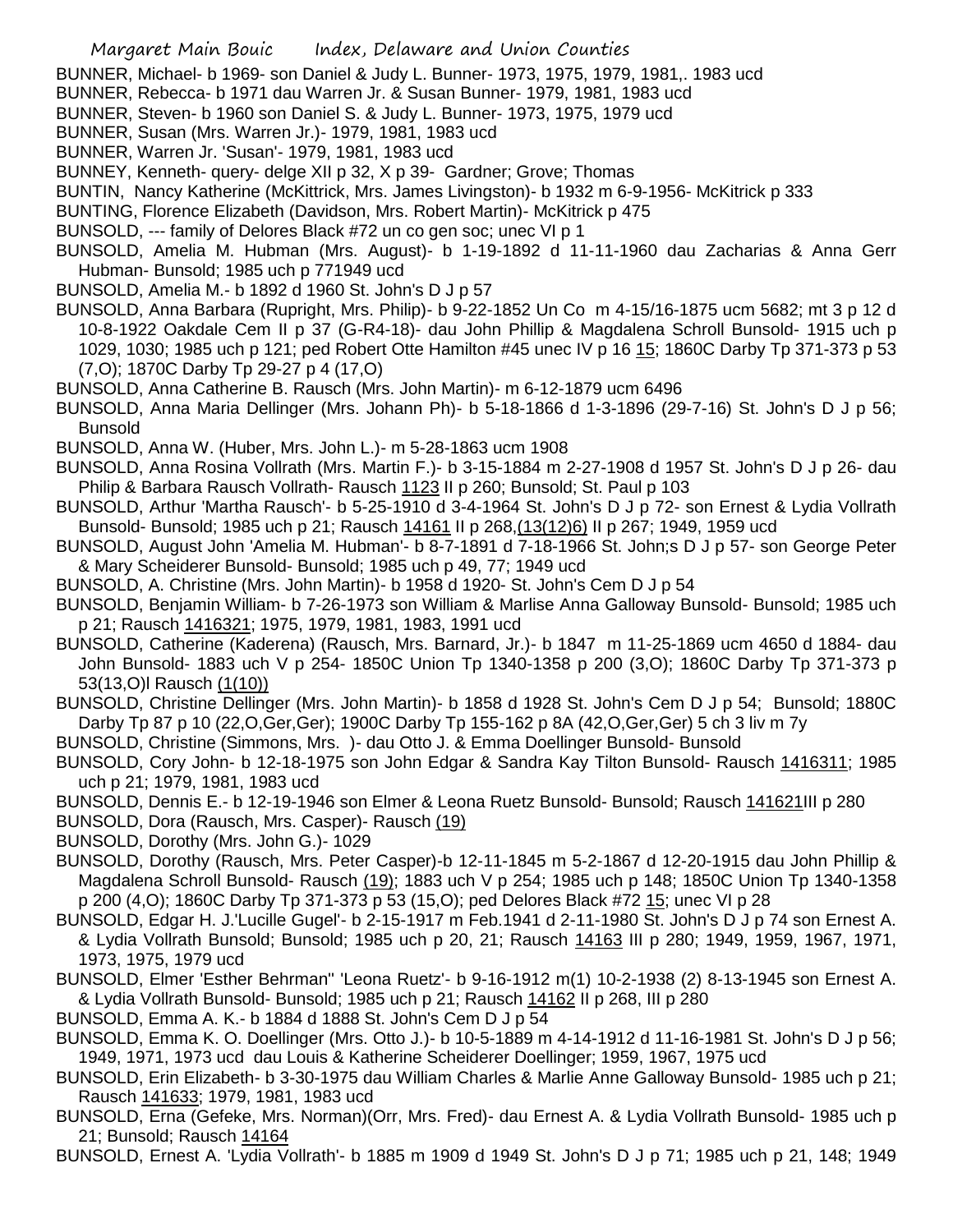BUNNER, Michael- b 1969- son Daniel & Judy L. Bunner- 1973, 1975, 1979, 1981,. 1983 ucd

BUNNER, Rebecca- b 1971 dau Warren Jr. & Susan Bunner- 1979, 1981, 1983 ucd

BUNNER, Steven- b 1960 son Daniel S. & Judy L. Bunner- 1973, 1975, 1979 ucd

BUNNER, Susan (Mrs. Warren Jr.)- 1979, 1981, 1983 ucd

BUNNER, Warren Jr. 'Susan'- 1979, 1981, 1983 ucd

BUNNEY, Kenneth- query- delge XII p 32, X p 39- Gardner; Grove; Thomas

BUNTIN, Nancy Katherine (McKittrick, Mrs. James Livingston)- b 1932 m 6-9-1956- McKitrick p 333

BUNTING, Florence Elizabeth (Davidson, Mrs. Robert Martin)- McKitrick p 475

BUNSOLD, --- family of Delores Black #72 un co gen soc; unec VI p 1

BUNSOLD, Amelia M. Hubman (Mrs. August)- b 1-19-1892 d 11-11-1960 dau Zacharias & Anna Gerr Hubman- Bunsold; 1985 uch p 771949 ucd

BUNSOLD, Amelia M.- b 1892 d 1960 St. John's D J p 57

BUNSOLD, Anna Barbara (Rupright, Mrs. Philip)- b 9-22-1852 Un Co m 4-15/16-1875 ucm 5682; mt 3 p 12 d 10-8-1922 Oakdale Cem II p 37 (G-R4-18)- dau John Phillip & Magdalena Schroll Bunsold- 1915 uch p 1029, 1030; 1985 uch p 121; ped Robert Otte Hamilton #45 unec IV p 16 15; 1860C Darby Tp 371-373 p 53 (7,O); 1870C Darby Tp 29-27 p 4 (17,O)

BUNSOLD, Anna Catherine B. Rausch (Mrs. John Martin)- m 6-12-1879 ucm 6496

BUNSOLD, Anna Maria Dellinger (Mrs. Johann Ph)- b 5-18-1866 d 1-3-1896 (29-7-16) St. John's D J p 56; Bunsold

BUNSOLD, Anna W. (Huber, Mrs. John L.)- m 5-28-1863 ucm 1908

BUNSOLD, Anna Rosina Vollrath (Mrs. Martin F.)- b 3-15-1884 m 2-27-1908 d 1957 St. John's D J p 26- dau Philip & Barbara Rausch Vollrath- Rausch 1123 II p 260; Bunsold; St. Paul p 103

BUNSOLD, Arthur 'Martha Rausch'- b 5-25-1910 d 3-4-1964 St. John's D J p 72- son Ernest & Lydia Vollrath Bunsold- Bunsold; 1985 uch p 21; Rausch 14161 II p 268,(13(12)6) II p 267; 1949, 1959 ucd

BUNSOLD, August John 'Amelia M. Hubman'- b 8-7-1891 d 7-18-1966 St. John;s D J p 57- son George Peter & Mary Scheiderer Bunsold- Bunsold; 1985 uch p 49, 77; 1949 ucd

BUNSOLD, A. Christine (Mrs. John Martin)- b 1958 d 1920- St. John's Cem D J p 54

BUNSOLD, Benjamin William- b 7-26-1973 son William & Marlise Anna Galloway Bunsold- Bunsold; 1985 uch p 21; Rausch 1416321; 1975, 1979, 1981, 1983, 1991 ucd

BUNSOLD, Catherine (Kaderena) (Rausch, Mrs. Barnard, Jr.)- b 1847 m 11-25-1869 ucm 4650 d 1884- dau John Bunsold- 1883 uch V p 254- 1850C Union Tp 1340-1358 p 200 (3,O); 1860C Darby Tp 371-373 p 53(13,O)l Rausch (1(10))

BUNSOLD, Christine Dellinger (Mrs. John Martin)- b 1858 d 1928 St. John's Cem D J p 54; Bunsold; 1880C Darby Tp 87 p 10 (22,O,Ger,Ger); 1900C Darby Tp 155-162 p 8A (42,O,Ger,Ger) 5 ch 3 liv m 7y

BUNSOLD, Christine (Simmons, Mrs. )- dau Otto J. & Emma Doellinger Bunsold- Bunsold

BUNSOLD, Cory John- b 12-18-1975 son John Edgar & Sandra Kay Tilton Bunsold- Rausch 1416311; 1985 uch p 21; 1979, 1981, 1983 ucd

BUNSOLD, Dennis E.- b 12-19-1946 son Elmer & Leona Ruetz Bunsold- Bunsold; Rausch 141621III p 280

BUNSOLD, Dora (Rausch, Mrs. Casper)- Rausch (19)

BUNSOLD, Dorothy (Mrs. John G.)- 1029

BUNSOLD, Dorothy (Rausch, Mrs. Peter Casper)-b 12-11-1845 m 5-2-1867 d 12-20-1915 dau John Phillip & Magdalena Schroll Bunsold- Rausch (19); 1883 uch V p 254; 1985 uch p 148; 1850C Union Tp 1340-1358 p 200 (4,O); 1860C Darby Tp 371-373 p 53 (15,O); ped Delores Black #72 15; unec VI p 28

BUNSOLD, Edgar H. J.'Lucille Gugel'- b 2-15-1917 m Feb.1941 d 2-11-1980 St. John's D J p 74 son Ernest A. & Lydia Vollrath Bunsold; Bunsold; 1985 uch p 20, 21; Rausch 14163 III p 280; 1949, 1959, 1967, 1971, 1973, 1975, 1979 ucd

BUNSOLD, Elmer 'Esther Behrman'' 'Leona Ruetz'- b 9-16-1912 m(1) 10-2-1938 (2) 8-13-1945 son Ernest A. & Lydia Vollrath Bunsold- Bunsold; 1985 uch p 21; Rausch 14162 II p 268, III p 280

BUNSOLD, Emma A. K.- b 1884 d 1888 St. John's Cem D J p 54

BUNSOLD, Emma K. O. Doellinger (Mrs. Otto J.)- b 10-5-1889 m 4-14-1912 d 11-16-1981 St. John's D J p 56; 1949, 1971, 1973 ucd dau Louis & Katherine Scheiderer Doellinger; 1959, 1967, 1975 ucd

BUNSOLD, Erin Elizabeth- b 3-30-1975 dau William Charles & Marlie Anne Galloway Bunsold- 1985 uch p 21; Rausch 141633; 1979, 1981, 1983 ucd

BUNSOLD, Erna (Gefeke, Mrs. Norman)(Orr, Mrs. Fred)- dau Ernest A. & Lydia Vollrath Bunsold- 1985 uch p 21; Bunsold; Rausch 14164

BUNSOLD, Ernest A. 'Lydia Vollrath'- b 1885 m 1909 d 1949 St. John's D J p 71; 1985 uch p 21, 148; 1949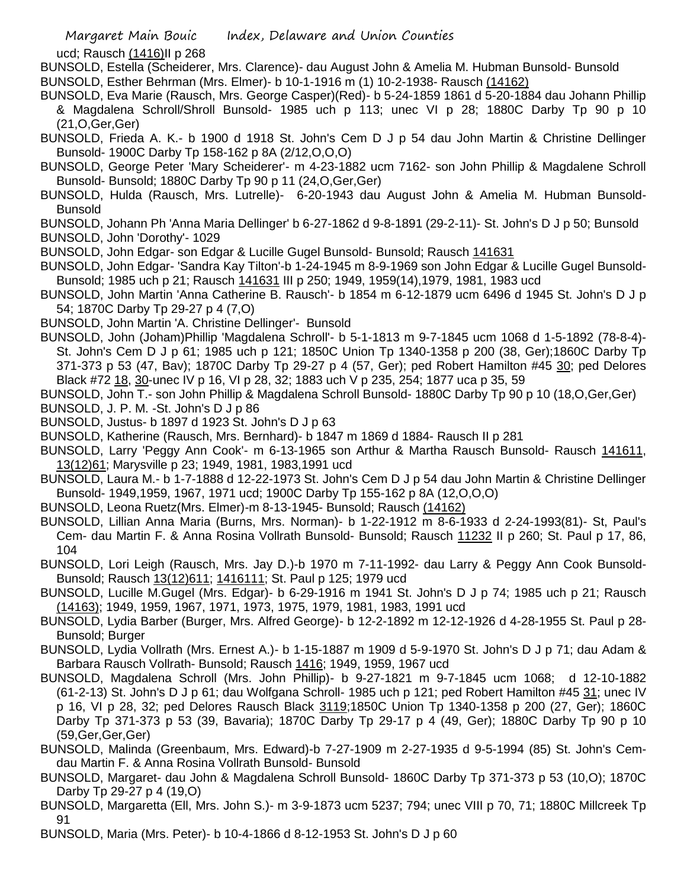ucd; Rausch (1416)II p 268

BUNSOLD, Estella (Scheiderer, Mrs. Clarence)- dau August John & Amelia M. Hubman Bunsold- Bunsold

BUNSOLD, Esther Behrman (Mrs. Elmer)- b 10-1-1916 m (1) 10-2-1938- Rausch (14162)

BUNSOLD, Eva Marie (Rausch, Mrs. George Casper)(Red)- b 5-24-1859 1861 d 5-20-1884 dau Johann Phillip & Magdalena Schroll/Shroll Bunsold- 1985 uch p 113; unec VI p 28; 1880C Darby Tp 90 p 10 (21,O,Ger,Ger)

BUNSOLD, Frieda A. K.- b 1900 d 1918 St. John's Cem D J p 54 dau John Martin & Christine Dellinger Bunsold- 1900C Darby Tp 158-162 p 8A (2/12,O,O,O)

BUNSOLD, George Peter 'Mary Scheiderer'- m 4-23-1882 ucm 7162- son John Phillip & Magdalene Schroll Bunsold- Bunsold; 1880C Darby Tp 90 p 11 (24,O,Ger,Ger)

BUNSOLD, Hulda (Rausch, Mrs. Lutrelle)- 6-20-1943 dau August John & Amelia M. Hubman Bunsold- Bunsold

BUNSOLD, Johann Ph 'Anna Maria Dellinger' b 6-27-1862 d 9-8-1891 (29-2-11)- St. John's D J p 50; Bunsold

BUNSOLD, John 'Dorothy'- 1029

BUNSOLD, John Edgar- son Edgar & Lucille Gugel Bunsold- Bunsold; Rausch 141631

BUNSOLD, John Edgar- 'Sandra Kay Tilton'-b 1-24-1945 m 8-9-1969 son John Edgar & Lucille Gugel Bunsold- Bunsold; 1985 uch p 21; Rausch 141631 III p 250; 1949, 1959(14),1979, 1981, 1983 ucd

BUNSOLD, John Martin 'Anna Catherine B. Rausch'- b 1854 m 6-12-1879 ucm 6496 d 1945 St. John's D J p 54; 1870C Darby Tp 29-27 p 4 (7,O)

BUNSOLD, John Martin 'A. Christine Dellinger'- Bunsold

BUNSOLD, John (Joham)Phillip 'Magdalena Schroll'- b 5-1-1813 m 9-7-1845 ucm 1068 d 1-5-1892 (78-8-4)- St. John's Cem D J p 61; 1985 uch p 121; 1850C Union Tp 1340-1358 p 200 (38, Ger);1860C Darby Tp 371-373 p 53 (47, Bav); 1870C Darby Tp 29-27 p 4 (57, Ger); ped Robert Hamilton #45 30; ped Delores Black #72 18, 30-unec IV p 16, VI p 28, 32; 1883 uch V p 235, 254; 1877 uca p 35, 59

BUNSOLD, John T.- son John Phillip & Magdalena Schroll Bunsold- 1880C Darby Tp 90 p 10 (18,O,Ger,Ger)

BUNSOLD, J. P. M. -St. John's D J p 86

BUNSOLD, Justus- b 1897 d 1923 St. John's D J p 63

BUNSOLD, Katherine (Rausch, Mrs. Bernhard)- b 1847 m 1869 d 1884- Rausch II p 281

BUNSOLD, Larry 'Peggy Ann Cook'- m 6-13-1965 son Arthur & Martha Rausch Bunsold- Rausch 141611, 13(12)61; Marysville p 23; 1949, 1981, 1983,1991 ucd

BUNSOLD, Laura M.- b 1-7-1888 d 12-22-1973 St. John's Cem D J p 54 dau John Martin & Christine Dellinger Bunsold- 1949,1959, 1967, 1971 ucd; 1900C Darby Tp 155-162 p 8A (12,O,O,O)

BUNSOLD, Leona Ruetz(Mrs. Elmer)-m 8-13-1945- Bunsold; Rausch (14162)

BUNSOLD, Lillian Anna Maria (Burns, Mrs. Norman)- b 1-22-1912 m 8-6-1933 d 2-24-1993(81)- St, Paul's Cem- dau Martin F. & Anna Rosina Vollrath Bunsold- Bunsold; Rausch 11232 II p 260; St. Paul p 17, 86, 104

BUNSOLD, Lori Leigh (Rausch, Mrs. Jay D.)-b 1970 m 7-11-1992- dau Larry & Peggy Ann Cook Bunsold- Bunsold; Rausch 13(12)611; 1416111; St. Paul p 125; 1979 ucd

BUNSOLD, Lucille M.Gugel (Mrs. Edgar)- b 6-29-1916 m 1941 St. John's D J p 74; 1985 uch p 21; Rausch (14163); 1949, 1959, 1967, 1971, 1973, 1975, 1979, 1981, 1983, 1991 ucd

BUNSOLD, Lydia Barber (Burger, Mrs. Alfred George)- b 12-2-1892 m 12-12-1926 d 4-28-1955 St. Paul p 28- Bunsold; Burger

BUNSOLD, Lydia Vollrath (Mrs. Ernest A.)- b 1-15-1887 m 1909 d 5-9-1970 St. John's D J p 71; dau Adam & Barbara Rausch Vollrath- Bunsold; Rausch 1416; 1949, 1959, 1967 ucd

BUNSOLD, Magdalena Schroll (Mrs. John Phillip)- b 9-27-1821 m 9-7-1845 ucm 1068; d 12-10-1882 (61-2-13) St. John's D J p 61; dau Wolfgana Schroll- 1985 uch p 121; ped Robert Hamilton #45 31; unec IV p 16, VI p 28, 32; ped Delores Rausch Black 3119;1850C Union Tp 1340-1358 p 200 (27, Ger); 1860C Darby Tp 371-373 p 53 (39, Bavaria); 1870C Darby Tp 29-17 p 4 (49, Ger); 1880C Darby Tp 90 p 10 (59,Ger,Ger,Ger)

BUNSOLD, Malinda (Greenbaum, Mrs. Edward)-b 7-27-1909 m 2-27-1935 d 9-5-1994 (85) St. John's Cem- dau Martin F. & Anna Rosina Vollrath Bunsold- Bunsold

BUNSOLD, Margaret- dau John & Magdalena Schroll Bunsold- 1860C Darby Tp 371-373 p 53 (10,O); 1870C Darby Tp 29-27 p 4 (19,O)

BUNSOLD, Margaretta (Ell, Mrs. John S.)- m 3-9-1873 ucm 5237; 794; unec VIII p 70, 71; 1880C Millcreek Tp 91

BUNSOLD, Maria (Mrs. Peter)- b 10-4-1866 d 8-12-1953 St. John's D J p 60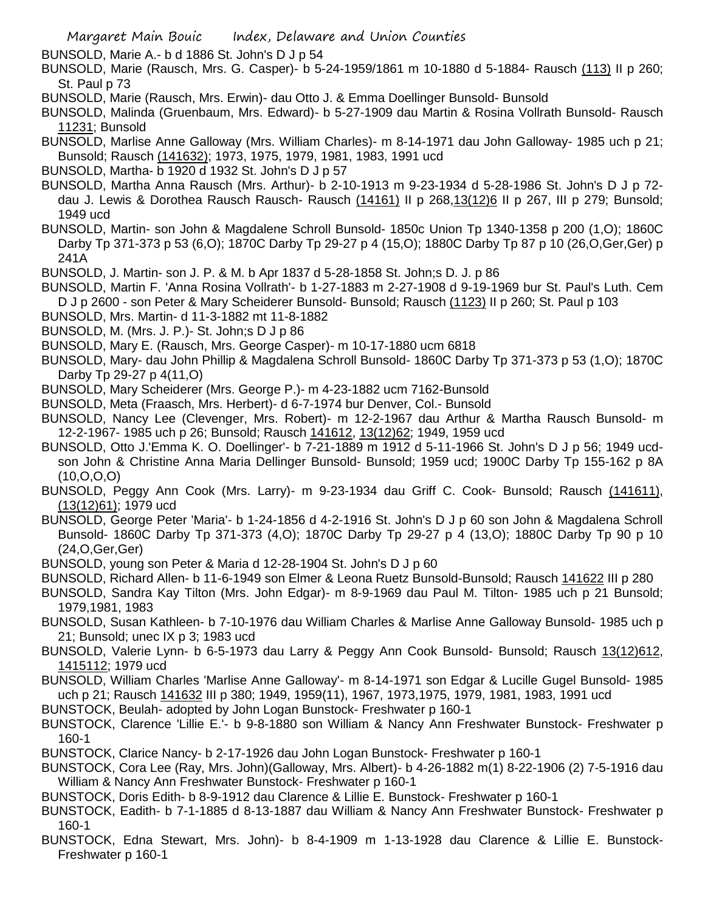BUNSOLD, Marie A.- b d 1886 St. John's D J p 54

BUNSOLD, Marie (Rausch, Mrs. G. Casper)- b 5-24-1959/1861 m 10-1880 d 5-1884- Rausch (113) II p 260; St. Paul p 73

BUNSOLD, Marie (Rausch, Mrs. Erwin)- dau Otto J. & Emma Doellinger Bunsold- Bunsold

BUNSOLD, Malinda (Gruenbaum, Mrs. Edward)- b 5-27-1909 dau Martin & Rosina Vollrath Bunsold- Rausch 11231; Bunsold

BUNSOLD, Marlise Anne Galloway (Mrs. William Charles)- m 8-14-1971 dau John Galloway- 1985 uch p 21; Bunsold; Rausch (141632); 1973, 1975, 1979, 1981, 1983, 1991 ucd

BUNSOLD, Martha- b 1920 d 1932 St. John's D J p 57

BUNSOLD, Martha Anna Rausch (Mrs. Arthur)- b 2-10-1913 m 9-23-1934 d 5-28-1986 St. John's D J p 72- dau J. Lewis & Dorothea Rausch Rausch- Rausch (14161) II p 268,13(12)6 II p 267, III p 279; Bunsold; 1949 ucd

BUNSOLD, Martin- son John & Magdalene Schroll Bunsold- 1850c Union Tp 1340-1358 p 200 (1,O); 1860C Darby Tp 371-373 p 53 (6,O); 1870C Darby Tp 29-27 p 4 (15,O); 1880C Darby Tp 87 p 10 (26,O,Ger,Ger) p 241A

BUNSOLD, J. Martin- son J. P. & M. b Apr 1837 d 5-28-1858 St. John;s D. J. p 86

BUNSOLD, Martin F. 'Anna Rosina Vollrath'- b 1-27-1883 m 2-27-1908 d 9-19-1969 bur St. Paul's Luth. Cem D J p 2600 - son Peter & Mary Scheiderer Bunsold- Bunsold; Rausch (1123) II p 260; St. Paul p 103

BUNSOLD, Mrs. Martin- d 11-3-1882 mt 11-8-1882

BUNSOLD, M. (Mrs. J. P.)- St. John;s D J p 86

BUNSOLD, Mary E. (Rausch, Mrs. George Casper)- m 10-17-1880 ucm 6818

BUNSOLD, Mary- dau John Phillip & Magdalena Schroll Bunsold- 1860C Darby Tp 371-373 p 53 (1,O); 1870C Darby Tp 29-27 p 4(11,O)

BUNSOLD, Mary Scheiderer (Mrs. George P.)- m 4-23-1882 ucm 7162-Bunsold

BUNSOLD, Meta (Fraasch, Mrs. Herbert)- d 6-7-1974 bur Denver, Col.- Bunsold

BUNSOLD, Nancy Lee (Clevenger, Mrs. Robert)- m 12-2-1967 dau Arthur & Martha Rausch Bunsold- m 12-2-1967- 1985 uch p 26; Bunsold; Rausch 141612, 13(12)62; 1949, 1959 ucd

BUNSOLD, Otto J.'Emma K. O. Doellinger'- b 7-21-1889 m 1912 d 5-11-1966 St. John's D J p 56; 1949 ucd- son John & Christine Anna Maria Dellinger Bunsold- Bunsold; 1959 ucd; 1900C Darby Tp 155-162 p 8A (10,O,O,O)

BUNSOLD, Peggy Ann Cook (Mrs. Larry)- m 9-23-1934 dau Griff C. Cook- Bunsold; Rausch (141611), (13(12)61); 1979 ucd

BUNSOLD, George Peter 'Maria'- b 1-24-1856 d 4-2-1916 St. John's D J p 60 son John & Magdalena Schroll Bunsold- 1860C Darby Tp 371-373 (4,O); 1870C Darby Tp 29-27 p 4 (13,O); 1880C Darby Tp 90 p 10 (24,O,Ger,Ger)

BUNSOLD, young son Peter & Maria d 12-28-1904 St. John's D J p 60

BUNSOLD, Richard Allen- b 11-6-1949 son Elmer & Leona Ruetz Bunsold-Bunsold; Rausch 141622 III p 280

BUNSOLD, Sandra Kay Tilton (Mrs. John Edgar)- m 8-9-1969 dau Paul M. Tilton- 1985 uch p 21 Bunsold; 1979,1981, 1983

BUNSOLD, Susan Kathleen- b 7-10-1976 dau William Charles & Marlise Anne Galloway Bunsold- 1985 uch p 21; Bunsold; unec IX p 3; 1983 ucd

BUNSOLD, Valerie Lynn- b 6-5-1973 dau Larry & Peggy Ann Cook Bunsold- Bunsold; Rausch 13(12)612, 1415112; 1979 ucd

BUNSOLD, William Charles 'Marlise Anne Galloway'- m 8-14-1971 son Edgar & Lucille Gugel Bunsold- 1985 uch p 21; Rausch 141632 III p 380; 1949, 1959(11), 1967, 1973,1975, 1979, 1981, 1983, 1991 ucd

BUNSTOCK, Beulah- adopted by John Logan Bunstock- Freshwater p 160-1

BUNSTOCK, Clarence 'Lillie E.'- b 9-8-1880 son William & Nancy Ann Freshwater Bunstock- Freshwater p 160-1

BUNSTOCK, Clarice Nancy- b 2-17-1926 dau John Logan Bunstock- Freshwater p 160-1

BUNSTOCK, Cora Lee (Ray, Mrs. John)(Galloway, Mrs. Albert)- b 4-26-1882 m(1) 8-22-1906 (2) 7-5-1916 dau William & Nancy Ann Freshwater Bunstock- Freshwater p 160-1

BUNSTOCK, Doris Edith- b 8-9-1912 dau Clarence & Lillie E. Bunstock- Freshwater p 160-1

BUNSTOCK, Eadith- b 7-1-1885 d 8-13-1887 dau William & Nancy Ann Freshwater Bunstock- Freshwater p 160-1

BUNSTOCK, Edna Stewart, Mrs. John)- b 8-4-1909 m 1-13-1928 dau Clarence & Lillie E. Bunstock- Freshwater p 160-1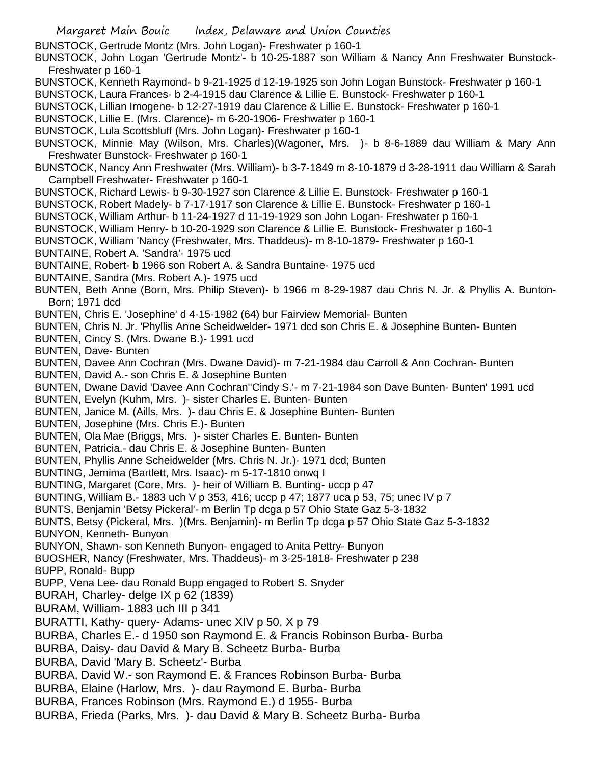BUNSTOCK, Gertrude Montz (Mrs. John Logan)- Freshwater p 160-1

BUNSTOCK, John Logan 'Gertrude Montz'- b 10-25-1887 son William & Nancy Ann Freshwater Bunstock- Freshwater p 160-1

BUNSTOCK, Kenneth Raymond- b 9-21-1925 d 12-19-1925 son John Logan Bunstock- Freshwater p 160-1

BUNSTOCK, Laura Frances- b 2-4-1915 dau Clarence & Lillie E. Bunstock- Freshwater p 160-1

BUNSTOCK, Lillian Imogene- b 12-27-1919 dau Clarence & Lillie E. Bunstock- Freshwater p 160-1

BUNSTOCK, Lillie E. (Mrs. Clarence)- m 6-20-1906- Freshwater p 160-1

BUNSTOCK, Lula Scottsbluff (Mrs. John Logan)- Freshwater p 160-1

BUNSTOCK, Minnie May (Wilson, Mrs. Charles)(Wagoner, Mrs. )- b 8-6-1889 dau William & Mary Ann Freshwater Bunstock- Freshwater p 160-1

BUNSTOCK, Nancy Ann Freshwater (Mrs. William)- b 3-7-1849 m 8-10-1879 d 3-28-1911 dau William & Sarah Campbell Freshwater- Freshwater p 160-1

BUNSTOCK, Richard Lewis- b 9-30-1927 son Clarence & Lillie E. Bunstock- Freshwater p 160-1

BUNSTOCK, Robert Madely- b 7-17-1917 son Clarence & Lillie E. Bunstock- Freshwater p 160-1

BUNSTOCK, William Arthur- b 11-24-1927 d 11-19-1929 son John Logan- Freshwater p 160-1

BUNSTOCK, William Henry- b 10-20-1929 son Clarence & Lillie E. Bunstock- Freshwater p 160-1

BUNSTOCK, William 'Nancy (Freshwater, Mrs. Thaddeus)- m 8-10-1879- Freshwater p 160-1

BUNTAINE, Robert A. 'Sandra'- 1975 ucd

BUNTAINE, Robert- b 1966 son Robert A. & Sandra Buntaine- 1975 ucd

BUNTAINE, Sandra (Mrs. Robert A.)- 1975 ucd

BUNTEN, Beth Anne (Born, Mrs. Philip Steven)- b 1966 m 8-29-1987 dau Chris N. Jr. & Phyllis A. Bunton-Born; 1971 dcd

BUNTEN, Chris E. 'Josephine' d 4-15-1982 (64) bur Fairview Memorial- Bunten

BUNTEN, Chris N. Jr. 'Phyllis Anne Scheidwelder- 1971 dcd son Chris E. & Josephine Bunten- Bunten

BUNTEN, Cincy S. (Mrs. Dwane B.)- 1991 ucd

BUNTEN, Dave- Bunten

BUNTEN, Davee Ann Cochran (Mrs. Dwane David)- m 7-21-1984 dau Carroll & Ann Cochran- Bunten

BUNTEN, David A.- son Chris E. & Josephine Bunten

BUNTEN, Dwane David 'Davee Ann Cochran''Cindy S.'- m 7-21-1984 son Dave Bunten- Bunten' 1991 ucd

BUNTEN, Evelyn (Kuhm, Mrs. )- sister Charles E. Bunten- Bunten

BUNTEN, Janice M. (Aills, Mrs. )- dau Chris E. & Josephine Bunten- Bunten

BUNTEN, Josephine (Mrs. Chris E.)- Bunten

BUNTEN, Ola Mae (Briggs, Mrs. )- sister Charles E. Bunten- Bunten

BUNTEN, Patricia.- dau Chris E. & Josephine Bunten- Bunten

BUNTEN, Phyllis Anne Scheidwelder (Mrs. Chris N. Jr.)- 1971 dcd; Bunten

BUNTING, Jemima (Bartlett, Mrs. Isaac)- m 5-17-1810 onwq I

BUNTING, Margaret (Core, Mrs. )- heir of William B. Bunting- uccp p 47

BUNTING, William B.- 1883 uch V p 353, 416; uccp p 47; 1877 uca p 53, 75; unec IV p 7

BUNTS, Benjamin 'Betsy Pickeral'- m Berlin Tp dcga p 57 Ohio State Gaz 5-3-1832

BUNTS, Betsy (Pickeral, Mrs. )(Mrs. Benjamin)- m Berlin Tp dcga p 57 Ohio State Gaz 5-3-1832

BUNYON, Kenneth- Bunyon

BUNYON, Shawn- son Kenneth Bunyon- engaged to Anita Pettry- Bunyon

BUOSHER, Nancy (Freshwater, Mrs. Thaddeus)- m 3-25-1818- Freshwater p 238

BUPP, Ronald- Bupp

BUPP, Vena Lee- dau Ronald Bupp engaged to Robert S. Snyder

BURAH, Charley- delge IX p 62 (1839)

BURAM, William- 1883 uch III p 341

BURATTI, Kathy- query- Adams- unec XIV p 50, X p 79

BURBA, Charles E.- d 1950 son Raymond E. & Francis Robinson Burba- Burba

BURBA, Daisy- dau David & Mary B. Scheetz Burba- Burba

BURBA, David 'Mary B. Scheetz'- Burba

BURBA, David W.- son Raymond E. & Frances Robinson Burba- Burba

BURBA, Elaine (Harlow, Mrs. )- dau Raymond E. Burba- Burba

BURBA, Frances Robinson (Mrs. Raymond E.) d 1955- Burba

BURBA, Frieda (Parks, Mrs. )- dau David & Mary B. Scheetz Burba- Burba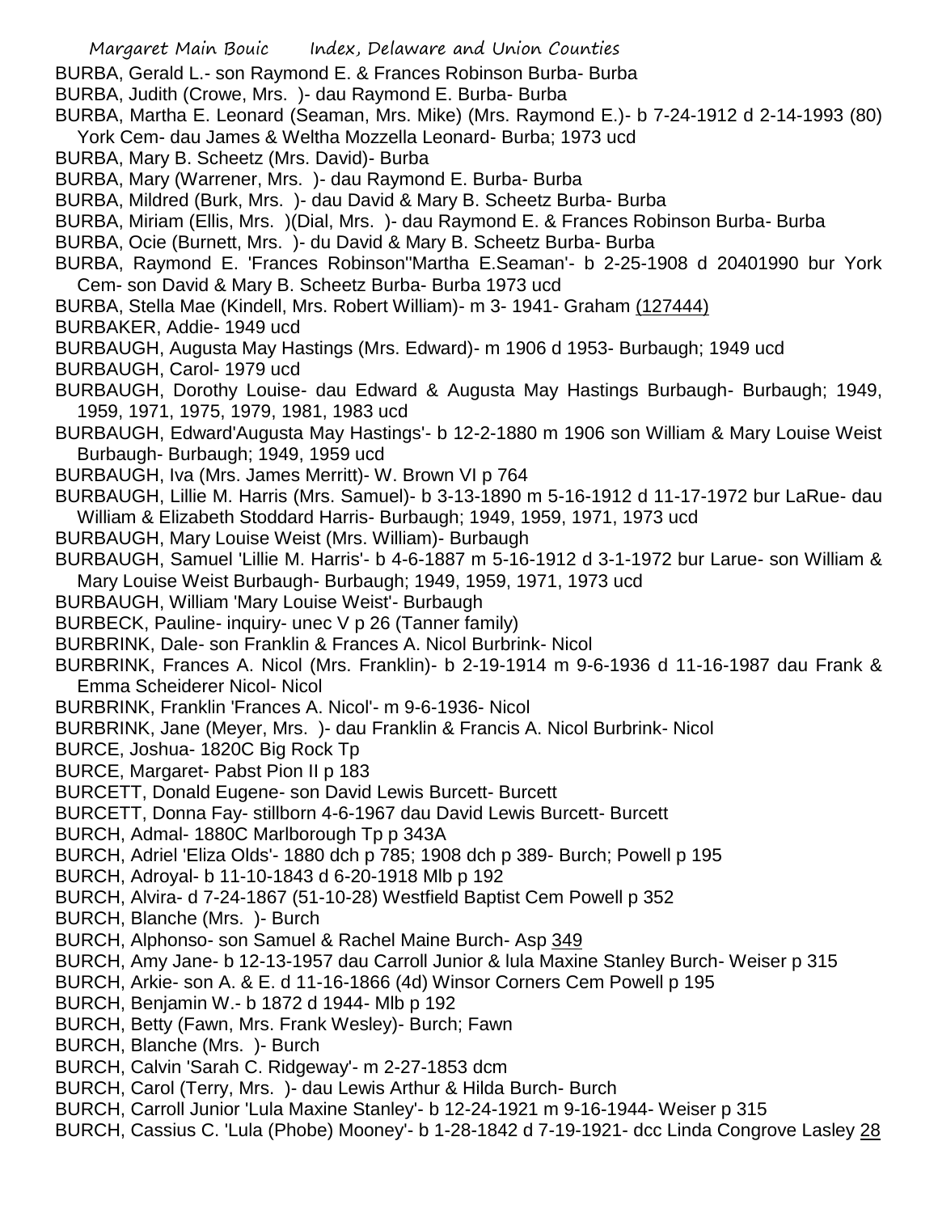BURBA, Gerald L.- son Raymond E. & Frances Robinson Burba- Burba

BURBA, Judith (Crowe, Mrs. )- dau Raymond E. Burba- Burba

BURBA, Martha E. Leonard (Seaman, Mrs. Mike) (Mrs. Raymond E.)- b 7-24-1912 d 2-14-1993 (80) York Cem- dau James & Weltha Mozzella Leonard- Burba; 1973 ucd

BURBA, Mary B. Scheetz (Mrs. David)- Burba

BURBA, Mary (Warrener, Mrs. )- dau Raymond E. Burba- Burba

BURBA, Mildred (Burk, Mrs. )- dau David & Mary B. Scheetz Burba- Burba

BURBA, Miriam (Ellis, Mrs. )(Dial, Mrs. )- dau Raymond E. & Frances Robinson Burba- Burba

BURBA, Ocie (Burnett, Mrs. )- du David & Mary B. Scheetz Burba- Burba

BURBA, Raymond E. 'Frances Robinson''Martha E.Seaman'- b 2-25-1908 d 20401990 bur York Cem- son David & Mary B. Scheetz Burba- Burba 1973 ucd

BURBA, Stella Mae (Kindell, Mrs. Robert William)- m 3- 1941- Graham (127444)

BURBAKER, Addie- 1949 ucd

BURBAUGH, Augusta May Hastings (Mrs. Edward)- m 1906 d 1953- Burbaugh; 1949 ucd

BURBAUGH, Carol- 1979 ucd

BURBAUGH, Dorothy Louise- dau Edward & Augusta May Hastings Burbaugh- Burbaugh; 1949, 1959, 1971, 1975, 1979, 1981, 1983 ucd

BURBAUGH, Edward'Augusta May Hastings'- b 12-2-1880 m 1906 son William & Mary Louise Weist Burbaugh- Burbaugh; 1949, 1959 ucd

BURBAUGH, Iva (Mrs. James Merritt)- W. Brown VI p 764

BURBAUGH, Lillie M. Harris (Mrs. Samuel)- b 3-13-1890 m 5-16-1912 d 11-17-1972 bur LaRue- dau William & Elizabeth Stoddard Harris- Burbaugh; 1949, 1959, 1971, 1973 ucd

BURBAUGH, Mary Louise Weist (Mrs. William)- Burbaugh

BURBAUGH, Samuel 'Lillie M. Harris'- b 4-6-1887 m 5-16-1912 d 3-1-1972 bur Larue- son William & Mary Louise Weist Burbaugh- Burbaugh; 1949, 1959, 1971, 1973 ucd

BURBAUGH, William 'Mary Louise Weist'- Burbaugh

BURBECK, Pauline- inquiry- unec V p 26 (Tanner family)

BURBRINK, Dale- son Franklin & Frances A. Nicol Burbrink- Nicol

BURBRINK, Frances A. Nicol (Mrs. Franklin)- b 2-19-1914 m 9-6-1936 d 11-16-1987 dau Frank & Emma Scheiderer Nicol- Nicol

BURBRINK, Franklin 'Frances A. Nicol'- m 9-6-1936- Nicol

BURBRINK, Jane (Meyer, Mrs. )- dau Franklin & Francis A. Nicol Burbrink- Nicol

BURCE, Joshua- 1820C Big Rock Tp

BURCE, Margaret- Pabst Pion II p 183

BURCETT, Donald Eugene- son David Lewis Burcett- Burcett

BURCETT, Donna Fay- stillborn 4-6-1967 dau David Lewis Burcett- Burcett

BURCH, Admal- 1880C Marlborough Tp p 343A

BURCH, Adriel 'Eliza Olds'- 1880 dch p 785; 1908 dch p 389- Burch; Powell p 195

BURCH, Adroyal- b 11-10-1843 d 6-20-1918 Mlb p 192

BURCH, Alvira- d 7-24-1867 (51-10-28) Westfield Baptist Cem Powell p 352

BURCH, Blanche (Mrs. )- Burch

BURCH, Alphonso- son Samuel & Rachel Maine Burch- Asp 349

BURCH, Amy Jane- b 12-13-1957 dau Carroll Junior & lula Maxine Stanley Burch- Weiser p 315

BURCH, Arkie- son A. & E. d 11-16-1866 (4d) Winsor Corners Cem Powell p 195

BURCH, Benjamin W.- b 1872 d 1944- Mlb p 192

BURCH, Betty (Fawn, Mrs. Frank Wesley)- Burch; Fawn

BURCH, Blanche (Mrs. )- Burch

BURCH, Calvin 'Sarah C. Ridgeway'- m 2-27-1853 dcm

BURCH, Carol (Terry, Mrs. )- dau Lewis Arthur & Hilda Burch- Burch

BURCH, Carroll Junior 'Lula Maxine Stanley'- b 12-24-1921 m 9-16-1944- Weiser p 315

BURCH, Cassius C. 'Lula (Phobe) Mooney'- b 1-28-1842 d 7-19-1921- dcc Linda Congrove Lasley 28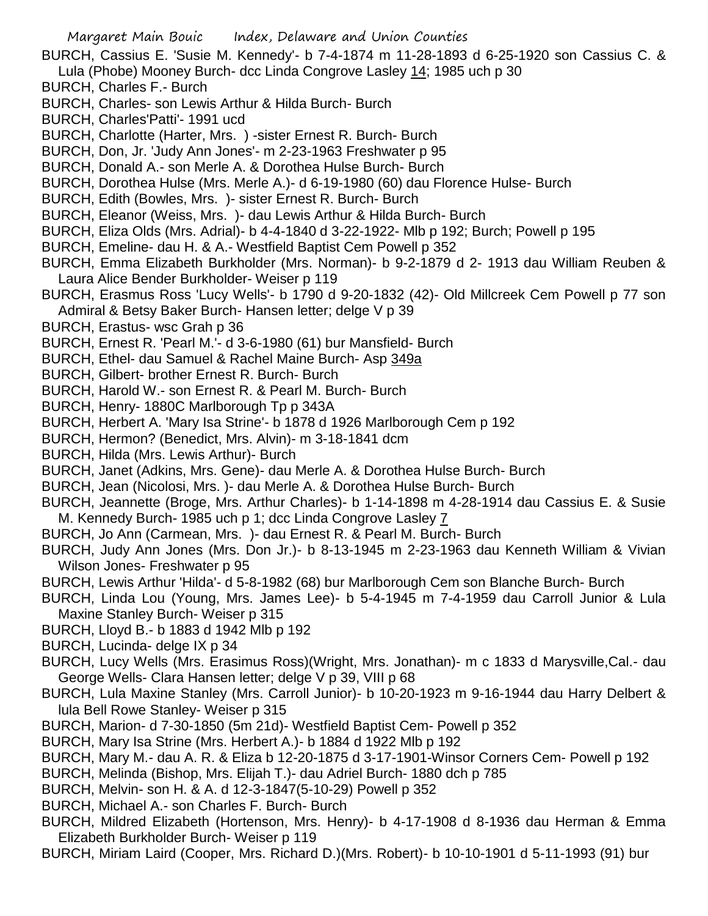BURCH, Cassius E. 'Susie M. Kennedy'- b 7-4-1874 m 11-28-1893 d 6-25-1920 son Cassius C. & Lula (Phobe) Mooney Burch- dcc Linda Congrove Lasley 14; 1985 uch p 30

BURCH, Charles F.- Burch

BURCH, Charles- son Lewis Arthur & Hilda Burch- Burch

BURCH, Charles'Patti'- 1991 ucd

BURCH, Charlotte (Harter, Mrs. ) -sister Ernest R. Burch- Burch

BURCH, Don, Jr. 'Judy Ann Jones'- m 2-23-1963 Freshwater p 95

BURCH, Donald A.- son Merle A. & Dorothea Hulse Burch- Burch

BURCH, Dorothea Hulse (Mrs. Merle A.)- d 6-19-1980 (60) dau Florence Hulse- Burch

BURCH, Edith (Bowles, Mrs. )- sister Ernest R. Burch- Burch

BURCH, Eleanor (Weiss, Mrs. )- dau Lewis Arthur & Hilda Burch- Burch

BURCH, Eliza Olds (Mrs. Adrial)- b 4-4-1840 d 3-22-1922- Mlb p 192; Burch; Powell p 195

BURCH, Emeline- dau H. & A.- Westfield Baptist Cem Powell p 352

BURCH, Emma Elizabeth Burkholder (Mrs. Norman)- b 9-2-1879 d 2- 1913 dau William Reuben & Laura Alice Bender Burkholder- Weiser p 119

BURCH, Erasmus Ross 'Lucy Wells'- b 1790 d 9-20-1832 (42)- Old Millcreek Cem Powell p 77 son Admiral & Betsy Baker Burch- Hansen letter; delge V p 39

BURCH, Erastus- wsc Grah p 36

BURCH, Ernest R. 'Pearl M.'- d 3-6-1980 (61) bur Mansfield- Burch

BURCH, Ethel- dau Samuel & Rachel Maine Burch- Asp 349a

BURCH, Gilbert- brother Ernest R. Burch- Burch

BURCH, Harold W.- son Ernest R. & Pearl M. Burch- Burch

BURCH, Henry- 1880C Marlborough Tp p 343A

BURCH, Herbert A. 'Mary Isa Strine'- b 1878 d 1926 Marlborough Cem p 192

BURCH, Hermon? (Benedict, Mrs. Alvin)- m 3-18-1841 dcm

BURCH, Hilda (Mrs. Lewis Arthur)- Burch

BURCH, Janet (Adkins, Mrs. Gene)- dau Merle A. & Dorothea Hulse Burch- Burch

BURCH, Jean (Nicolosi, Mrs. )- dau Merle A. & Dorothea Hulse Burch- Burch

BURCH, Jeannette (Broge, Mrs. Arthur Charles)- b 1-14-1898 m 4-28-1914 dau Cassius E. & Susie M. Kennedy Burch- 1985 uch p 1; dcc Linda Congrove Lasley 7

BURCH, Jo Ann (Carmean, Mrs. )- dau Ernest R. & Pearl M. Burch- Burch

BURCH, Judy Ann Jones (Mrs. Don Jr.)- b 8-13-1945 m 2-23-1963 dau Kenneth William & Vivian Wilson Jones- Freshwater p 95

BURCH, Lewis Arthur 'Hilda'- d 5-8-1982 (68) bur Marlborough Cem son Blanche Burch- Burch

BURCH, Linda Lou (Young, Mrs. James Lee)- b 5-4-1945 m 7-4-1959 dau Carroll Junior & Lula Maxine Stanley Burch- Weiser p 315

BURCH, Lloyd B.- b 1883 d 1942 Mlb p 192

BURCH, Lucinda- delge IX p 34

BURCH, Lucy Wells (Mrs. Erasimus Ross)(Wright, Mrs. Jonathan)- m c 1833 d Marysville,Cal.- dau George Wells- Clara Hansen letter; delge V p 39, VIII p 68

BURCH, Lula Maxine Stanley (Mrs. Carroll Junior)- b 10-20-1923 m 9-16-1944 dau Harry Delbert & lula Bell Rowe Stanley- Weiser p 315

BURCH, Marion- d 7-30-1850 (5m 21d)- Westfield Baptist Cem- Powell p 352

BURCH, Mary Isa Strine (Mrs. Herbert A.)- b 1884 d 1922 Mlb p 192

BURCH, Mary M.- dau A. R. & Eliza b 12-20-1875 d 3-17-1901-Winsor Corners Cem- Powell p 192

BURCH, Melinda (Bishop, Mrs. Elijah T.)- dau Adriel Burch- 1880 dch p 785

BURCH, Melvin- son H. & A. d 12-3-1847(5-10-29) Powell p 352

BURCH, Michael A.- son Charles F. Burch- Burch

BURCH, Mildred Elizabeth (Hortenson, Mrs. Henry)- b 4-17-1908 d 8-1936 dau Herman & Emma Elizabeth Burkholder Burch- Weiser p 119

BURCH, Miriam Laird (Cooper, Mrs. Richard D.)(Mrs. Robert)- b 10-10-1901 d 5-11-1993 (91) bur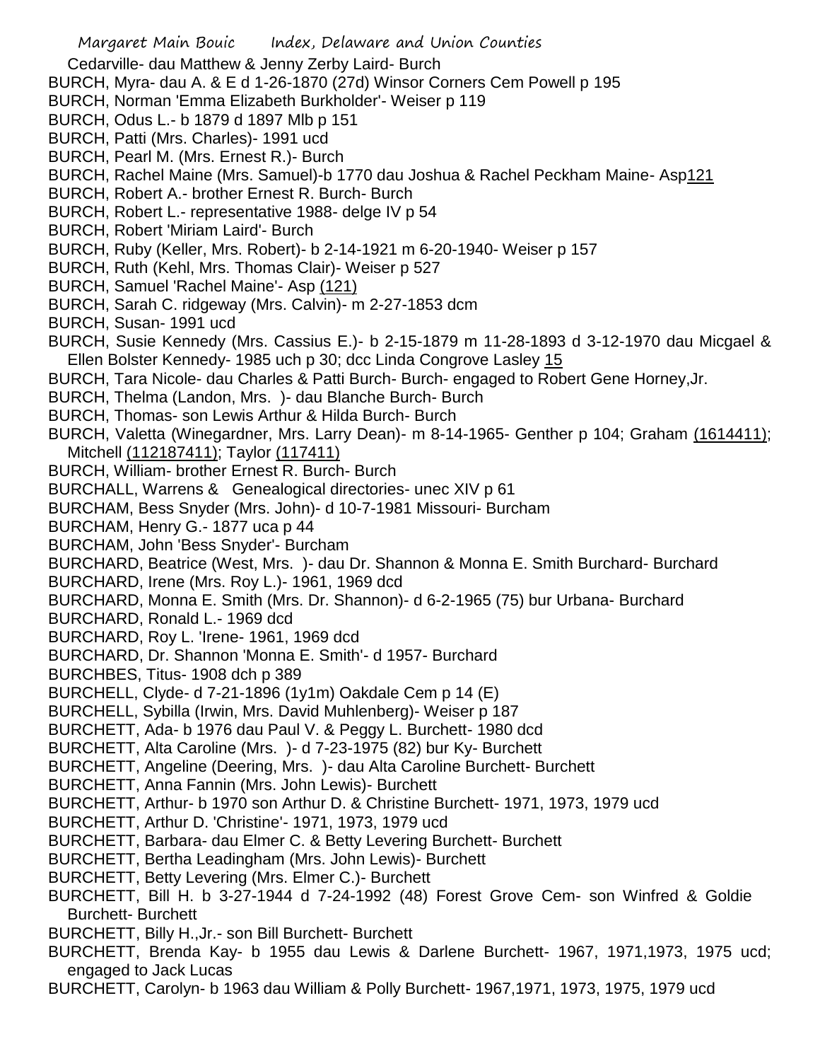Cedarville- dau Matthew & Jenny Zerby Laird- Burch
BURCH, Myra- dau A. & E d 1-26-1870 (27d) Winsor Corners Cem Powell p 195
BURCH, Norman 'Emma Elizabeth Burkholder'- Weiser p 119
BURCH, Odus L.- b 1879 d 1897 Mlb p 151
BURCH, Patti (Mrs. Charles)- 1991 ucd
BURCH, Pearl M. (Mrs. Ernest R.)- Burch
BURCH, Rachel Maine (Mrs. Samuel)-b 1770 dau Joshua & Rachel Peckham Maine- Asp121
BURCH, Robert A.- brother Ernest R. Burch- Burch
BURCH, Robert L.- representative 1988- delge IV p 54
BURCH, Robert 'Miriam Laird'- Burch
BURCH, Ruby (Keller, Mrs. Robert)- b 2-14-1921 m 6-20-1940- Weiser p 157
BURCH, Ruth (Kehl, Mrs. Thomas Clair)- Weiser p 527
BURCH, Samuel 'Rachel Maine'- Asp (121)
BURCH, Sarah C. ridgeway (Mrs. Calvin)- m 2-27-1853 dcm
BURCH, Susan- 1991 ucd
BURCH, Susie Kennedy (Mrs. Cassius E.)- b 2-15-1879 m 11-28-1893 d 3-12-1970 dau Micgael & Ellen Bolster Kennedy- 1985 uch p 30; dcc Linda Congrove Lasley 15
BURCH, Tara Nicole- dau Charles & Patti Burch- Burch- engaged to Robert Gene Horney,Jr.
BURCH, Thelma (Landon, Mrs. )- dau Blanche Burch- Burch
BURCH, Thomas- son Lewis Arthur & Hilda Burch- Burch
BURCH, Valetta (Winegardner, Mrs. Larry Dean)- m 8-14-1965- Genther p 104; Graham (1614411); Mitchell (112187411); Taylor (117411)
BURCH, William- brother Ernest R. Burch- Burch
BURCHALL, Warrens & Genealogical directories- unec XIV p 61
BURCHAM, Bess Snyder (Mrs. John)- d 10-7-1981 Missouri- Burcham
BURCHAM, Henry G.- 1877 uca p 44
BURCHAM, John 'Bess Snyder'- Burcham
BURCHARD, Beatrice (West, Mrs. )- dau Dr. Shannon & Monna E. Smith Burchard- Burchard
BURCHARD, Irene (Mrs. Roy L.)- 1961, 1969 dcd
BURCHARD, Monna E. Smith (Mrs. Dr. Shannon)- d 6-2-1965 (75) bur Urbana- Burchard
BURCHARD, Ronald L.- 1969 dcd
BURCHARD, Roy L. 'Irene- 1961, 1969 dcd
BURCHARD, Dr. Shannon 'Monna E. Smith'- d 1957- Burchard
BURCHBES, Titus- 1908 dch p 389
BURCHELL, Clyde- d 7-21-1896 (1y1m) Oakdale Cem p 14 (E)
BURCHELL, Sybilla (Irwin, Mrs. David Muhlenberg)- Weiser p 187
BURCHETT, Ada- b 1976 dau Paul V. & Peggy L. Burchett- 1980 dcd
BURCHETT, Alta Caroline (Mrs. )- d 7-23-1975 (82) bur Ky- Burchett
BURCHETT, Angeline (Deering, Mrs. )- dau Alta Caroline Burchett- Burchett
BURCHETT, Anna Fannin (Mrs. John Lewis)- Burchett
BURCHETT, Arthur- b 1970 son Arthur D. & Christine Burchett- 1971, 1973, 1979 ucd
BURCHETT, Arthur D. 'Christine'- 1971, 1973, 1979 ucd
BURCHETT, Barbara- dau Elmer C. & Betty Levering Burchett- Burchett
BURCHETT, Bertha Leadingham (Mrs. John Lewis)- Burchett
BURCHETT, Betty Levering (Mrs. Elmer C.)- Burchett
BURCHETT, Bill H. b 3-27-1944 d 7-24-1992 (48) Forest Grove Cem- son Winfred & Goldie Burchett- Burchett
BURCHETT, Billy H.,Jr.- son Bill Burchett- Burchett
BURCHETT, Brenda Kay- b 1955 dau Lewis & Darlene Burchett- 1967, 1971,1973, 1975 ucd; engaged to Jack Lucas
BURCHETT, Carolyn- b 1963 dau William & Polly Burchett- 1967,1971, 1973, 1975, 1979 ucd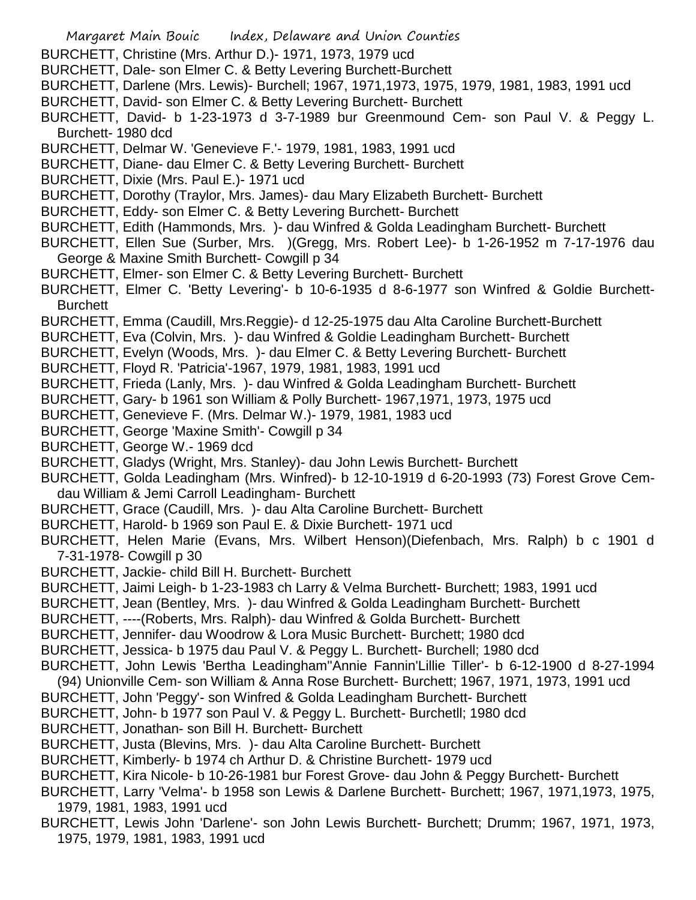BURCHETT, Christine (Mrs. Arthur D.)- 1971, 1973, 1979 ucd

BURCHETT, Dale- son Elmer C. & Betty Levering Burchett-Burchett

BURCHETT, Darlene (Mrs. Lewis)- Burchell; 1967, 1971,1973, 1975, 1979, 1981, 1983, 1991 ucd

BURCHETT, David- son Elmer C. & Betty Levering Burchett- Burchett

BURCHETT, David- b 1-23-1973 d 3-7-1989 bur Greenmound Cem- son Paul V. & Peggy L. Burchett- 1980 dcd

BURCHETT, Delmar W. 'Genevieve F.'- 1979, 1981, 1983, 1991 ucd

BURCHETT, Diane- dau Elmer C. & Betty Levering Burchett- Burchett

BURCHETT, Dixie (Mrs. Paul E.)- 1971 ucd

BURCHETT, Dorothy (Traylor, Mrs. James)- dau Mary Elizabeth Burchett- Burchett

BURCHETT, Eddy- son Elmer C. & Betty Levering Burchett- Burchett

BURCHETT, Edith (Hammonds, Mrs. )- dau Winfred & Golda Leadingham Burchett- Burchett

BURCHETT, Ellen Sue (Surber, Mrs. )(Gregg, Mrs. Robert Lee)- b 1-26-1952 m 7-17-1976 dau George & Maxine Smith Burchett- Cowgill p 34

BURCHETT, Elmer- son Elmer C. & Betty Levering Burchett- Burchett

BURCHETT, Elmer C. 'Betty Levering'- b 10-6-1935 d 8-6-1977 son Winfred & Goldie Burchett- Burchett

BURCHETT, Emma (Caudill, Mrs.Reggie)- d 12-25-1975 dau Alta Caroline Burchett-Burchett

BURCHETT, Eva (Colvin, Mrs. )- dau Winfred & Goldie Leadingham Burchett- Burchett

BURCHETT, Evelyn (Woods, Mrs. )- dau Elmer C. & Betty Levering Burchett- Burchett

BURCHETT, Floyd R. 'Patricia'-1967, 1979, 1981, 1983, 1991 ucd

BURCHETT, Frieda (Lanly, Mrs. )- dau Winfred & Golda Leadingham Burchett- Burchett

BURCHETT, Gary- b 1961 son William & Polly Burchett- 1967,1971, 1973, 1975 ucd

BURCHETT, Genevieve F. (Mrs. Delmar W.)- 1979, 1981, 1983 ucd

BURCHETT, George 'Maxine Smith'- Cowgill p 34

BURCHETT, George W.- 1969 dcd

BURCHETT, Gladys (Wright, Mrs. Stanley)- dau John Lewis Burchett- Burchett

BURCHETT, Golda Leadingham (Mrs. Winfred)- b 12-10-1919 d 6-20-1993 (73) Forest Grove Cem- dau William & Jemi Carroll Leadingham- Burchett

BURCHETT, Grace (Caudill, Mrs. )- dau Alta Caroline Burchett- Burchett

BURCHETT, Harold- b 1969 son Paul E. & Dixie Burchett- 1971 ucd

BURCHETT, Helen Marie (Evans, Mrs. Wilbert Henson)(Diefenbach, Mrs. Ralph) b c 1901 d 7-31-1978- Cowgill p 30

BURCHETT, Jackie- child Bill H. Burchett- Burchett

BURCHETT, Jaimi Leigh- b 1-23-1983 ch Larry & Velma Burchett- Burchett; 1983, 1991 ucd

BURCHETT, Jean (Bentley, Mrs. )- dau Winfred & Golda Leadingham Burchett- Burchett

BURCHETT, ----(Roberts, Mrs. Ralph)- dau Winfred & Golda Burchett- Burchett

BURCHETT, Jennifer- dau Woodrow & Lora Music Burchett- Burchett; 1980 dcd

BURCHETT, Jessica- b 1975 dau Paul V. & Peggy L. Burchett- Burchell; 1980 dcd

BURCHETT, John Lewis 'Bertha Leadingham''Annie Fannin'Lillie Tiller'- b 6-12-1900 d 8-27-1994 (94) Unionville Cem- son William & Anna Rose Burchett- Burchett; 1967, 1971, 1973, 1991 ucd

BURCHETT, John 'Peggy'- son Winfred & Golda Leadingham Burchett- Burchett

BURCHETT, John- b 1977 son Paul V. & Peggy L. Burchett- Burchetll; 1980 dcd

BURCHETT, Jonathan- son Bill H. Burchett- Burchett

BURCHETT, Justa (Blevins, Mrs. )- dau Alta Caroline Burchett- Burchett

BURCHETT, Kimberly- b 1974 ch Arthur D. & Christine Burchett- 1979 ucd

BURCHETT, Kira Nicole- b 10-26-1981 bur Forest Grove- dau John & Peggy Burchett- Burchett

BURCHETT, Larry 'Velma'- b 1958 son Lewis & Darlene Burchett- Burchett; 1967, 1971,1973, 1975, 1979, 1981, 1983, 1991 ucd

BURCHETT, Lewis John 'Darlene'- son John Lewis Burchett- Burchett; Drumm; 1967, 1971, 1973, 1975, 1979, 1981, 1983, 1991 ucd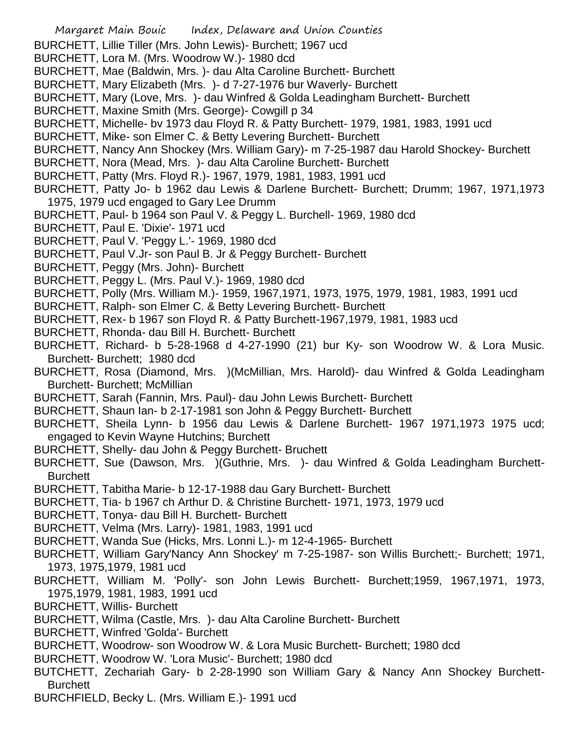BURCHETT, Lillie Tiller (Mrs. John Lewis)- Burchett; 1967 ucd
BURCHETT, Lora M. (Mrs. Woodrow W.)- 1980 dcd
BURCHETT, Mae (Baldwin, Mrs. )- dau Alta Caroline Burchett- Burchett
BURCHETT, Mary Elizabeth (Mrs. )- d 7-27-1976 bur Waverly- Burchett
BURCHETT, Mary (Love, Mrs. )- dau Winfred & Golda Leadingham Burchett- Burchett
BURCHETT, Maxine Smith (Mrs. George)- Cowgill p 34
BURCHETT, Michelle- bv 1973 dau Floyd R. & Patty Burchett- 1979, 1981, 1983, 1991 ucd
BURCHETT, Mike- son Elmer C. & Betty Levering Burchett- Burchett
BURCHETT, Nancy Ann Shockey (Mrs. William Gary)- m 7-25-1987 dau Harold Shockey- Burchett
BURCHETT, Nora (Mead, Mrs. )- dau Alta Caroline Burchett- Burchett
BURCHETT, Patty (Mrs. Floyd R.)- 1967, 1979, 1981, 1983, 1991 ucd
BURCHETT, Patty Jo- b 1962 dau Lewis & Darlene Burchett- Burchett; Drumm; 1967, 1971,1973 1975, 1979 ucd engaged to Gary Lee Drumm
BURCHETT, Paul- b 1964 son Paul V. & Peggy L. Burchell- 1969, 1980 dcd
BURCHETT, Paul E. 'Dixie'- 1971 ucd
BURCHETT, Paul V. 'Peggy L.'- 1969, 1980 dcd
BURCHETT, Paul V.Jr- son Paul B. Jr & Peggy Burchett- Burchett
BURCHETT, Peggy (Mrs. John)- Burchett
BURCHETT, Peggy L. (Mrs. Paul V.)- 1969, 1980 dcd
BURCHETT, Polly (Mrs. William M.)- 1959, 1967,1971, 1973, 1975, 1979, 1981, 1983, 1991 ucd
BURCHETT, Ralph- son Elmer C. & Betty Levering Burchett- Burchett
BURCHETT, Rex- b 1967 son Floyd R. & Patty Burchett-1967,1979, 1981, 1983 ucd
BURCHETT, Rhonda- dau Bill H. Burchett- Burchett
BURCHETT, Richard- b 5-28-1968 d 4-27-1990 (21) bur Ky- son Woodrow W. & Lora Music. Burchett- Burchett; 1980 dcd
BURCHETT, Rosa (Diamond, Mrs. )(McMillian, Mrs. Harold)- dau Winfred & Golda Leadingham Burchett- Burchett; McMillian
BURCHETT, Sarah (Fannin, Mrs. Paul)- dau John Lewis Burchett- Burchett
BURCHETT, Shaun Ian- b 2-17-1981 son John & Peggy Burchett- Burchett
BURCHETT, Sheila Lynn- b 1956 dau Lewis & Darlene Burchett- 1967 1971,1973 1975 ucd; engaged to Kevin Wayne Hutchins; Burchett
BURCHETT, Shelly- dau John & Peggy Burchett- Bruchett
BURCHETT, Sue (Dawson, Mrs. )(Guthrie, Mrs. )- dau Winfred & Golda Leadingham Burchett- Burchett
BURCHETT, Tabitha Marie- b 12-17-1988 dau Gary Burchett- Burchett
BURCHETT, Tia- b 1967 ch Arthur D. & Christine Burchett- 1971, 1973, 1979 ucd
BURCHETT, Tonya- dau Bill H. Burchett- Burchett
BURCHETT, Velma (Mrs. Larry)- 1981, 1983, 1991 ucd
BURCHETT, Wanda Sue (Hicks, Mrs. Lonni L.)- m 12-4-1965- Burchett
BURCHETT, William Gary'Nancy Ann Shockey' m 7-25-1987- son Willis Burchett;- Burchett; 1971, 1973, 1975,1979, 1981 ucd
BURCHETT, William M. 'Polly'- son John Lewis Burchett- Burchett;1959, 1967,1971, 1973, 1975,1979, 1981, 1983, 1991 ucd
BURCHETT, Willis- Burchett
BURCHETT, Wilma (Castle, Mrs. )- dau Alta Caroline Burchett- Burchett
BURCHETT, Winfred 'Golda'- Burchett
BURCHETT, Woodrow- son Woodrow W. & Lora Music Burchett- Burchett; 1980 dcd
BURCHETT, Woodrow W. 'Lora Music'- Burchett; 1980 dcd
BUTCHETT, Zechariah Gary- b 2-28-1990 son William Gary & Nancy Ann Shockey Burchett- Burchett
BURCHFIELD, Becky L. (Mrs. William E.)- 1991 ucd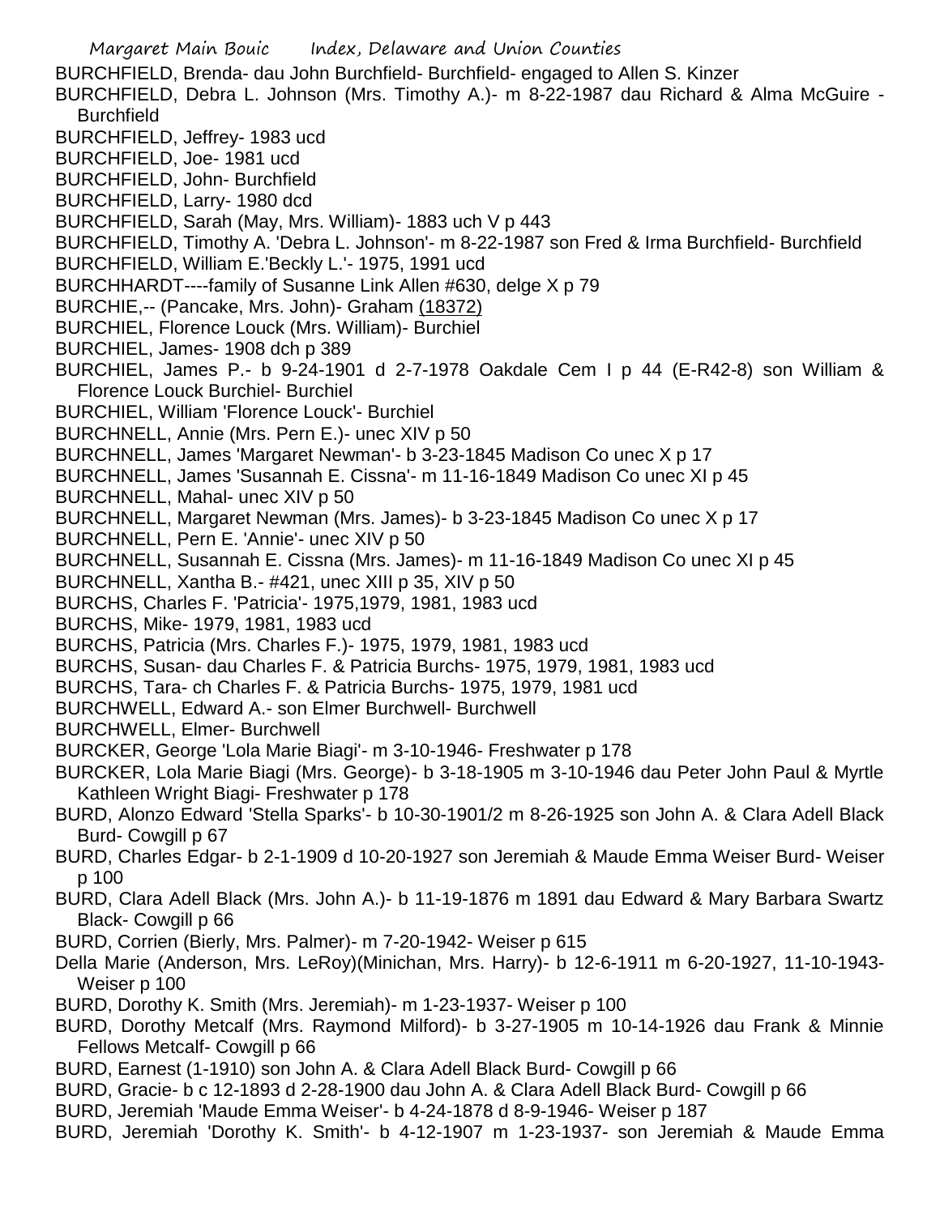BURCHFIELD, Brenda- dau John Burchfield- Burchfield- engaged to Allen S. Kinzer

BURCHFIELD, Debra L. Johnson (Mrs. Timothy A.)- m 8-22-1987 dau Richard & Alma McGuire - Burchfield

BURCHFIELD, Jeffrey- 1983 ucd

BURCHFIELD, Joe- 1981 ucd

BURCHFIELD, John- Burchfield

BURCHFIELD, Larry- 1980 dcd

BURCHFIELD, Sarah (May, Mrs. William)- 1883 uch V p 443

BURCHFIELD, Timothy A. 'Debra L. Johnson'- m 8-22-1987 son Fred & Irma Burchfield- Burchfield

BURCHFIELD, William E.'Beckly L.'- 1975, 1991 ucd

BURCHHARDT----family of Susanne Link Allen #630, delge X p 79

BURCHIE,-- (Pancake, Mrs. John)- Graham (18372)

BURCHIEL, Florence Louck (Mrs. William)- Burchiel

BURCHIEL, James- 1908 dch p 389

BURCHIEL, James P.- b 9-24-1901 d 2-7-1978 Oakdale Cem I p 44 (E-R42-8) son William & Florence Louck Burchiel- Burchiel

BURCHIEL, William 'Florence Louck'- Burchiel

BURCHNELL, Annie (Mrs. Pern E.)- unec XIV p 50

BURCHNELL, James 'Margaret Newman'- b 3-23-1845 Madison Co unec X p 17

BURCHNELL, James 'Susannah E. Cissna'- m 11-16-1849 Madison Co unec XI p 45

BURCHNELL, Mahal- unec XIV p 50

BURCHNELL, Margaret Newman (Mrs. James)- b 3-23-1845 Madison Co unec X p 17

BURCHNELL, Pern E. 'Annie'- unec XIV p 50

BURCHNELL, Susannah E. Cissna (Mrs. James)- m 11-16-1849 Madison Co unec XI p 45

BURCHNELL, Xantha B.- #421, unec XIII p 35, XIV p 50

BURCHS, Charles F. 'Patricia'- 1975,1979, 1981, 1983 ucd

BURCHS, Mike- 1979, 1981, 1983 ucd

BURCHS, Patricia (Mrs. Charles F.)- 1975, 1979, 1981, 1983 ucd

BURCHS, Susan- dau Charles F. & Patricia Burchs- 1975, 1979, 1981, 1983 ucd

BURCHS, Tara- ch Charles F. & Patricia Burchs- 1975, 1979, 1981 ucd

BURCHWELL, Edward A.- son Elmer Burchwell- Burchwell

BURCHWELL, Elmer- Burchwell

BURCKER, George 'Lola Marie Biagi'- m 3-10-1946- Freshwater p 178

BURCKER, Lola Marie Biagi (Mrs. George)- b 3-18-1905 m 3-10-1946 dau Peter John Paul & Myrtle Kathleen Wright Biagi- Freshwater p 178

BURD, Alonzo Edward 'Stella Sparks'- b 10-30-1901/2 m 8-26-1925 son John A. & Clara Adell Black Burd- Cowgill p 67

BURD, Charles Edgar- b 2-1-1909 d 10-20-1927 son Jeremiah & Maude Emma Weiser Burd- Weiser p 100

BURD, Clara Adell Black (Mrs. John A.)- b 11-19-1876 m 1891 dau Edward & Mary Barbara Swartz Black- Cowgill p 66

BURD, Corrien (Bierly, Mrs. Palmer)- m 7-20-1942- Weiser p 615

Della Marie (Anderson, Mrs. LeRoy)(Minichan, Mrs. Harry)- b 12-6-1911 m 6-20-1927, 11-10-1943- Weiser p 100

BURD, Dorothy K. Smith (Mrs. Jeremiah)- m 1-23-1937- Weiser p 100

BURD, Dorothy Metcalf (Mrs. Raymond Milford)- b 3-27-1905 m 10-14-1926 dau Frank & Minnie Fellows Metcalf- Cowgill p 66

BURD, Earnest (1-1910) son John A. & Clara Adell Black Burd- Cowgill p 66

BURD, Gracie- b c 12-1893 d 2-28-1900 dau John A. & Clara Adell Black Burd- Cowgill p 66

BURD, Jeremiah 'Maude Emma Weiser'- b 4-24-1878 d 8-9-1946- Weiser p 187

BURD, Jeremiah 'Dorothy K. Smith'- b 4-12-1907 m 1-23-1937- son Jeremiah & Maude Emma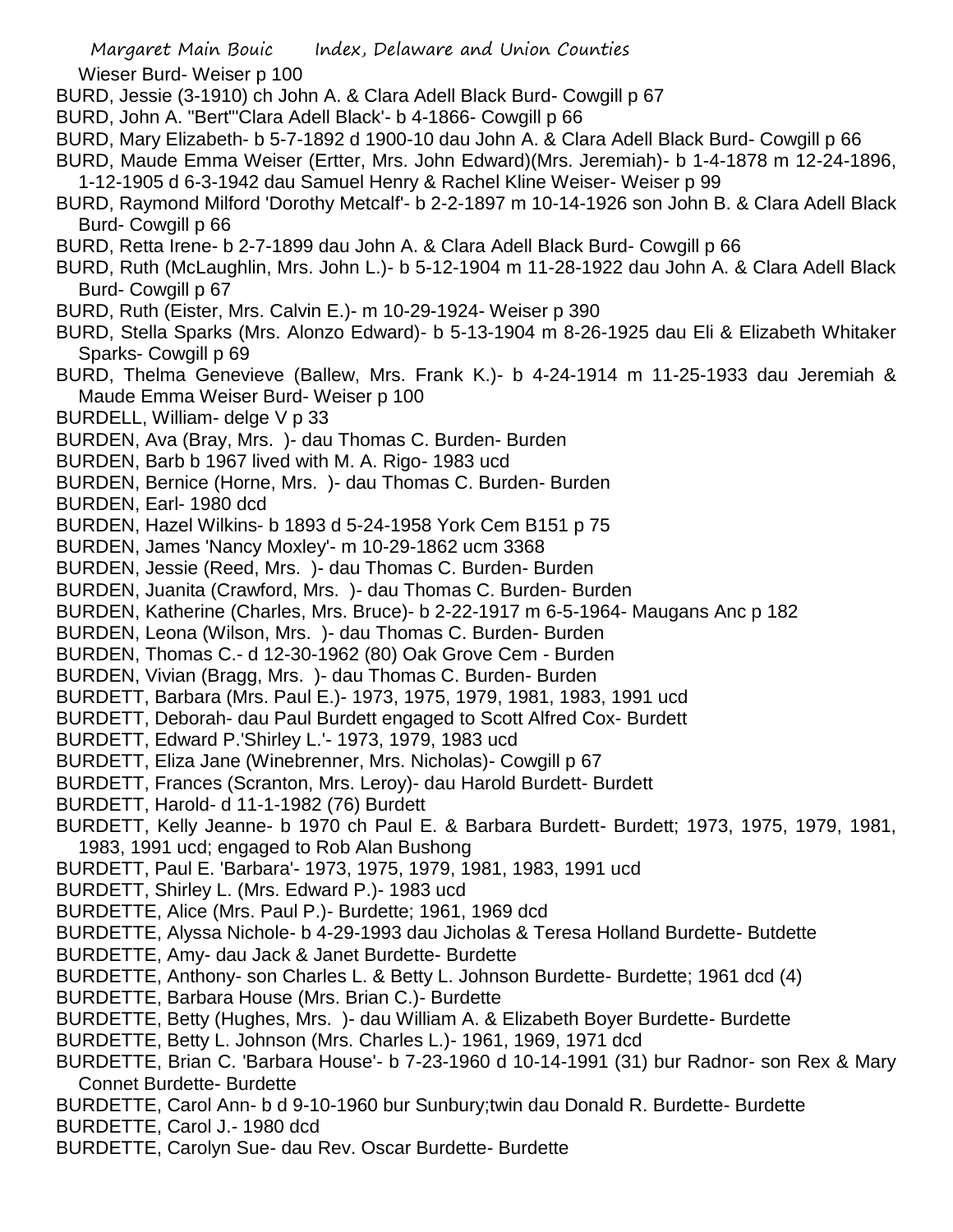Wieser Burd- Weiser p 100

BURD, Jessie (3-1910) ch John A. & Clara Adell Black Burd- Cowgill p 67

BURD, John A. "Bert"'Clara Adell Black'- b 4-1866- Cowgill p 66

BURD, Mary Elizabeth- b 5-7-1892 d 1900-10 dau John A. & Clara Adell Black Burd- Cowgill p 66

BURD, Maude Emma Weiser (Ertter, Mrs. John Edward)(Mrs. Jeremiah)- b 1-4-1878 m 12-24-1896, 1-12-1905 d 6-3-1942 dau Samuel Henry & Rachel Kline Weiser- Weiser p 99

BURD, Raymond Milford 'Dorothy Metcalf'- b 2-2-1897 m 10-14-1926 son John B. & Clara Adell Black Burd- Cowgill p 66

BURD, Retta Irene- b 2-7-1899 dau John A. & Clara Adell Black Burd- Cowgill p 66

BURD, Ruth (McLaughlin, Mrs. John L.)- b 5-12-1904 m 11-28-1922 dau John A. & Clara Adell Black Burd- Cowgill p 67

BURD, Ruth (Eister, Mrs. Calvin E.)- m 10-29-1924- Weiser p 390

BURD, Stella Sparks (Mrs. Alonzo Edward)- b 5-13-1904 m 8-26-1925 dau Eli & Elizabeth Whitaker Sparks- Cowgill p 69

BURD, Thelma Genevieve (Ballew, Mrs. Frank K.)- b 4-24-1914 m 11-25-1933 dau Jeremiah & Maude Emma Weiser Burd- Weiser p 100

BURDELL, William- delge V p 33

BURDEN, Ava (Bray, Mrs. )- dau Thomas C. Burden- Burden

BURDEN, Barb b 1967 lived with M. A. Rigo- 1983 ucd

BURDEN, Bernice (Horne, Mrs. )- dau Thomas C. Burden- Burden

BURDEN, Earl- 1980 dcd

BURDEN, Hazel Wilkins- b 1893 d 5-24-1958 York Cem B151 p 75

BURDEN, James 'Nancy Moxley'- m 10-29-1862 ucm 3368

BURDEN, Jessie (Reed, Mrs. )- dau Thomas C. Burden- Burden

BURDEN, Juanita (Crawford, Mrs. )- dau Thomas C. Burden- Burden

BURDEN, Katherine (Charles, Mrs. Bruce)- b 2-22-1917 m 6-5-1964- Maugans Anc p 182

BURDEN, Leona (Wilson, Mrs. )- dau Thomas C. Burden- Burden

BURDEN, Thomas C.- d 12-30-1962 (80) Oak Grove Cem - Burden

BURDEN, Vivian (Bragg, Mrs. )- dau Thomas C. Burden- Burden

BURDETT, Barbara (Mrs. Paul E.)- 1973, 1975, 1979, 1981, 1983, 1991 ucd

BURDETT, Deborah- dau Paul Burdett engaged to Scott Alfred Cox- Burdett

BURDETT, Edward P.'Shirley L.'- 1973, 1979, 1983 ucd

BURDETT, Eliza Jane (Winebrenner, Mrs. Nicholas)- Cowgill p 67

BURDETT, Frances (Scranton, Mrs. Leroy)- dau Harold Burdett- Burdett

BURDETT, Harold- d 11-1-1982 (76) Burdett

BURDETT, Kelly Jeanne- b 1970 ch Paul E. & Barbara Burdett- Burdett; 1973, 1975, 1979, 1981, 1983, 1991 ucd; engaged to Rob Alan Bushong

BURDETT, Paul E. 'Barbara'- 1973, 1975, 1979, 1981, 1983, 1991 ucd

BURDETT, Shirley L. (Mrs. Edward P.)- 1983 ucd

BURDETTE, Alice (Mrs. Paul P.)- Burdette; 1961, 1969 dcd

BURDETTE, Alyssa Nichole- b 4-29-1993 dau Jicholas & Teresa Holland Burdette- Butdette

BURDETTE, Amy- dau Jack & Janet Burdette- Burdette

BURDETTE, Anthony- son Charles L. & Betty L. Johnson Burdette- Burdette; 1961 dcd (4)

BURDETTE, Barbara House (Mrs. Brian C.)- Burdette

BURDETTE, Betty (Hughes, Mrs. )- dau William A. & Elizabeth Boyer Burdette- Burdette

BURDETTE, Betty L. Johnson (Mrs. Charles L.)- 1961, 1969, 1971 dcd

BURDETTE, Brian C. 'Barbara House'- b 7-23-1960 d 10-14-1991 (31) bur Radnor- son Rex & Mary Connet Burdette- Burdette

BURDETTE, Carol Ann- b d 9-10-1960 bur Sunbury;twin dau Donald R. Burdette- Burdette

BURDETTE, Carol J.- 1980 dcd

BURDETTE, Carolyn Sue- dau Rev. Oscar Burdette- Burdette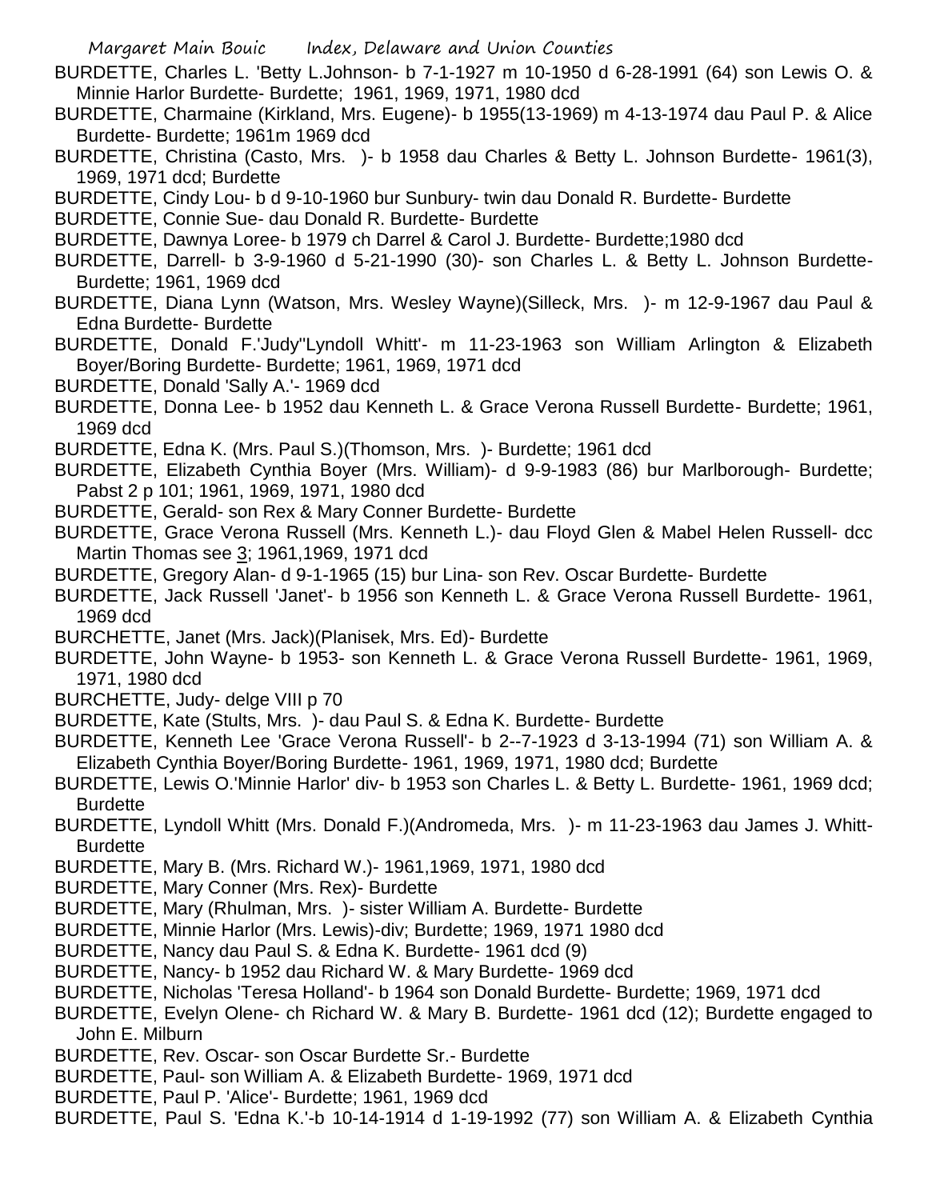BURDETTE, Charles L. 'Betty L.Johnson- b 7-1-1927 m 10-1950 d 6-28-1991 (64) son Lewis O. & Minnie Harlor Burdette- Burdette; 1961, 1969, 1971, 1980 dcd

BURDETTE, Charmaine (Kirkland, Mrs. Eugene)- b 1955(13-1969) m 4-13-1974 dau Paul P. & Alice Burdette- Burdette; 1961m 1969 dcd

BURDETTE, Christina (Casto, Mrs. )- b 1958 dau Charles & Betty L. Johnson Burdette- 1961(3), 1969, 1971 dcd; Burdette

BURDETTE, Cindy Lou- b d 9-10-1960 bur Sunbury- twin dau Donald R. Burdette- Burdette

BURDETTE, Connie Sue- dau Donald R. Burdette- Burdette

BURDETTE, Dawnya Loree- b 1979 ch Darrel & Carol J. Burdette- Burdette;1980 dcd

BURDETTE, Darrell- b 3-9-1960 d 5-21-1990 (30)- son Charles L. & Betty L. Johnson Burdette- Burdette; 1961, 1969 dcd

BURDETTE, Diana Lynn (Watson, Mrs. Wesley Wayne)(Silleck, Mrs. )- m 12-9-1967 dau Paul & Edna Burdette- Burdette

BURDETTE, Donald F.'Judy''Lyndoll Whitt'- m 11-23-1963 son William Arlington & Elizabeth Boyer/Boring Burdette- Burdette; 1961, 1969, 1971 dcd

BURDETTE, Donald 'Sally A.'- 1969 dcd

BURDETTE, Donna Lee- b 1952 dau Kenneth L. & Grace Verona Russell Burdette- Burdette; 1961, 1969 dcd

BURDETTE, Edna K. (Mrs. Paul S.)(Thomson, Mrs. )- Burdette; 1961 dcd

BURDETTE, Elizabeth Cynthia Boyer (Mrs. William)- d 9-9-1983 (86) bur Marlborough- Burdette; Pabst 2 p 101; 1961, 1969, 1971, 1980 dcd

BURDETTE, Gerald- son Rex & Mary Conner Burdette- Burdette

BURDETTE, Grace Verona Russell (Mrs. Kenneth L.)- dau Floyd Glen & Mabel Helen Russell- dcc Martin Thomas see 3; 1961,1969, 1971 dcd

BURDETTE, Gregory Alan- d 9-1-1965 (15) bur Lina- son Rev. Oscar Burdette- Burdette

BURDETTE, Jack Russell 'Janet'- b 1956 son Kenneth L. & Grace Verona Russell Burdette- 1961, 1969 dcd

BURCHETTE, Janet (Mrs. Jack)(Planisek, Mrs. Ed)- Burdette

BURDETTE, John Wayne- b 1953- son Kenneth L. & Grace Verona Russell Burdette- 1961, 1969, 1971, 1980 dcd

BURCHETTE, Judy- delge VIII p 70

BURDETTE, Kate (Stults, Mrs. )- dau Paul S. & Edna K. Burdette- Burdette

BURDETTE, Kenneth Lee 'Grace Verona Russell'- b 2--7-1923 d 3-13-1994 (71) son William A. & Elizabeth Cynthia Boyer/Boring Burdette- 1961, 1969, 1971, 1980 dcd; Burdette

BURDETTE, Lewis O.'Minnie Harlor' div- b 1953 son Charles L. & Betty L. Burdette- 1961, 1969 dcd; Burdette

BURDETTE, Lyndoll Whitt (Mrs. Donald F.)(Andromeda, Mrs. )- m 11-23-1963 dau James J. Whitt- Burdette

BURDETTE, Mary B. (Mrs. Richard W.)- 1961,1969, 1971, 1980 dcd

BURDETTE, Mary Conner (Mrs. Rex)- Burdette

BURDETTE, Mary (Rhulman, Mrs. )- sister William A. Burdette- Burdette

BURDETTE, Minnie Harlor (Mrs. Lewis)-div; Burdette; 1969, 1971 1980 dcd

BURDETTE, Nancy dau Paul S. & Edna K. Burdette- 1961 dcd (9)

BURDETTE, Nancy- b 1952 dau Richard W. & Mary Burdette- 1969 dcd

BURDETTE, Nicholas 'Teresa Holland'- b 1964 son Donald Burdette- Burdette; 1969, 1971 dcd

BURDETTE, Evelyn Olene- ch Richard W. & Mary B. Burdette- 1961 dcd (12); Burdette engaged to John E. Milburn

BURDETTE, Rev. Oscar- son Oscar Burdette Sr.- Burdette

BURDETTE, Paul- son William A. & Elizabeth Burdette- 1969, 1971 dcd

BURDETTE, Paul P. 'Alice'- Burdette; 1961, 1969 dcd

BURDETTE, Paul S. 'Edna K.'-b 10-14-1914 d 1-19-1992 (77) son William A. & Elizabeth Cynthia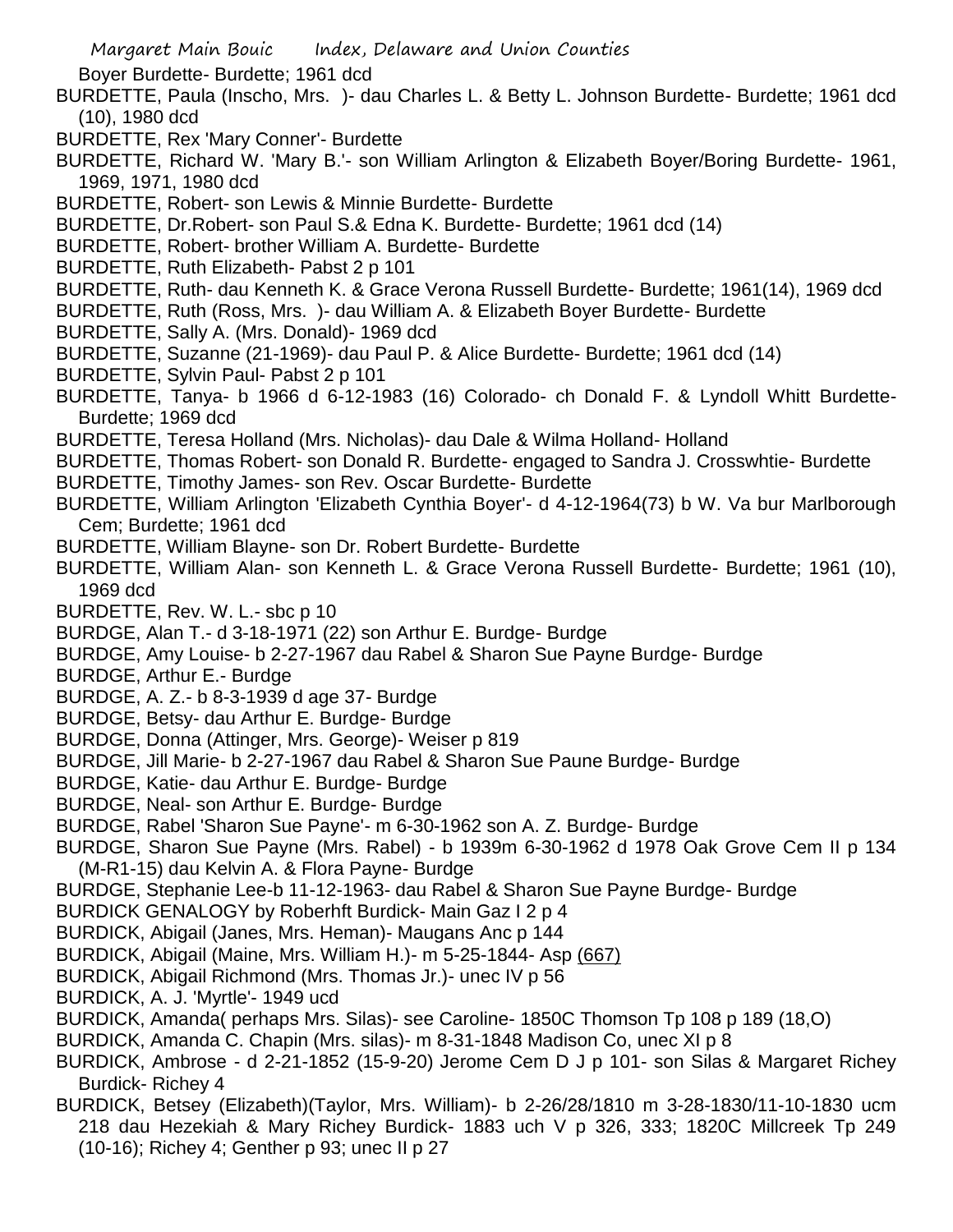Boyer Burdette- Burdette; 1961 dcd

BURDETTE, Paula (Inscho, Mrs. )- dau Charles L. & Betty L. Johnson Burdette- Burdette; 1961 dcd (10), 1980 dcd

BURDETTE, Rex 'Mary Conner'- Burdette

BURDETTE, Richard W. 'Mary B.'- son William Arlington & Elizabeth Boyer/Boring Burdette- 1961, 1969, 1971, 1980 dcd

BURDETTE, Robert- son Lewis & Minnie Burdette- Burdette

BURDETTE, Dr.Robert- son Paul S.& Edna K. Burdette- Burdette; 1961 dcd (14)

BURDETTE, Robert- brother William A. Burdette- Burdette

BURDETTE, Ruth Elizabeth- Pabst 2 p 101

BURDETTE, Ruth- dau Kenneth K. & Grace Verona Russell Burdette- Burdette; 1961(14), 1969 dcd

BURDETTE, Ruth (Ross, Mrs. )- dau William A. & Elizabeth Boyer Burdette- Burdette

BURDETTE, Sally A. (Mrs. Donald)- 1969 dcd

BURDETTE, Suzanne (21-1969)- dau Paul P. & Alice Burdette- Burdette; 1961 dcd (14)

BURDETTE, Sylvin Paul- Pabst 2 p 101

BURDETTE, Tanya- b 1966 d 6-12-1983 (16) Colorado- ch Donald F. & Lyndoll Whitt Burdette- Burdette; 1969 dcd

BURDETTE, Teresa Holland (Mrs. Nicholas)- dau Dale & Wilma Holland- Holland

BURDETTE, Thomas Robert- son Donald R. Burdette- engaged to Sandra J. Crosswhtie- Burdette

BURDETTE, Timothy James- son Rev. Oscar Burdette- Burdette

BURDETTE, William Arlington 'Elizabeth Cynthia Boyer'- d 4-12-1964(73) b W. Va bur Marlborough Cem; Burdette; 1961 dcd

BURDETTE, William Blayne- son Dr. Robert Burdette- Burdette

BURDETTE, William Alan- son Kenneth L. & Grace Verona Russell Burdette- Burdette; 1961 (10), 1969 dcd

BURDETTE, Rev. W. L.- sbc p 10

BURDGE, Alan T.- d 3-18-1971 (22) son Arthur E. Burdge- Burdge

BURDGE, Amy Louise- b 2-27-1967 dau Rabel & Sharon Sue Payne Burdge- Burdge

BURDGE, Arthur E.- Burdge

BURDGE, A. Z.- b 8-3-1939 d age 37- Burdge

BURDGE, Betsy- dau Arthur E. Burdge- Burdge

BURDGE, Donna (Attinger, Mrs. George)- Weiser p 819

BURDGE, Jill Marie- b 2-27-1967 dau Rabel & Sharon Sue Paune Burdge- Burdge

BURDGE, Katie- dau Arthur E. Burdge- Burdge

BURDGE, Neal- son Arthur E. Burdge- Burdge

BURDGE, Rabel 'Sharon Sue Payne'- m 6-30-1962 son A. Z. Burdge- Burdge

BURDGE, Sharon Sue Payne (Mrs. Rabel) - b 1939m 6-30-1962 d 1978 Oak Grove Cem II p 134 (M-R1-15) dau Kelvin A. & Flora Payne- Burdge

BURDGE, Stephanie Lee-b 11-12-1963- dau Rabel & Sharon Sue Payne Burdge- Burdge

BURDICK GENALOGY by Roberhft Burdick- Main Gaz I 2 p 4

BURDICK, Abigail (Janes, Mrs. Heman)- Maugans Anc p 144

BURDICK, Abigail (Maine, Mrs. William H.)- m 5-25-1844- Asp (667)

BURDICK, Abigail Richmond (Mrs. Thomas Jr.)- unec IV p 56

BURDICK, A. J. 'Myrtle'- 1949 ucd

BURDICK, Amanda( perhaps Mrs. Silas)- see Caroline- 1850C Thomson Tp 108 p 189 (18,O)

BURDICK, Amanda C. Chapin (Mrs. silas)- m 8-31-1848 Madison Co, unec XI p 8

BURDICK, Ambrose - d 2-21-1852 (15-9-20) Jerome Cem D J p 101- son Silas & Margaret Richey Burdick- Richey 4

BURDICK, Betsey (Elizabeth)(Taylor, Mrs. William)- b 2-26/28/1810 m 3-28-1830/11-10-1830 ucm 218 dau Hezekiah & Mary Richey Burdick- 1883 uch V p 326, 333; 1820C Millcreek Tp 249 (10-16); Richey 4; Genther p 93; unec II p 27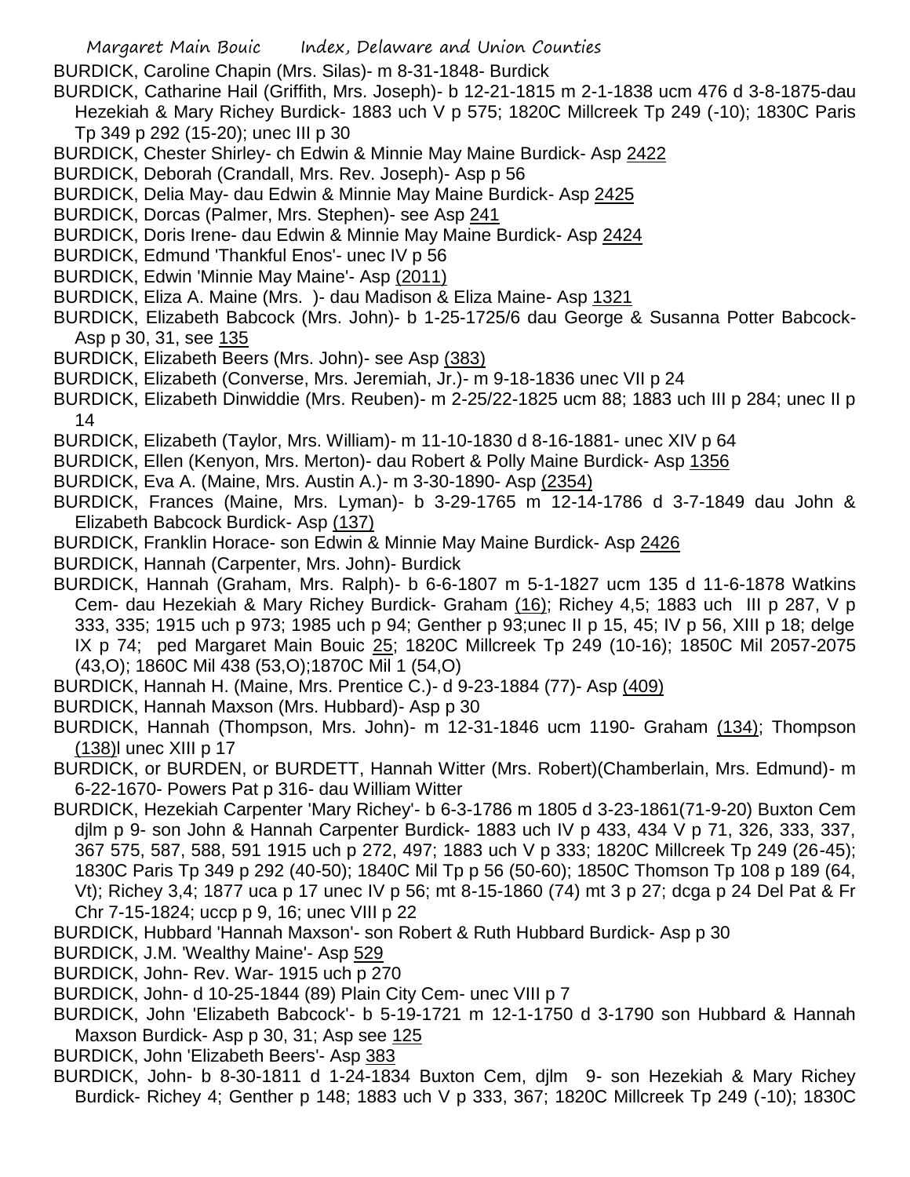BURDICK, Caroline Chapin (Mrs. Silas)- m 8-31-1848- Burdick

BURDICK, Catharine Hail (Griffith, Mrs. Joseph)- b 12-21-1815 m 2-1-1838 ucm 476 d 3-8-1875-dau Hezekiah & Mary Richey Burdick- 1883 uch V p 575; 1820C Millcreek Tp 249 (-10); 1830C Paris Tp 349 p 292 (15-20); unec III p 30

BURDICK, Chester Shirley- ch Edwin & Minnie May Maine Burdick- Asp 2422

BURDICK, Deborah (Crandall, Mrs. Rev. Joseph)- Asp p 56

BURDICK, Delia May- dau Edwin & Minnie May Maine Burdick- Asp 2425

BURDICK, Dorcas (Palmer, Mrs. Stephen)- see Asp 241

BURDICK, Doris Irene- dau Edwin & Minnie May Maine Burdick- Asp 2424

BURDICK, Edmund 'Thankful Enos'- unec IV p 56

BURDICK, Edwin 'Minnie May Maine'- Asp (2011)

BURDICK, Eliza A. Maine (Mrs. )- dau Madison & Eliza Maine- Asp 1321

BURDICK, Elizabeth Babcock (Mrs. John)- b 1-25-1725/6 dau George & Susanna Potter Babcock- Asp p 30, 31, see 135

BURDICK, Elizabeth Beers (Mrs. John)- see Asp (383)

BURDICK, Elizabeth (Converse, Mrs. Jeremiah, Jr.)- m 9-18-1836 unec VII p 24

BURDICK, Elizabeth Dinwiddie (Mrs. Reuben)- m 2-25/22-1825 ucm 88; 1883 uch III p 284; unec II p 14

BURDICK, Elizabeth (Taylor, Mrs. William)- m 11-10-1830 d 8-16-1881- unec XIV p 64

BURDICK, Ellen (Kenyon, Mrs. Merton)- dau Robert & Polly Maine Burdick- Asp 1356

BURDICK, Eva A. (Maine, Mrs. Austin A.)- m 3-30-1890- Asp (2354)

BURDICK, Frances (Maine, Mrs. Lyman)- b 3-29-1765 m 12-14-1786 d 3-7-1849 dau John & Elizabeth Babcock Burdick- Asp (137)

BURDICK, Franklin Horace- son Edwin & Minnie May Maine Burdick- Asp 2426

BURDICK, Hannah (Carpenter, Mrs. John)- Burdick

BURDICK, Hannah (Graham, Mrs. Ralph)- b 6-6-1807 m 5-1-1827 ucm 135 d 11-6-1878 Watkins Cem- dau Hezekiah & Mary Richey Burdick- Graham (16); Richey 4,5; 1883 uch III p 287, V p 333, 335; 1915 uch p 973; 1985 uch p 94; Genther p 93;unec II p 15, 45; IV p 56, XIII p 18; delge IX p 74; ped Margaret Main Bouic 25; 1820C Millcreek Tp 249 (10-16); 1850C Mil 2057-2075 (43,O); 1860C Mil 438 (53,O);1870C Mil 1 (54,O)

BURDICK, Hannah H. (Maine, Mrs. Prentice C.)- d 9-23-1884 (77)- Asp (409)

BURDICK, Hannah Maxson (Mrs. Hubbard)- Asp p 30

BURDICK, Hannah (Thompson, Mrs. John)- m 12-31-1846 ucm 1190- Graham (134); Thompson (138)l unec XIII p 17

BURDICK, or BURDEN, or BURDETT, Hannah Witter (Mrs. Robert)(Chamberlain, Mrs. Edmund)- m 6-22-1670- Powers Pat p 316- dau William Witter

BURDICK, Hezekiah Carpenter 'Mary Richey'- b 6-3-1786 m 1805 d 3-23-1861(71-9-20) Buxton Cem djlm p 9- son John & Hannah Carpenter Burdick- 1883 uch IV p 433, 434 V p 71, 326, 333, 337, 367 575, 587, 588, 591 1915 uch p 272, 497; 1883 uch V p 333; 1820C Millcreek Tp 249 (26-45); 1830C Paris Tp 349 p 292 (40-50); 1840C Mil Tp p 56 (50-60); 1850C Thomson Tp 108 p 189 (64, Vt); Richey 3,4; 1877 uca p 17 unec IV p 56; mt 8-15-1860 (74) mt 3 p 27; dcga p 24 Del Pat & Fr Chr 7-15-1824; uccp p 9, 16; unec VIII p 22

BURDICK, Hubbard 'Hannah Maxson'- son Robert & Ruth Hubbard Burdick- Asp p 30

BURDICK, J.M. 'Wealthy Maine'- Asp 529

BURDICK, John- Rev. War- 1915 uch p 270

BURDICK, John- d 10-25-1844 (89) Plain City Cem- unec VIII p 7

BURDICK, John 'Elizabeth Babcock'- b 5-19-1721 m 12-1-1750 d 3-1790 son Hubbard & Hannah Maxson Burdick- Asp p 30, 31; Asp see 125

BURDICK, John 'Elizabeth Beers'- Asp 383

BURDICK, John- b 8-30-1811 d 1-24-1834 Buxton Cem, djlm 9- son Hezekiah & Mary Richey Burdick- Richey 4; Genther p 148; 1883 uch V p 333, 367; 1820C Millcreek Tp 249 (-10); 1830C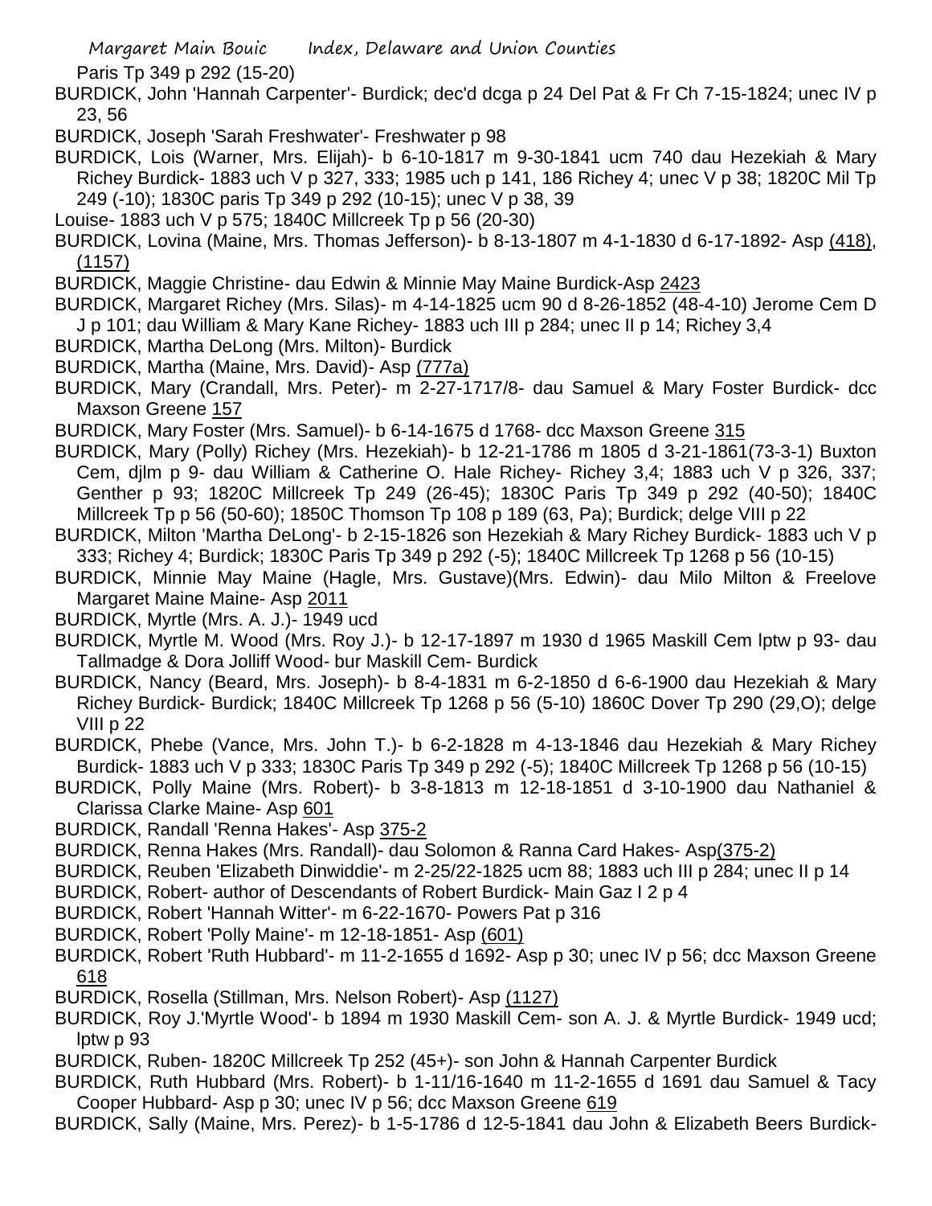Paris Tp 349 p 292 (15-20)

BURDICK, John 'Hannah Carpenter'- Burdick; dec'd dcga p 24 Del Pat & Fr Ch 7-15-1824; unec IV p 23, 56

BURDICK, Joseph 'Sarah Freshwater'- Freshwater p 98

BURDICK, Lois (Warner, Mrs. Elijah)- b 6-10-1817 m 9-30-1841 ucm 740 dau Hezekiah & Mary Richey Burdick- 1883 uch V p 327, 333; 1985 uch p 141, 186 Richey 4; unec V p 38; 1820C Mil Tp 249 (-10); 1830C paris Tp 349 p 292 (10-15); unec V p 38, 39

Louise- 1883 uch V p 575; 1840C Millcreek Tp p 56 (20-30)

BURDICK, Lovina (Maine, Mrs. Thomas Jefferson)- b 8-13-1807 m 4-1-1830 d 6-17-1892- Asp (418), (1157)

BURDICK, Maggie Christine- dau Edwin & Minnie May Maine Burdick-Asp 2423

BURDICK, Margaret Richey (Mrs. Silas)- m 4-14-1825 ucm 90 d 8-26-1852 (48-4-10) Jerome Cem D J p 101; dau William & Mary Kane Richey- 1883 uch III p 284; unec II p 14; Richey 3,4

BURDICK, Martha DeLong (Mrs. Milton)- Burdick

BURDICK, Martha (Maine, Mrs. David)- Asp (777a)

BURDICK, Mary (Crandall, Mrs. Peter)- m 2-27-1717/8- dau Samuel & Mary Foster Burdick- dcc Maxson Greene 157

BURDICK, Mary Foster (Mrs. Samuel)- b 6-14-1675 d 1768- dcc Maxson Greene 315

BURDICK, Mary (Polly) Richey (Mrs. Hezekiah)- b 12-21-1786 m 1805 d 3-21-1861(73-3-1) Buxton Cem, djlm p 9- dau William & Catherine O. Hale Richey- Richey 3,4; 1883 uch V p 326, 337; Genther p 93; 1820C Millcreek Tp 249 (26-45); 1830C Paris Tp 349 p 292 (40-50); 1840C Millcreek Tp p 56 (50-60); 1850C Thomson Tp 108 p 189 (63, Pa); Burdick; delge VIII p 22

BURDICK, Milton 'Martha DeLong'- b 2-15-1826 son Hezekiah & Mary Richey Burdick- 1883 uch V p 333; Richey 4; Burdick; 1830C Paris Tp 349 p 292 (-5); 1840C Millcreek Tp 1268 p 56 (10-15)

BURDICK, Minnie May Maine (Hagle, Mrs. Gustave)(Mrs. Edwin)- dau Milo Milton & Freelove Margaret Maine Maine- Asp 2011

BURDICK, Myrtle (Mrs. A. J.)- 1949 ucd

BURDICK, Myrtle M. Wood (Mrs. Roy J.)- b 12-17-1897 m 1930 d 1965 Maskill Cem lptw p 93- dau Tallmadge & Dora Jolliff Wood- bur Maskill Cem- Burdick

BURDICK, Nancy (Beard, Mrs. Joseph)- b 8-4-1831 m 6-2-1850 d 6-6-1900 dau Hezekiah & Mary Richey Burdick- Burdick; 1840C Millcreek Tp 1268 p 56 (5-10) 1860C Dover Tp 290 (29,O); delge VIII p 22

BURDICK, Phebe (Vance, Mrs. John T.)- b 6-2-1828 m 4-13-1846 dau Hezekiah & Mary Richey Burdick- 1883 uch V p 333; 1830C Paris Tp 349 p 292 (-5); 1840C Millcreek Tp 1268 p 56 (10-15)

BURDICK, Polly Maine (Mrs. Robert)- b 3-8-1813 m 12-18-1851 d 3-10-1900 dau Nathaniel & Clarissa Clarke Maine- Asp 601

BURDICK, Randall 'Renna Hakes'- Asp 375-2

BURDICK, Renna Hakes (Mrs. Randall)- dau Solomon & Ranna Card Hakes- Asp(375-2)

BURDICK, Reuben 'Elizabeth Dinwiddie'- m 2-25/22-1825 ucm 88; 1883 uch III p 284; unec II p 14

BURDICK, Robert- author of Descendants of Robert Burdick- Main Gaz I 2 p 4

BURDICK, Robert 'Hannah Witter'- m 6-22-1670- Powers Pat p 316

BURDICK, Robert 'Polly Maine'- m 12-18-1851- Asp (601)

BURDICK, Robert 'Ruth Hubbard'- m 11-2-1655 d 1692- Asp p 30; unec IV p 56; dcc Maxson Greene 618

BURDICK, Rosella (Stillman, Mrs. Nelson Robert)- Asp (1127)

BURDICK, Roy J.'Myrtle Wood'- b 1894 m 1930 Maskill Cem- son A. J. & Myrtle Burdick- 1949 ucd; lptw p 93

BURDICK, Ruben- 1820C Millcreek Tp 252 (45+)- son John & Hannah Carpenter Burdick

BURDICK, Ruth Hubbard (Mrs. Robert)- b 1-11/16-1640 m 11-2-1655 d 1691 dau Samuel & Tacy Cooper Hubbard- Asp p 30; unec IV p 56; dcc Maxson Greene 619

BURDICK, Sally (Maine, Mrs. Perez)- b 1-5-1786 d 12-5-1841 dau John & Elizabeth Beers Burdick-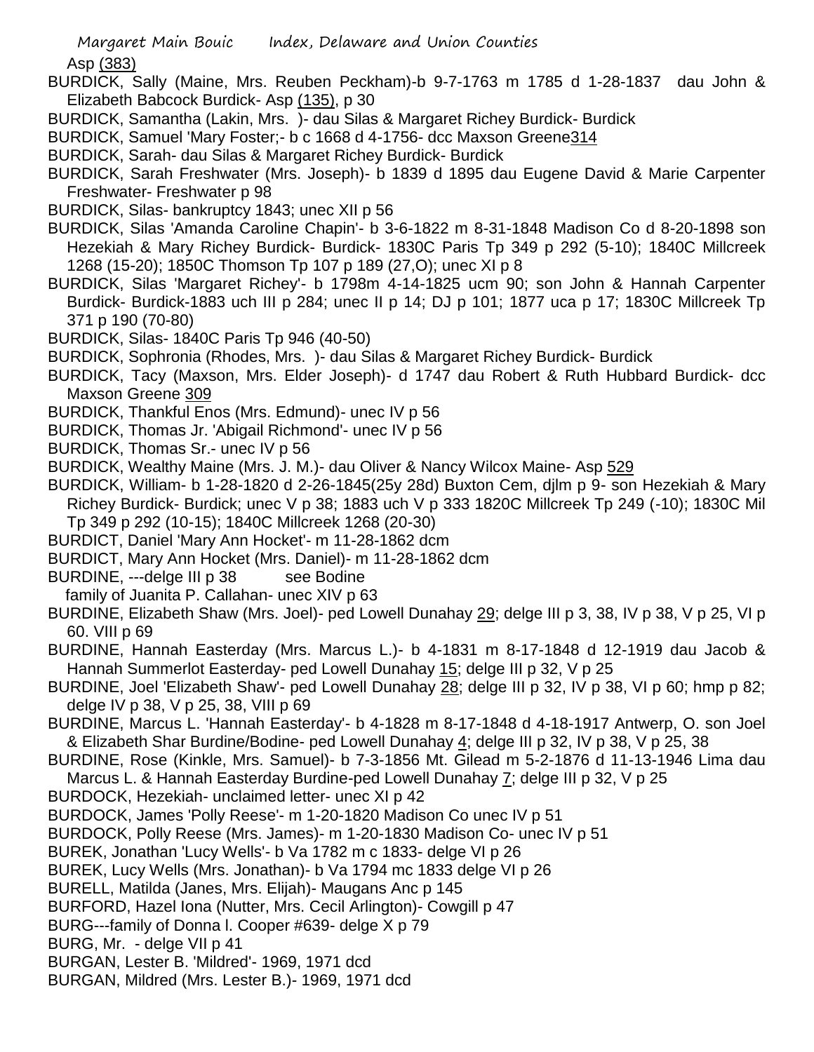Asp (383)

BURDICK, Sally (Maine, Mrs. Reuben Peckham)-b 9-7-1763 m 1785 d 1-28-1837 dau John & Elizabeth Babcock Burdick- Asp (135), p 30

BURDICK, Samantha (Lakin, Mrs. )- dau Silas & Margaret Richey Burdick- Burdick

BURDICK, Samuel 'Mary Foster;- b c 1668 d 4-1756- dcc Maxson Greene314

BURDICK, Sarah- dau Silas & Margaret Richey Burdick- Burdick

BURDICK, Sarah Freshwater (Mrs. Joseph)- b 1839 d 1895 dau Eugene David & Marie Carpenter Freshwater- Freshwater p 98

BURDICK, Silas- bankruptcy 1843; unec XII p 56

BURDICK, Silas 'Amanda Caroline Chapin'- b 3-6-1822 m 8-31-1848 Madison Co d 8-20-1898 son Hezekiah & Mary Richey Burdick- Burdick- 1830C Paris Tp 349 p 292 (5-10); 1840C Millcreek 1268 (15-20); 1850C Thomson Tp 107 p 189 (27,O); unec XI p 8

BURDICK, Silas 'Margaret Richey'- b 1798m 4-14-1825 ucm 90; son John & Hannah Carpenter Burdick- Burdick-1883 uch III p 284; unec II p 14; DJ p 101; 1877 uca p 17; 1830C Millcreek Tp 371 p 190 (70-80)

BURDICK, Silas- 1840C Paris Tp 946 (40-50)

BURDICK, Sophronia (Rhodes, Mrs. )- dau Silas & Margaret Richey Burdick- Burdick

BURDICK, Tacy (Maxson, Mrs. Elder Joseph)- d 1747 dau Robert & Ruth Hubbard Burdick- dcc Maxson Greene 309

BURDICK, Thankful Enos (Mrs. Edmund)- unec IV p 56

BURDICK, Thomas Jr. 'Abigail Richmond'- unec IV p 56

BURDICK, Thomas Sr.- unec IV p 56

BURDICK, Wealthy Maine (Mrs. J. M.)- dau Oliver & Nancy Wilcox Maine- Asp 529

BURDICK, William- b 1-28-1820 d 2-26-1845(25y 28d) Buxton Cem, djlm p 9- son Hezekiah & Mary Richey Burdick- Burdick; unec V p 38; 1883 uch V p 333 1820C Millcreek Tp 249 (-10); 1830C Mil Tp 349 p 292 (10-15); 1840C Millcreek 1268 (20-30)

BURDICT, Daniel 'Mary Ann Hocket'- m 11-28-1862 dcm

BURDICT, Mary Ann Hocket (Mrs. Daniel)- m 11-28-1862 dcm

BURDINE, ---delge III p 38 see Bodine

family of Juanita P. Callahan- unec XIV p 63

BURDINE, Elizabeth Shaw (Mrs. Joel)- ped Lowell Dunahay 29; delge III p 3, 38, IV p 38, V p 25, VI p 60. VIII p 69

BURDINE, Hannah Easterday (Mrs. Marcus L.)- b 4-1831 m 8-17-1848 d 12-1919 dau Jacob & Hannah Summerlot Easterday- ped Lowell Dunahay 15; delge III p 32, V p 25

BURDINE, Joel 'Elizabeth Shaw'- ped Lowell Dunahay 28; delge III p 32, IV p 38, VI p 60; hmp p 82; delge IV p 38, V p 25, 38, VIII p 69

BURDINE, Marcus L. 'Hannah Easterday'- b 4-1828 m 8-17-1848 d 4-18-1917 Antwerp, O. son Joel & Elizabeth Shar Burdine/Bodine- ped Lowell Dunahay 4; delge III p 32, IV p 38, V p 25, 38

BURDINE, Rose (Kinkle, Mrs. Samuel)- b 7-3-1856 Mt. Gilead m 5-2-1876 d 11-13-1946 Lima dau Marcus L. & Hannah Easterday Burdine-ped Lowell Dunahay 7; delge III p 32, V p 25

BURDOCK, Hezekiah- unclaimed letter- unec XI p 42

BURDOCK, James 'Polly Reese'- m 1-20-1820 Madison Co unec IV p 51

BURDOCK, Polly Reese (Mrs. James)- m 1-20-1830 Madison Co- unec IV p 51

BUREK, Jonathan 'Lucy Wells'- b Va 1782 m c 1833- delge VI p 26

BUREK, Lucy Wells (Mrs. Jonathan)- b Va 1794 mc 1833 delge VI p 26

BURELL, Matilda (Janes, Mrs. Elijah)- Maugans Anc p 145

BURFORD, Hazel Iona (Nutter, Mrs. Cecil Arlington)- Cowgill p 47

BURG---family of Donna l. Cooper #639- delge X p 79

BURG, Mr. - delge VII p 41

BURGAN, Lester B. 'Mildred'- 1969, 1971 dcd

BURGAN, Mildred (Mrs. Lester B.)- 1969, 1971 dcd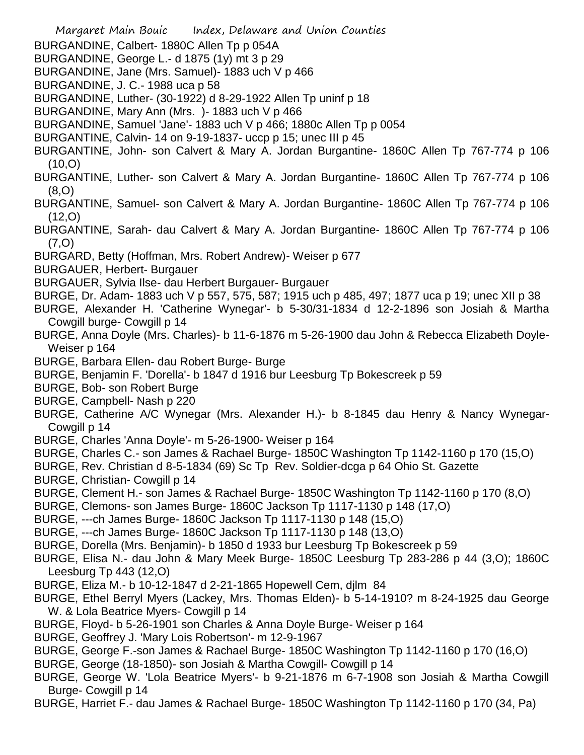BURGANDINE, Calbert- 1880C Allen Tp p 054A

BURGANDINE, George L.- d 1875 (1y) mt 3 p 29

BURGANDINE, Jane (Mrs. Samuel)- 1883 uch V p 466

BURGANDINE, J. C.- 1988 uca p 58

BURGANDINE, Luther- (30-1922) d 8-29-1922 Allen Tp uninf p 18

BURGANDINE, Mary Ann (Mrs. )- 1883 uch V p 466

BURGANDINE, Samuel 'Jane'- 1883 uch V p 466; 1880c Allen Tp p 0054

BURGANTINE, Calvin- 14 on 9-19-1837- uccp p 15; unec III p 45

BURGANTINE, John- son Calvert & Mary A. Jordan Burgantine- 1860C Allen Tp 767-774 p 106 (10,O)

BURGANTINE, Luther- son Calvert & Mary A. Jordan Burgantine- 1860C Allen Tp 767-774 p 106 (8,O)

BURGANTINE, Samuel- son Calvert & Mary A. Jordan Burgantine- 1860C Allen Tp 767-774 p 106 (12,O)

BURGANTINE, Sarah- dau Calvert & Mary A. Jordan Burgantine- 1860C Allen Tp 767-774 p 106 (7,O)

BURGARD, Betty (Hoffman, Mrs. Robert Andrew)- Weiser p 677

BURGAUER, Herbert- Burgauer

BURGAUER, Sylvia Ilse- dau Herbert Burgauer- Burgauer

BURGE, Dr. Adam- 1883 uch V p 557, 575, 587; 1915 uch p 485, 497; 1877 uca p 19; unec XII p 38

BURGE, Alexander H. 'Catherine Wynegar'- b 5-30/31-1834 d 12-2-1896 son Josiah & Martha Cowgill burge- Cowgill p 14

BURGE, Anna Doyle (Mrs. Charles)- b 11-6-1876 m 5-26-1900 dau John & Rebecca Elizabeth Doyle- Weiser p 164

BURGE, Barbara Ellen- dau Robert Burge- Burge

BURGE, Benjamin F. 'Dorella'- b 1847 d 1916 bur Leesburg Tp Bokescreek p 59

BURGE, Bob- son Robert Burge

BURGE, Campbell- Nash p 220

BURGE, Catherine A/C Wynegar (Mrs. Alexander H.)- b 8-1845 dau Henry & Nancy Wynegar- Cowgill p 14

BURGE, Charles 'Anna Doyle'- m 5-26-1900- Weiser p 164

BURGE, Charles C.- son James & Rachael Burge- 1850C Washington Tp 1142-1160 p 170 (15,O)

BURGE, Rev. Christian d 8-5-1834 (69) Sc Tp Rev. Soldier-dcga p 64 Ohio St. Gazette

BURGE, Christian- Cowgill p 14

BURGE, Clement H.- son James & Rachael Burge- 1850C Washington Tp 1142-1160 p 170 (8,O)

BURGE, Clemons- son James Burge- 1860C Jackson Tp 1117-1130 p 148 (17,O)

BURGE, ---ch James Burge- 1860C Jackson Tp 1117-1130 p 148 (15,O)

BURGE, ---ch James Burge- 1860C Jackson Tp 1117-1130 p 148 (13,O)

BURGE, Dorella (Mrs. Benjamin)- b 1850 d 1933 bur Leesburg Tp Bokescreek p 59

BURGE, Elisa N.- dau John & Mary Meek Burge- 1850C Leesburg Tp 283-286 p 44 (3,O); 1860C Leesburg Tp 443 (12,O)

BURGE, Eliza M.- b 10-12-1847 d 2-21-1865 Hopewell Cem, djlm 84

BURGE, Ethel Berryl Myers (Lackey, Mrs. Thomas Elden)- b 5-14-1910? m 8-24-1925 dau George W. & Lola Beatrice Myers- Cowgill p 14

BURGE, Floyd- b 5-26-1901 son Charles & Anna Doyle Burge- Weiser p 164

BURGE, Geoffrey J. 'Mary Lois Robertson'- m 12-9-1967

BURGE, George F.-son James & Rachael Burge- 1850C Washington Tp 1142-1160 p 170 (16,O)

BURGE, George (18-1850)- son Josiah & Martha Cowgill- Cowgill p 14

BURGE, George W. 'Lola Beatrice Myers'- b 9-21-1876 m 6-7-1908 son Josiah & Martha Cowgill Burge- Cowgill p 14

BURGE, Harriet F.- dau James & Rachael Burge- 1850C Washington Tp 1142-1160 p 170 (34, Pa)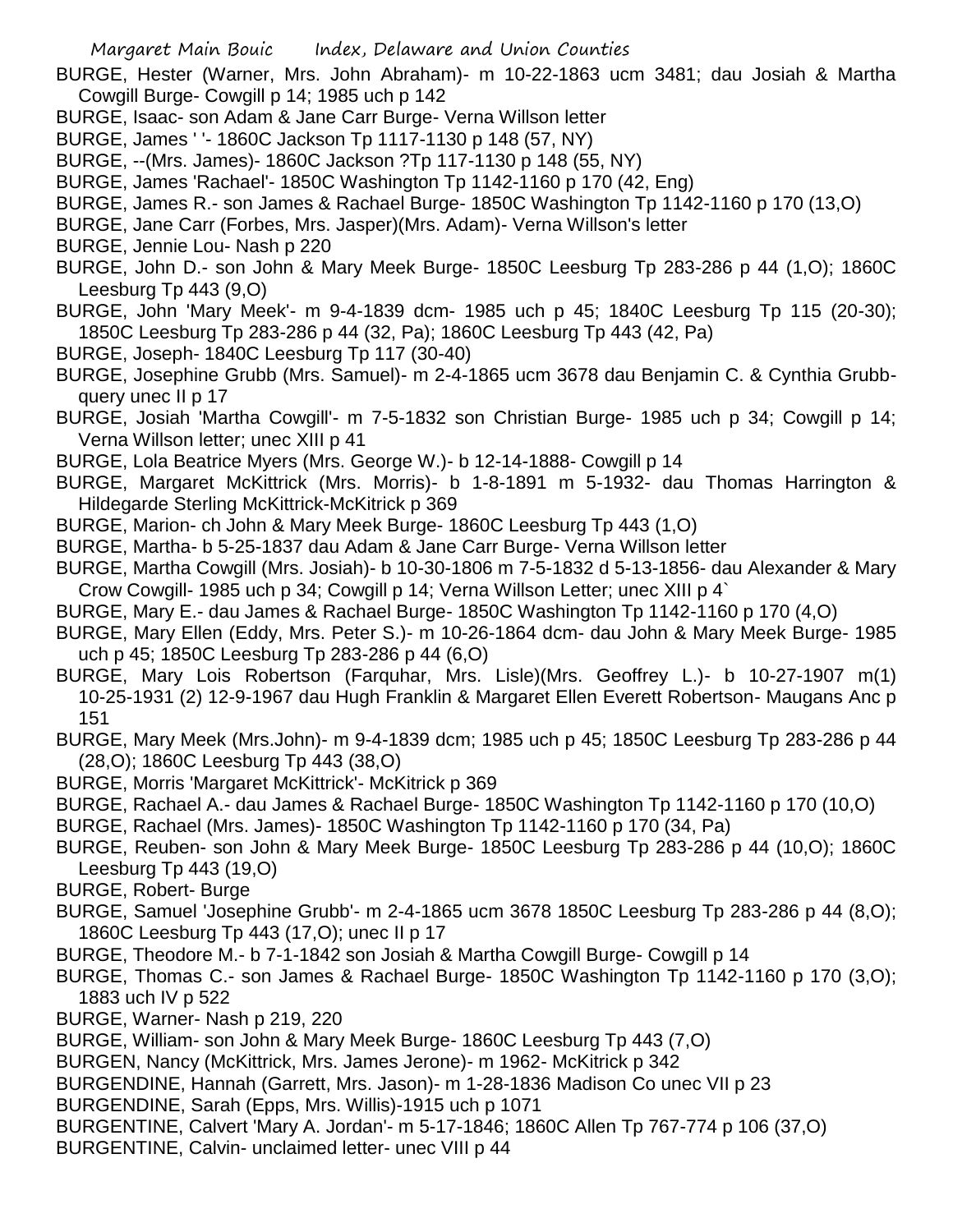BURGE, Hester (Warner, Mrs. John Abraham)- m 10-22-1863 ucm 3481; dau Josiah & Martha Cowgill Burge- Cowgill p 14; 1985 uch p 142

BURGE, Isaac- son Adam & Jane Carr Burge- Verna Willson letter

BURGE, James ' '- 1860C Jackson Tp 1117-1130 p 148 (57, NY)

BURGE, --(Mrs. James)- 1860C Jackson ?Tp 117-1130 p 148 (55, NY)

BURGE, James 'Rachael'- 1850C Washington Tp 1142-1160 p 170 (42, Eng)

BURGE, James R.- son James & Rachael Burge- 1850C Washington Tp 1142-1160 p 170 (13,O)

BURGE, Jane Carr (Forbes, Mrs. Jasper)(Mrs. Adam)- Verna Willson's letter

BURGE, Jennie Lou- Nash p 220

BURGE, John D.- son John & Mary Meek Burge- 1850C Leesburg Tp 283-286 p 44 (1,O); 1860C Leesburg Tp 443 (9,O)

BURGE, John 'Mary Meek'- m 9-4-1839 dcm- 1985 uch p 45; 1840C Leesburg Tp 115 (20-30); 1850C Leesburg Tp 283-286 p 44 (32, Pa); 1860C Leesburg Tp 443 (42, Pa)

BURGE, Joseph- 1840C Leesburg Tp 117 (30-40)

BURGE, Josephine Grubb (Mrs. Samuel)- m 2-4-1865 ucm 3678 dau Benjamin C. & Cynthia Grubb- query unec II p 17

BURGE, Josiah 'Martha Cowgill'- m 7-5-1832 son Christian Burge- 1985 uch p 34; Cowgill p 14; Verna Willson letter; unec XIII p 41

BURGE, Lola Beatrice Myers (Mrs. George W.)- b 12-14-1888- Cowgill p 14

BURGE, Margaret McKittrick (Mrs. Morris)- b 1-8-1891 m 5-1932- dau Thomas Harrington & Hildegarde Sterling McKittrick-McKitrick p 369

BURGE, Marion- ch John & Mary Meek Burge- 1860C Leesburg Tp 443 (1,O)

BURGE, Martha- b 5-25-1837 dau Adam & Jane Carr Burge- Verna Willson letter

BURGE, Martha Cowgill (Mrs. Josiah)- b 10-30-1806 m 7-5-1832 d 5-13-1856- dau Alexander & Mary Crow Cowgill- 1985 uch p 34; Cowgill p 14; Verna Willson Letter; unec XIII p 4`

BURGE, Mary E.- dau James & Rachael Burge- 1850C Washington Tp 1142-1160 p 170 (4,O)

BURGE, Mary Ellen (Eddy, Mrs. Peter S.)- m 10-26-1864 dcm- dau John & Mary Meek Burge- 1985 uch p 45; 1850C Leesburg Tp 283-286 p 44 (6,O)

BURGE, Mary Lois Robertson (Farquhar, Mrs. Lisle)(Mrs. Geoffrey L.)- b 10-27-1907 m(1) 10-25-1931 (2) 12-9-1967 dau Hugh Franklin & Margaret Ellen Everett Robertson- Maugans Anc p 151

BURGE, Mary Meek (Mrs.John)- m 9-4-1839 dcm; 1985 uch p 45; 1850C Leesburg Tp 283-286 p 44 (28,O); 1860C Leesburg Tp 443 (38,O)

BURGE, Morris 'Margaret McKittrick'- McKitrick p 369

BURGE, Rachael A.- dau James & Rachael Burge- 1850C Washington Tp 1142-1160 p 170 (10,O)

BURGE, Rachael (Mrs. James)- 1850C Washington Tp 1142-1160 p 170 (34, Pa)

BURGE, Reuben- son John & Mary Meek Burge- 1850C Leesburg Tp 283-286 p 44 (10,O); 1860C Leesburg Tp 443 (19,O)

BURGE, Robert- Burge

BURGE, Samuel 'Josephine Grubb'- m 2-4-1865 ucm 3678 1850C Leesburg Tp 283-286 p 44 (8,O); 1860C Leesburg Tp 443 (17,O); unec II p 17

BURGE, Theodore M.- b 7-1-1842 son Josiah & Martha Cowgill Burge- Cowgill p 14

BURGE, Thomas C.- son James & Rachael Burge- 1850C Washington Tp 1142-1160 p 170 (3,O); 1883 uch IV p 522

BURGE, Warner- Nash p 219, 220

BURGE, William- son John & Mary Meek Burge- 1860C Leesburg Tp 443 (7,O)

BURGEN, Nancy (McKittrick, Mrs. James Jerone)- m 1962- McKitrick p 342

BURGENDINE, Hannah (Garrett, Mrs. Jason)- m 1-28-1836 Madison Co unec VII p 23

BURGENDINE, Sarah (Epps, Mrs. Willis)-1915 uch p 1071

BURGENTINE, Calvert 'Mary A. Jordan'- m 5-17-1846; 1860C Allen Tp 767-774 p 106 (37,O)

BURGENTINE, Calvin- unclaimed letter- unec VIII p 44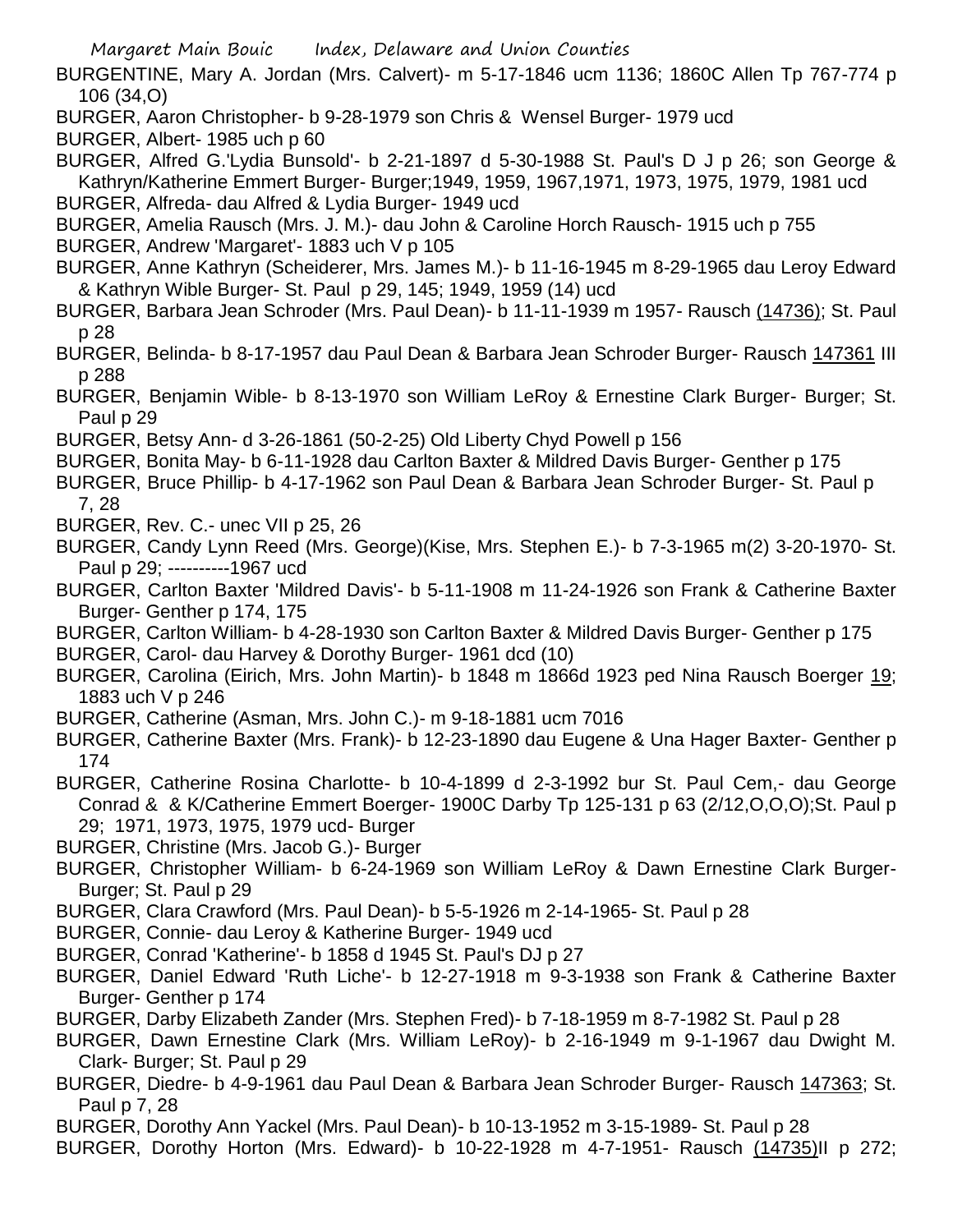BURGENTINE, Mary A. Jordan (Mrs. Calvert)- m 5-17-1846 ucm 1136; 1860C Allen Tp 767-774 p 106 (34,O)

BURGER, Aaron Christopher- b 9-28-1979 son Chris & Wensel Burger- 1979 ucd

BURGER, Albert- 1985 uch p 60

BURGER, Alfred G.'Lydia Bunsold'- b 2-21-1897 d 5-30-1988 St. Paul's D J p 26; son George & Kathryn/Katherine Emmert Burger- Burger;1949, 1959, 1967,1971, 1973, 1975, 1979, 1981 ucd

BURGER, Alfreda- dau Alfred & Lydia Burger- 1949 ucd

BURGER, Amelia Rausch (Mrs. J. M.)- dau John & Caroline Horch Rausch- 1915 uch p 755

BURGER, Andrew 'Margaret'- 1883 uch V p 105

BURGER, Anne Kathryn (Scheiderer, Mrs. James M.)- b 11-16-1945 m 8-29-1965 dau Leroy Edward & Kathryn Wible Burger- St. Paul p 29, 145; 1949, 1959 (14) ucd

BURGER, Barbara Jean Schroder (Mrs. Paul Dean)- b 11-11-1939 m 1957- Rausch (14736); St. Paul p 28

BURGER, Belinda- b 8-17-1957 dau Paul Dean & Barbara Jean Schroder Burger- Rausch 147361 III p 288

BURGER, Benjamin Wible- b 8-13-1970 son William LeRoy & Ernestine Clark Burger- Burger; St. Paul p 29

BURGER, Betsy Ann- d 3-26-1861 (50-2-25) Old Liberty Chyd Powell p 156

BURGER, Bonita May- b 6-11-1928 dau Carlton Baxter & Mildred Davis Burger- Genther p 175

BURGER, Bruce Phillip- b 4-17-1962 son Paul Dean & Barbara Jean Schroder Burger- St. Paul p 7, 28

BURGER, Rev. C.- unec VII p 25, 26

BURGER, Candy Lynn Reed (Mrs. George)(Kise, Mrs. Stephen E.)- b 7-3-1965 m(2) 3-20-1970- St. Paul p 29; ----------1967 ucd

BURGER, Carlton Baxter 'Mildred Davis'- b 5-11-1908 m 11-24-1926 son Frank & Catherine Baxter Burger- Genther p 174, 175

BURGER, Carlton William- b 4-28-1930 son Carlton Baxter & Mildred Davis Burger- Genther p 175

BURGER, Carol- dau Harvey & Dorothy Burger- 1961 dcd (10)

BURGER, Carolina (Eirich, Mrs. John Martin)- b 1848 m 1866d 1923 ped Nina Rausch Boerger 19; 1883 uch V p 246

BURGER, Catherine (Asman, Mrs. John C.)- m 9-18-1881 ucm 7016

BURGER, Catherine Baxter (Mrs. Frank)- b 12-23-1890 dau Eugene & Una Hager Baxter- Genther p 174

BURGER, Catherine Rosina Charlotte- b 10-4-1899 d 2-3-1992 bur St. Paul Cem,- dau George Conrad & & K/Catherine Emmert Boerger- 1900C Darby Tp 125-131 p 63 (2/12,O,O,O);St. Paul p 29; 1971, 1973, 1975, 1979 ucd- Burger

BURGER, Christine (Mrs. Jacob G.)- Burger

BURGER, Christopher William- b 6-24-1969 son William LeRoy & Dawn Ernestine Clark Burger- Burger; St. Paul p 29

BURGER, Clara Crawford (Mrs. Paul Dean)- b 5-5-1926 m 2-14-1965- St. Paul p 28

BURGER, Connie- dau Leroy & Katherine Burger- 1949 ucd

BURGER, Conrad 'Katherine'- b 1858 d 1945 St. Paul's DJ p 27

BURGER, Daniel Edward 'Ruth Liche'- b 12-27-1918 m 9-3-1938 son Frank & Catherine Baxter Burger- Genther p 174

BURGER, Darby Elizabeth Zander (Mrs. Stephen Fred)- b 7-18-1959 m 8-7-1982 St. Paul p 28

BURGER, Dawn Ernestine Clark (Mrs. William LeRoy)- b 2-16-1949 m 9-1-1967 dau Dwight M. Clark- Burger; St. Paul p 29

BURGER, Diedre- b 4-9-1961 dau Paul Dean & Barbara Jean Schroder Burger- Rausch 147363; St. Paul p 7, 28

BURGER, Dorothy Ann Yackel (Mrs. Paul Dean)- b 10-13-1952 m 3-15-1989- St. Paul p 28

BURGER, Dorothy Horton (Mrs. Edward)- b 10-22-1928 m 4-7-1951- Rausch (14735)II p 272;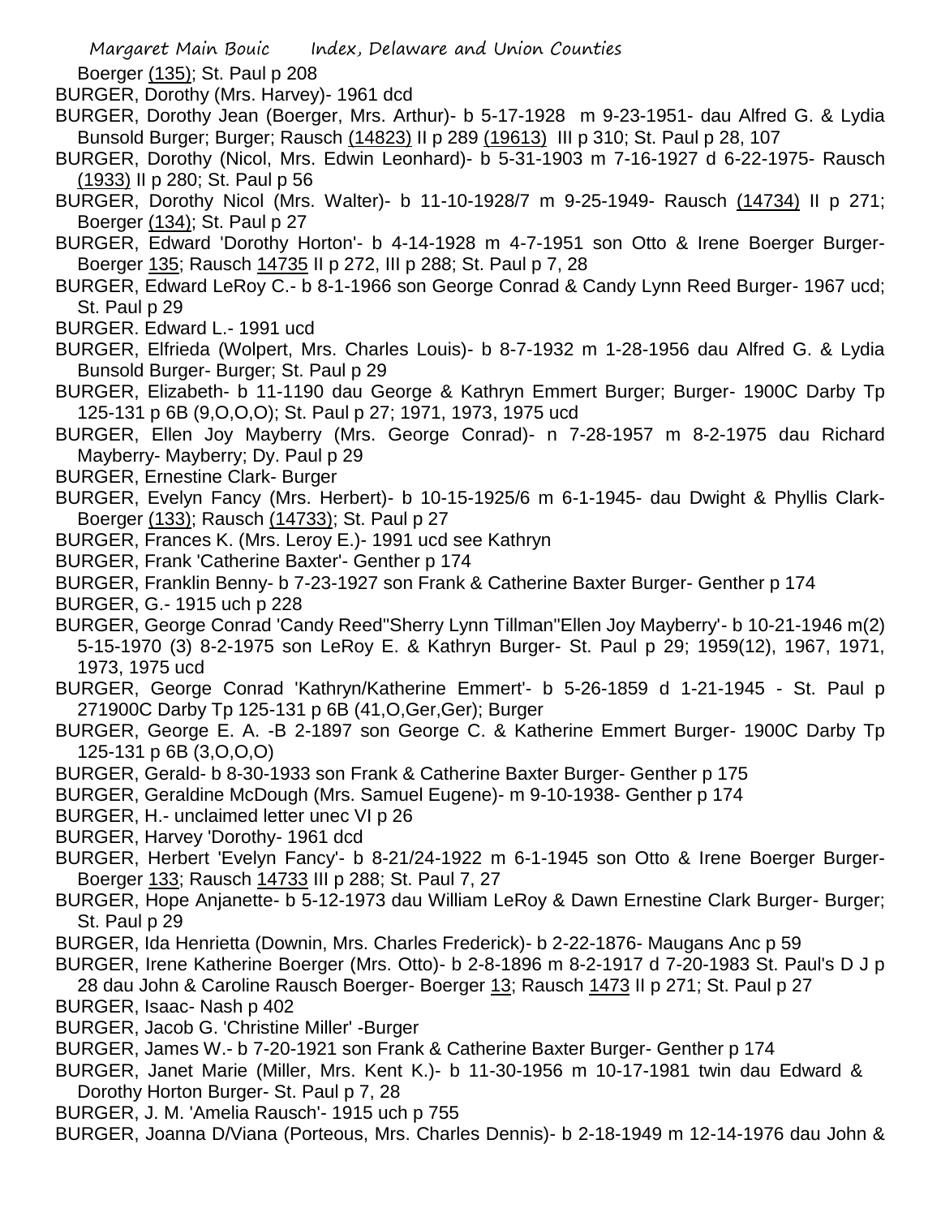Boerger (135); St. Paul p 208

BURGER, Dorothy (Mrs. Harvey)- 1961 dcd

BURGER, Dorothy Jean (Boerger, Mrs. Arthur)- b 5-17-1928 m 9-23-1951- dau Alfred G. & Lydia Bunsold Burger; Burger; Rausch (14823) II p 289 (19613) III p 310; St. Paul p 28, 107

BURGER, Dorothy (Nicol, Mrs. Edwin Leonhard)- b 5-31-1903 m 7-16-1927 d 6-22-1975- Rausch (1933) II p 280; St. Paul p 56

BURGER, Dorothy Nicol (Mrs. Walter)- b 11-10-1928/7 m 9-25-1949- Rausch (14734) II p 271; Boerger (134); St. Paul p 27

BURGER, Edward 'Dorothy Horton'- b 4-14-1928 m 4-7-1951 son Otto & Irene Boerger Burger- Boerger 135; Rausch 14735 II p 272, III p 288; St. Paul p 7, 28

BURGER, Edward LeRoy C.- b 8-1-1966 son George Conrad & Candy Lynn Reed Burger- 1967 ucd; St. Paul p 29

BURGER. Edward L.- 1991 ucd

BURGER, Elfrieda (Wolpert, Mrs. Charles Louis)- b 8-7-1932 m 1-28-1956 dau Alfred G. & Lydia Bunsold Burger- Burger; St. Paul p 29

BURGER, Elizabeth- b 11-1190 dau George & Kathryn Emmert Burger; Burger- 1900C Darby Tp 125-131 p 6B (9,O,O,O); St. Paul p 27; 1971, 1973, 1975 ucd

BURGER, Ellen Joy Mayberry (Mrs. George Conrad)- n 7-28-1957 m 8-2-1975 dau Richard Mayberry- Mayberry; Dy. Paul p 29

BURGER, Ernestine Clark- Burger

BURGER, Evelyn Fancy (Mrs. Herbert)- b 10-15-1925/6 m 6-1-1945- dau Dwight & Phyllis Clark- Boerger (133); Rausch (14733); St. Paul p 27

BURGER, Frances K. (Mrs. Leroy E.)- 1991 ucd see Kathryn

BURGER, Frank 'Catherine Baxter'- Genther p 174

BURGER, Franklin Benny- b 7-23-1927 son Frank & Catherine Baxter Burger- Genther p 174

BURGER, G.- 1915 uch p 228

BURGER, George Conrad 'Candy Reed''Sherry Lynn Tillman''Ellen Joy Mayberry'- b 10-21-1946 m(2) 5-15-1970 (3) 8-2-1975 son LeRoy E. & Kathryn Burger- St. Paul p 29; 1959(12), 1967, 1971, 1973, 1975 ucd

BURGER, George Conrad 'Kathryn/Katherine Emmert'- b 5-26-1859 d 1-21-1945 - St. Paul p 271900C Darby Tp 125-131 p 6B (41,O,Ger,Ger); Burger

BURGER, George E. A. -B 2-1897 son George C. & Katherine Emmert Burger- 1900C Darby Tp 125-131 p 6B (3,O,O,O)

BURGER, Gerald- b 8-30-1933 son Frank & Catherine Baxter Burger- Genther p 175

BURGER, Geraldine McDough (Mrs. Samuel Eugene)- m 9-10-1938- Genther p 174

BURGER, H.- unclaimed letter unec VI p 26

BURGER, Harvey 'Dorothy- 1961 dcd

BURGER, Herbert 'Evelyn Fancy'- b 8-21/24-1922 m 6-1-1945 son Otto & Irene Boerger Burger- Boerger 133; Rausch 14733 III p 288; St. Paul 7, 27

BURGER, Hope Anjanette- b 5-12-1973 dau William LeRoy & Dawn Ernestine Clark Burger- Burger; St. Paul p 29

BURGER, Ida Henrietta (Downin, Mrs. Charles Frederick)- b 2-22-1876- Maugans Anc p 59

BURGER, Irene Katherine Boerger (Mrs. Otto)- b 2-8-1896 m 8-2-1917 d 7-20-1983 St. Paul's D J p 28 dau John & Caroline Rausch Boerger- Boerger 13; Rausch 1473 II p 271; St. Paul p 27

BURGER, Isaac- Nash p 402

BURGER, Jacob G. 'Christine Miller' -Burger

BURGER, James W.- b 7-20-1921 son Frank & Catherine Baxter Burger- Genther p 174

BURGER, Janet Marie (Miller, Mrs. Kent K.)- b 11-30-1956 m 10-17-1981 twin dau Edward & Dorothy Horton Burger- St. Paul p 7, 28

BURGER, J. M. 'Amelia Rausch'- 1915 uch p 755

BURGER, Joanna D/Viana (Porteous, Mrs. Charles Dennis)- b 2-18-1949 m 12-14-1976 dau John &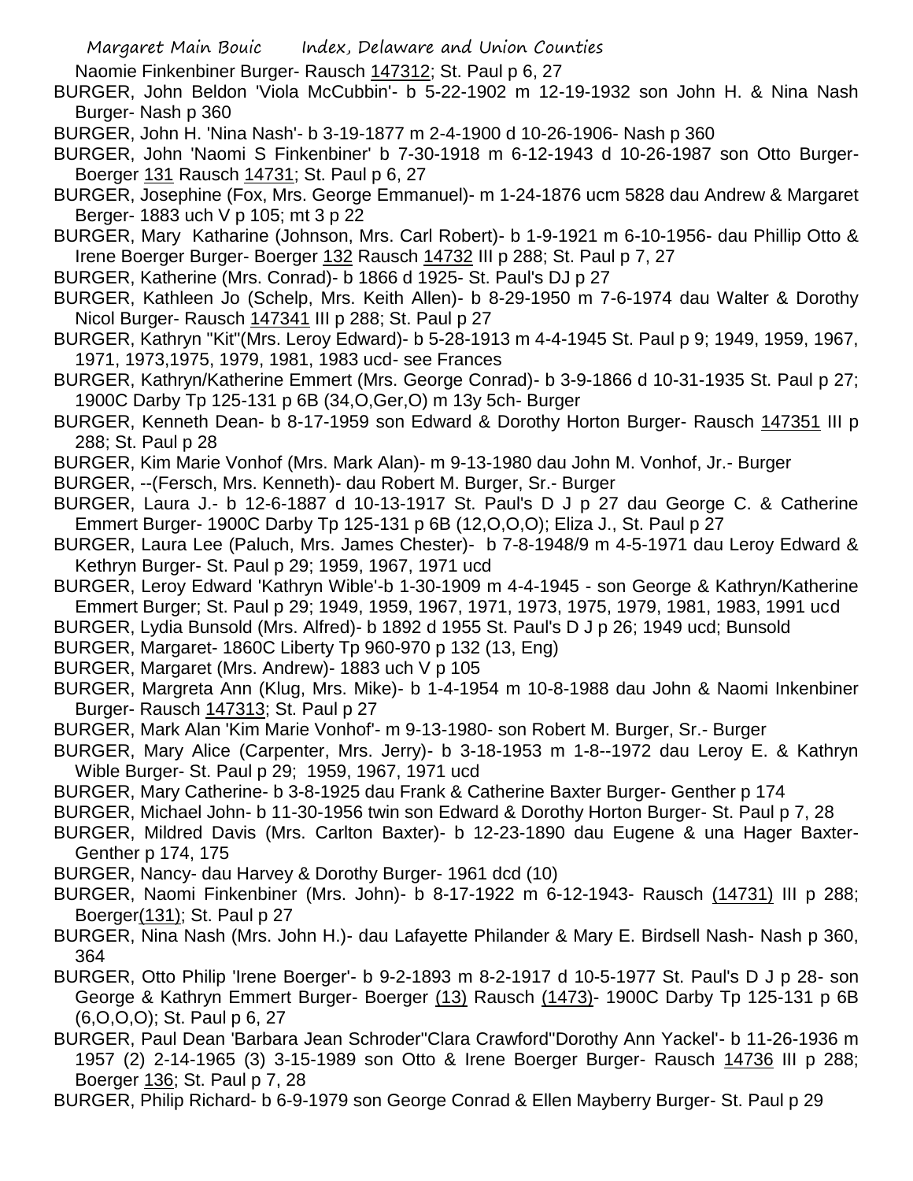Naomie Finkenbiner Burger- Rausch 147312; St. Paul p 6, 27

BURGER, John Beldon 'Viola McCubbin'- b 5-22-1902 m 12-19-1932 son John H. & Nina Nash Burger- Nash p 360

BURGER, John H. 'Nina Nash'- b 3-19-1877 m 2-4-1900 d 10-26-1906- Nash p 360

BURGER, John 'Naomi S Finkenbiner' b 7-30-1918 m 6-12-1943 d 10-26-1987 son Otto Burger- Boerger 131 Rausch 14731; St. Paul p 6, 27

BURGER, Josephine (Fox, Mrs. George Emmanuel)- m 1-24-1876 ucm 5828 dau Andrew & Margaret Berger- 1883 uch V p 105; mt 3 p 22

BURGER, Mary Katharine (Johnson, Mrs. Carl Robert)- b 1-9-1921 m 6-10-1956- dau Phillip Otto & Irene Boerger Burger- Boerger 132 Rausch 14732 III p 288; St. Paul p 7, 27

BURGER, Katherine (Mrs. Conrad)- b 1866 d 1925- St. Paul's DJ p 27

BURGER, Kathleen Jo (Schelp, Mrs. Keith Allen)- b 8-29-1950 m 7-6-1974 dau Walter & Dorothy Nicol Burger- Rausch 147341 III p 288; St. Paul p 27

BURGER, Kathryn "Kit"(Mrs. Leroy Edward)- b 5-28-1913 m 4-4-1945 St. Paul p 9; 1949, 1959, 1967, 1971, 1973,1975, 1979, 1981, 1983 ucd- see Frances

BURGER, Kathryn/Katherine Emmert (Mrs. George Conrad)- b 3-9-1866 d 10-31-1935 St. Paul p 27; 1900C Darby Tp 125-131 p 6B (34,O,Ger,O) m 13y 5ch- Burger

BURGER, Kenneth Dean- b 8-17-1959 son Edward & Dorothy Horton Burger- Rausch 147351 III p 288; St. Paul p 28

BURGER, Kim Marie Vonhof (Mrs. Mark Alan)- m 9-13-1980 dau John M. Vonhof, Jr.- Burger

BURGER, --(Fersch, Mrs. Kenneth)- dau Robert M. Burger, Sr.- Burger

BURGER, Laura J.- b 12-6-1887 d 10-13-1917 St. Paul's D J p 27 dau George C. & Catherine Emmert Burger- 1900C Darby Tp 125-131 p 6B (12,O,O,O); Eliza J., St. Paul p 27

BURGER, Laura Lee (Paluch, Mrs. James Chester)- b 7-8-1948/9 m 4-5-1971 dau Leroy Edward & Kethryn Burger- St. Paul p 29; 1959, 1967, 1971 ucd

BURGER, Leroy Edward 'Kathryn Wible'-b 1-30-1909 m 4-4-1945 - son George & Kathryn/Katherine Emmert Burger; St. Paul p 29; 1949, 1959, 1967, 1971, 1973, 1975, 1979, 1981, 1983, 1991 ucd

BURGER, Lydia Bunsold (Mrs. Alfred)- b 1892 d 1955 St. Paul's D J p 26; 1949 ucd; Bunsold

BURGER, Margaret- 1860C Liberty Tp 960-970 p 132 (13, Eng)

BURGER, Margaret (Mrs. Andrew)- 1883 uch V p 105

BURGER, Margreta Ann (Klug, Mrs. Mike)- b 1-4-1954 m 10-8-1988 dau John & Naomi Inkenbiner Burger- Rausch 147313; St. Paul p 27

BURGER, Mark Alan 'Kim Marie Vonhof'- m 9-13-1980- son Robert M. Burger, Sr.- Burger

BURGER, Mary Alice (Carpenter, Mrs. Jerry)- b 3-18-1953 m 1-8--1972 dau Leroy E. & Kathryn Wible Burger- St. Paul p 29; 1959, 1967, 1971 ucd

BURGER, Mary Catherine- b 3-8-1925 dau Frank & Catherine Baxter Burger- Genther p 174

BURGER, Michael John- b 11-30-1956 twin son Edward & Dorothy Horton Burger- St. Paul p 7, 28

BURGER, Mildred Davis (Mrs. Carlton Baxter)- b 12-23-1890 dau Eugene & una Hager Baxter- Genther p 174, 175

BURGER, Nancy- dau Harvey & Dorothy Burger- 1961 dcd (10)

BURGER, Naomi Finkenbiner (Mrs. John)- b 8-17-1922 m 6-12-1943- Rausch (14731) III p 288; Boerger(131); St. Paul p 27

BURGER, Nina Nash (Mrs. John H.)- dau Lafayette Philander & Mary E. Birdsell Nash- Nash p 360, 364

BURGER, Otto Philip 'Irene Boerger'- b 9-2-1893 m 8-2-1917 d 10-5-1977 St. Paul's D J p 28- son George & Kathryn Emmert Burger- Boerger (13) Rausch (1473)- 1900C Darby Tp 125-131 p 6B (6,O,O,O); St. Paul p 6, 27

BURGER, Paul Dean 'Barbara Jean Schroder''Clara Crawford''Dorothy Ann Yackel'- b 11-26-1936 m 1957 (2) 2-14-1965 (3) 3-15-1989 son Otto & Irene Boerger Burger- Rausch 14736 III p 288; Boerger 136; St. Paul p 7, 28

BURGER, Philip Richard- b 6-9-1979 son George Conrad & Ellen Mayberry Burger- St. Paul p 29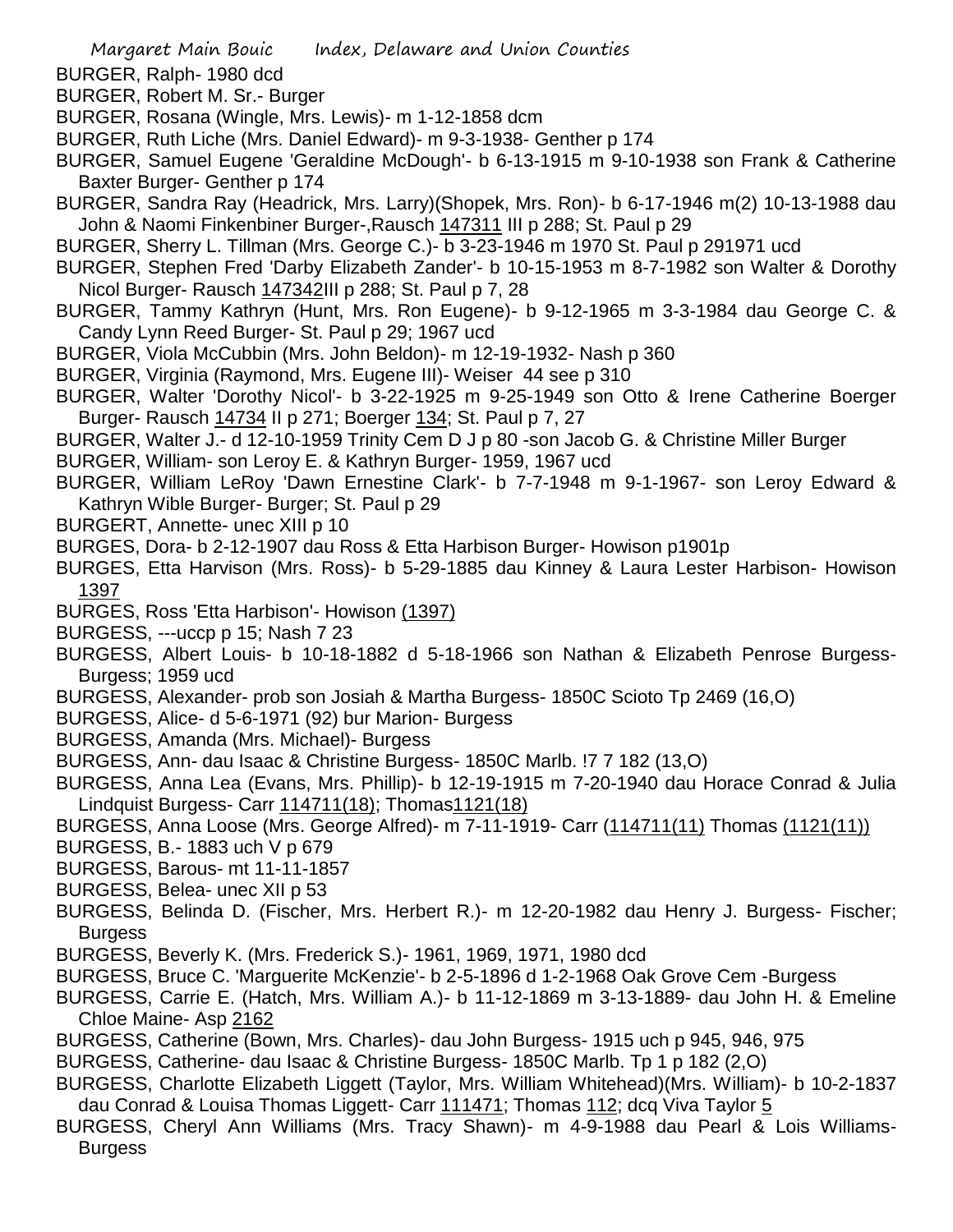BURGER, Ralph- 1980 dcd

BURGER, Robert M. Sr.- Burger

BURGER, Rosana (Wingle, Mrs. Lewis)- m 1-12-1858 dcm

BURGER, Ruth Liche (Mrs. Daniel Edward)- m 9-3-1938- Genther p 174

BURGER, Samuel Eugene 'Geraldine McDough'- b 6-13-1915 m 9-10-1938 son Frank & Catherine Baxter Burger- Genther p 174

BURGER, Sandra Ray (Headrick, Mrs. Larry)(Shopek, Mrs. Ron)- b 6-17-1946 m(2) 10-13-1988 dau John & Naomi Finkenbiner Burger-,Rausch 147311 III p 288; St. Paul p 29

BURGER, Sherry L. Tillman (Mrs. George C.)- b 3-23-1946 m 1970 St. Paul p 291971 ucd

BURGER, Stephen Fred 'Darby Elizabeth Zander'- b 10-15-1953 m 8-7-1982 son Walter & Dorothy Nicol Burger- Rausch 147342III p 288; St. Paul p 7, 28

BURGER, Tammy Kathryn (Hunt, Mrs. Ron Eugene)- b 9-12-1965 m 3-3-1984 dau George C. & Candy Lynn Reed Burger- St. Paul p 29; 1967 ucd

BURGER, Viola McCubbin (Mrs. John Beldon)- m 12-19-1932- Nash p 360

BURGER, Virginia (Raymond, Mrs. Eugene III)- Weiser 44 see p 310

BURGER, Walter 'Dorothy Nicol'- b 3-22-1925 m 9-25-1949 son Otto & Irene Catherine Boerger Burger- Rausch 14734 II p 271; Boerger 134; St. Paul p 7, 27

BURGER, Walter J.- d 12-10-1959 Trinity Cem D J p 80 -son Jacob G. & Christine Miller Burger

BURGER, William- son Leroy E. & Kathryn Burger- 1959, 1967 ucd

BURGER, William LeRoy 'Dawn Ernestine Clark'- b 7-7-1948 m 9-1-1967- son Leroy Edward & Kathryn Wible Burger- Burger; St. Paul p 29

BURGERT, Annette- unec XIII p 10

BURGES, Dora- b 2-12-1907 dau Ross & Etta Harbison Burger- Howison p1901p

BURGES, Etta Harvison (Mrs. Ross)- b 5-29-1885 dau Kinney & Laura Lester Harbison- Howison 1397

BURGES, Ross 'Etta Harbison'- Howison (1397)

BURGESS, ---uccp p 15; Nash 7 23

BURGESS, Albert Louis- b 10-18-1882 d 5-18-1966 son Nathan & Elizabeth Penrose Burgess- Burgess; 1959 ucd

BURGESS, Alexander- prob son Josiah & Martha Burgess- 1850C Scioto Tp 2469 (16,O)

BURGESS, Alice- d 5-6-1971 (92) bur Marion- Burgess

BURGESS, Amanda (Mrs. Michael)- Burgess

BURGESS, Ann- dau Isaac & Christine Burgess- 1850C Marlb. !7 7 182 (13,O)

BURGESS, Anna Lea (Evans, Mrs. Phillip)- b 12-19-1915 m 7-20-1940 dau Horace Conrad & Julia Lindquist Burgess- Carr 114711(18); Thomas1121(18)

BURGESS, Anna Loose (Mrs. George Alfred)- m 7-11-1919- Carr (114711(11) Thomas (1121(11))

BURGESS, B.- 1883 uch V p 679

BURGESS, Barous- mt 11-11-1857

BURGESS, Belea- unec XII p 53

BURGESS, Belinda D. (Fischer, Mrs. Herbert R.)- m 12-20-1982 dau Henry J. Burgess- Fischer; Burgess

BURGESS, Beverly K. (Mrs. Frederick S.)- 1961, 1969, 1971, 1980 dcd

BURGESS, Bruce C. 'Marguerite McKenzie'- b 2-5-1896 d 1-2-1968 Oak Grove Cem -Burgess

BURGESS, Carrie E. (Hatch, Mrs. William A.)- b 11-12-1869 m 3-13-1889- dau John H. & Emeline Chloe Maine- Asp 2162

BURGESS, Catherine (Bown, Mrs. Charles)- dau John Burgess- 1915 uch p 945, 946, 975

BURGESS, Catherine- dau Isaac & Christine Burgess- 1850C Marlb. Tp 1 p 182 (2,O)

BURGESS, Charlotte Elizabeth Liggett (Taylor, Mrs. William Whitehead)(Mrs. William)- b 10-2-1837 dau Conrad & Louisa Thomas Liggett- Carr 111471; Thomas 112; dcq Viva Taylor 5

BURGESS, Cheryl Ann Williams (Mrs. Tracy Shawn)- m 4-9-1988 dau Pearl & Lois Williams- Burgess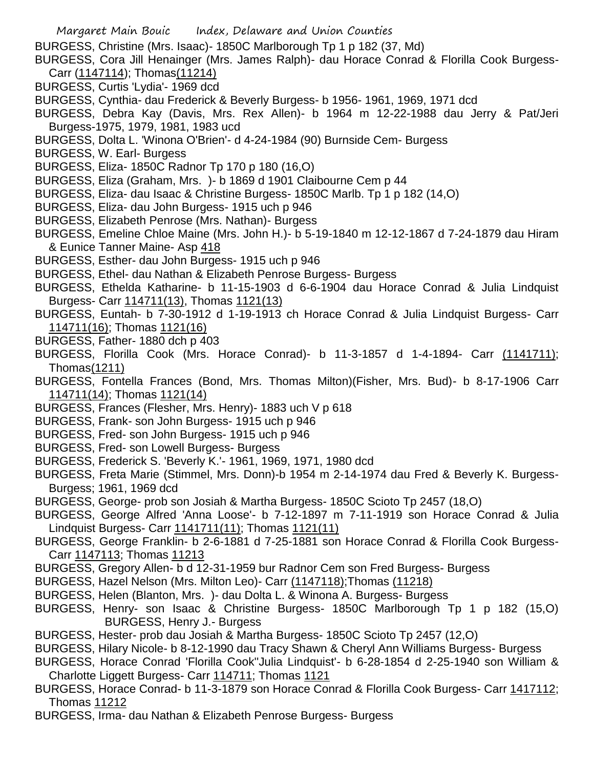BURGESS, Christine (Mrs. Isaac)- 1850C Marlborough Tp 1 p 182 (37, Md)

BURGESS, Cora Jill Henainger (Mrs. James Ralph)- dau Horace Conrad & Florilla Cook Burgess- Carr (1147114); Thomas(11214)

BURGESS, Curtis 'Lydia'- 1969 dcd

BURGESS, Cynthia- dau Frederick & Beverly Burgess- b 1956- 1961, 1969, 1971 dcd

BURGESS, Debra Kay (Davis, Mrs. Rex Allen)- b 1964 m 12-22-1988 dau Jerry & Pat/Jeri Burgess-1975, 1979, 1981, 1983 ucd

BURGESS, Dolta L. 'Winona O'Brien'- d 4-24-1984 (90) Burnside Cem- Burgess

BURGESS, W. Earl- Burgess

BURGESS, Eliza- 1850C Radnor Tp 170 p 180 (16,O)

BURGESS, Eliza (Graham, Mrs. )- b 1869 d 1901 Claibourne Cem p 44

BURGESS, Eliza- dau Isaac & Christine Burgess- 1850C Marlb. Tp 1 p 182 (14,O)

BURGESS, Eliza- dau John Burgess- 1915 uch p 946

BURGESS, Elizabeth Penrose (Mrs. Nathan)- Burgess

BURGESS, Emeline Chloe Maine (Mrs. John H.)- b 5-19-1840 m 12-12-1867 d 7-24-1879 dau Hiram & Eunice Tanner Maine- Asp 418

BURGESS, Esther- dau John Burgess- 1915 uch p 946

BURGESS, Ethel- dau Nathan & Elizabeth Penrose Burgess- Burgess

BURGESS, Ethelda Katharine- b 11-15-1903 d 6-6-1904 dau Horace Conrad & Julia Lindquist Burgess- Carr 114711(13), Thomas 1121(13)

BURGESS, Euntah- b 7-30-1912 d 1-19-1913 ch Horace Conrad & Julia Lindquist Burgess- Carr 114711(16); Thomas 1121(16)

BURGESS, Father- 1880 dch p 403

BURGESS, Florilla Cook (Mrs. Horace Conrad)- b 11-3-1857 d 1-4-1894- Carr (1141711); Thomas(1211)

BURGESS, Fontella Frances (Bond, Mrs. Thomas Milton)(Fisher, Mrs. Bud)- b 8-17-1906 Carr 114711(14); Thomas 1121(14)

BURGESS, Frances (Flesher, Mrs. Henry)- 1883 uch V p 618

BURGESS, Frank- son John Burgess- 1915 uch p 946

BURGESS, Fred- son John Burgess- 1915 uch p 946

BURGESS, Fred- son Lowell Burgess- Burgess

BURGESS, Frederick S. 'Beverly K.'- 1961, 1969, 1971, 1980 dcd

BURGESS, Freta Marie (Stimmel, Mrs. Donn)-b 1954 m 2-14-1974 dau Fred & Beverly K. Burgess- Burgess; 1961, 1969 dcd

BURGESS, George- prob son Josiah & Martha Burgess- 1850C Scioto Tp 2457 (18,O)

BURGESS, George Alfred 'Anna Loose'- b 7-12-1897 m 7-11-1919 son Horace Conrad & Julia Lindquist Burgess- Carr 1141711(11); Thomas 1121(11)

BURGESS, George Franklin- b 2-6-1881 d 7-25-1881 son Horace Conrad & Florilla Cook Burgess- Carr 1147113; Thomas 11213

BURGESS, Gregory Allen- b d 12-31-1959 bur Radnor Cem son Fred Burgess- Burgess

BURGESS, Hazel Nelson (Mrs. Milton Leo)- Carr (1147118);Thomas (11218)

BURGESS, Helen (Blanton, Mrs. )- dau Dolta L. & Winona A. Burgess- Burgess

BURGESS, Henry- son Isaac & Christine Burgess- 1850C Marlborough Tp 1 p 182 (15,O)

BURGESS, Henry J.- Burgess

BURGESS, Hester- prob dau Josiah & Martha Burgess- 1850C Scioto Tp 2457 (12,O)

BURGESS, Hilary Nicole- b 8-12-1990 dau Tracy Shawn & Cheryl Ann Williams Burgess- Burgess

BURGESS, Horace Conrad 'Florilla Cook''Julia Lindquist'- b 6-28-1854 d 2-25-1940 son William & Charlotte Liggett Burgess- Carr 114711; Thomas 1121

BURGESS, Horace Conrad- b 11-3-1879 son Horace Conrad & Florilla Cook Burgess- Carr 1417112; Thomas 11212

BURGESS, Irma- dau Nathan & Elizabeth Penrose Burgess- Burgess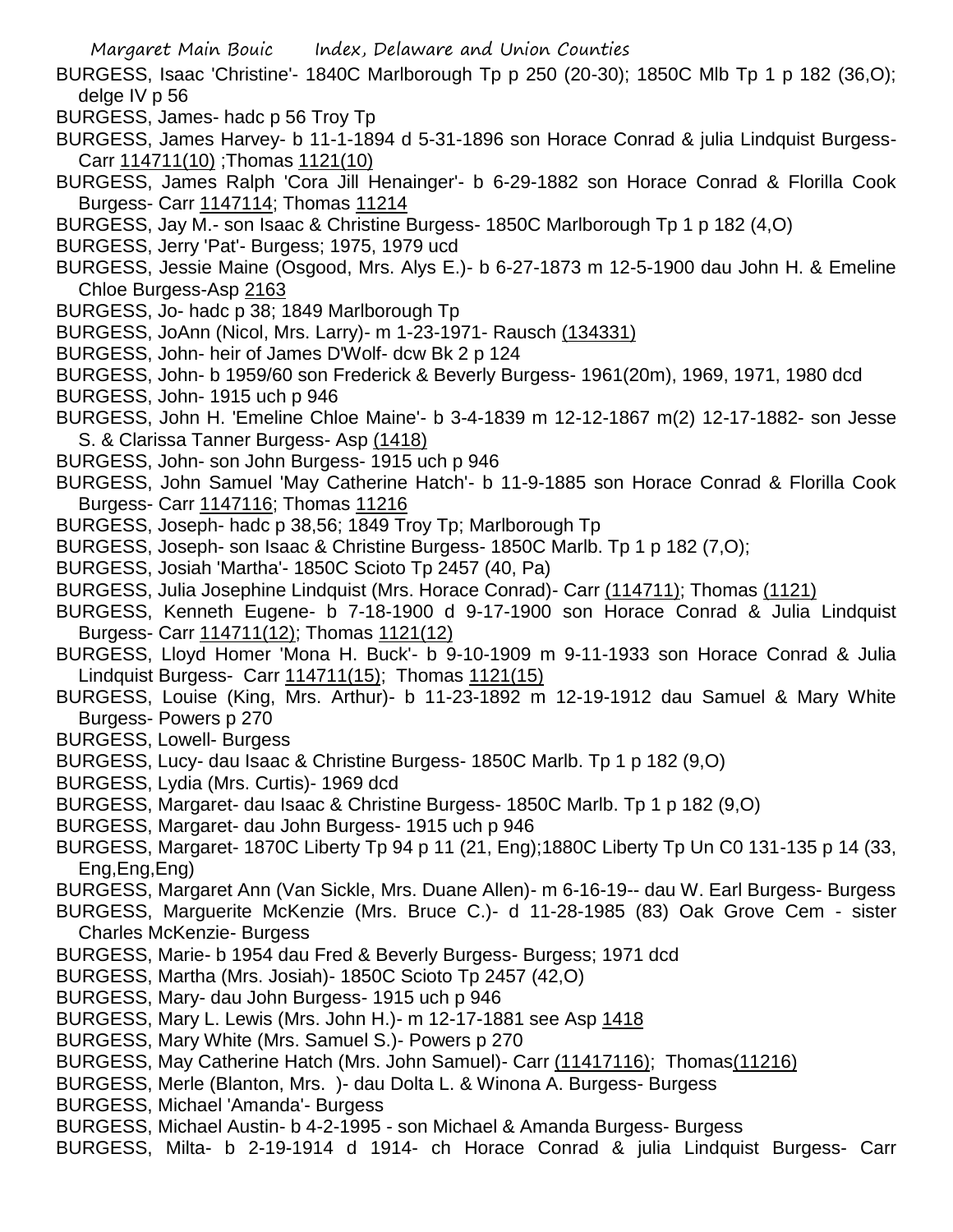BURGESS, Isaac 'Christine'- 1840C Marlborough Tp p 250 (20-30); 1850C Mlb Tp 1 p 182 (36,O); delge IV p 56

BURGESS, James- hadc p 56 Troy Tp

BURGESS, James Harvey- b 11-1-1894 d 5-31-1896 son Horace Conrad & julia Lindquist Burgess- Carr 114711(10) ;Thomas 1121(10)

BURGESS, James Ralph 'Cora Jill Henainger'- b 6-29-1882 son Horace Conrad & Florilla Cook Burgess- Carr 1147114; Thomas 11214

BURGESS, Jay M.- son Isaac & Christine Burgess- 1850C Marlborough Tp 1 p 182 (4,O)

BURGESS, Jerry 'Pat'- Burgess; 1975, 1979 ucd

BURGESS, Jessie Maine (Osgood, Mrs. Alys E.)- b 6-27-1873 m 12-5-1900 dau John H. & Emeline Chloe Burgess-Asp 2163

BURGESS, Jo- hadc p 38; 1849 Marlborough Tp

BURGESS, JoAnn (Nicol, Mrs. Larry)- m 1-23-1971- Rausch (134331)

BURGESS, John- heir of James D'Wolf- dcw Bk 2 p 124

BURGESS, John- b 1959/60 son Frederick & Beverly Burgess- 1961(20m), 1969, 1971, 1980 dcd

BURGESS, John- 1915 uch p 946

BURGESS, John H. 'Emeline Chloe Maine'- b 3-4-1839 m 12-12-1867 m(2) 12-17-1882- son Jesse S. & Clarissa Tanner Burgess- Asp (1418)

BURGESS, John- son John Burgess- 1915 uch p 946

BURGESS, John Samuel 'May Catherine Hatch'- b 11-9-1885 son Horace Conrad & Florilla Cook Burgess- Carr 1147116; Thomas 11216

BURGESS, Joseph- hadc p 38,56; 1849 Troy Tp; Marlborough Tp

BURGESS, Joseph- son Isaac & Christine Burgess- 1850C Marlb. Tp 1 p 182 (7,O);

BURGESS, Josiah 'Martha'- 1850C Scioto Tp 2457 (40, Pa)

BURGESS, Julia Josephine Lindquist (Mrs. Horace Conrad)- Carr (114711); Thomas (1121)

BURGESS, Kenneth Eugene- b 7-18-1900 d 9-17-1900 son Horace Conrad & Julia Lindquist Burgess- Carr 114711(12); Thomas 1121(12)

BURGESS, Lloyd Homer 'Mona H. Buck'- b 9-10-1909 m 9-11-1933 son Horace Conrad & Julia Lindquist Burgess- Carr 114711(15); Thomas 1121(15)

BURGESS, Louise (King, Mrs. Arthur)- b 11-23-1892 m 12-19-1912 dau Samuel & Mary White Burgess- Powers p 270

BURGESS, Lowell- Burgess

BURGESS, Lucy- dau Isaac & Christine Burgess- 1850C Marlb. Tp 1 p 182 (9,O)

BURGESS, Lydia (Mrs. Curtis)- 1969 dcd

BURGESS, Margaret- dau Isaac & Christine Burgess- 1850C Marlb. Tp 1 p 182 (9,O)

BURGESS, Margaret- dau John Burgess- 1915 uch p 946

BURGESS, Margaret- 1870C Liberty Tp 94 p 11 (21, Eng);1880C Liberty Tp Un C0 131-135 p 14 (33, Eng,Eng,Eng)

BURGESS, Margaret Ann (Van Sickle, Mrs. Duane Allen)- m 6-16-19-- dau W. Earl Burgess- Burgess

BURGESS, Marguerite McKenzie (Mrs. Bruce C.)- d 11-28-1985 (83) Oak Grove Cem - sister Charles McKenzie- Burgess

BURGESS, Marie- b 1954 dau Fred & Beverly Burgess- Burgess; 1971 dcd

BURGESS, Martha (Mrs. Josiah)- 1850C Scioto Tp 2457 (42,O)

BURGESS, Mary- dau John Burgess- 1915 uch p 946

BURGESS, Mary L. Lewis (Mrs. John H.)- m 12-17-1881 see Asp 1418

BURGESS, Mary White (Mrs. Samuel S.)- Powers p 270

BURGESS, May Catherine Hatch (Mrs. John Samuel)- Carr (11417116); Thomas(11216)

BURGESS, Merle (Blanton, Mrs. )- dau Dolta L. & Winona A. Burgess- Burgess

BURGESS, Michael 'Amanda'- Burgess

BURGESS, Michael Austin- b 4-2-1995 - son Michael & Amanda Burgess- Burgess

BURGESS, Milta- b 2-19-1914 d 1914- ch Horace Conrad & julia Lindquist Burgess- Carr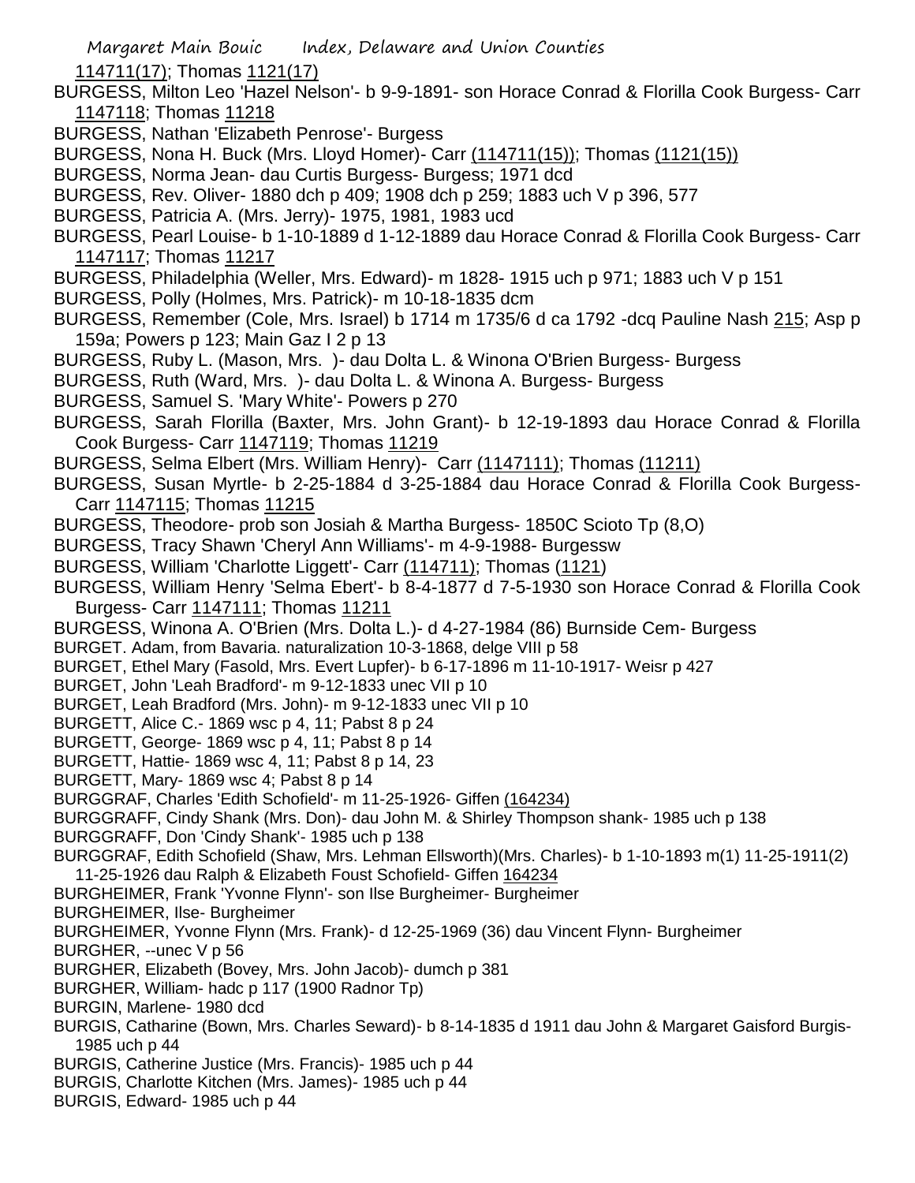114711(17); Thomas 1121(17)

BURGESS, Milton Leo 'Hazel Nelson'- b 9-9-1891- son Horace Conrad & Florilla Cook Burgess- Carr 1147118; Thomas 11218

BURGESS, Nathan 'Elizabeth Penrose'- Burgess

BURGESS, Nona H. Buck (Mrs. Lloyd Homer)- Carr (114711(15)); Thomas (1121(15))

BURGESS, Norma Jean- dau Curtis Burgess- Burgess; 1971 dcd

BURGESS, Rev. Oliver- 1880 dch p 409; 1908 dch p 259; 1883 uch V p 396, 577

BURGESS, Patricia A. (Mrs. Jerry)- 1975, 1981, 1983 ucd

BURGESS, Pearl Louise- b 1-10-1889 d 1-12-1889 dau Horace Conrad & Florilla Cook Burgess- Carr 1147117; Thomas 11217

BURGESS, Philadelphia (Weller, Mrs. Edward)- m 1828- 1915 uch p 971; 1883 uch V p 151

BURGESS, Polly (Holmes, Mrs. Patrick)- m 10-18-1835 dcm

BURGESS, Remember (Cole, Mrs. Israel) b 1714 m 1735/6 d ca 1792 -dcq Pauline Nash 215; Asp p 159a; Powers p 123; Main Gaz I 2 p 13

BURGESS, Ruby L. (Mason, Mrs. )- dau Dolta L. & Winona O'Brien Burgess- Burgess

BURGESS, Ruth (Ward, Mrs. )- dau Dolta L. & Winona A. Burgess- Burgess

BURGESS, Samuel S. 'Mary White'- Powers p 270

BURGESS, Sarah Florilla (Baxter, Mrs. John Grant)- b 12-19-1893 dau Horace Conrad & Florilla Cook Burgess- Carr 1147119; Thomas 11219

BURGESS, Selma Elbert (Mrs. William Henry)- Carr (1147111); Thomas (11211)

BURGESS, Susan Myrtle- b 2-25-1884 d 3-25-1884 dau Horace Conrad & Florilla Cook Burgess- Carr 1147115; Thomas 11215

BURGESS, Theodore- prob son Josiah & Martha Burgess- 1850C Scioto Tp (8,O)

BURGESS, Tracy Shawn 'Cheryl Ann Williams'- m 4-9-1988- Burgessw

BURGESS, William 'Charlotte Liggett'- Carr (114711); Thomas (1121)

BURGESS, William Henry 'Selma Ebert'- b 8-4-1877 d 7-5-1930 son Horace Conrad & Florilla Cook Burgess- Carr 1147111; Thomas 11211

BURGESS, Winona A. O'Brien (Mrs. Dolta L.)- d 4-27-1984 (86) Burnside Cem- Burgess

BURGET. Adam, from Bavaria. naturalization 10-3-1868, delge VIII p 58

BURGET, Ethel Mary (Fasold, Mrs. Evert Lupfer)- b 6-17-1896 m 11-10-1917- Weisr p 427

BURGET, John 'Leah Bradford'- m 9-12-1833 unec VII p 10

BURGET, Leah Bradford (Mrs. John)- m 9-12-1833 unec VII p 10

BURGETT, Alice C.- 1869 wsc p 4, 11; Pabst 8 p 24

BURGETT, George- 1869 wsc p 4, 11; Pabst 8 p 14

BURGETT, Hattie- 1869 wsc 4, 11; Pabst 8 p 14, 23

BURGETT, Mary- 1869 wsc 4; Pabst 8 p 14

BURGGRAF, Charles 'Edith Schofield'- m 11-25-1926- Giffen (164234)

BURGGRAFF, Cindy Shank (Mrs. Don)- dau John M. & Shirley Thompson shank- 1985 uch p 138

BURGGRAFF, Don 'Cindy Shank'- 1985 uch p 138

BURGGRAF, Edith Schofield (Shaw, Mrs. Lehman Ellsworth)(Mrs. Charles)- b 1-10-1893 m(1) 11-25-1911(2) 11-25-1926 dau Ralph & Elizabeth Foust Schofield- Giffen 164234

BURGHEIMER, Frank 'Yvonne Flynn'- son Ilse Burgheimer- Burgheimer

BURGHEIMER, Ilse- Burgheimer

BURGHEIMER, Yvonne Flynn (Mrs. Frank)- d 12-25-1969 (36) dau Vincent Flynn- Burgheimer

BURGHER, --unec V p 56

BURGHER, Elizabeth (Bovey, Mrs. John Jacob)- dumch p 381

BURGHER, William- hadc p 117 (1900 Radnor Tp)

BURGIN, Marlene- 1980 dcd

BURGIS, Catharine (Bown, Mrs. Charles Seward)- b 8-14-1835 d 1911 dau John & Margaret Gaisford Burgis- 1985 uch p 44

BURGIS, Catherine Justice (Mrs. Francis)- 1985 uch p 44

BURGIS, Charlotte Kitchen (Mrs. James)- 1985 uch p 44

BURGIS, Edward- 1985 uch p 44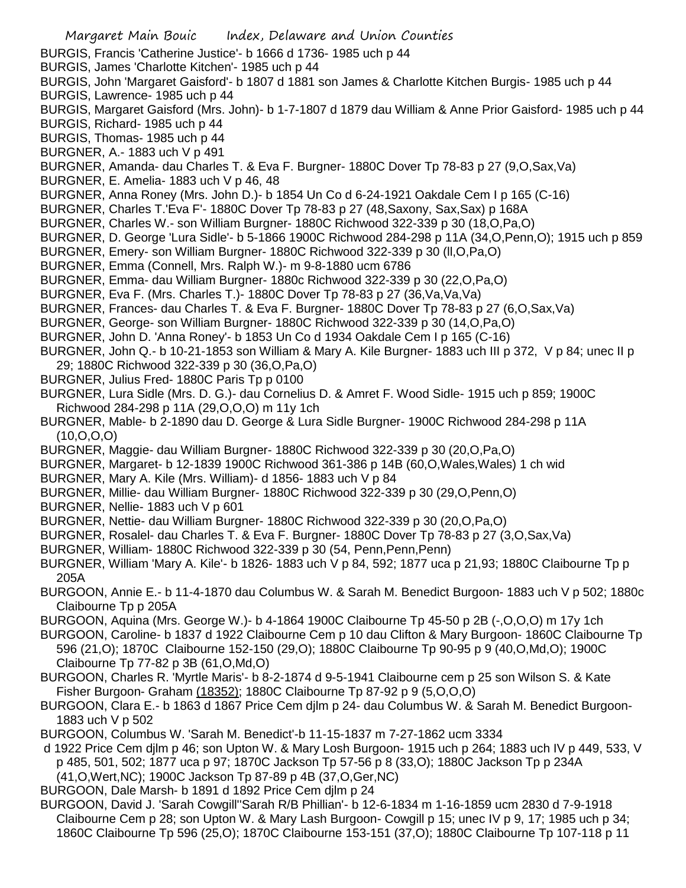BURGIS, Francis 'Catherine Justice'- b 1666 d 1736- 1985 uch p 44
BURGIS, James 'Charlotte Kitchen'- 1985 uch p 44
BURGIS, John 'Margaret Gaisford'- b 1807 d 1881 son James & Charlotte Kitchen Burgis- 1985 uch p 44
BURGIS, Lawrence- 1985 uch p 44
BURGIS, Margaret Gaisford (Mrs. John)- b 1-7-1807 d 1879 dau William & Anne Prior Gaisford- 1985 uch p 44
BURGIS, Richard- 1985 uch p 44
BURGIS, Thomas- 1985 uch p 44
BURGNER, A.- 1883 uch V p 491
BURGNER, Amanda- dau Charles T. & Eva F. Burgner- 1880C Dover Tp 78-83 p 27 (9,O,Sax,Va)
BURGNER, E. Amelia- 1883 uch V p 46, 48
BURGNER, Anna Roney (Mrs. John D.)- b 1854 Un Co d 6-24-1921 Oakdale Cem I p 165 (C-16)
BURGNER, Charles T.'Eva F'- 1880C Dover Tp 78-83 p 27 (48,Saxony, Sax,Sax) p 168A
BURGNER, Charles W.- son William Burgner- 1880C Richwood 322-339 p 30 (18,O,Pa,O)
BURGNER, D. George 'Lura Sidle'- b 5-1866 1900C Richwood 284-298 p 11A (34,O,Penn,O); 1915 uch p 859
BURGNER, Emery- son William Burgner- 1880C Richwood 322-339 p 30 (ll,O,Pa,O)
BURGNER, Emma (Connell, Mrs. Ralph W.)- m 9-8-1880 ucm 6786
BURGNER, Emma- dau William Burgner- 1880c Richwood 322-339 p 30 (22,O,Pa,O)
BURGNER, Eva F. (Mrs. Charles T.)- 1880C Dover Tp 78-83 p 27 (36,Va,Va,Va)
BURGNER, Frances- dau Charles T. & Eva F. Burgner- 1880C Dover Tp 78-83 p 27 (6,O,Sax,Va)
BURGNER, George- son William Burgner- 1880C Richwood 322-339 p 30 (14,O,Pa,O)
BURGNER, John D. 'Anna Roney'- b 1853 Un Co d 1934 Oakdale Cem I p 165 (C-16)
BURGNER, John Q.- b 10-21-1853 son William & Mary A. Kile Burgner- 1883 uch III p 372, V p 84; unec II p 29; 1880C Richwood 322-339 p 30 (36,O,Pa,O)
BURGNER, Julius Fred- 1880C Paris Tp p 0100
BURGNER, Lura Sidle (Mrs. D. G.)- dau Cornelius D. & Amret F. Wood Sidle- 1915 uch p 859; 1900C Richwood 284-298 p 11A (29,O,O,O) m 11y 1ch
BURGNER, Mable- b 2-1890 dau D. George & Lura Sidle Burgner- 1900C Richwood 284-298 p 11A (10,O,O,O)
BURGNER, Maggie- dau William Burgner- 1880C Richwood 322-339 p 30 (20,O,Pa,O)
BURGNER, Margaret- b 12-1839 1900C Richwood 361-386 p 14B (60,O,Wales,Wales) 1 ch wid
BURGNER, Mary A. Kile (Mrs. William)- d 1856- 1883 uch V p 84
BURGNER, Millie- dau William Burgner- 1880C Richwood 322-339 p 30 (29,O,Penn,O)
BURGNER, Nellie- 1883 uch V p 601
BURGNER, Nettie- dau William Burgner- 1880C Richwood 322-339 p 30 (20,O,Pa,O)
BURGNER, Rosalel- dau Charles T. & Eva F. Burgner- 1880C Dover Tp 78-83 p 27 (3,O,Sax,Va)
BURGNER, William- 1880C Richwood 322-339 p 30 (54, Penn,Penn,Penn)
BURGNER, William 'Mary A. Kile'- b 1826- 1883 uch V p 84, 592; 1877 uca p 21,93; 1880C Claibourne Tp p 205A
BURGOON, Annie E.- b 11-4-1870 dau Columbus W. & Sarah M. Benedict Burgoon- 1883 uch V p 502; 1880c Claibourne Tp p 205A
BURGOON, Aquina (Mrs. George W.)- b 4-1864 1900C Claibourne Tp 45-50 p 2B (-,O,O,O) m 17y 1ch
BURGOON, Caroline- b 1837 d 1922 Claibourne Cem p 10 dau Clifton & Mary Burgoon- 1860C Claibourne Tp 596 (21,O); 1870C Claibourne 152-150 (29,O); 1880C Claibourne Tp 90-95 p 9 (40,O,Md,O); 1900C Claibourne Tp 77-82 p 3B (61,O,Md,O)
BURGOON, Charles R. 'Myrtle Maris'- b 8-2-1874 d 9-5-1941 Claibourne cem p 25 son Wilson S. & Kate Fisher Burgoon- Graham (18352); 1880C Claibourne Tp 87-92 p 9 (5,O,O,O)
BURGOON, Clara E.- b 1863 d 1867 Price Cem djlm p 24- dau Columbus W. & Sarah M. Benedict Burgoon- 1883 uch V p 502
BURGOON, Columbus W. 'Sarah M. Benedict'-b 11-15-1837 m 7-27-1862 ucm 3334 d 1922 Price Cem djlm p 46; son Upton W. & Mary Losh Burgoon- 1915 uch p 264; 1883 uch IV p 449, 533, V p 485, 501, 502; 1877 uca p 97; 1870C Jackson Tp 57-56 p 8 (33,O); 1880C Jackson Tp p 234A (41,O,Wert,NC); 1900C Jackson Tp 87-89 p 4B (37,O,Ger,NC)
BURGOON, Dale Marsh- b 1891 d 1892 Price Cem djlm p 24
BURGOON, David J. 'Sarah Cowgill''Sarah R/B Phillian'- b 12-6-1834 m 1-16-1859 ucm 2830 d 7-9-1918 Claibourne Cem p 28; son Upton W. & Mary Lash Burgoon- Cowgill p 15; unec IV p 9, 17; 1985 uch p 34; 1860C Claibourne Tp 596 (25,O); 1870C Claibourne 153-151 (37,O); 1880C Claibourne Tp 107-118 p 11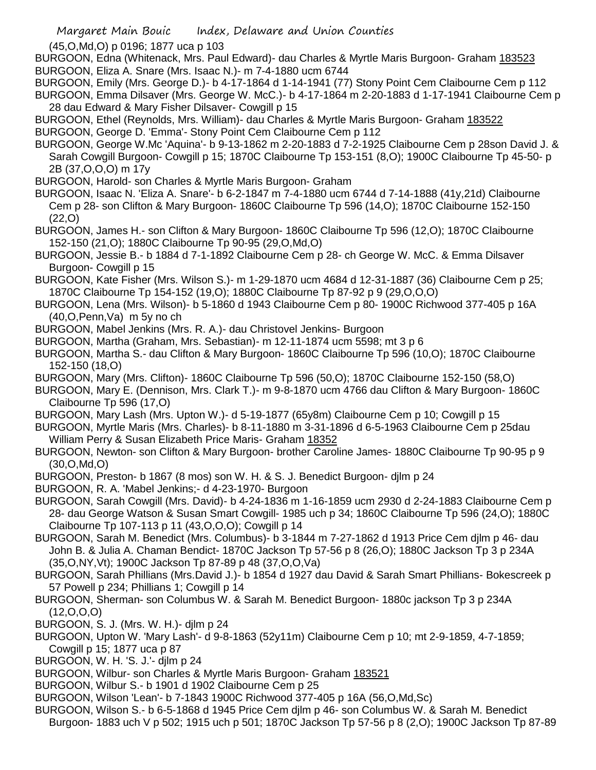(45,O,Md,O) p 0196; 1877 uca p 103

BURGOON, Edna (Whitenack, Mrs. Paul Edward)- dau Charles & Myrtle Maris Burgoon- Graham 183523

BURGOON, Eliza A. Snare (Mrs. Isaac N.)- m 7-4-1880 ucm 6744

BURGOON, Emily (Mrs. George D.)- b 4-17-1864 d 1-14-1941 (77) Stony Point Cem Claibourne Cem p 112

BURGOON, Emma Dilsaver (Mrs. George W. McC.)- b 4-17-1864 m 2-20-1883 d 1-17-1941 Claibourne Cem p 28 dau Edward & Mary Fisher Dilsaver- Cowgill p 15

BURGOON, Ethel (Reynolds, Mrs. William)- dau Charles & Myrtle Maris Burgoon- Graham 183522

BURGOON, George D. 'Emma'- Stony Point Cem Claibourne Cem p 112

BURGOON, George W.Mc 'Aquina'- b 9-13-1862 m 2-20-1883 d 7-2-1925 Claibourne Cem p 28son David J. & Sarah Cowgill Burgoon- Cowgill p 15; 1870C Claibourne Tp 153-151 (8,O); 1900C Claibourne Tp 45-50- p 2B (37,O,O,O) m 17y

BURGOON, Harold- son Charles & Myrtle Maris Burgoon- Graham

BURGOON, Isaac N. 'Eliza A. Snare'- b 6-2-1847 m 7-4-1880 ucm 6744 d 7-14-1888 (41y,21d) Claibourne Cem p 28- son Clifton & Mary Burgoon- 1860C Claibourne Tp 596 (14,O); 1870C Claibourne 152-150 (22,O)

BURGOON, James H.- son Clifton & Mary Burgoon- 1860C Claibourne Tp 596 (12,O); 1870C Claibourne 152-150 (21,O); 1880C Claibourne Tp 90-95 (29,O,Md,O)

BURGOON, Jessie B.- b 1884 d 7-1-1892 Claibourne Cem p 28- ch George W. McC. & Emma Dilsaver Burgoon- Cowgill p 15

BURGOON, Kate Fisher (Mrs. Wilson S.)- m 1-29-1870 ucm 4684 d 12-31-1887 (36) Claibourne Cem p 25; 1870C Claibourne Tp 154-152 (19,O); 1880C Claibourne Tp 87-92 p 9 (29,O,O,O)

BURGOON, Lena (Mrs. Wilson)- b 5-1860 d 1943 Claibourne Cem p 80- 1900C Richwood 377-405 p 16A (40,O,Penn,Va) m 5y no ch

BURGOON, Mabel Jenkins (Mrs. R. A.)- dau Christovel Jenkins- Burgoon

BURGOON, Martha (Graham, Mrs. Sebastian)- m 12-11-1874 ucm 5598; mt 3 p 6

BURGOON, Martha S.- dau Clifton & Mary Burgoon- 1860C Claibourne Tp 596 (10,O); 1870C Claibourne 152-150 (18,O)

BURGOON, Mary (Mrs. Clifton)- 1860C Claibourne Tp 596 (50,O); 1870C Claibourne 152-150 (58,O)

BURGOON, Mary E. (Dennison, Mrs. Clark T.)- m 9-8-1870 ucm 4766 dau Clifton & Mary Burgoon- 1860C Claibourne Tp 596 (17,O)

BURGOON, Mary Lash (Mrs. Upton W.)- d 5-19-1877 (65y8m) Claibourne Cem p 10; Cowgill p 15

BURGOON, Myrtle Maris (Mrs. Charles)- b 8-11-1880 m 3-31-1896 d 6-5-1963 Claibourne Cem p 25dau William Perry & Susan Elizabeth Price Maris- Graham 18352

BURGOON, Newton- son Clifton & Mary Burgoon- brother Caroline James- 1880C Claibourne Tp 90-95 p 9 (30,O,Md,O)

BURGOON, Preston- b 1867 (8 mos) son W. H. & S. J. Benedict Burgoon- djlm p 24

BURGOON, R. A. 'Mabel Jenkins;- d 4-23-1970- Burgoon

BURGOON, Sarah Cowgill (Mrs. David)- b 4-24-1836 m 1-16-1859 ucm 2930 d 2-24-1883 Claibourne Cem p 28- dau George Watson & Susan Smart Cowgill- 1985 uch p 34; 1860C Claibourne Tp 596 (24,O); 1880C Claibourne Tp 107-113 p 11 (43,O,O,O); Cowgill p 14

BURGOON, Sarah M. Benedict (Mrs. Columbus)- b 3-1844 m 7-27-1862 d 1913 Price Cem djlm p 46- dau John B. & Julia A. Chaman Bendict- 1870C Jackson Tp 57-56 p 8 (26,O); 1880C Jackson Tp 3 p 234A (35,O,NY,Vt); 1900C Jackson Tp 87-89 p 48 (37,O,O,Va)

BURGOON, Sarah Phillians (Mrs.David J.)- b 1854 d 1927 dau David & Sarah Smart Phillians- Bokescreek p 57 Powell p 234; Phillians 1; Cowgill p 14

BURGOON, Sherman- son Columbus W. & Sarah M. Benedict Burgoon- 1880c jackson Tp 3 p 234A (12,O,O,O)

BURGOON, S. J. (Mrs. W. H.)- djlm p 24

BURGOON, Upton W. 'Mary Lash'- d 9-8-1863 (52y11m) Claibourne Cem p 10; mt 2-9-1859, 4-7-1859; Cowgill p 15; 1877 uca p 87

BURGOON, W. H. 'S. J.'- djlm p 24

BURGOON, Wilbur- son Charles & Myrtle Maris Burgoon- Graham 183521

BURGOON, Wilbur S.- b 1901 d 1902 Claibourne Cem p 25

BURGOON, Wilson 'Lean'- b 7-1843 1900C Richwood 377-405 p 16A (56,O,Md,Sc)

BURGOON, Wilson S.- b 6-5-1868 d 1945 Price Cem djlm p 46- son Columbus W. & Sarah M. Benedict Burgoon- 1883 uch V p 502; 1915 uch p 501; 1870C Jackson Tp 57-56 p 8 (2,O); 1900C Jackson Tp 87-89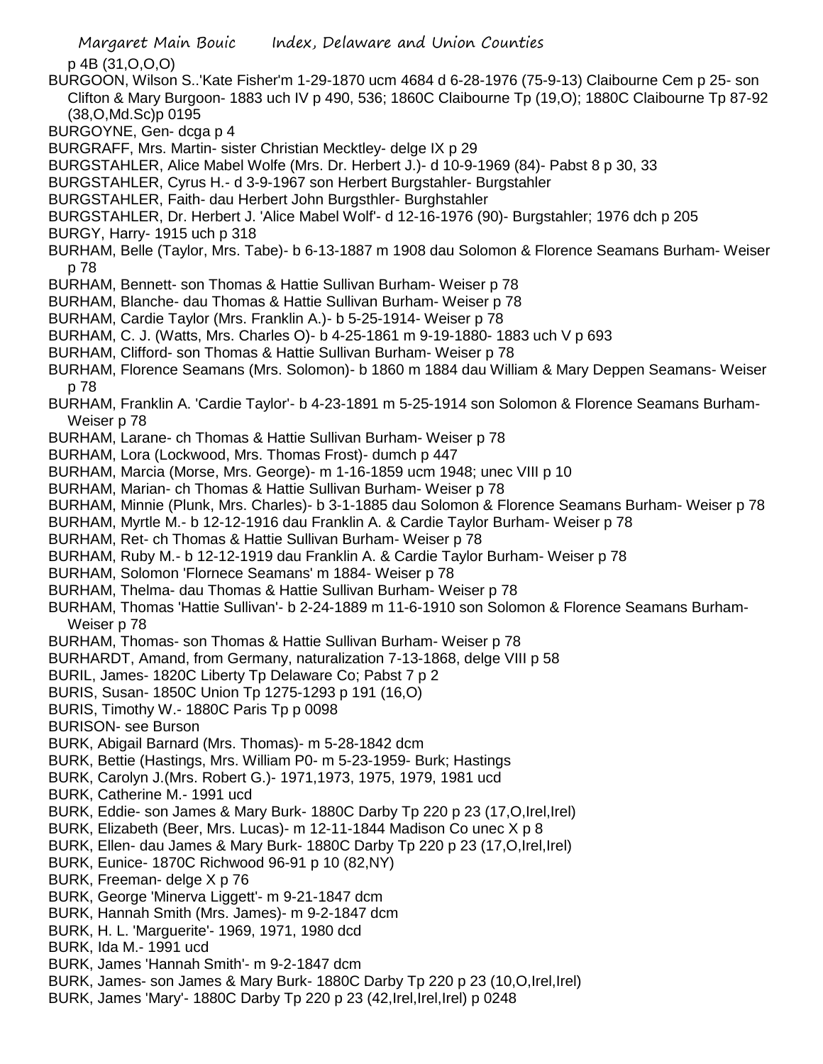p 4B (31,O,O,O)

BURGOON, Wilson S..'Kate Fisher'm 1-29-1870 ucm 4684 d 6-28-1976 (75-9-13) Claibourne Cem p 25- son Clifton & Mary Burgoon- 1883 uch IV p 490, 536; 1860C Claibourne Tp (19,O); 1880C Claibourne Tp 87-92 (38,O,Md.Sc)p 0195

BURGOYNE, Gen- dcga p 4

BURGRAFF, Mrs. Martin- sister Christian Mecktley- delge IX p 29

BURGSTAHLER, Alice Mabel Wolfe (Mrs. Dr. Herbert J.)- d 10-9-1969 (84)- Pabst 8 p 30, 33

BURGSTAHLER, Cyrus H.- d 3-9-1967 son Herbert Burgstahler- Burgstahler

BURGSTAHLER, Faith- dau Herbert John Burgsthler- Burghstahler

BURGSTAHLER, Dr. Herbert J. 'Alice Mabel Wolf'- d 12-16-1976 (90)- Burgstahler; 1976 dch p 205

BURGY, Harry- 1915 uch p 318

BURHAM, Belle (Taylor, Mrs. Tabe)- b 6-13-1887 m 1908 dau Solomon & Florence Seamans Burham- Weiser p 78

BURHAM, Bennett- son Thomas & Hattie Sullivan Burham- Weiser p 78

BURHAM, Blanche- dau Thomas & Hattie Sullivan Burham- Weiser p 78

BURHAM, Cardie Taylor (Mrs. Franklin A.)- b 5-25-1914- Weiser p 78

BURHAM, C. J. (Watts, Mrs. Charles O)- b 4-25-1861 m 9-19-1880- 1883 uch V p 693

BURHAM, Clifford- son Thomas & Hattie Sullivan Burham- Weiser p 78

BURHAM, Florence Seamans (Mrs. Solomon)- b 1860 m 1884 dau William & Mary Deppen Seamans- Weiser p 78

BURHAM, Franklin A. 'Cardie Taylor'- b 4-23-1891 m 5-25-1914 son Solomon & Florence Seamans Burham- Weiser p 78

BURHAM, Larane- ch Thomas & Hattie Sullivan Burham- Weiser p 78

BURHAM, Lora (Lockwood, Mrs. Thomas Frost)- dumch p 447

BURHAM, Marcia (Morse, Mrs. George)- m 1-16-1859 ucm 1948; unec VIII p 10

BURHAM, Marian- ch Thomas & Hattie Sullivan Burham- Weiser p 78

BURHAM, Minnie (Plunk, Mrs. Charles)- b 3-1-1885 dau Solomon & Florence Seamans Burham- Weiser p 78

BURHAM, Myrtle M.- b 12-12-1916 dau Franklin A. & Cardie Taylor Burham- Weiser p 78

BURHAM, Ret- ch Thomas & Hattie Sullivan Burham- Weiser p 78

BURHAM, Ruby M.- b 12-12-1919 dau Franklin A. & Cardie Taylor Burham- Weiser p 78

BURHAM, Solomon 'Flornece Seamans' m 1884- Weiser p 78

BURHAM, Thelma- dau Thomas & Hattie Sullivan Burham- Weiser p 78

BURHAM, Thomas 'Hattie Sullivan'- b 2-24-1889 m 11-6-1910 son Solomon & Florence Seamans Burham- Weiser p 78

BURHAM, Thomas- son Thomas & Hattie Sullivan Burham- Weiser p 78

BURHARDT, Amand, from Germany, naturalization 7-13-1868, delge VIII p 58

BURIL, James- 1820C Liberty Tp Delaware Co; Pabst 7 p 2

BURIS, Susan- 1850C Union Tp 1275-1293 p 191 (16,O)

BURIS, Timothy W.- 1880C Paris Tp p 0098

BURISON- see Burson

BURK, Abigail Barnard (Mrs. Thomas)- m 5-28-1842 dcm

BURK, Bettie (Hastings, Mrs. William P0- m 5-23-1959- Burk; Hastings

BURK, Carolyn J.(Mrs. Robert G.)- 1971,1973, 1975, 1979, 1981 ucd

BURK, Catherine M.- 1991 ucd

BURK, Eddie- son James & Mary Burk- 1880C Darby Tp 220 p 23 (17,O,Irel,Irel)

BURK, Elizabeth (Beer, Mrs. Lucas)- m 12-11-1844 Madison Co unec X p 8

BURK, Ellen- dau James & Mary Burk- 1880C Darby Tp 220 p 23 (17,O,Irel,Irel)

BURK, Eunice- 1870C Richwood 96-91 p 10 (82,NY)

BURK, Freeman- delge X p 76

BURK, George 'Minerva Liggett'- m 9-21-1847 dcm

BURK, Hannah Smith (Mrs. James)- m 9-2-1847 dcm

BURK, H. L. 'Marguerite'- 1969, 1971, 1980 dcd

BURK, Ida M.- 1991 ucd

BURK, James 'Hannah Smith'- m 9-2-1847 dcm

BURK, James- son James & Mary Burk- 1880C Darby Tp 220 p 23 (10,O,Irel,Irel)

BURK, James 'Mary'- 1880C Darby Tp 220 p 23 (42,Irel,Irel,Irel) p 0248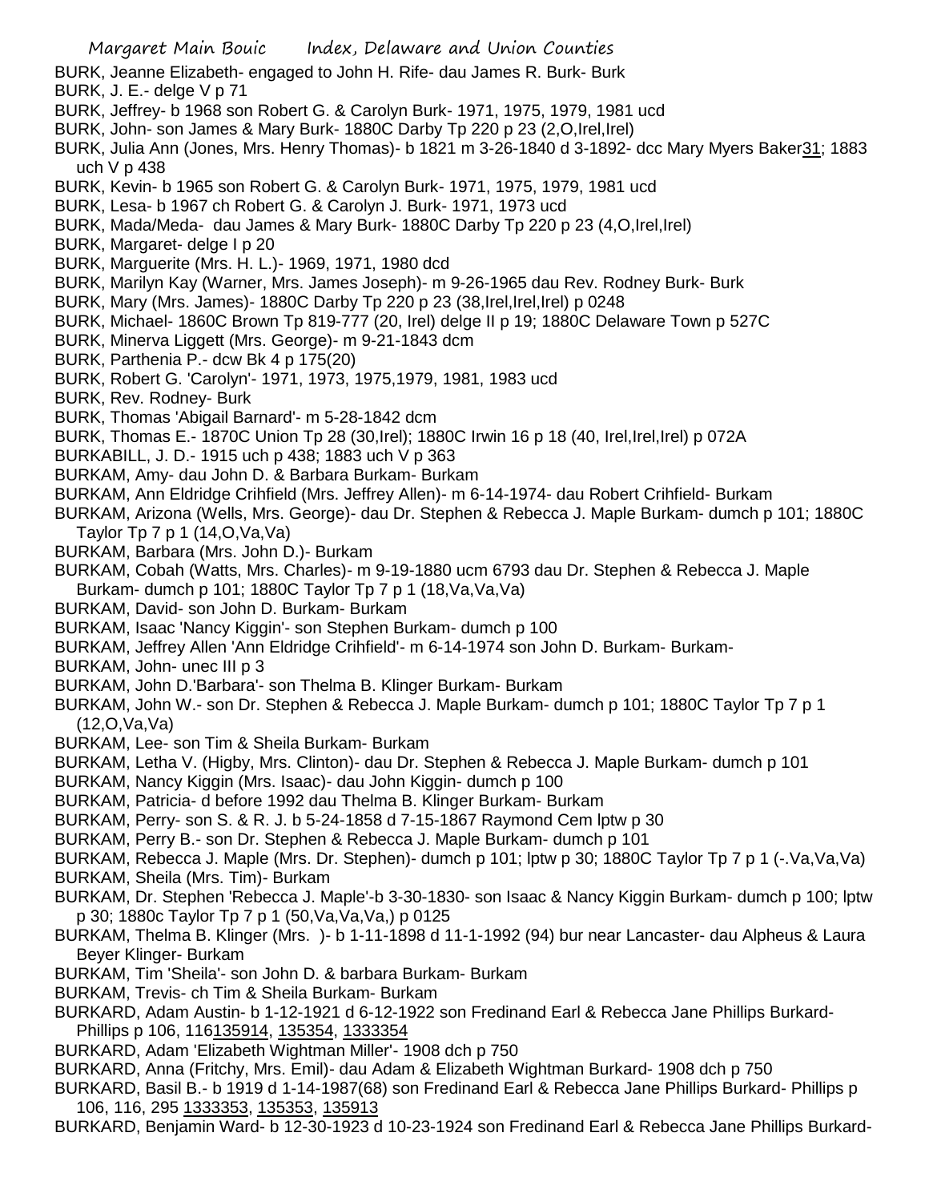BURK, Jeanne Elizabeth- engaged to John H. Rife- dau James R. Burk- Burk
BURK, J. E.- delge V p 71
BURK, Jeffrey- b 1968 son Robert G. & Carolyn Burk- 1971, 1975, 1979, 1981 ucd
BURK, John- son James & Mary Burk- 1880C Darby Tp 220 p 23 (2,O,Irel,Irel)
BURK, Julia Ann (Jones, Mrs. Henry Thomas)- b 1821 m 3-26-1840 d 3-1892- dcc Mary Myers Baker31; 1883 uch V p 438
BURK, Kevin- b 1965 son Robert G. & Carolyn Burk- 1971, 1975, 1979, 1981 ucd
BURK, Lesa- b 1967 ch Robert G. & Carolyn J. Burk- 1971, 1973 ucd
BURK, Mada/Meda- dau James & Mary Burk- 1880C Darby Tp 220 p 23 (4,O,Irel,Irel)
BURK, Margaret- delge I p 20
BURK, Marguerite (Mrs. H. L.)- 1969, 1971, 1980 dcd
BURK, Marilyn Kay (Warner, Mrs. James Joseph)- m 9-26-1965 dau Rev. Rodney Burk- Burk
BURK, Mary (Mrs. James)- 1880C Darby Tp 220 p 23 (38,Irel,Irel,Irel) p 0248
BURK, Michael- 1860C Brown Tp 819-777 (20, Irel) delge II p 19; 1880C Delaware Town p 527C
BURK, Minerva Liggett (Mrs. George)- m 9-21-1843 dcm
BURK, Parthenia P.- dcw Bk 4 p 175(20)
BURK, Robert G. 'Carolyn'- 1971, 1973, 1975,1979, 1981, 1983 ucd
BURK, Rev. Rodney- Burk
BURK, Thomas 'Abigail Barnard'- m 5-28-1842 dcm
BURK, Thomas E.- 1870C Union Tp 28 (30,Irel); 1880C Irwin 16 p 18 (40, Irel,Irel,Irel) p 072A
BURKABILL, J. D.- 1915 uch p 438; 1883 uch V p 363
BURKAM, Amy- dau John D. & Barbara Burkam- Burkam
BURKAM, Ann Eldridge Crihfield (Mrs. Jeffrey Allen)- m 6-14-1974- dau Robert Crihfield- Burkam
BURKAM, Arizona (Wells, Mrs. George)- dau Dr. Stephen & Rebecca J. Maple Burkam- dumch p 101; 1880C Taylor Tp 7 p 1 (14,O,Va,Va)
BURKAM, Barbara (Mrs. John D.)- Burkam
BURKAM, Cobah (Watts, Mrs. Charles)- m 9-19-1880 ucm 6793 dau Dr. Stephen & Rebecca J. Maple Burkam- dumch p 101; 1880C Taylor Tp 7 p 1 (18,Va,Va,Va)
BURKAM, David- son John D. Burkam- Burkam
BURKAM, Isaac 'Nancy Kiggin'- son Stephen Burkam- dumch p 100
BURKAM, Jeffrey Allen 'Ann Eldridge Crihfield'- m 6-14-1974 son John D. Burkam- Burkam-
BURKAM, John- unec III p 3
BURKAM, John D.'Barbara'- son Thelma B. Klinger Burkam- Burkam
BURKAM, John W.- son Dr. Stephen & Rebecca J. Maple Burkam- dumch p 101; 1880C Taylor Tp 7 p 1 (12,O,Va,Va)
BURKAM, Lee- son Tim & Sheila Burkam- Burkam
BURKAM, Letha V. (Higby, Mrs. Clinton)- dau Dr. Stephen & Rebecca J. Maple Burkam- dumch p 101
BURKAM, Nancy Kiggin (Mrs. Isaac)- dau John Kiggin- dumch p 100
BURKAM, Patricia- d before 1992 dau Thelma B. Klinger Burkam- Burkam
BURKAM, Perry- son S. & R. J. b 5-24-1858 d 7-15-1867 Raymond Cem lptw p 30
BURKAM, Perry B.- son Dr. Stephen & Rebecca J. Maple Burkam- dumch p 101
BURKAM, Rebecca J. Maple (Mrs. Dr. Stephen)- dumch p 101; lptw p 30; 1880C Taylor Tp 7 p 1 (-.Va,Va,Va)
BURKAM, Sheila (Mrs. Tim)- Burkam
BURKAM, Dr. Stephen 'Rebecca J. Maple'-b 3-30-1830- son Isaac & Nancy Kiggin Burkam- dumch p 100; lptw p 30; 1880c Taylor Tp 7 p 1 (50,Va,Va,Va,) p 0125
BURKAM, Thelma B. Klinger (Mrs. )- b 1-11-1898 d 11-1-1992 (94) bur near Lancaster- dau Alpheus & Laura Beyer Klinger- Burkam
BURKAM, Tim 'Sheila'- son John D. & barbara Burkam- Burkam
BURKAM, Trevis- ch Tim & Sheila Burkam- Burkam
BURKARD, Adam Austin- b 1-12-1921 d 6-12-1922 son Fredinand Earl & Rebecca Jane Phillips Burkard- Phillips p 106, 116135914, 135354, 1333354
BURKARD, Adam 'Elizabeth Wightman Miller'- 1908 dch p 750
BURKARD, Anna (Fritchy, Mrs. Emil)- dau Adam & Elizabeth Wightman Burkard- 1908 dch p 750
BURKARD, Basil B.- b 1919 d 1-14-1987(68) son Fredinand Earl & Rebecca Jane Phillips Burkard- Phillips p 106, 116, 295 1333353, 135353, 135913
BURKARD, Benjamin Ward- b 12-30-1923 d 10-23-1924 son Fredinand Earl & Rebecca Jane Phillips Burkard-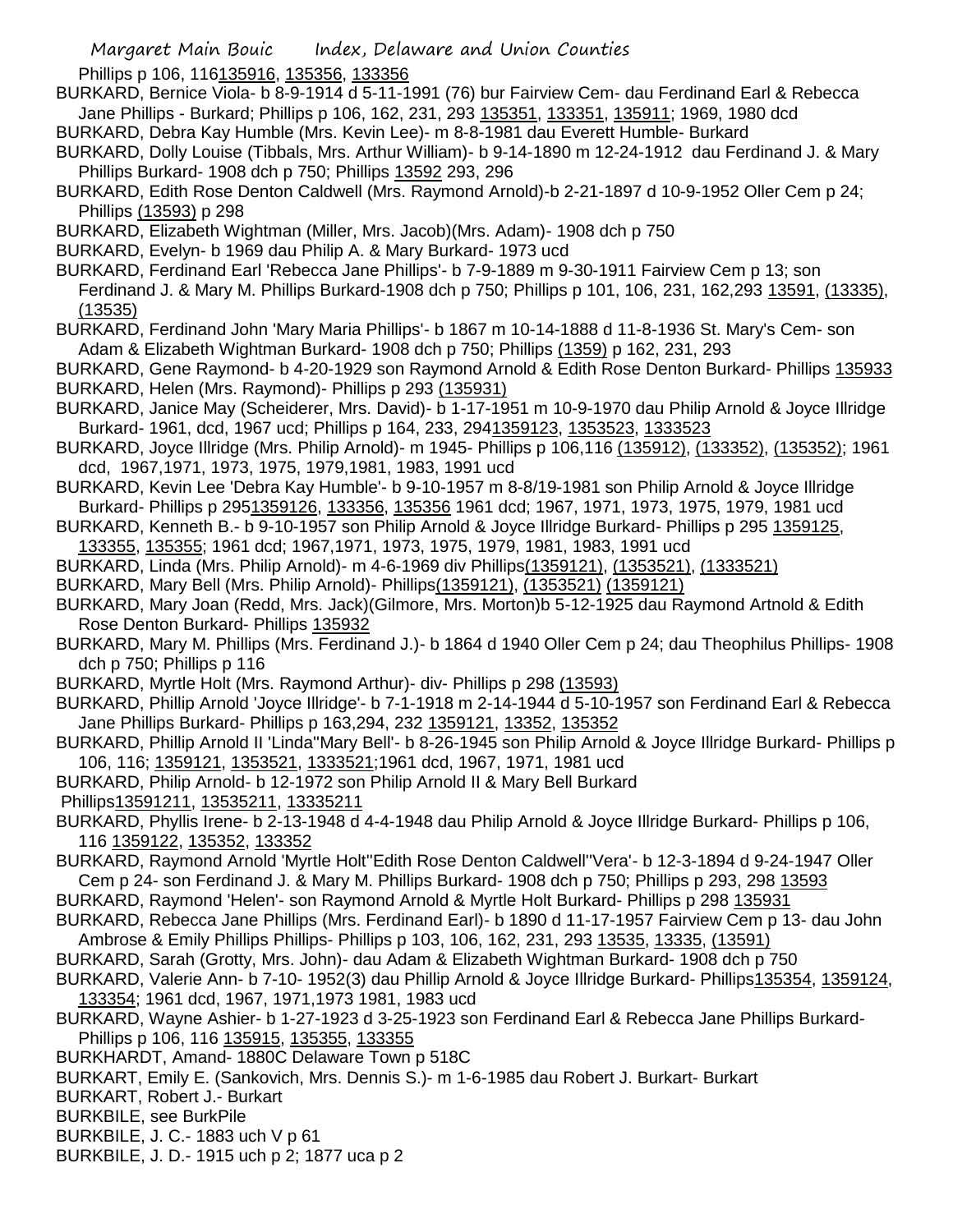Phillips p 106, 116135916, 135356, 133356

BURKARD, Bernice Viola- b 8-9-1914 d 5-11-1991 (76) bur Fairview Cem- dau Ferdinand Earl & Rebecca Jane Phillips - Burkard; Phillips p 106, 162, 231, 293 135351, 133351, 135911; 1969, 1980 dcd

BURKARD, Debra Kay Humble (Mrs. Kevin Lee)- m 8-8-1981 dau Everett Humble- Burkard

BURKARD, Dolly Louise (Tibbals, Mrs. Arthur William)- b 9-14-1890 m 12-24-1912 dau Ferdinand J. & Mary Phillips Burkard- 1908 dch p 750; Phillips 13592 293, 296

BURKARD, Edith Rose Denton Caldwell (Mrs. Raymond Arnold)-b 2-21-1897 d 10-9-1952 Oller Cem p 24; Phillips (13593) p 298

BURKARD, Elizabeth Wightman (Miller, Mrs. Jacob)(Mrs. Adam)- 1908 dch p 750

BURKARD, Evelyn- b 1969 dau Philip A. & Mary Burkard- 1973 ucd

BURKARD, Ferdinand Earl 'Rebecca Jane Phillips'- b 7-9-1889 m 9-30-1911 Fairview Cem p 13; son Ferdinand J. & Mary M. Phillips Burkard-1908 dch p 750; Phillips p 101, 106, 231, 162,293 13591, (13335), (13535)

BURKARD, Ferdinand John 'Mary Maria Phillips'- b 1867 m 10-14-1888 d 11-8-1936 St. Mary's Cem- son Adam & Elizabeth Wightman Burkard- 1908 dch p 750; Phillips (1359) p 162, 231, 293

BURKARD, Gene Raymond- b 4-20-1929 son Raymond Arnold & Edith Rose Denton Burkard- Phillips 135933

BURKARD, Helen (Mrs. Raymond)- Phillips p 293 (135931)

BURKARD, Janice May (Scheiderer, Mrs. David)- b 1-17-1951 m 10-9-1970 dau Philip Arnold & Joyce Illridge Burkard- 1961, dcd, 1967 ucd; Phillips p 164, 233, 2941359123, 1353523, 1333523

BURKARD, Joyce Illridge (Mrs. Philip Arnold)- m 1945- Phillips p 106,116 (135912), (133352), (135352); 1961 dcd, 1967,1971, 1973, 1975, 1979,1981, 1983, 1991 ucd

BURKARD, Kevin Lee 'Debra Kay Humble'- b 9-10-1957 m 8-8/19-1981 son Philip Arnold & Joyce Illridge Burkard- Phillips p 2951359126, 133356, 135356 1961 dcd; 1967, 1971, 1973, 1975, 1979, 1981 ucd

BURKARD, Kenneth B.- b 9-10-1957 son Philip Arnold & Joyce Illridge Burkard- Phillips p 295 1359125, 133355, 135355; 1961 dcd; 1967,1971, 1973, 1975, 1979, 1981, 1983, 1991 ucd

BURKARD, Linda (Mrs. Philip Arnold)- m 4-6-1969 div Phillips(1359121), (1353521), (1333521)

BURKARD, Mary Bell (Mrs. Philip Arnold)- Phillips(1359121), (1353521) (1359121)

BURKARD, Mary Joan (Redd, Mrs. Jack)(Gilmore, Mrs. Morton)b 5-12-1925 dau Raymond Artnold & Edith Rose Denton Burkard- Phillips 135932

BURKARD, Mary M. Phillips (Mrs. Ferdinand J.)- b 1864 d 1940 Oller Cem p 24; dau Theophilus Phillips- 1908 dch p 750; Phillips p 116

BURKARD, Myrtle Holt (Mrs. Raymond Arthur)- div- Phillips p 298 (13593)

BURKARD, Phillip Arnold 'Joyce Illridge'- b 7-1-1918 m 2-14-1944 d 5-10-1957 son Ferdinand Earl & Rebecca Jane Phillips Burkard- Phillips p 163,294, 232 1359121, 13352, 135352

BURKARD, Phillip Arnold II 'Linda''Mary Bell'- b 8-26-1945 son Philip Arnold & Joyce Illridge Burkard- Phillips p 106, 116; 1359121, 1353521, 1333521;1961 dcd, 1967, 1971, 1981 ucd

BURKARD, Philip Arnold- b 12-1972 son Philip Arnold II & Mary Bell Burkard Phillips13591211, 13535211, 13335211

BURKARD, Phyllis Irene- b 2-13-1948 d 4-4-1948 dau Philip Arnold & Joyce Illridge Burkard- Phillips p 106, 116 1359122, 135352, 133352

BURKARD, Raymond Arnold 'Myrtle Holt''Edith Rose Denton Caldwell''Vera'- b 12-3-1894 d 9-24-1947 Oller Cem p 24- son Ferdinand J. & Mary M. Phillips Burkard- 1908 dch p 750; Phillips p 293, 298 13593

BURKARD, Raymond 'Helen'- son Raymond Arnold & Myrtle Holt Burkard- Phillips p 298 135931

BURKARD, Rebecca Jane Phillips (Mrs. Ferdinand Earl)- b 1890 d 11-17-1957 Fairview Cem p 13- dau John Ambrose & Emily Phillips Phillips- Phillips p 103, 106, 162, 231, 293 13535, 13335, (13591)

BURKARD, Sarah (Grotty, Mrs. John)- dau Adam & Elizabeth Wightman Burkard- 1908 dch p 750

BURKARD, Valerie Ann- b 7-10- 1952(3) dau Phillip Arnold & Joyce Illridge Burkard- Phillips135354, 1359124, 133354; 1961 dcd, 1967, 1971,1973 1981, 1983 ucd

BURKARD, Wayne Ashier- b 1-27-1923 d 3-25-1923 son Ferdinand Earl & Rebecca Jane Phillips Burkard- Phillips p 106, 116 135915, 135355, 133355

BURKHARDT, Amand- 1880C Delaware Town p 518C

BURKART, Emily E. (Sankovich, Mrs. Dennis S.)- m 1-6-1985 dau Robert J. Burkart- Burkart

BURKART, Robert J.- Burkart

BURKBILE, see BurkPile

BURKBILE, J. C.- 1883 uch V p 61

BURKBILE, J. D.- 1915 uch p 2; 1877 uca p 2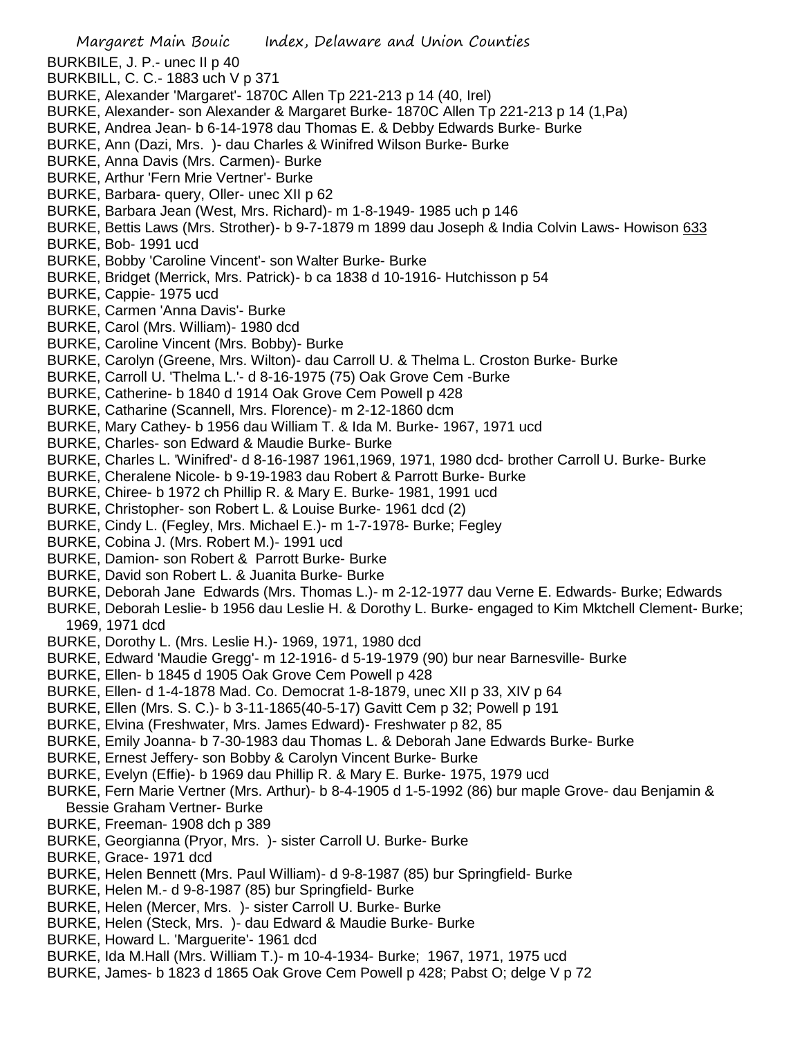BURKBILE, J. P.- unec II p 40
BURKBILL, C. C.- 1883 uch V p 371
BURKE, Alexander 'Margaret'- 1870C Allen Tp 221-213 p 14 (40, Irel)
BURKE, Alexander- son Alexander & Margaret Burke- 1870C Allen Tp 221-213 p 14 (1,Pa)
BURKE, Andrea Jean- b 6-14-1978 dau Thomas E. & Debby Edwards Burke- Burke
BURKE, Ann (Dazi, Mrs. )- dau Charles & Winifred Wilson Burke- Burke
BURKE, Anna Davis (Mrs. Carmen)- Burke
BURKE, Arthur 'Fern Mrie Vertner'- Burke
BURKE, Barbara- query, Oller- unec XII p 62
BURKE, Barbara Jean (West, Mrs. Richard)- m 1-8-1949- 1985 uch p 146
BURKE, Bettis Laws (Mrs. Strother)- b 9-7-1879 m 1899 dau Joseph & India Colvin Laws- Howison 633
BURKE, Bob- 1991 ucd
BURKE, Bobby 'Caroline Vincent'- son Walter Burke- Burke
BURKE, Bridget (Merrick, Mrs. Patrick)- b ca 1838 d 10-1916- Hutchisson p 54
BURKE, Cappie- 1975 ucd
BURKE, Carmen 'Anna Davis'- Burke
BURKE, Carol (Mrs. William)- 1980 dcd
BURKE, Caroline Vincent (Mrs. Bobby)- Burke
BURKE, Carolyn (Greene, Mrs. Wilton)- dau Carroll U. & Thelma L. Croston Burke- Burke
BURKE, Carroll U. 'Thelma L.'- d 8-16-1975 (75) Oak Grove Cem -Burke
BURKE, Catherine- b 1840 d 1914 Oak Grove Cem Powell p 428
BURKE, Catharine (Scannell, Mrs. Florence)- m 2-12-1860 dcm
BURKE, Mary Cathey- b 1956 dau William T. & Ida M. Burke- 1967, 1971 ucd
BURKE, Charles- son Edward & Maudie Burke- Burke
BURKE, Charles L. 'Winifred'- d 8-16-1987 1961,1969, 1971, 1980 dcd- brother Carroll U. Burke- Burke
BURKE, Cheralene Nicole- b 9-19-1983 dau Robert & Parrott Burke- Burke
BURKE, Chiree- b 1972 ch Phillip R. & Mary E. Burke- 1981, 1991 ucd
BURKE, Christopher- son Robert L. & Louise Burke- 1961 dcd (2)
BURKE, Cindy L. (Fegley, Mrs. Michael E.)- m 1-7-1978- Burke; Fegley
BURKE, Cobina J. (Mrs. Robert M.)- 1991 ucd
BURKE, Damion- son Robert & Parrott Burke- Burke
BURKE, David son Robert L. & Juanita Burke- Burke
BURKE, Deborah Jane Edwards (Mrs. Thomas L.)- m 2-12-1977 dau Verne E. Edwards- Burke; Edwards
BURKE, Deborah Leslie- b 1956 dau Leslie H. & Dorothy L. Burke- engaged to Kim Mktchell Clement- Burke; 1969, 1971 dcd
BURKE, Dorothy L. (Mrs. Leslie H.)- 1969, 1971, 1980 dcd
BURKE, Edward 'Maudie Gregg'- m 12-1916- d 5-19-1979 (90) bur near Barnesville- Burke
BURKE, Ellen- b 1845 d 1905 Oak Grove Cem Powell p 428
BURKE, Ellen- d 1-4-1878 Mad. Co. Democrat 1-8-1879, unec XII p 33, XIV p 64
BURKE, Ellen (Mrs. S. C.)- b 3-11-1865(40-5-17) Gavitt Cem p 32; Powell p 191
BURKE, Elvina (Freshwater, Mrs. James Edward)- Freshwater p 82, 85
BURKE, Emily Joanna- b 7-30-1983 dau Thomas L. & Deborah Jane Edwards Burke- Burke
BURKE, Ernest Jeffery- son Bobby & Carolyn Vincent Burke- Burke
BURKE, Evelyn (Effie)- b 1969 dau Phillip R. & Mary E. Burke- 1975, 1979 ucd
BURKE, Fern Marie Vertner (Mrs. Arthur)- b 8-4-1905 d 1-5-1992 (86) bur maple Grove- dau Benjamin & Bessie Graham Vertner- Burke
BURKE, Freeman- 1908 dch p 389
BURKE, Georgianna (Pryor, Mrs. )- sister Carroll U. Burke- Burke
BURKE, Grace- 1971 dcd
BURKE, Helen Bennett (Mrs. Paul William)- d 9-8-1987 (85) bur Springfield- Burke
BURKE, Helen M.- d 9-8-1987 (85) bur Springfield- Burke
BURKE, Helen (Mercer, Mrs. )- sister Carroll U. Burke- Burke
BURKE, Helen (Steck, Mrs. )- dau Edward & Maudie Burke- Burke
BURKE, Howard L. 'Marguerite'- 1961 dcd
BURKE, Ida M.Hall (Mrs. William T.)- m 10-4-1934- Burke; 1967, 1971, 1975 ucd
BURKE, James- b 1823 d 1865 Oak Grove Cem Powell p 428; Pabst O; delge V p 72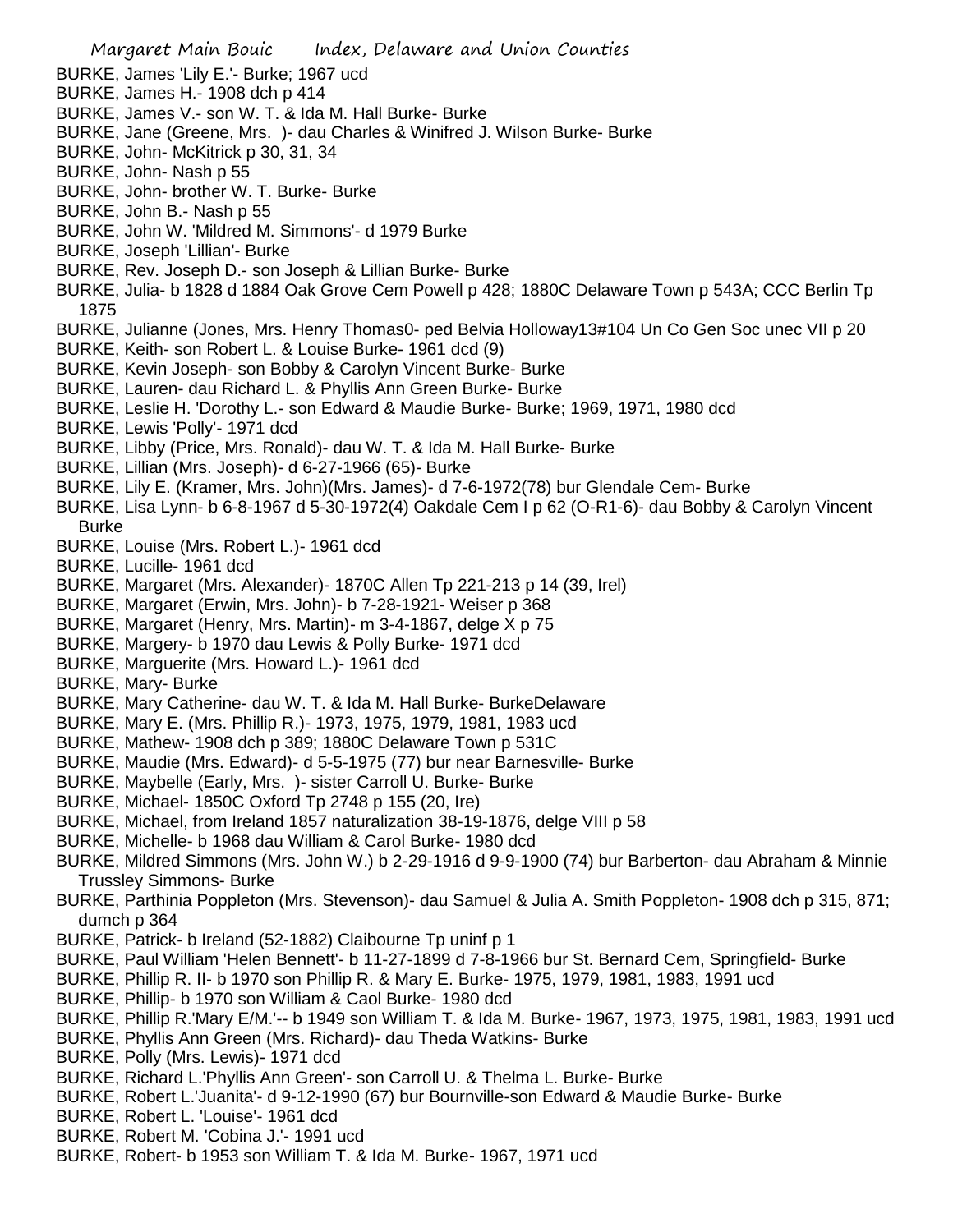BURKE, James 'Lily E.'- Burke; 1967 ucd
BURKE, James H.- 1908 dch p 414
BURKE, James V.- son W. T. & Ida M. Hall Burke- Burke
BURKE, Jane (Greene, Mrs. )- dau Charles & Winifred J. Wilson Burke- Burke
BURKE, John- McKitrick p 30, 31, 34
BURKE, John- Nash p 55
BURKE, John- brother W. T. Burke- Burke
BURKE, John B.- Nash p 55
BURKE, John W. 'Mildred M. Simmons'- d 1979 Burke
BURKE, Joseph 'Lillian'- Burke
BURKE, Rev. Joseph D.- son Joseph & Lillian Burke- Burke
BURKE, Julia- b 1828 d 1884 Oak Grove Cem Powell p 428; 1880C Delaware Town p 543A; CCC Berlin Tp 1875
BURKE, Julianne (Jones, Mrs. Henry Thomas0- ped Belvia Holloway13#104 Un Co Gen Soc unec VII p 20
BURKE, Keith- son Robert L. & Louise Burke- 1961 dcd (9)
BURKE, Kevin Joseph- son Bobby & Carolyn Vincent Burke- Burke
BURKE, Lauren- dau Richard L. & Phyllis Ann Green Burke- Burke
BURKE, Leslie H. 'Dorothy L.- son Edward & Maudie Burke- Burke; 1969, 1971, 1980 dcd
BURKE, Lewis 'Polly'- 1971 dcd
BURKE, Libby (Price, Mrs. Ronald)- dau W. T. & Ida M. Hall Burke- Burke
BURKE, Lillian (Mrs. Joseph)- d 6-27-1966 (65)- Burke
BURKE, Lily E. (Kramer, Mrs. John)(Mrs. James)- d 7-6-1972(78) bur Glendale Cem- Burke
BURKE, Lisa Lynn- b 6-8-1967 d 5-30-1972(4) Oakdale Cem I p 62 (O-R1-6)- dau Bobby & Carolyn Vincent Burke
BURKE, Louise (Mrs. Robert L.)- 1961 dcd
BURKE, Lucille- 1961 dcd
BURKE, Margaret (Mrs. Alexander)- 1870C Allen Tp 221-213 p 14 (39, Irel)
BURKE, Margaret (Erwin, Mrs. John)- b 7-28-1921- Weiser p 368
BURKE, Margaret (Henry, Mrs. Martin)- m 3-4-1867, delge X p 75
BURKE, Margery- b 1970 dau Lewis & Polly Burke- 1971 dcd
BURKE, Marguerite (Mrs. Howard L.)- 1961 dcd
BURKE, Mary- Burke
BURKE, Mary Catherine- dau W. T. & Ida M. Hall Burke- BurkeDelaware
BURKE, Mary E. (Mrs. Phillip R.)- 1973, 1975, 1979, 1981, 1983 ucd
BURKE, Mathew- 1908 dch p 389; 1880C Delaware Town p 531C
BURKE, Maudie (Mrs. Edward)- d 5-5-1975 (77) bur near Barnesville- Burke
BURKE, Maybelle (Early, Mrs. )- sister Carroll U. Burke- Burke
BURKE, Michael- 1850C Oxford Tp 2748 p 155 (20, Ire)
BURKE, Michael, from Ireland 1857 naturalization 38-19-1876, delge VIII p 58
BURKE, Michelle- b 1968 dau William & Carol Burke- 1980 dcd
BURKE, Mildred Simmons (Mrs. John W.) b 2-29-1916 d 9-9-1900 (74) bur Barberton- dau Abraham & Minnie Trussley Simmons- Burke
BURKE, Parthinia Poppleton (Mrs. Stevenson)- dau Samuel & Julia A. Smith Poppleton- 1908 dch p 315, 871; dumch p 364
BURKE, Patrick- b Ireland (52-1882) Claibourne Tp uninf p 1
BURKE, Paul William 'Helen Bennett'- b 11-27-1899 d 7-8-1966 bur St. Bernard Cem, Springfield- Burke
BURKE, Phillip R. II- b 1970 son Phillip R. & Mary E. Burke- 1975, 1979, 1981, 1983, 1991 ucd
BURKE, Phillip- b 1970 son William & Caol Burke- 1980 dcd
BURKE, Phillip R.'Mary E/M.'-- b 1949 son William T. & Ida M. Burke- 1967, 1973, 1975, 1981, 1983, 1991 ucd
BURKE, Phyllis Ann Green (Mrs. Richard)- dau Theda Watkins- Burke
BURKE, Polly (Mrs. Lewis)- 1971 dcd
BURKE, Richard L.'Phyllis Ann Green'- son Carroll U. & Thelma L. Burke- Burke
BURKE, Robert L.'Juanita'- d 9-12-1990 (67) bur Bournville-son Edward & Maudie Burke- Burke
BURKE, Robert L. 'Louise'- 1961 dcd
BURKE, Robert M. 'Cobina J.'- 1991 ucd
BURKE, Robert- b 1953 son William T. & Ida M. Burke- 1967, 1971 ucd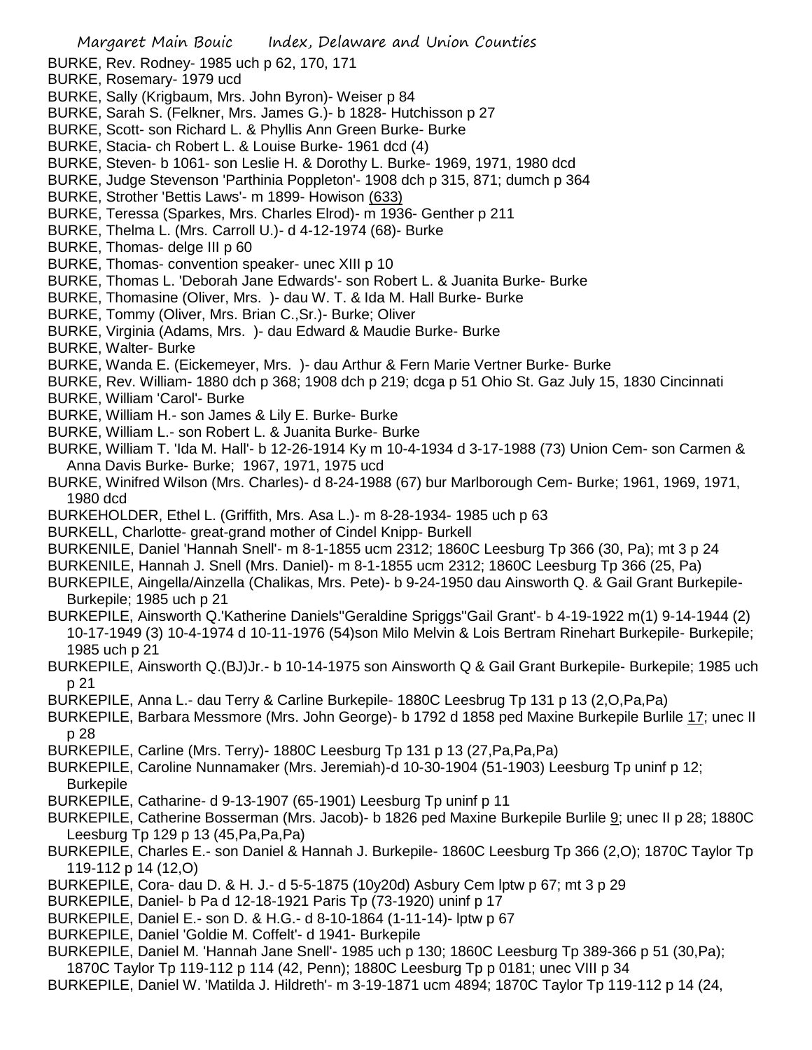BURKE, Rev. Rodney- 1985 uch p 62, 170, 171

BURKE, Rosemary- 1979 ucd

BURKE, Sally (Krigbaum, Mrs. John Byron)- Weiser p 84

BURKE, Sarah S. (Felkner, Mrs. James G.)- b 1828- Hutchisson p 27

BURKE, Scott- son Richard L. & Phyllis Ann Green Burke- Burke

BURKE, Stacia- ch Robert L. & Louise Burke- 1961 dcd (4)

BURKE, Steven- b 1061- son Leslie H. & Dorothy L. Burke- 1969, 1971, 1980 dcd

BURKE, Judge Stevenson 'Parthinia Poppleton'- 1908 dch p 315, 871; dumch p 364

BURKE, Strother 'Bettis Laws'- m 1899- Howison (633)

BURKE, Teressa (Sparkes, Mrs. Charles Elrod)- m 1936- Genther p 211

BURKE, Thelma L. (Mrs. Carroll U.)- d 4-12-1974 (68)- Burke

BURKE, Thomas- delge III p 60

BURKE, Thomas- convention speaker- unec XIII p 10

BURKE, Thomas L. 'Deborah Jane Edwards'- son Robert L. & Juanita Burke- Burke

BURKE, Thomasine (Oliver, Mrs. )- dau W. T. & Ida M. Hall Burke- Burke

BURKE, Tommy (Oliver, Mrs. Brian C.,Sr.)- Burke; Oliver

BURKE, Virginia (Adams, Mrs. )- dau Edward & Maudie Burke- Burke

BURKE, Walter- Burke

BURKE, Wanda E. (Eickemeyer, Mrs. )- dau Arthur & Fern Marie Vertner Burke- Burke

BURKE, Rev. William- 1880 dch p 368; 1908 dch p 219; dcga p 51 Ohio St. Gaz July 15, 1830 Cincinnati

BURKE, William 'Carol'- Burke

BURKE, William H.- son James & Lily E. Burke- Burke

BURKE, William L.- son Robert L. & Juanita Burke- Burke

BURKE, William T. 'Ida M. Hall'- b 12-26-1914 Ky m 10-4-1934 d 3-17-1988 (73) Union Cem- son Carmen & Anna Davis Burke- Burke; 1967, 1971, 1975 ucd

BURKE, Winifred Wilson (Mrs. Charles)- d 8-24-1988 (67) bur Marlborough Cem- Burke; 1961, 1969, 1971, 1980 dcd

BURKEHOLDER, Ethel L. (Griffith, Mrs. Asa L.)- m 8-28-1934- 1985 uch p 63

BURKELL, Charlotte- great-grand mother of Cindel Knipp- Burkell

BURKENILE, Daniel 'Hannah Snell'- m 8-1-1855 ucm 2312; 1860C Leesburg Tp 366 (30, Pa); mt 3 p 24

BURKENILE, Hannah J. Snell (Mrs. Daniel)- m 8-1-1855 ucm 2312; 1860C Leesburg Tp 366 (25, Pa)

BURKEPILE, Aingella/Ainzella (Chalikas, Mrs. Pete)- b 9-24-1950 dau Ainsworth Q. & Gail Grant Burkepile- Burkepile; 1985 uch p 21

BURKEPILE, Ainsworth Q.'Katherine Daniels''Geraldine Spriggs''Gail Grant'- b 4-19-1922 m(1) 9-14-1944 (2) 10-17-1949 (3) 10-4-1974 d 10-11-1976 (54)son Milo Melvin & Lois Bertram Rinehart Burkepile- Burkepile; 1985 uch p 21

BURKEPILE, Ainsworth Q.(BJ)Jr.- b 10-14-1975 son Ainsworth Q & Gail Grant Burkepile- Burkepile; 1985 uch p 21

BURKEPILE, Anna L.- dau Terry & Carline Burkepile- 1880C Leesbrug Tp 131 p 13 (2,O,Pa,Pa)

BURKEPILE, Barbara Messmore (Mrs. John George)- b 1792 d 1858 ped Maxine Burkepile Burlile 17; unec II p 28

BURKEPILE, Carline (Mrs. Terry)- 1880C Leesburg Tp 131 p 13 (27,Pa,Pa,Pa)

BURKEPILE, Caroline Nunnamaker (Mrs. Jeremiah)-d 10-30-1904 (51-1903) Leesburg Tp uninf p 12; Burkepile

BURKEPILE, Catharine- d 9-13-1907 (65-1901) Leesburg Tp uninf p 11

BURKEPILE, Catherine Bosserman (Mrs. Jacob)- b 1826 ped Maxine Burkepile Burlile 9; unec II p 28; 1880C Leesburg Tp 129 p 13 (45,Pa,Pa,Pa)

BURKEPILE, Charles E.- son Daniel & Hannah J. Burkepile- 1860C Leesburg Tp 366 (2,O); 1870C Taylor Tp 119-112 p 14 (12,O)

BURKEPILE, Cora- dau D. & H. J.- d 5-5-1875 (10y20d) Asbury Cem lptw p 67; mt 3 p 29

BURKEPILE, Daniel- b Pa d 12-18-1921 Paris Tp (73-1920) uninf p 17

BURKEPILE, Daniel E.- son D. & H.G.- d 8-10-1864 (1-11-14)- lptw p 67

BURKEPILE, Daniel 'Goldie M. Coffelt'- d 1941- Burkepile

BURKEPILE, Daniel M. 'Hannah Jane Snell'- 1985 uch p 130; 1860C Leesburg Tp 389-366 p 51 (30,Pa); 1870C Taylor Tp 119-112 p 114 (42, Penn); 1880C Leesburg Tp p 0181; unec VIII p 34

BURKEPILE, Daniel W. 'Matilda J. Hildreth'- m 3-19-1871 ucm 4894; 1870C Taylor Tp 119-112 p 14 (24,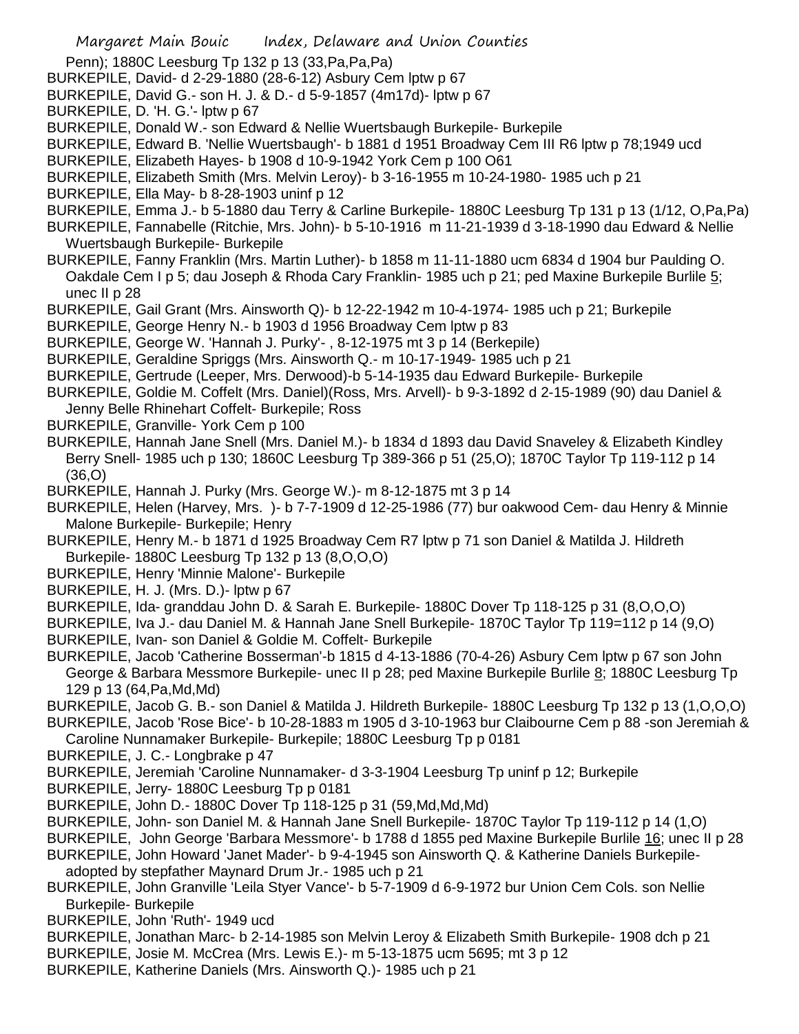Penn); 1880C Leesburg Tp 132 p 13 (33,Pa,Pa,Pa)

BURKEPILE, David- d 2-29-1880 (28-6-12) Asbury Cem lptw p 67

BURKEPILE, David G.- son H. J. & D.- d 5-9-1857 (4m17d)- lptw p 67

BURKEPILE, D. 'H. G.'- lptw p 67

BURKEPILE, Donald W.- son Edward & Nellie Wuertsbaugh Burkepile- Burkepile

BURKEPILE, Edward B. 'Nellie Wuertsbaugh'- b 1881 d 1951 Broadway Cem III R6 lptw p 78;1949 ucd

BURKEPILE, Elizabeth Hayes- b 1908 d 10-9-1942 York Cem p 100 O61

BURKEPILE, Elizabeth Smith (Mrs. Melvin Leroy)- b 3-16-1955 m 10-24-1980- 1985 uch p 21

BURKEPILE, Ella May- b 8-28-1903 uninf p 12

BURKEPILE, Emma J.- b 5-1880 dau Terry & Carline Burkepile- 1880C Leesburg Tp 131 p 13 (1/12, O,Pa,Pa)

BURKEPILE, Fannabelle (Ritchie, Mrs. John)- b 5-10-1916 m 11-21-1939 d 3-18-1990 dau Edward & Nellie Wuertsbaugh Burkepile- Burkepile

BURKEPILE, Fanny Franklin (Mrs. Martin Luther)- b 1858 m 11-11-1880 ucm 6834 d 1904 bur Paulding O. Oakdale Cem I p 5; dau Joseph & Rhoda Cary Franklin- 1985 uch p 21; ped Maxine Burkepile Burlile 5; unec II p 28

BURKEPILE, Gail Grant (Mrs. Ainsworth Q)- b 12-22-1942 m 10-4-1974- 1985 uch p 21; Burkepile

BURKEPILE, George Henry N.- b 1903 d 1956 Broadway Cem lptw p 83

BURKEPILE, George W. 'Hannah J. Purky'- , 8-12-1975 mt 3 p 14 (Berkepile)

BURKEPILE, Geraldine Spriggs (Mrs. Ainsworth Q.- m 10-17-1949- 1985 uch p 21

BURKEPILE, Gertrude (Leeper, Mrs. Derwood)-b 5-14-1935 dau Edward Burkepile- Burkepile

BURKEPILE, Goldie M. Coffelt (Mrs. Daniel)(Ross, Mrs. Arvell)- b 9-3-1892 d 2-15-1989 (90) dau Daniel & Jenny Belle Rhinehart Coffelt- Burkepile; Ross

BURKEPILE, Granville- York Cem p 100

BURKEPILE, Hannah Jane Snell (Mrs. Daniel M.)- b 1834 d 1893 dau David Snaveley & Elizabeth Kindley Berry Snell- 1985 uch p 130; 1860C Leesburg Tp 389-366 p 51 (25,O); 1870C Taylor Tp 119-112 p 14 (36,O)

BURKEPILE, Hannah J. Purky (Mrs. George W.)- m 8-12-1875 mt 3 p 14

BURKEPILE, Helen (Harvey, Mrs. )- b 7-7-1909 d 12-25-1986 (77) bur oakwood Cem- dau Henry & Minnie Malone Burkepile- Burkepile; Henry

BURKEPILE, Henry M.- b 1871 d 1925 Broadway Cem R7 lptw p 71 son Daniel & Matilda J. Hildreth Burkepile- 1880C Leesburg Tp 132 p 13 (8,O,O,O)

BURKEPILE, Henry 'Minnie Malone'- Burkepile

BURKEPILE, H. J. (Mrs. D.)- lptw p 67

BURKEPILE, Ida- granddau John D. & Sarah E. Burkepile- 1880C Dover Tp 118-125 p 31 (8,O,O,O)

BURKEPILE, Iva J.- dau Daniel M. & Hannah Jane Snell Burkepile- 1870C Taylor Tp 119=112 p 14 (9,O)

BURKEPILE, Ivan- son Daniel & Goldie M. Coffelt- Burkepile

BURKEPILE, Jacob 'Catherine Bosserman'-b 1815 d 4-13-1886 (70-4-26) Asbury Cem lptw p 67 son John George & Barbara Messmore Burkepile- unec II p 28; ped Maxine Burkepile Burlile 8; 1880C Leesburg Tp 129 p 13 (64,Pa,Md,Md)

BURKEPILE, Jacob G. B.- son Daniel & Matilda J. Hildreth Burkepile- 1880C Leesburg Tp 132 p 13 (1,O,O,O)

BURKEPILE, Jacob 'Rose Bice'- b 10-28-1883 m 1905 d 3-10-1963 bur Claibourne Cem p 88 -son Jeremiah & Caroline Nunnamaker Burkepile- Burkepile; 1880C Leesburg Tp p 0181

BURKEPILE, J. C.- Longbrake p 47

BURKEPILE, Jeremiah 'Caroline Nunnamaker- d 3-3-1904 Leesburg Tp uninf p 12; Burkepile

BURKEPILE, Jerry- 1880C Leesburg Tp p 0181

BURKEPILE, John D.- 1880C Dover Tp 118-125 p 31 (59,Md,Md,Md)

BURKEPILE, John- son Daniel M. & Hannah Jane Snell Burkepile- 1870C Taylor Tp 119-112 p 14 (1,O)

BURKEPILE, John George 'Barbara Messmore'- b 1788 d 1855 ped Maxine Burkepile Burlile 16; unec II p 28

BURKEPILE, John Howard 'Janet Mader'- b 9-4-1945 son Ainsworth Q. & Katherine Daniels Burkepile- adopted by stepfather Maynard Drum Jr.- 1985 uch p 21

BURKEPILE, John Granville 'Leila Styer Vance'- b 5-7-1909 d 6-9-1972 bur Union Cem Cols. son Nellie Burkepile- Burkepile

BURKEPILE, John 'Ruth'- 1949 ucd

BURKEPILE, Jonathan Marc- b 2-14-1985 son Melvin Leroy & Elizabeth Smith Burkepile- 1908 dch p 21

BURKEPILE, Josie M. McCrea (Mrs. Lewis E.)- m 5-13-1875 ucm 5695; mt 3 p 12

BURKEPILE, Katherine Daniels (Mrs. Ainsworth Q.)- 1985 uch p 21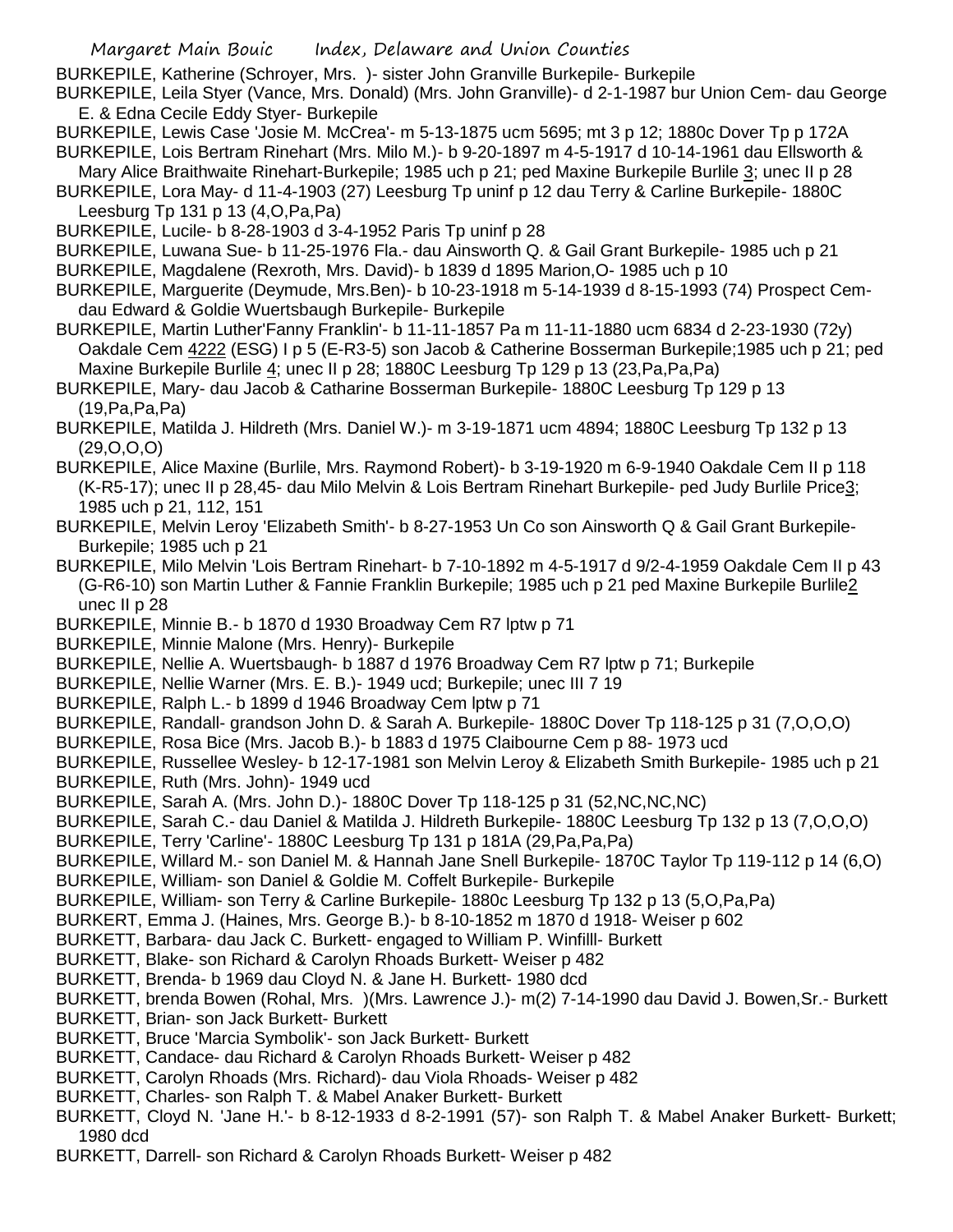BURKEPILE, Katherine (Schroyer, Mrs. )- sister John Granville Burkepile- Burkepile

BURKEPILE, Leila Styer (Vance, Mrs. Donald) (Mrs. John Granville)- d 2-1-1987 bur Union Cem- dau George E. & Edna Cecile Eddy Styer- Burkepile

BURKEPILE, Lewis Case 'Josie M. McCrea'- m 5-13-1875 ucm 5695; mt 3 p 12; 1880c Dover Tp p 172A

BURKEPILE, Lois Bertram Rinehart (Mrs. Milo M.)- b 9-20-1897 m 4-5-1917 d 10-14-1961 dau Ellsworth & Mary Alice Braithwaite Rinehart-Burkepile; 1985 uch p 21; ped Maxine Burkepile Burlile 3; unec II p 28

BURKEPILE, Lora May- d 11-4-1903 (27) Leesburg Tp uninf p 12 dau Terry & Carline Burkepile- 1880C Leesburg Tp 131 p 13 (4,O,Pa,Pa)

BURKEPILE, Lucile- b 8-28-1903 d 3-4-1952 Paris Tp uninf p 28

BURKEPILE, Luwana Sue- b 11-25-1976 Fla.- dau Ainsworth Q. & Gail Grant Burkepile- 1985 uch p 21

BURKEPILE, Magdalene (Rexroth, Mrs. David)- b 1839 d 1895 Marion,O- 1985 uch p 10

BURKEPILE, Marguerite (Deymude, Mrs.Ben)- b 10-23-1918 m 5-14-1939 d 8-15-1993 (74) Prospect Cem- dau Edward & Goldie Wuertsbaugh Burkepile- Burkepile

BURKEPILE, Martin Luther'Fanny Franklin'- b 11-11-1857 Pa m 11-11-1880 ucm 6834 d 2-23-1930 (72y) Oakdale Cem 4222 (ESG) I p 5 (E-R3-5) son Jacob & Catherine Bosserman Burkepile;1985 uch p 21; ped Maxine Burkepile Burlile 4; unec II p 28; 1880C Leesburg Tp 129 p 13 (23,Pa,Pa,Pa)

BURKEPILE, Mary- dau Jacob & Catharine Bosserman Burkepile- 1880C Leesburg Tp 129 p 13 (19,Pa,Pa,Pa)

BURKEPILE, Matilda J. Hildreth (Mrs. Daniel W.)- m 3-19-1871 ucm 4894; 1880C Leesburg Tp 132 p 13 (29,O,O,O)

BURKEPILE, Alice Maxine (Burlile, Mrs. Raymond Robert)- b 3-19-1920 m 6-9-1940 Oakdale Cem II p 118 (K-R5-17); unec II p 28,45- dau Milo Melvin & Lois Bertram Rinehart Burkepile- ped Judy Burlile Price3; 1985 uch p 21, 112, 151

BURKEPILE, Melvin Leroy 'Elizabeth Smith'- b 8-27-1953 Un Co son Ainsworth Q & Gail Grant Burkepile- Burkepile; 1985 uch p 21

BURKEPILE, Milo Melvin 'Lois Bertram Rinehart- b 7-10-1892 m 4-5-1917 d 9/2-4-1959 Oakdale Cem II p 43 (G-R6-10) son Martin Luther & Fannie Franklin Burkepile; 1985 uch p 21 ped Maxine Burkepile Burlile2 unec II p 28

BURKEPILE, Minnie B.- b 1870 d 1930 Broadway Cem R7 lptw p 71

BURKEPILE, Minnie Malone (Mrs. Henry)- Burkepile

BURKEPILE, Nellie A. Wuertsbaugh- b 1887 d 1976 Broadway Cem R7 lptw p 71; Burkepile

BURKEPILE, Nellie Warner (Mrs. E. B.)- 1949 ucd; Burkepile; unec III 7 19

BURKEPILE, Ralph L.- b 1899 d 1946 Broadway Cem lptw p 71

BURKEPILE, Randall- grandson John D. & Sarah A. Burkepile- 1880C Dover Tp 118-125 p 31 (7,O,O,O)

BURKEPILE, Rosa Bice (Mrs. Jacob B.)- b 1883 d 1975 Claibourne Cem p 88- 1973 ucd

BURKEPILE, Russellee Wesley- b 12-17-1981 son Melvin Leroy & Elizabeth Smith Burkepile- 1985 uch p 21

BURKEPILE, Ruth (Mrs. John)- 1949 ucd

BURKEPILE, Sarah A. (Mrs. John D.)- 1880C Dover Tp 118-125 p 31 (52,NC,NC,NC)

BURKEPILE, Sarah C.- dau Daniel & Matilda J. Hildreth Burkepile- 1880C Leesburg Tp 132 p 13 (7,O,O,O)

BURKEPILE, Terry 'Carline'- 1880C Leesburg Tp 131 p 181A (29,Pa,Pa,Pa)

BURKEPILE, Willard M.- son Daniel M. & Hannah Jane Snell Burkepile- 1870C Taylor Tp 119-112 p 14 (6,O)

BURKEPILE, William- son Daniel & Goldie M. Coffelt Burkepile- Burkepile

BURKEPILE, William- son Terry & Carline Burkepile- 1880c Leesburg Tp 132 p 13 (5,O,Pa,Pa)

BURKERT, Emma J. (Haines, Mrs. George B.)- b 8-10-1852 m 1870 d 1918- Weiser p 602

BURKETT, Barbara- dau Jack C. Burkett- engaged to William P. Winfilll- Burkett

BURKETT, Blake- son Richard & Carolyn Rhoads Burkett- Weiser p 482

BURKETT, Brenda- b 1969 dau Cloyd N. & Jane H. Burkett- 1980 dcd

BURKETT, brenda Bowen (Rohal, Mrs. )(Mrs. Lawrence J.)- m(2) 7-14-1990 dau David J. Bowen,Sr.- Burkett

BURKETT, Brian- son Jack Burkett- Burkett

BURKETT, Bruce 'Marcia Symbolik'- son Jack Burkett- Burkett

BURKETT, Candace- dau Richard & Carolyn Rhoads Burkett- Weiser p 482

BURKETT, Carolyn Rhoads (Mrs. Richard)- dau Viola Rhoads- Weiser p 482

BURKETT, Charles- son Ralph T. & Mabel Anaker Burkett- Burkett

BURKETT, Cloyd N. 'Jane H.'- b 8-12-1933 d 8-2-1991 (57)- son Ralph T. & Mabel Anaker Burkett- Burkett; 1980 dcd

BURKETT, Darrell- son Richard & Carolyn Rhoads Burkett- Weiser p 482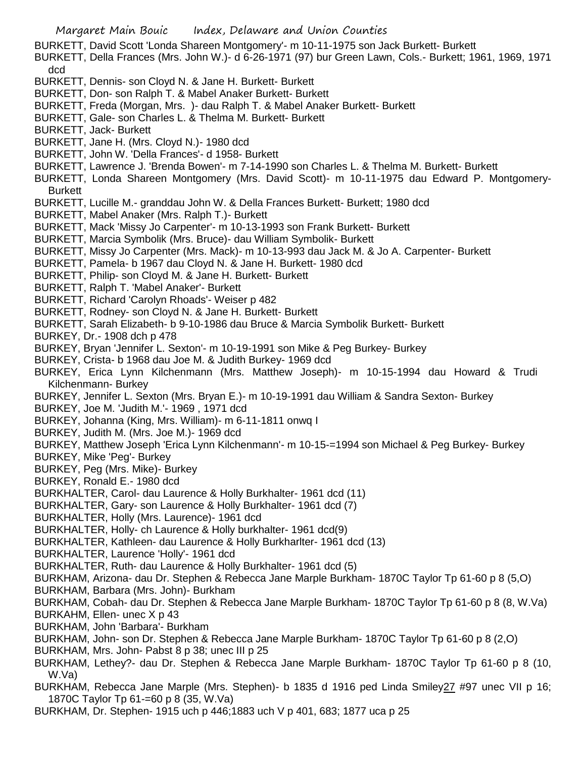BURKETT, David Scott 'Londa Shareen Montgomery'- m 10-11-1975 son Jack Burkett- Burkett
BURKETT, Della Frances (Mrs. John W.)- d 6-26-1971 (97) bur Green Lawn, Cols.- Burkett; 1961, 1969, 1971 dcd
BURKETT, Dennis- son Cloyd N. & Jane H. Burkett- Burkett
BURKETT, Don- son Ralph T. & Mabel Anaker Burkett- Burkett
BURKETT, Freda (Morgan, Mrs. )- dau Ralph T. & Mabel Anaker Burkett- Burkett
BURKETT, Gale- son Charles L. & Thelma M. Burkett- Burkett
BURKETT, Jack- Burkett
BURKETT, Jane H. (Mrs. Cloyd N.)- 1980 dcd
BURKETT, John W. 'Della Frances'- d 1958- Burkett
BURKETT, Lawrence J. 'Brenda Bowen'- m 7-14-1990 son Charles L. & Thelma M. Burkett- Burkett
BURKETT, Londa Shareen Montgomery (Mrs. David Scott)- m 10-11-1975 dau Edward P. Montgomery- Burkett
BURKETT, Lucille M.- granddau John W. & Della Frances Burkett- Burkett; 1980 dcd
BURKETT, Mabel Anaker (Mrs. Ralph T.)- Burkett
BURKETT, Mack 'Missy Jo Carpenter'- m 10-13-1993 son Frank Burkett- Burkett
BURKETT, Marcia Symbolik (Mrs. Bruce)- dau William Symbolik- Burkett
BURKETT, Missy Jo Carpenter (Mrs. Mack)- m 10-13-993 dau Jack M. & Jo A. Carpenter- Burkett
BURKETT, Pamela- b 1967 dau Cloyd N. & Jane H. Burkett- 1980 dcd
BURKETT, Philip- son Cloyd M. & Jane H. Burkett- Burkett
BURKETT, Ralph T. 'Mabel Anaker'- Burkett
BURKETT, Richard 'Carolyn Rhoads'- Weiser p 482
BURKETT, Rodney- son Cloyd N. & Jane H. Burkett- Burkett
BURKETT, Sarah Elizabeth- b 9-10-1986 dau Bruce & Marcia Symbolik Burkett- Burkett
BURKEY, Dr.- 1908 dch p 478
BURKEY, Bryan 'Jennifer L. Sexton'- m 10-19-1991 son Mike & Peg Burkey- Burkey
BURKEY, Crista- b 1968 dau Joe M. & Judith Burkey- 1969 dcd
BURKEY, Erica Lynn Kilchenmann (Mrs. Matthew Joseph)- m 10-15-1994 dau Howard & Trudi Kilchenmann- Burkey
BURKEY, Jennifer L. Sexton (Mrs. Bryan E.)- m 10-19-1991 dau William & Sandra Sexton- Burkey
BURKEY, Joe M. 'Judith M.'- 1969 , 1971 dcd
BURKEY, Johanna (King, Mrs. William)- m 6-11-1811 onwq I
BURKEY, Judith M. (Mrs. Joe M.)- 1969 dcd
BURKEY, Matthew Joseph 'Erica Lynn Kilchenmann'- m 10-15-=1994 son Michael & Peg Burkey- Burkey
BURKEY, Mike 'Peg'- Burkey
BURKEY, Peg (Mrs. Mike)- Burkey
BURKEY, Ronald E.- 1980 dcd
BURKHALTER, Carol- dau Laurence & Holly Burkhalter- 1961 dcd (11)
BURKHALTER, Gary- son Laurence & Holly Burkhalter- 1961 dcd (7)
BURKHALTER, Holly (Mrs. Laurence)- 1961 dcd
BURKHALTER, Holly- ch Laurence & Holly burkhalter- 1961 dcd(9)
BURKHALTER, Kathleen- dau Laurence & Holly Burkharlter- 1961 dcd (13)
BURKHALTER, Laurence 'Holly'- 1961 dcd
BURKHALTER, Ruth- dau Laurence & Holly Burkhalter- 1961 dcd (5)
BURKHAM, Arizona- dau Dr. Stephen & Rebecca Jane Marple Burkham- 1870C Taylor Tp 61-60 p 8 (5,O)
BURKHAM, Barbara (Mrs. John)- Burkham
BURKHAM, Cobah- dau Dr. Stephen & Rebecca Jane Marple Burkham- 1870C Taylor Tp 61-60 p 8 (8, W.Va)
BURKAHM, Ellen- unec X p 43
BURKHAM, John 'Barbara'- Burkham
BURKHAM, John- son Dr. Stephen & Rebecca Jane Marple Burkham- 1870C Taylor Tp 61-60 p 8 (2,O)
BURKHAM, Mrs. John- Pabst 8 p 38; unec III p 25
BURKHAM, Lethey?- dau Dr. Stephen & Rebecca Jane Marple Burkham- 1870C Taylor Tp 61-60 p 8 (10, W.Va)
BURKHAM, Rebecca Jane Marple (Mrs. Stephen)- b 1835 d 1916 ped Linda Smiley27 #97 unec VII p 16; 1870C Taylor Tp 61-=60 p 8 (35, W.Va)
BURKHAM, Dr. Stephen- 1915 uch p 446;1883 uch V p 401, 683; 1877 uca p 25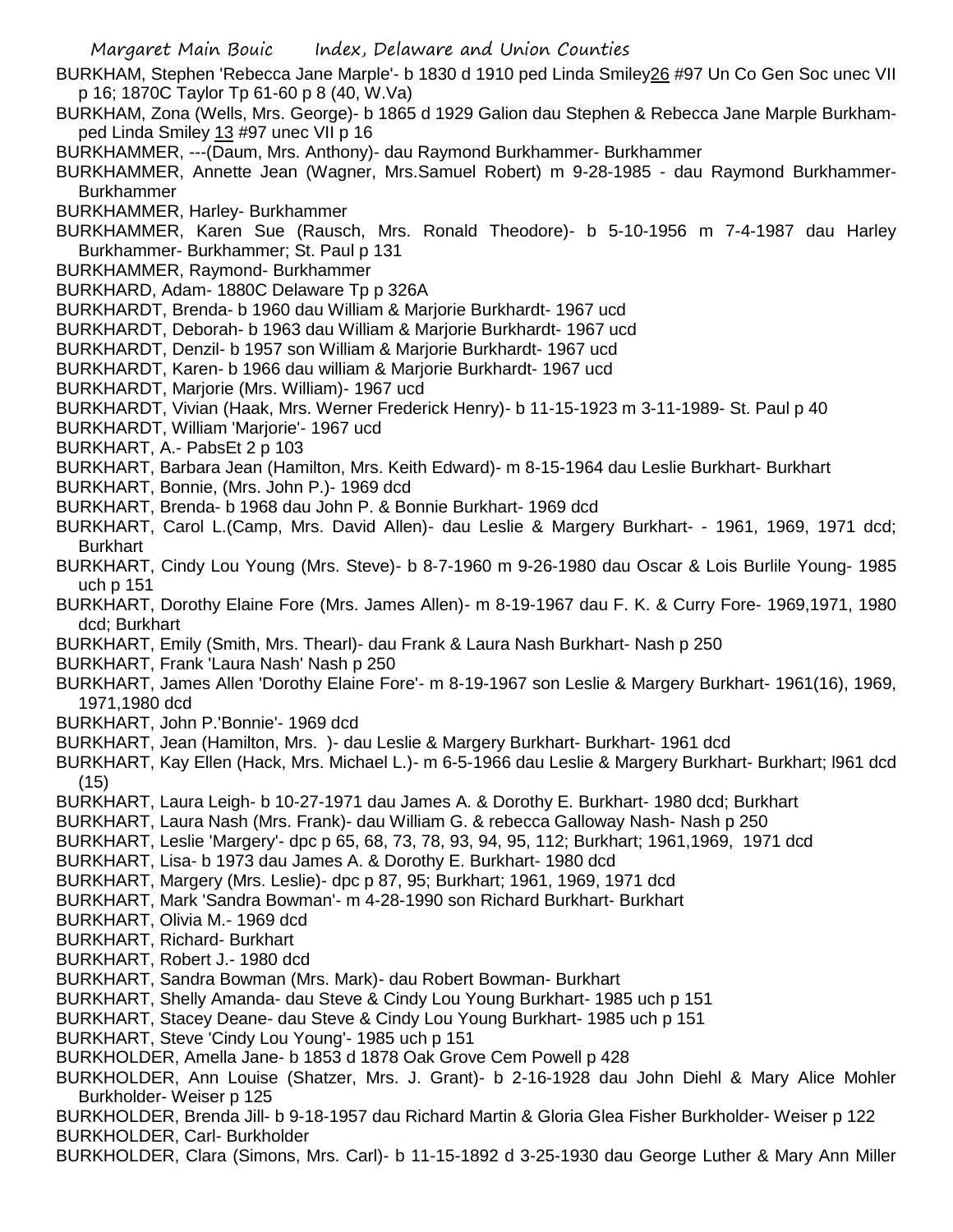BURKHAM, Stephen 'Rebecca Jane Marple'- b 1830 d 1910 ped Linda Smiley26 #97 Un Co Gen Soc unec VII p 16; 1870C Taylor Tp 61-60 p 8 (40, W.Va)

BURKHAM, Zona (Wells, Mrs. George)- b 1865 d 1929 Galion dau Stephen & Rebecca Jane Marple Burkham- ped Linda Smiley 13 #97 unec VII p 16

BURKHAMMER, ---(Daum, Mrs. Anthony)- dau Raymond Burkhammer- Burkhammer

BURKHAMMER, Annette Jean (Wagner, Mrs.Samuel Robert) m 9-28-1985 - dau Raymond Burkhammer- Burkhammer

BURKHAMMER, Harley- Burkhammer

BURKHAMMER, Karen Sue (Rausch, Mrs. Ronald Theodore)- b 5-10-1956 m 7-4-1987 dau Harley Burkhammer- Burkhammer; St. Paul p 131

BURKHAMMER, Raymond- Burkhammer

BURKHARD, Adam- 1880C Delaware Tp p 326A

BURKHARDT, Brenda- b 1960 dau William & Marjorie Burkhardt- 1967 ucd

BURKHARDT, Deborah- b 1963 dau William & Marjorie Burkhardt- 1967 ucd

BURKHARDT, Denzil- b 1957 son William & Marjorie Burkhardt- 1967 ucd

BURKHARDT, Karen- b 1966 dau william & Marjorie Burkhardt- 1967 ucd

BURKHARDT, Marjorie (Mrs. William)- 1967 ucd

BURKHARDT, Vivian (Haak, Mrs. Werner Frederick Henry)- b 11-15-1923 m 3-11-1989- St. Paul p 40

BURKHARDT, William 'Marjorie'- 1967 ucd

BURKHART, A.- PabsEt 2 p 103

BURKHART, Barbara Jean (Hamilton, Mrs. Keith Edward)- m 8-15-1964 dau Leslie Burkhart- Burkhart

BURKHART, Bonnie, (Mrs. John P.)- 1969 dcd

BURKHART, Brenda- b 1968 dau John P. & Bonnie Burkhart- 1969 dcd

BURKHART, Carol L.(Camp, Mrs. David Allen)- dau Leslie & Margery Burkhart- - 1961, 1969, 1971 dcd; Burkhart

BURKHART, Cindy Lou Young (Mrs. Steve)- b 8-7-1960 m 9-26-1980 dau Oscar & Lois Burlile Young- 1985 uch p 151

BURKHART, Dorothy Elaine Fore (Mrs. James Allen)- m 8-19-1967 dau F. K. & Curry Fore- 1969,1971, 1980 dcd; Burkhart

BURKHART, Emily (Smith, Mrs. Thearl)- dau Frank & Laura Nash Burkhart- Nash p 250

BURKHART, Frank 'Laura Nash' Nash p 250

BURKHART, James Allen 'Dorothy Elaine Fore'- m 8-19-1967 son Leslie & Margery Burkhart- 1961(16), 1969, 1971,1980 dcd

BURKHART, John P.'Bonnie'- 1969 dcd

BURKHART, Jean (Hamilton, Mrs. )- dau Leslie & Margery Burkhart- Burkhart- 1961 dcd

BURKHART, Kay Ellen (Hack, Mrs. Michael L.)- m 6-5-1966 dau Leslie & Margery Burkhart- Burkhart; l961 dcd (15)

BURKHART, Laura Leigh- b 10-27-1971 dau James A. & Dorothy E. Burkhart- 1980 dcd; Burkhart

BURKHART, Laura Nash (Mrs. Frank)- dau William G. & rebecca Galloway Nash- Nash p 250

BURKHART, Leslie 'Margery'- dpc p 65, 68, 73, 78, 93, 94, 95, 112; Burkhart; 1961,1969, 1971 dcd

BURKHART, Lisa- b 1973 dau James A. & Dorothy E. Burkhart- 1980 dcd

BURKHART, Margery (Mrs. Leslie)- dpc p 87, 95; Burkhart; 1961, 1969, 1971 dcd

BURKHART, Mark 'Sandra Bowman'- m 4-28-1990 son Richard Burkhart- Burkhart

BURKHART, Olivia M.- 1969 dcd

BURKHART, Richard- Burkhart

BURKHART, Robert J.- 1980 dcd

BURKHART, Sandra Bowman (Mrs. Mark)- dau Robert Bowman- Burkhart

BURKHART, Shelly Amanda- dau Steve & Cindy Lou Young Burkhart- 1985 uch p 151

BURKHART, Stacey Deane- dau Steve & Cindy Lou Young Burkhart- 1985 uch p 151

BURKHART, Steve 'Cindy Lou Young'- 1985 uch p 151

BURKHOLDER, Amella Jane- b 1853 d 1878 Oak Grove Cem Powell p 428

BURKHOLDER, Ann Louise (Shatzer, Mrs. J. Grant)- b 2-16-1928 dau John Diehl & Mary Alice Mohler Burkholder- Weiser p 125

BURKHOLDER, Brenda Jill- b 9-18-1957 dau Richard Martin & Gloria Glea Fisher Burkholder- Weiser p 122

BURKHOLDER, Carl- Burkholder

BURKHOLDER, Clara (Simons, Mrs. Carl)- b 11-15-1892 d 3-25-1930 dau George Luther & Mary Ann Miller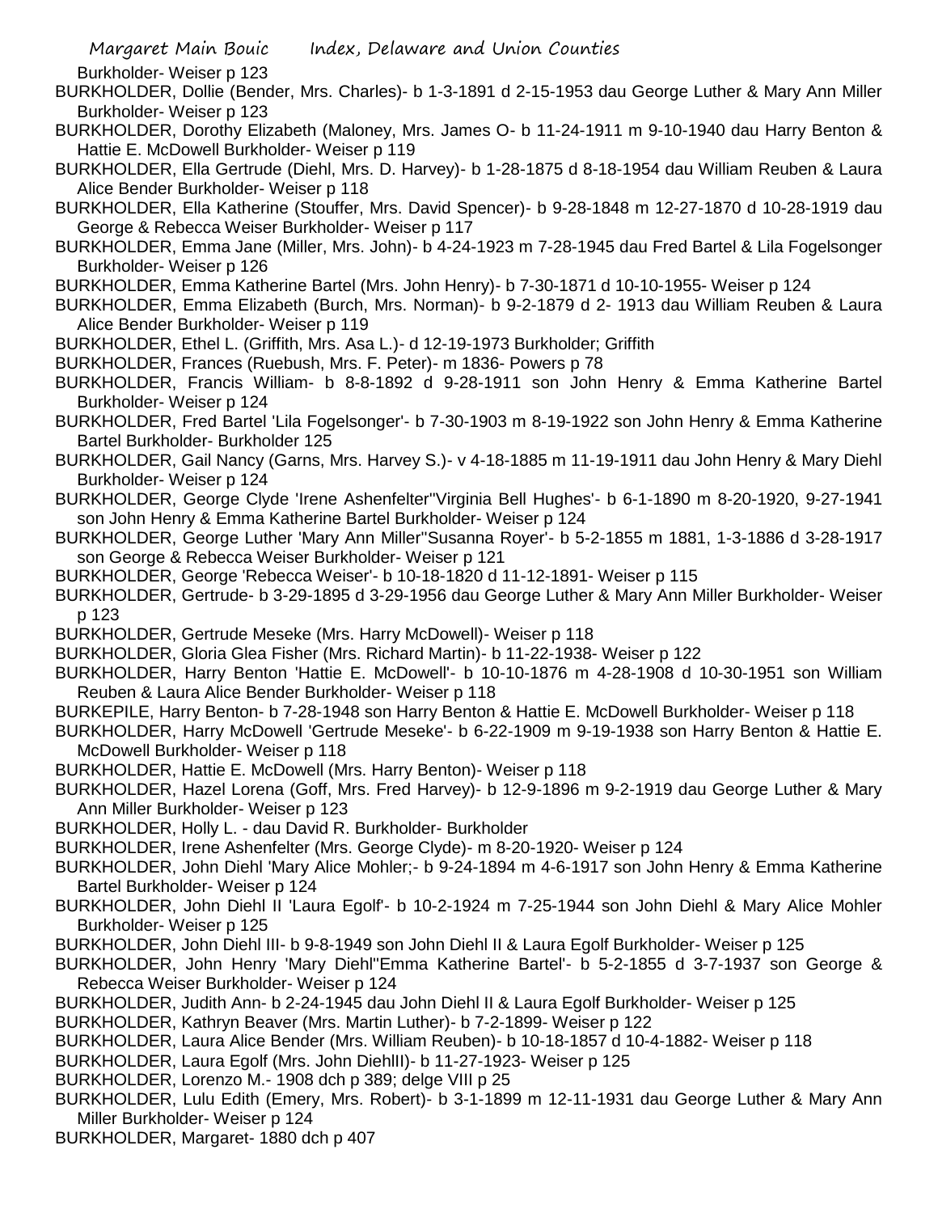Burkholder- Weiser p 123

BURKHOLDER, Dollie (Bender, Mrs. Charles)- b 1-3-1891 d 2-15-1953 dau George Luther & Mary Ann Miller Burkholder- Weiser p 123

BURKHOLDER, Dorothy Elizabeth (Maloney, Mrs. James O- b 11-24-1911 m 9-10-1940 dau Harry Benton & Hattie E. McDowell Burkholder- Weiser p 119

BURKHOLDER, Ella Gertrude (Diehl, Mrs. D. Harvey)- b 1-28-1875 d 8-18-1954 dau William Reuben & Laura Alice Bender Burkholder- Weiser p 118

BURKHOLDER, Ella Katherine (Stouffer, Mrs. David Spencer)- b 9-28-1848 m 12-27-1870 d 10-28-1919 dau George & Rebecca Weiser Burkholder- Weiser p 117

BURKHOLDER, Emma Jane (Miller, Mrs. John)- b 4-24-1923 m 7-28-1945 dau Fred Bartel & Lila Fogelsonger Burkholder- Weiser p 126

BURKHOLDER, Emma Katherine Bartel (Mrs. John Henry)- b 7-30-1871 d 10-10-1955- Weiser p 124

BURKHOLDER, Emma Elizabeth (Burch, Mrs. Norman)- b 9-2-1879 d 2- 1913 dau William Reuben & Laura Alice Bender Burkholder- Weiser p 119

BURKHOLDER, Ethel L. (Griffith, Mrs. Asa L.)- d 12-19-1973 Burkholder; Griffith

BURKHOLDER, Frances (Ruebush, Mrs. F. Peter)- m 1836- Powers p 78

BURKHOLDER, Francis William- b 8-8-1892 d 9-28-1911 son John Henry & Emma Katherine Bartel Burkholder- Weiser p 124

BURKHOLDER, Fred Bartel 'Lila Fogelsonger'- b 7-30-1903 m 8-19-1922 son John Henry & Emma Katherine Bartel Burkholder- Burkholder 125

BURKHOLDER, Gail Nancy (Garns, Mrs. Harvey S.)- v 4-18-1885 m 11-19-1911 dau John Henry & Mary Diehl Burkholder- Weiser p 124

BURKHOLDER, George Clyde 'Irene Ashenfelter''Virginia Bell Hughes'- b 6-1-1890 m 8-20-1920, 9-27-1941 son John Henry & Emma Katherine Bartel Burkholder- Weiser p 124

BURKHOLDER, George Luther 'Mary Ann Miller''Susanna Royer'- b 5-2-1855 m 1881, 1-3-1886 d 3-28-1917 son George & Rebecca Weiser Burkholder- Weiser p 121

BURKHOLDER, George 'Rebecca Weiser'- b 10-18-1820 d 11-12-1891- Weiser p 115

BURKHOLDER, Gertrude- b 3-29-1895 d 3-29-1956 dau George Luther & Mary Ann Miller Burkholder- Weiser p 123

BURKHOLDER, Gertrude Meseke (Mrs. Harry McDowell)- Weiser p 118

BURKHOLDER, Gloria Glea Fisher (Mrs. Richard Martin)- b 11-22-1938- Weiser p 122

BURKHOLDER, Harry Benton 'Hattie E. McDowell'- b 10-10-1876 m 4-28-1908 d 10-30-1951 son William Reuben & Laura Alice Bender Burkholder- Weiser p 118

BURKEPILE, Harry Benton- b 7-28-1948 son Harry Benton & Hattie E. McDowell Burkholder- Weiser p 118

BURKHOLDER, Harry McDowell 'Gertrude Meseke'- b 6-22-1909 m 9-19-1938 son Harry Benton & Hattie E. McDowell Burkholder- Weiser p 118

BURKHOLDER, Hattie E. McDowell (Mrs. Harry Benton)- Weiser p 118

BURKHOLDER, Hazel Lorena (Goff, Mrs. Fred Harvey)- b 12-9-1896 m 9-2-1919 dau George Luther & Mary Ann Miller Burkholder- Weiser p 123

BURKHOLDER, Holly L. - dau David R. Burkholder- Burkholder

BURKHOLDER, Irene Ashenfelter (Mrs. George Clyde)- m 8-20-1920- Weiser p 124

BURKHOLDER, John Diehl 'Mary Alice Mohler;- b 9-24-1894 m 4-6-1917 son John Henry & Emma Katherine Bartel Burkholder- Weiser p 124

BURKHOLDER, John Diehl II 'Laura Egolf'- b 10-2-1924 m 7-25-1944 son John Diehl & Mary Alice Mohler Burkholder- Weiser p 125

BURKHOLDER, John Diehl III- b 9-8-1949 son John Diehl II & Laura Egolf Burkholder- Weiser p 125

BURKHOLDER, John Henry 'Mary Diehl''Emma Katherine Bartel'- b 5-2-1855 d 3-7-1937 son George & Rebecca Weiser Burkholder- Weiser p 124

BURKHOLDER, Judith Ann- b 2-24-1945 dau John Diehl II & Laura Egolf Burkholder- Weiser p 125

BURKHOLDER, Kathryn Beaver (Mrs. Martin Luther)- b 7-2-1899- Weiser p 122

BURKHOLDER, Laura Alice Bender (Mrs. William Reuben)- b 10-18-1857 d 10-4-1882- Weiser p 118

BURKHOLDER, Laura Egolf (Mrs. John DiehlII)- b 11-27-1923- Weiser p 125

BURKHOLDER, Lorenzo M.- 1908 dch p 389; delge VIII p 25

BURKHOLDER, Lulu Edith (Emery, Mrs. Robert)- b 3-1-1899 m 12-11-1931 dau George Luther & Mary Ann Miller Burkholder- Weiser p 124

BURKHOLDER, Margaret- 1880 dch p 407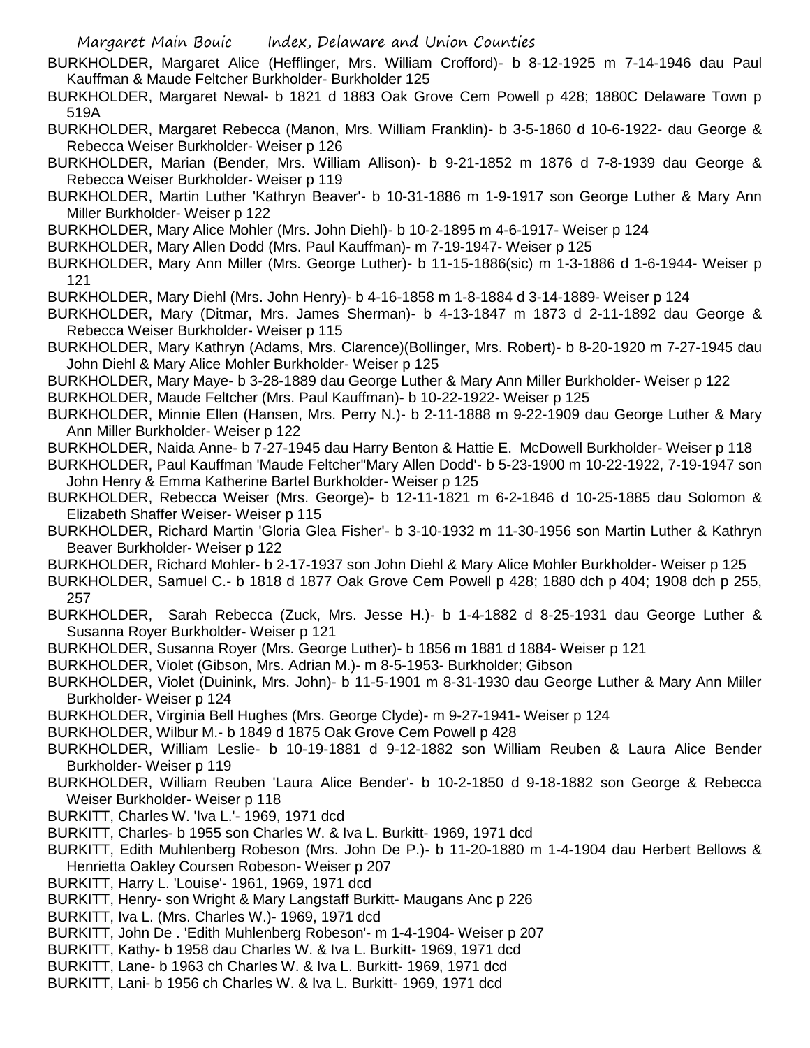BURKHOLDER, Margaret Alice (Hefflinger, Mrs. William Crofford)- b 8-12-1925 m 7-14-1946 dau Paul Kauffman & Maude Feltcher Burkholder- Burkholder 125

BURKHOLDER, Margaret Newal- b 1821 d 1883 Oak Grove Cem Powell p 428; 1880C Delaware Town p 519A

BURKHOLDER, Margaret Rebecca (Manon, Mrs. William Franklin)- b 3-5-1860 d 10-6-1922- dau George & Rebecca Weiser Burkholder- Weiser p 126

BURKHOLDER, Marian (Bender, Mrs. William Allison)- b 9-21-1852 m 1876 d 7-8-1939 dau George & Rebecca Weiser Burkholder- Weiser p 119

BURKHOLDER, Martin Luther 'Kathryn Beaver'- b 10-31-1886 m 1-9-1917 son George Luther & Mary Ann Miller Burkholder- Weiser p 122

BURKHOLDER, Mary Alice Mohler (Mrs. John Diehl)- b 10-2-1895 m 4-6-1917- Weiser p 124

BURKHOLDER, Mary Allen Dodd (Mrs. Paul Kauffman)- m 7-19-1947- Weiser p 125

BURKHOLDER, Mary Ann Miller (Mrs. George Luther)- b 11-15-1886(sic) m 1-3-1886 d 1-6-1944- Weiser p 121

BURKHOLDER, Mary Diehl (Mrs. John Henry)- b 4-16-1858 m 1-8-1884 d 3-14-1889- Weiser p 124

BURKHOLDER, Mary (Ditmar, Mrs. James Sherman)- b 4-13-1847 m 1873 d 2-11-1892 dau George & Rebecca Weiser Burkholder- Weiser p 115

BURKHOLDER, Mary Kathryn (Adams, Mrs. Clarence)(Bollinger, Mrs. Robert)- b 8-20-1920 m 7-27-1945 dau John Diehl & Mary Alice Mohler Burkholder- Weiser p 125

BURKHOLDER, Mary Maye- b 3-28-1889 dau George Luther & Mary Ann Miller Burkholder- Weiser p 122

BURKHOLDER, Maude Feltcher (Mrs. Paul Kauffman)- b 10-22-1922- Weiser p 125

BURKHOLDER, Minnie Ellen (Hansen, Mrs. Perry N.)- b 2-11-1888 m 9-22-1909 dau George Luther & Mary Ann Miller Burkholder- Weiser p 122

BURKHOLDER, Naida Anne- b 7-27-1945 dau Harry Benton & Hattie E. McDowell Burkholder- Weiser p 118

BURKHOLDER, Paul Kauffman 'Maude Feltcher''Mary Allen Dodd'- b 5-23-1900 m 10-22-1922, 7-19-1947 son John Henry & Emma Katherine Bartel Burkholder- Weiser p 125

BURKHOLDER, Rebecca Weiser (Mrs. George)- b 12-11-1821 m 6-2-1846 d 10-25-1885 dau Solomon & Elizabeth Shaffer Weiser- Weiser p 115

BURKHOLDER, Richard Martin 'Gloria Glea Fisher'- b 3-10-1932 m 11-30-1956 son Martin Luther & Kathryn Beaver Burkholder- Weiser p 122

BURKHOLDER, Richard Mohler- b 2-17-1937 son John Diehl & Mary Alice Mohler Burkholder- Weiser p 125

BURKHOLDER, Samuel C.- b 1818 d 1877 Oak Grove Cem Powell p 428; 1880 dch p 404; 1908 dch p 255, 257

BURKHOLDER, Sarah Rebecca (Zuck, Mrs. Jesse H.)- b 1-4-1882 d 8-25-1931 dau George Luther & Susanna Royer Burkholder- Weiser p 121

BURKHOLDER, Susanna Royer (Mrs. George Luther)- b 1856 m 1881 d 1884- Weiser p 121

BURKHOLDER, Violet (Gibson, Mrs. Adrian M.)- m 8-5-1953- Burkholder; Gibson

BURKHOLDER, Violet (Duinink, Mrs. John)- b 11-5-1901 m 8-31-1930 dau George Luther & Mary Ann Miller Burkholder- Weiser p 124

BURKHOLDER, Virginia Bell Hughes (Mrs. George Clyde)- m 9-27-1941- Weiser p 124

BURKHOLDER, Wilbur M.- b 1849 d 1875 Oak Grove Cem Powell p 428

BURKHOLDER, William Leslie- b 10-19-1881 d 9-12-1882 son William Reuben & Laura Alice Bender Burkholder- Weiser p 119

BURKHOLDER, William Reuben 'Laura Alice Bender'- b 10-2-1850 d 9-18-1882 son George & Rebecca Weiser Burkholder- Weiser p 118

BURKITT, Charles W. 'Iva L.'- 1969, 1971 dcd

BURKITT, Charles- b 1955 son Charles W. & Iva L. Burkitt- 1969, 1971 dcd

BURKITT, Edith Muhlenberg Robeson (Mrs. John De P.)- b 11-20-1880 m 1-4-1904 dau Herbert Bellows & Henrietta Oakley Coursen Robeson- Weiser p 207

BURKITT, Harry L. 'Louise'- 1961, 1969, 1971 dcd

BURKITT, Henry- son Wright & Mary Langstaff Burkitt- Maugans Anc p 226

BURKITT, Iva L. (Mrs. Charles W.)- 1969, 1971 dcd

BURKITT, John De . 'Edith Muhlenberg Robeson'- m 1-4-1904- Weiser p 207

BURKITT, Kathy- b 1958 dau Charles W. & Iva L. Burkitt- 1969, 1971 dcd

BURKITT, Lane- b 1963 ch Charles W. & Iva L. Burkitt- 1969, 1971 dcd

BURKITT, Lani- b 1956 ch Charles W. & Iva L. Burkitt- 1969, 1971 dcd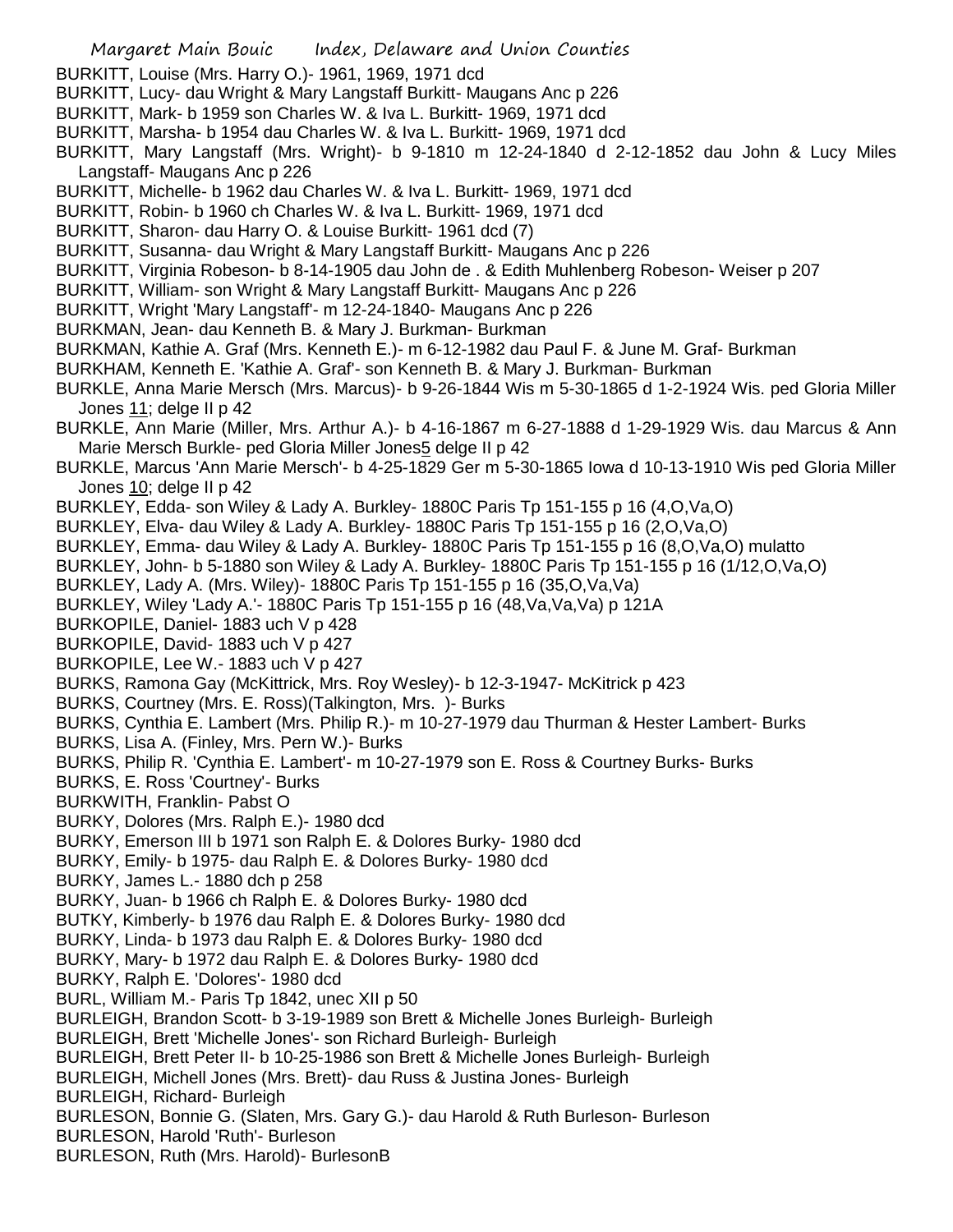BURKITT, Louise (Mrs. Harry O.)- 1961, 1969, 1971 dcd

BURKITT, Lucy- dau Wright & Mary Langstaff Burkitt- Maugans Anc p 226

BURKITT, Mark- b 1959 son Charles W. & Iva L. Burkitt- 1969, 1971 dcd

BURKITT, Marsha- b 1954 dau Charles W. & Iva L. Burkitt- 1969, 1971 dcd

BURKITT, Mary Langstaff (Mrs. Wright)- b 9-1810 m 12-24-1840 d 2-12-1852 dau John & Lucy Miles Langstaff- Maugans Anc p 226

BURKITT, Michelle- b 1962 dau Charles W. & Iva L. Burkitt- 1969, 1971 dcd

BURKITT, Robin- b 1960 ch Charles W. & Iva L. Burkitt- 1969, 1971 dcd

BURKITT, Sharon- dau Harry O. & Louise Burkitt- 1961 dcd (7)

BURKITT, Susanna- dau Wright & Mary Langstaff Burkitt- Maugans Anc p 226

BURKITT, Virginia Robeson- b 8-14-1905 dau John de . & Edith Muhlenberg Robeson- Weiser p 207

BURKITT, William- son Wright & Mary Langstaff Burkitt- Maugans Anc p 226

BURKITT, Wright 'Mary Langstaff'- m 12-24-1840- Maugans Anc p 226

BURKMAN, Jean- dau Kenneth B. & Mary J. Burkman- Burkman

BURKMAN, Kathie A. Graf (Mrs. Kenneth E.)- m 6-12-1982 dau Paul F. & June M. Graf- Burkman

BURKHAM, Kenneth E. 'Kathie A. Graf'- son Kenneth B. & Mary J. Burkman- Burkman

BURKLE, Anna Marie Mersch (Mrs. Marcus)- b 9-26-1844 Wis m 5-30-1865 d 1-2-1924 Wis. ped Gloria Miller Jones 11; delge II p 42

BURKLE, Ann Marie (Miller, Mrs. Arthur A.)- b 4-16-1867 m 6-27-1888 d 1-29-1929 Wis. dau Marcus & Ann Marie Mersch Burkle- ped Gloria Miller Jones5 delge II p 42

BURKLE, Marcus 'Ann Marie Mersch'- b 4-25-1829 Ger m 5-30-1865 Iowa d 10-13-1910 Wis ped Gloria Miller Jones 10; delge II p 42

BURKLEY, Edda- son Wiley & Lady A. Burkley- 1880C Paris Tp 151-155 p 16 (4,O,Va,O)

BURKLEY, Elva- dau Wiley & Lady A. Burkley- 1880C Paris Tp 151-155 p 16 (2,O,Va,O)

BURKLEY, Emma- dau Wiley & Lady A. Burkley- 1880C Paris Tp 151-155 p 16 (8,O,Va,O) mulatto

BURKLEY, John- b 5-1880 son Wiley & Lady A. Burkley- 1880C Paris Tp 151-155 p 16 (1/12,O,Va,O)

BURKLEY, Lady A. (Mrs. Wiley)- 1880C Paris Tp 151-155 p 16 (35,O,Va,Va)

BURKLEY, Wiley 'Lady A.'- 1880C Paris Tp 151-155 p 16 (48,Va,Va,Va) p 121A

BURKOPILE, Daniel- 1883 uch V p 428

BURKOPILE, David- 1883 uch V p 427

BURKOPILE, Lee W.- 1883 uch V p 427

BURKS, Ramona Gay (McKittrick, Mrs. Roy Wesley)- b 12-3-1947- McKitrick p 423

BURKS, Courtney (Mrs. E. Ross)(Talkington, Mrs. )- Burks

BURKS, Cynthia E. Lambert (Mrs. Philip R.)- m 10-27-1979 dau Thurman & Hester Lambert- Burks

BURKS, Lisa A. (Finley, Mrs. Pern W.)- Burks

BURKS, Philip R. 'Cynthia E. Lambert'- m 10-27-1979 son E. Ross & Courtney Burks- Burks

BURKS, E. Ross 'Courtney'- Burks

BURKWITH, Franklin- Pabst O

BURKY, Dolores (Mrs. Ralph E.)- 1980 dcd

BURKY, Emerson III b 1971 son Ralph E. & Dolores Burky- 1980 dcd

BURKY, Emily- b 1975- dau Ralph E. & Dolores Burky- 1980 dcd

BURKY, James L.- 1880 dch p 258

BURKY, Juan- b 1966 ch Ralph E. & Dolores Burky- 1980 dcd

BUTKY, Kimberly- b 1976 dau Ralph E. & Dolores Burky- 1980 dcd

BURKY, Linda- b 1973 dau Ralph E. & Dolores Burky- 1980 dcd

BURKY, Mary- b 1972 dau Ralph E. & Dolores Burky- 1980 dcd

BURKY, Ralph E. 'Dolores'- 1980 dcd

BURL, William M.- Paris Tp 1842, unec XII p 50

BURLEIGH, Brandon Scott- b 3-19-1989 son Brett & Michelle Jones Burleigh- Burleigh

BURLEIGH, Brett 'Michelle Jones'- son Richard Burleigh- Burleigh

BURLEIGH, Brett Peter II- b 10-25-1986 son Brett & Michelle Jones Burleigh- Burleigh

BURLEIGH, Michell Jones (Mrs. Brett)- dau Russ & Justina Jones- Burleigh

BURLEIGH, Richard- Burleigh

BURLESON, Bonnie G. (Slaten, Mrs. Gary G.)- dau Harold & Ruth Burleson- Burleson

BURLESON, Harold 'Ruth'- Burleson

BURLESON, Ruth (Mrs. Harold)- BurlesonB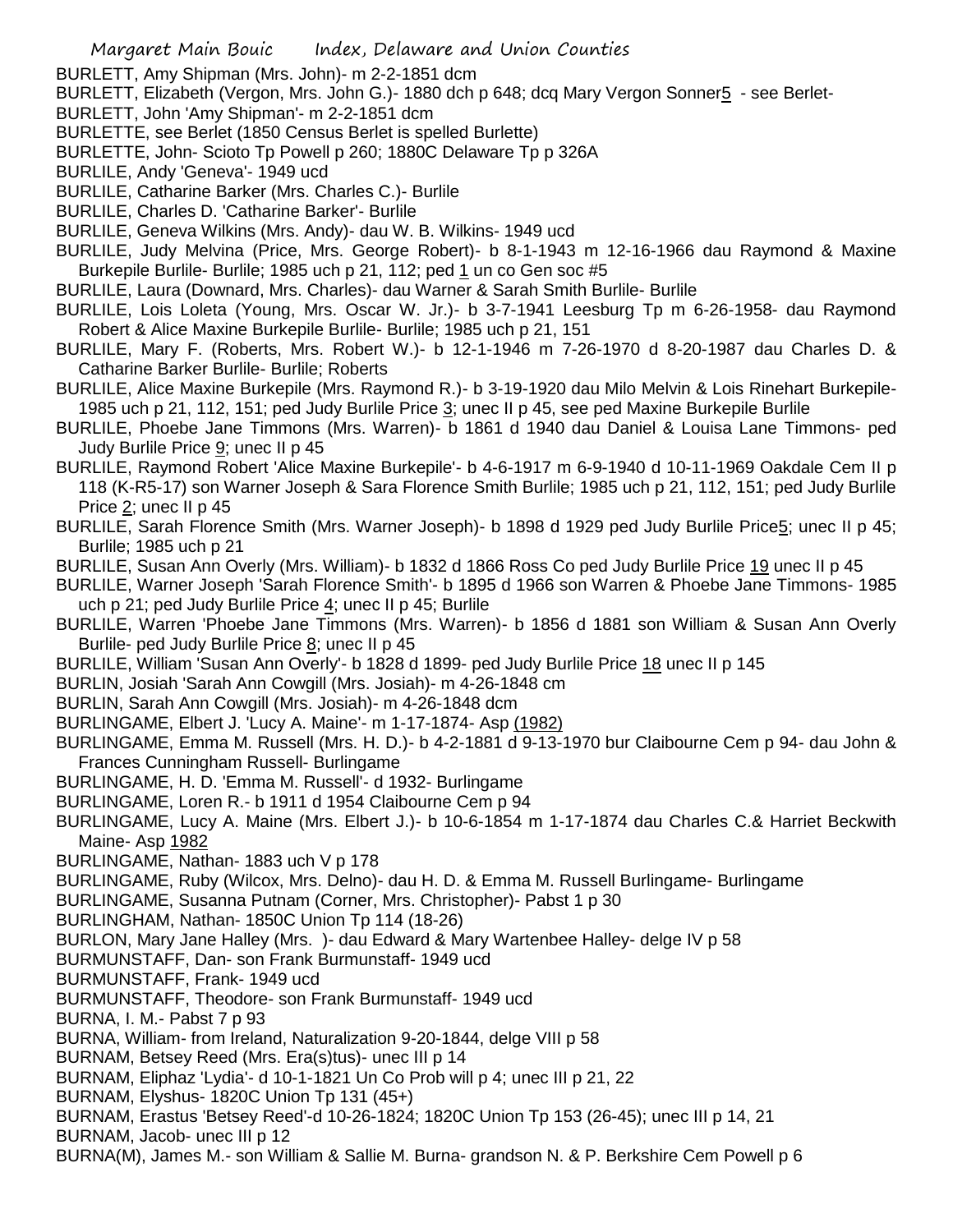BURLETT, Amy Shipman (Mrs. John)- m 2-2-1851 dcm

BURLETT, Elizabeth (Vergon, Mrs. John G.)- 1880 dch p 648; dcq Mary Vergon Sonner5 - see Berlet-

BURLETT, John 'Amy Shipman'- m 2-2-1851 dcm

BURLETTE, see Berlet (1850 Census Berlet is spelled Burlette)

BURLETTE, John- Scioto Tp Powell p 260; 1880C Delaware Tp p 326A

BURLILE, Andy 'Geneva'- 1949 ucd

BURLILE, Catharine Barker (Mrs. Charles C.)- Burlile

BURLILE, Charles D. 'Catharine Barker'- Burlile

BURLILE, Geneva Wilkins (Mrs. Andy)- dau W. B. Wilkins- 1949 ucd

BURLILE, Judy Melvina (Price, Mrs. George Robert)- b 8-1-1943 m 12-16-1966 dau Raymond & Maxine Burkepile Burlile- Burlile; 1985 uch p 21, 112; ped 1 un co Gen soc #5

BURLILE, Laura (Downard, Mrs. Charles)- dau Warner & Sarah Smith Burlile- Burlile

BURLILE, Lois Loleta (Young, Mrs. Oscar W. Jr.)- b 3-7-1941 Leesburg Tp m 6-26-1958- dau Raymond Robert & Alice Maxine Burkepile Burlile- Burlile; 1985 uch p 21, 151

BURLILE, Mary F. (Roberts, Mrs. Robert W.)- b 12-1-1946 m 7-26-1970 d 8-20-1987 dau Charles D. & Catharine Barker Burlile- Burlile; Roberts

BURLILE, Alice Maxine Burkepile (Mrs. Raymond R.)- b 3-19-1920 dau Milo Melvin & Lois Rinehart Burkepile- 1985 uch p 21, 112, 151; ped Judy Burlile Price 3; unec II p 45, see ped Maxine Burkepile Burlile

BURLILE, Phoebe Jane Timmons (Mrs. Warren)- b 1861 d 1940 dau Daniel & Louisa Lane Timmons- ped Judy Burlile Price 9; unec II p 45

BURLILE, Raymond Robert 'Alice Maxine Burkepile'- b 4-6-1917 m 6-9-1940 d 10-11-1969 Oakdale Cem II p 118 (K-R5-17) son Warner Joseph & Sara Florence Smith Burlile; 1985 uch p 21, 112, 151; ped Judy Burlile Price 2; unec II p 45

BURLILE, Sarah Florence Smith (Mrs. Warner Joseph)- b 1898 d 1929 ped Judy Burlile Price5; unec II p 45; Burlile; 1985 uch p 21

BURLILE, Susan Ann Overly (Mrs. William)- b 1832 d 1866 Ross Co ped Judy Burlile Price 19 unec II p 45

BURLILE, Warner Joseph 'Sarah Florence Smith'- b 1895 d 1966 son Warren & Phoebe Jane Timmons- 1985 uch p 21; ped Judy Burlile Price 4; unec II p 45; Burlile

BURLILE, Warren 'Phoebe Jane Timmons (Mrs. Warren)- b 1856 d 1881 son William & Susan Ann Overly Burlile- ped Judy Burlile Price 8; unec II p 45

BURLILE, William 'Susan Ann Overly'- b 1828 d 1899- ped Judy Burlile Price 18 unec II p 145

BURLIN, Josiah 'Sarah Ann Cowgill (Mrs. Josiah)- m 4-26-1848 cm

BURLIN, Sarah Ann Cowgill (Mrs. Josiah)- m 4-26-1848 dcm

BURLINGAME, Elbert J. 'Lucy A. Maine'- m 1-17-1874- Asp (1982)

BURLINGAME, Emma M. Russell (Mrs. H. D.)- b 4-2-1881 d 9-13-1970 bur Claibourne Cem p 94- dau John & Frances Cunningham Russell- Burlingame

BURLINGAME, H. D. 'Emma M. Russell'- d 1932- Burlingame

BURLINGAME, Loren R.- b 1911 d 1954 Claibourne Cem p 94

BURLINGAME, Lucy A. Maine (Mrs. Elbert J.)- b 10-6-1854 m 1-17-1874 dau Charles C.& Harriet Beckwith Maine- Asp 1982

BURLINGAME, Nathan- 1883 uch V p 178

BURLINGAME, Ruby (Wilcox, Mrs. Delno)- dau H. D. & Emma M. Russell Burlingame- Burlingame

BURLINGAME, Susanna Putnam (Corner, Mrs. Christopher)- Pabst 1 p 30

BURLINGHAM, Nathan- 1850C Union Tp 114 (18-26)

BURLON, Mary Jane Halley (Mrs. )- dau Edward & Mary Wartenbee Halley- delge IV p 58

BURMUNSTAFF, Dan- son Frank Burmunstaff- 1949 ucd

BURMUNSTAFF, Frank- 1949 ucd

BURMUNSTAFF, Theodore- son Frank Burmunstaff- 1949 ucd

BURNA, I. M.- Pabst 7 p 93

BURNA, William- from Ireland, Naturalization 9-20-1844, delge VIII p 58

BURNAM, Betsey Reed (Mrs. Era(s)tus)- unec III p 14

BURNAM, Eliphaz 'Lydia'- d 10-1-1821 Un Co Prob will p 4; unec III p 21, 22

BURNAM, Elyshus- 1820C Union Tp 131 (45+)

BURNAM, Erastus 'Betsey Reed'-d 10-26-1824; 1820C Union Tp 153 (26-45); unec III p 14, 21

BURNAM, Jacob- unec III p 12

BURNA(M), James M.- son William & Sallie M. Burna- grandson N. & P. Berkshire Cem Powell p 6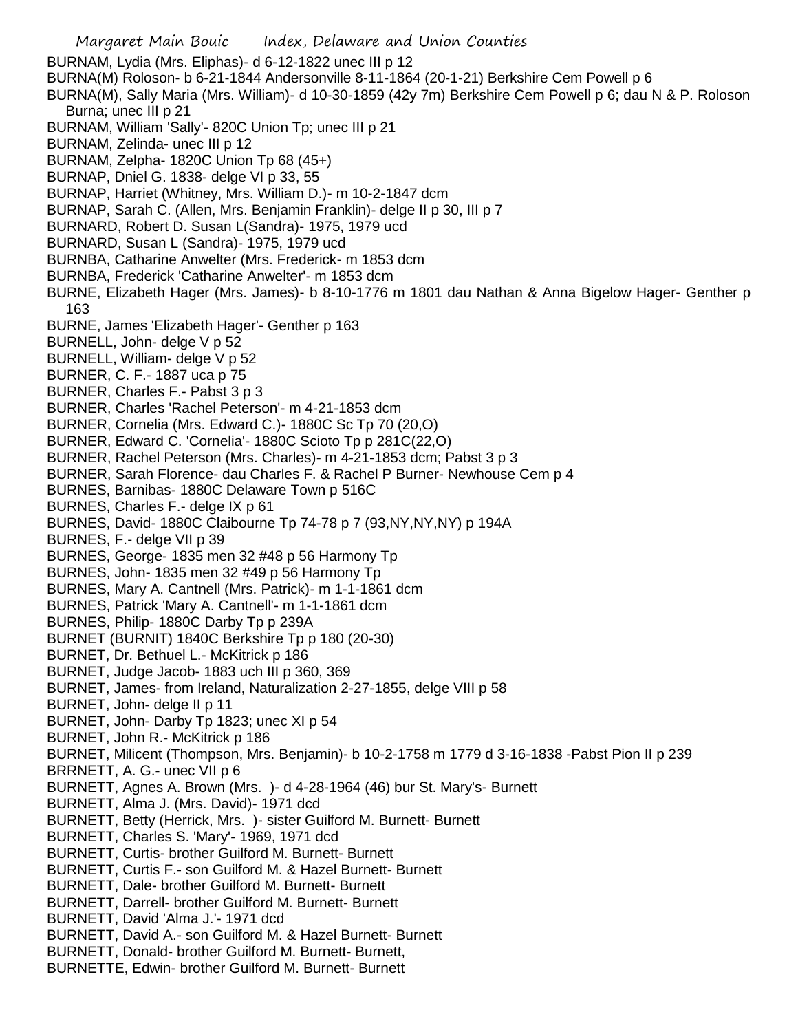BURNAM, Lydia (Mrs. Eliphas)- d 6-12-1822 unec III p 12
BURNA(M) Roloson- b 6-21-1844 Andersonville 8-11-1864 (20-1-21) Berkshire Cem Powell p 6
BURNA(M), Sally Maria (Mrs. William)- d 10-30-1859 (42y 7m) Berkshire Cem Powell p 6; dau N & P. Roloson Burna; unec III p 21
BURNAM, William 'Sally'- 820C Union Tp; unec III p 21
BURNAM, Zelinda- unec III p 12
BURNAM, Zelpha- 1820C Union Tp 68 (45+)
BURNAP, Dniel G. 1838- delge VI p 33, 55
BURNAP, Harriet (Whitney, Mrs. William D.)- m 10-2-1847 dcm
BURNAP, Sarah C. (Allen, Mrs. Benjamin Franklin)- delge II p 30, III p 7
BURNARD, Robert D. Susan L(Sandra)- 1975, 1979 ucd
BURNARD, Susan L (Sandra)- 1975, 1979 ucd
BURNBA, Catharine Anwelter (Mrs. Frederick- m 1853 dcm
BURNBA, Frederick 'Catharine Anwelter'- m 1853 dcm
BURNE, Elizabeth Hager (Mrs. James)- b 8-10-1776 m 1801 dau Nathan & Anna Bigelow Hager- Genther p 163
BURNE, James 'Elizabeth Hager'- Genther p 163
BURNELL, John- delge V p 52
BURNELL, William- delge V p 52
BURNER, C. F.- 1887 uca p 75
BURNER, Charles F.- Pabst 3 p 3
BURNER, Charles 'Rachel Peterson'- m 4-21-1853 dcm
BURNER, Cornelia (Mrs. Edward C.)- 1880C Sc Tp 70 (20,O)
BURNER, Edward C. 'Cornelia'- 1880C Scioto Tp p 281C(22,O)
BURNER, Rachel Peterson (Mrs. Charles)- m 4-21-1853 dcm; Pabst 3 p 3
BURNER, Sarah Florence- dau Charles F. & Rachel P Burner- Newhouse Cem p 4
BURNES, Barnibas- 1880C Delaware Town p 516C
BURNES, Charles F.- delge IX p 61
BURNES, David- 1880C Claibourne Tp 74-78 p 7 (93,NY,NY,NY) p 194A
BURNES, F.- delge VII p 39
BURNES, George- 1835 men 32 #48 p 56 Harmony Tp
BURNES, John- 1835 men 32 #49 p 56 Harmony Tp
BURNES, Mary A. Cantnell (Mrs. Patrick)- m 1-1-1861 dcm
BURNES, Patrick 'Mary A. Cantnell'- m 1-1-1861 dcm
BURNES, Philip- 1880C Darby Tp p 239A
BURNET (BURNIT) 1840C Berkshire Tp p 180 (20-30)
BURNET, Dr. Bethuel L.- McKitrick p 186
BURNET, Judge Jacob- 1883 uch III p 360, 369
BURNET, James- from Ireland, Naturalization 2-27-1855, delge VIII p 58
BURNET, John- delge II p 11
BURNET, John- Darby Tp 1823; unec XI p 54
BURNET, John R.- McKitrick p 186
BURNET, Milicent (Thompson, Mrs. Benjamin)- b 10-2-1758 m 1779 d 3-16-1838 -Pabst Pion II p 239
BRRNETT, A. G.- unec VII p 6
BURNETT, Agnes A. Brown (Mrs. )- d 4-28-1964 (46) bur St. Mary's- Burnett
BURNETT, Alma J. (Mrs. David)- 1971 dcd
BURNETT, Betty (Herrick, Mrs. )- sister Guilford M. Burnett- Burnett
BURNETT, Charles S. 'Mary'- 1969, 1971 dcd
BURNETT, Curtis- brother Guilford M. Burnett- Burnett
BURNETT, Curtis F.- son Guilford M. & Hazel Burnett- Burnett
BURNETT, Dale- brother Guilford M. Burnett- Burnett
BURNETT, Darrell- brother Guilford M. Burnett- Burnett
BURNETT, David 'Alma J.'- 1971 dcd
BURNETT, David A.- son Guilford M. & Hazel Burnett- Burnett
BURNETT, Donald- brother Guilford M. Burnett- Burnett,
BURNETTE, Edwin- brother Guilford M. Burnett- Burnett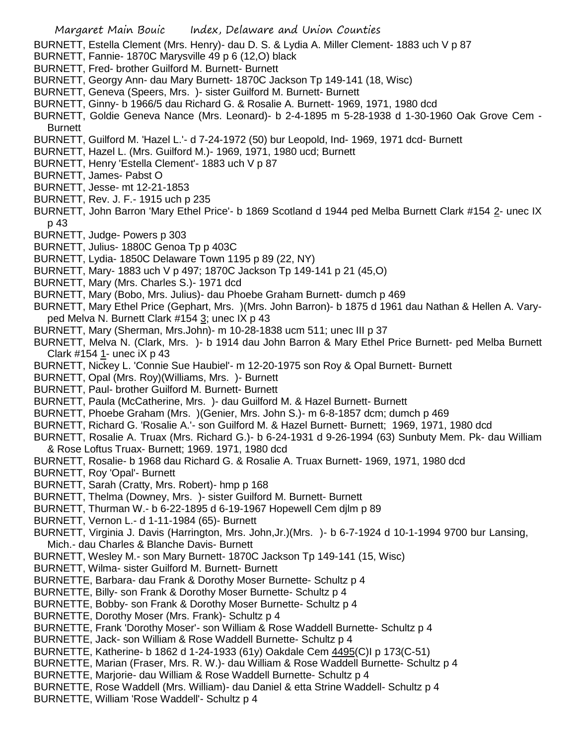BURNETT, Estella Clement (Mrs. Henry)- dau D. S. & Lydia A. Miller Clement- 1883 uch V p 87
BURNETT, Fannie- 1870C Marysville 49 p 6 (12,O) black
BURNETT, Fred- brother Guilford M. Burnett- Burnett
BURNETT, Georgy Ann- dau Mary Burnett- 1870C Jackson Tp 149-141 (18, Wisc)
BURNETT, Geneva (Speers, Mrs. )- sister Guilford M. Burnett- Burnett
BURNETT, Ginny- b 1966/5 dau Richard G. & Rosalie A. Burnett- 1969, 1971, 1980 dcd
BURNETT, Goldie Geneva Nance (Mrs. Leonard)- b 2-4-1895 m 5-28-1938 d 1-30-1960 Oak Grove Cem - Burnett
BURNETT, Guilford M. 'Hazel L.'- d 7-24-1972 (50) bur Leopold, Ind- 1969, 1971 dcd- Burnett
BURNETT, Hazel L. (Mrs. Guilford M.)- 1969, 1971, 1980 ucd; Burnett
BURNETT, Henry 'Estella Clement'- 1883 uch V p 87
BURNETT, James- Pabst O
BURNETT, Jesse- mt 12-21-1853
BURNETT, Rev. J. F.- 1915 uch p 235
BURNETT, John Barron 'Mary Ethel Price'- b 1869 Scotland d 1944 ped Melba Burnett Clark #154 2- unec IX p 43
BURNETT, Judge- Powers p 303
BURNETT, Julius- 1880C Genoa Tp p 403C
BURNETT, Lydia- 1850C Delaware Town 1195 p 89 (22, NY)
BURNETT, Mary- 1883 uch V p 497; 1870C Jackson Tp 149-141 p 21 (45,O)
BURNETT, Mary (Mrs. Charles S.)- 1971 dcd
BURNETT, Mary (Bobo, Mrs. Julius)- dau Phoebe Graham Burnett- dumch p 469
BURNETT, Mary Ethel Price (Gephart, Mrs. )(Mrs. John Barron)- b 1875 d 1961 dau Nathan & Hellen A. Vary-ped Melva N. Burnett Clark #154 3; unec IX p 43
BURNETT, Mary (Sherman, Mrs.John)- m 10-28-1838 ucm 511; unec III p 37
BURNETT, Melva N. (Clark, Mrs. )- b 1914 dau John Barron & Mary Ethel Price Burnett- ped Melba Burnett Clark #154 1- unec iX p 43
BURNETT, Nickey L. 'Connie Sue Haubiel'- m 12-20-1975 son Roy & Opal Burnett- Burnett
BURNETT, Opal (Mrs. Roy)(Williams, Mrs. )- Burnett
BURNETT, Paul- brother Guilford M. Burnett- Burnett
BURNETT, Paula (McCatherine, Mrs. )- dau Guilford M. & Hazel Burnett- Burnett
BURNETT, Phoebe Graham (Mrs. )(Genier, Mrs. John S.)- m 6-8-1857 dcm; dumch p 469
BURNETT, Richard G. 'Rosalie A.'- son Guilford M. & Hazel Burnett- Burnett; 1969, 1971, 1980 dcd
BURNETT, Rosalie A. Truax (Mrs. Richard G.)- b 6-24-1931 d 9-26-1994 (63) Sunbuty Mem. Pk- dau William & Rose Loftus Truax- Burnett; 1969. 1971, 1980 dcd
BURNETT, Rosalie- b 1968 dau Richard G. & Rosalie A. Truax Burnett- 1969, 1971, 1980 dcd
BURNETT, Roy 'Opal'- Burnett
BURNETT, Sarah (Cratty, Mrs. Robert)- hmp p 168
BURNETT, Thelma (Downey, Mrs. )- sister Guilford M. Burnett- Burnett
BURNETT, Thurman W.- b 6-22-1895 d 6-19-1967 Hopewell Cem djlm p 89
BURNETT, Vernon L.- d 1-11-1984 (65)- Burnett
BURNETT, Virginia J. Davis (Harrington, Mrs. John,Jr.)(Mrs. )- b 6-7-1924 d 10-1-1994 9700 bur Lansing, Mich.- dau Charles & Blanche Davis- Burnett
BURNETT, Wesley M.- son Mary Burnett- 1870C Jackson Tp 149-141 (15, Wisc)
BURNETT, Wilma- sister Guilford M. Burnett- Burnett
BURNETTE, Barbara- dau Frank & Dorothy Moser Burnette- Schultz p 4
BURNETTE, Billy- son Frank & Dorothy Moser Burnette- Schultz p 4
BURNETTE, Bobby- son Frank & Dorothy Moser Burnette- Schultz p 4
BURNETTE, Dorothy Moser (Mrs. Frank)- Schultz p 4
BURNETTE, Frank 'Dorothy Moser'- son William & Rose Waddell Burnette- Schultz p 4
BURNETTE, Jack- son William & Rose Waddell Burnette- Schultz p 4
BURNETTE, Katherine- b 1862 d 1-24-1933 (61y) Oakdale Cem 4495(C)I p 173(C-51)
BURNETTE, Marian (Fraser, Mrs. R. W.)- dau William & Rose Waddell Burnette- Schultz p 4
BURNETTE, Marjorie- dau William & Rose Waddell Burnette- Schultz p 4
BURNETTE, Rose Waddell (Mrs. William)- dau Daniel & etta Strine Waddell- Schultz p 4
BURNETTE, William 'Rose Waddell'- Schultz p 4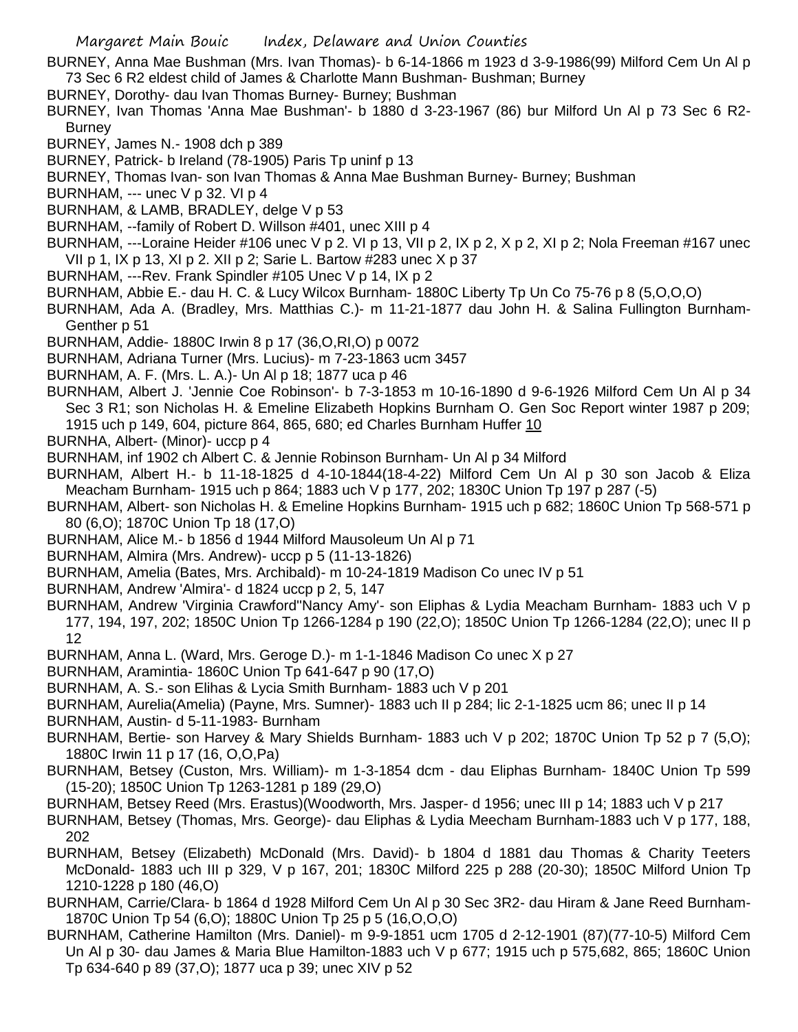BURNEY, Anna Mae Bushman (Mrs. Ivan Thomas)- b 6-14-1866 m 1923 d 3-9-1986(99) Milford Cem Un Al p 73 Sec 6 R2 eldest child of James & Charlotte Mann Bushman- Bushman; Burney

BURNEY, Dorothy- dau Ivan Thomas Burney- Burney; Bushman

BURNEY, Ivan Thomas 'Anna Mae Bushman'- b 1880 d 3-23-1967 (86) bur Milford Un Al p 73 Sec 6 R2- Burney

BURNEY, James N.- 1908 dch p 389

BURNEY, Patrick- b Ireland (78-1905) Paris Tp uninf p 13

BURNEY, Thomas Ivan- son Ivan Thomas & Anna Mae Bushman Burney- Burney; Bushman

BURNHAM, --- unec V p 32. VI p 4

BURNHAM, & LAMB, BRADLEY, delge V p 53

BURNHAM, --family of Robert D. Willson #401, unec XIII p 4

BURNHAM, ---Loraine Heider #106 unec V p 2. VI p 13, VII p 2, IX p 2, X p 2, XI p 2; Nola Freeman #167 unec VII p 1, IX p 13, XI p 2. XII p 2; Sarie L. Bartow #283 unec X p 37

BURNHAM, ---Rev. Frank Spindler #105 Unec V p 14, IX p 2

BURNHAM, Abbie E.- dau H. C. & Lucy Wilcox Burnham- 1880C Liberty Tp Un Co 75-76 p 8 (5,O,O,O)

BURNHAM, Ada A. (Bradley, Mrs. Matthias C.)- m 11-21-1877 dau John H. & Salina Fullington Burnham- Genther p 51

BURNHAM, Addie- 1880C Irwin 8 p 17 (36,O,RI,O) p 0072

BURNHAM, Adriana Turner (Mrs. Lucius)- m 7-23-1863 ucm 3457

BURNHAM, A. F. (Mrs. L. A.)- Un Al p 18; 1877 uca p 46

BURNHAM, Albert J. 'Jennie Coe Robinson'- b 7-3-1853 m 10-16-1890 d 9-6-1926 Milford Cem Un Al p 34 Sec 3 R1; son Nicholas H. & Emeline Elizabeth Hopkins Burnham O. Gen Soc Report winter 1987 p 209; 1915 uch p 149, 604, picture 864, 865, 680; ed Charles Burnham Huffer 10

BURNHA, Albert- (Minor)- uccp p 4

BURNHAM, inf 1902 ch Albert C. & Jennie Robinson Burnham- Un Al p 34 Milford

BURNHAM, Albert H.- b 11-18-1825 d 4-10-1844(18-4-22) Milford Cem Un Al p 30 son Jacob & Eliza Meacham Burnham- 1915 uch p 864; 1883 uch V p 177, 202; 1830C Union Tp 197 p 287 (-5)

BURNHAM, Albert- son Nicholas H. & Emeline Hopkins Burnham- 1915 uch p 682; 1860C Union Tp 568-571 p 80 (6,O); 1870C Union Tp 18 (17,O)

BURNHAM, Alice M.- b 1856 d 1944 Milford Mausoleum Un Al p 71

BURNHAM, Almira (Mrs. Andrew)- uccp p 5 (11-13-1826)

BURNHAM, Amelia (Bates, Mrs. Archibald)- m 10-24-1819 Madison Co unec IV p 51

BURNHAM, Andrew 'Almira'- d 1824 uccp p 2, 5, 147

BURNHAM, Andrew 'Virginia Crawford''Nancy Amy'- son Eliphas & Lydia Meacham Burnham- 1883 uch V p 177, 194, 197, 202; 1850C Union Tp 1266-1284 p 190 (22,O); 1850C Union Tp 1266-1284 (22,O); unec II p 12

BURNHAM, Anna L. (Ward, Mrs. Geroge D.)- m 1-1-1846 Madison Co unec X p 27

BURNHAM, Aramintia- 1860C Union Tp 641-647 p 90 (17,O)

BURNHAM, A. S.- son Elihas & Lycia Smith Burnham- 1883 uch V p 201

BURNHAM, Aurelia(Amelia) (Payne, Mrs. Sumner)- 1883 uch II p 284; lic 2-1-1825 ucm 86; unec II p 14

BURNHAM, Austin- d 5-11-1983- Burnham

BURNHAM, Bertie- son Harvey & Mary Shields Burnham- 1883 uch V p 202; 1870C Union Tp 52 p 7 (5,O); 1880C Irwin 11 p 17 (16, O,O,Pa)

BURNHAM, Betsey (Custon, Mrs. William)- m 1-3-1854 dcm - dau Eliphas Burnham- 1840C Union Tp 599 (15-20); 1850C Union Tp 1263-1281 p 189 (29,O)

BURNHAM, Betsey Reed (Mrs. Erastus)(Woodworth, Mrs. Jasper- d 1956; unec III p 14; 1883 uch V p 217

BURNHAM, Betsey (Thomas, Mrs. George)- dau Eliphas & Lydia Meecham Burnham-1883 uch V p 177, 188, 202

BURNHAM, Betsey (Elizabeth) McDonald (Mrs. David)- b 1804 d 1881 dau Thomas & Charity Teeters McDonald- 1883 uch III p 329, V p 167, 201; 1830C Milford 225 p 288 (20-30); 1850C Milford Union Tp 1210-1228 p 180 (46,O)

BURNHAM, Carrie/Clara- b 1864 d 1928 Milford Cem Un Al p 30 Sec 3R2- dau Hiram & Jane Reed Burnham- 1870C Union Tp 54 (6,O); 1880C Union Tp 25 p 5 (16,O,O,O)

BURNHAM, Catherine Hamilton (Mrs. Daniel)- m 9-9-1851 ucm 1705 d 2-12-1901 (87)(77-10-5) Milford Cem Un Al p 30- dau James & Maria Blue Hamilton-1883 uch V p 677; 1915 uch p 575,682, 865; 1860C Union Tp 634-640 p 89 (37,O); 1877 uca p 39; unec XIV p 52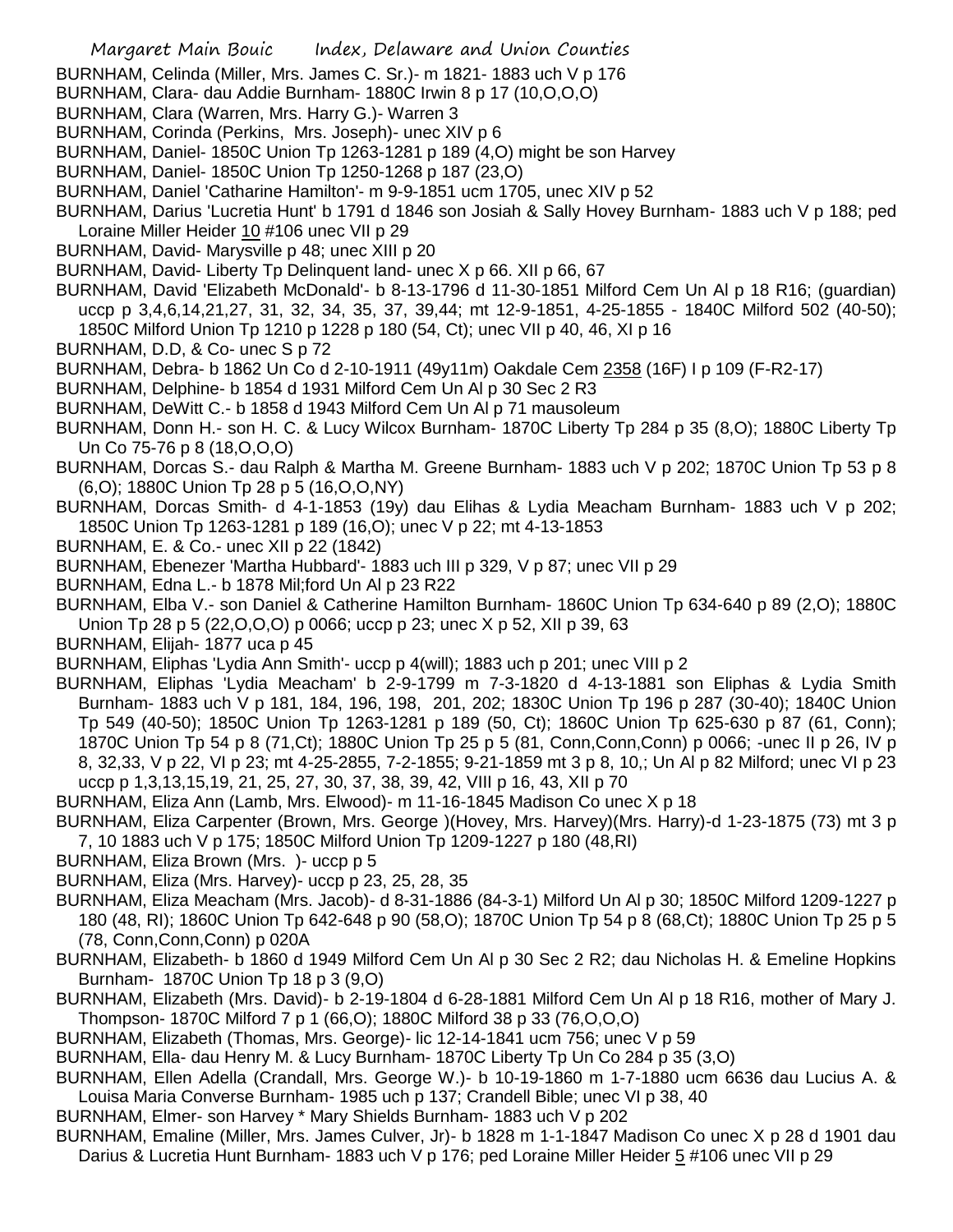BURNHAM, Celinda (Miller, Mrs. James C. Sr.)- m 1821- 1883 uch V p 176

BURNHAM, Clara- dau Addie Burnham- 1880C Irwin 8 p 17 (10,O,O,O)

BURNHAM, Clara (Warren, Mrs. Harry G.)- Warren 3

BURNHAM, Corinda (Perkins, Mrs. Joseph)- unec XIV p 6

BURNHAM, Daniel- 1850C Union Tp 1263-1281 p 189 (4,O) might be son Harvey

BURNHAM, Daniel- 1850C Union Tp 1250-1268 p 187 (23,O)

BURNHAM, Daniel 'Catharine Hamilton'- m 9-9-1851 ucm 1705, unec XIV p 52

BURNHAM, Darius 'Lucretia Hunt' b 1791 d 1846 son Josiah & Sally Hovey Burnham- 1883 uch V p 188; ped Loraine Miller Heider 10 #106 unec VII p 29

BURNHAM, David- Marysville p 48; unec XIII p 20

BURNHAM, David- Liberty Tp Delinquent land- unec X p 66. XII p 66, 67

BURNHAM, David 'Elizabeth McDonald'- b 8-13-1796 d 11-30-1851 Milford Cem Un Al p 18 R16; (guardian) uccp p 3,4,6,14,21,27, 31, 32, 34, 35, 37, 39,44; mt 12-9-1851, 4-25-1855 - 1840C Milford 502 (40-50); 1850C Milford Union Tp 1210 p 1228 p 180 (54, Ct); unec VII p 40, 46, XI p 16

BURNHAM, D.D, & Co- unec S p 72

BURNHAM, Debra- b 1862 Un Co d 2-10-1911 (49y11m) Oakdale Cem 2358 (16F) I p 109 (F-R2-17)

BURNHAM, Delphine- b 1854 d 1931 Milford Cem Un Al p 30 Sec 2 R3

BURNHAM, DeWitt C.- b 1858 d 1943 Milford Cem Un Al p 71 mausoleum

BURNHAM, Donn H.- son H. C. & Lucy Wilcox Burnham- 1870C Liberty Tp 284 p 35 (8,O); 1880C Liberty Tp Un Co 75-76 p 8 (18,O,O,O)

BURNHAM, Dorcas S.- dau Ralph & Martha M. Greene Burnham- 1883 uch V p 202; 1870C Union Tp 53 p 8 (6,O); 1880C Union Tp 28 p 5 (16,O,O,NY)

BURNHAM, Dorcas Smith- d 4-1-1853 (19y) dau Elihas & Lydia Meacham Burnham- 1883 uch V p 202; 1850C Union Tp 1263-1281 p 189 (16,O); unec V p 22; mt 4-13-1853

BURNHAM, E. & Co.- unec XII p 22 (1842)

BURNHAM, Ebenezer 'Martha Hubbard'- 1883 uch III p 329, V p 87; unec VII p 29

BURNHAM, Edna L.- b 1878 Mil;ford Un Al p 23 R22

BURNHAM, Elba V.- son Daniel & Catherine Hamilton Burnham- 1860C Union Tp 634-640 p 89 (2,O); 1880C Union Tp 28 p 5 (22,O,O,O) p 0066; uccp p 23; unec X p 52, XII p 39, 63

BURNHAM, Elijah- 1877 uca p 45

BURNHAM, Eliphas 'Lydia Ann Smith'- uccp p 4(will); 1883 uch p 201; unec VIII p 2

BURNHAM, Eliphas 'Lydia Meacham' b 2-9-1799 m 7-3-1820 d 4-13-1881 son Eliphas & Lydia Smith Burnham- 1883 uch V p 181, 184, 196, 198, 201, 202; 1830C Union Tp 196 p 287 (30-40); 1840C Union Tp 549 (40-50); 1850C Union Tp 1263-1281 p 189 (50, Ct); 1860C Union Tp 625-630 p 87 (61, Conn); 1870C Union Tp 54 p 8 (71,Ct); 1880C Union Tp 25 p 5 (81, Conn,Conn,Conn) p 0066; -unec II p 26, IV p 8, 32,33, V p 22, VI p 23; mt 4-25-2855, 7-2-1855; 9-21-1859 mt 3 p 8, 10,; Un Al p 82 Milford; unec VI p 23 uccp p 1,3,13,15,19, 21, 25, 27, 30, 37, 38, 39, 42, VIII p 16, 43, XII p 70

BURNHAM, Eliza Ann (Lamb, Mrs. Elwood)- m 11-16-1845 Madison Co unec X p 18

BURNHAM, Eliza Carpenter (Brown, Mrs. George )(Hovey, Mrs. Harvey)(Mrs. Harry)-d 1-23-1875 (73) mt 3 p 7, 10 1883 uch V p 175; 1850C Milford Union Tp 1209-1227 p 180 (48,RI)

BURNHAM, Eliza Brown (Mrs. )- uccp p 5

BURNHAM, Eliza (Mrs. Harvey)- uccp p 23, 25, 28, 35

BURNHAM, Eliza Meacham (Mrs. Jacob)- d 8-31-1886 (84-3-1) Milford Un Al p 30; 1850C Milford 1209-1227 p 180 (48, RI); 1860C Union Tp 642-648 p 90 (58,O); 1870C Union Tp 54 p 8 (68,Ct); 1880C Union Tp 25 p 5 (78, Conn,Conn,Conn) p 020A

BURNHAM, Elizabeth- b 1860 d 1949 Milford Cem Un Al p 30 Sec 2 R2; dau Nicholas H. & Emeline Hopkins Burnham- 1870C Union Tp 18 p 3 (9,O)

BURNHAM, Elizabeth (Mrs. David)- b 2-19-1804 d 6-28-1881 Milford Cem Un Al p 18 R16, mother of Mary J. Thompson- 1870C Milford 7 p 1 (66,O); 1880C Milford 38 p 33 (76,O,O,O)

BURNHAM, Elizabeth (Thomas, Mrs. George)- lic 12-14-1841 ucm 756; unec V p 59

BURNHAM, Ella- dau Henry M. & Lucy Burnham- 1870C Liberty Tp Un Co 284 p 35 (3,O)

BURNHAM, Ellen Adella (Crandall, Mrs. George W.)- b 10-19-1860 m 1-7-1880 ucm 6636 dau Lucius A. & Louisa Maria Converse Burnham- 1985 uch p 137; Crandell Bible; unec VI p 38, 40

BURNHAM, Elmer- son Harvey * Mary Shields Burnham- 1883 uch V p 202

BURNHAM, Emaline (Miller, Mrs. James Culver, Jr)- b 1828 m 1-1-1847 Madison Co unec X p 28 d 1901 dau Darius & Lucretia Hunt Burnham- 1883 uch V p 176; ped Loraine Miller Heider 5 #106 unec VII p 29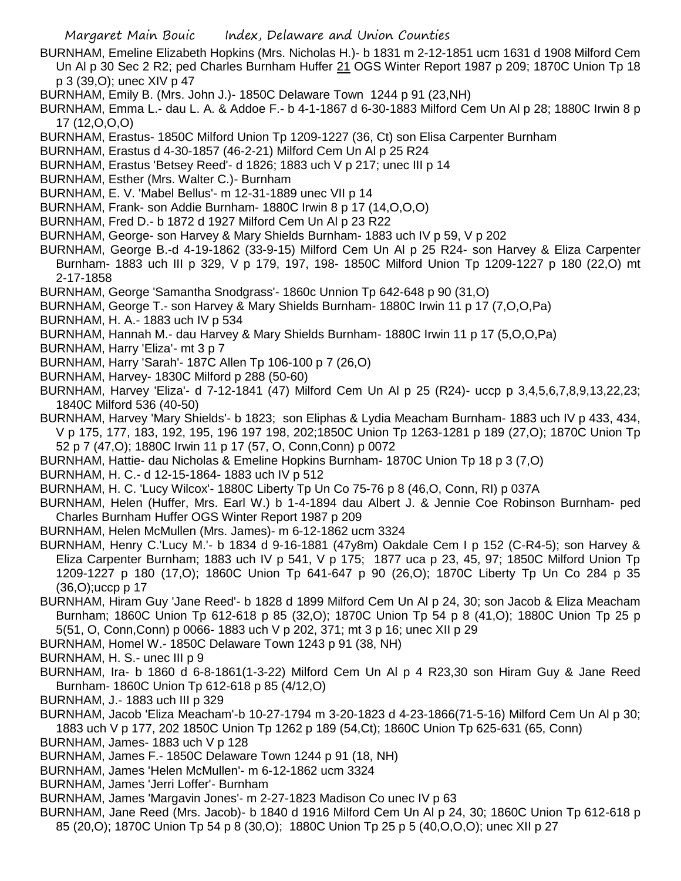BURNHAM, Emeline Elizabeth Hopkins (Mrs. Nicholas H.)- b 1831 m 2-12-1851 ucm 1631 d 1908 Milford Cem Un Al p 30 Sec 2 R2; ped Charles Burnham Huffer 21 OGS Winter Report 1987 p 209; 1870C Union Tp 18 p 3 (39,O); unec XIV p 47

BURNHAM, Emily B. (Mrs. John J.)- 1850C Delaware Town 1244 p 91 (23,NH)

BURNHAM, Emma L.- dau L. A. & Addoe F.- b 4-1-1867 d 6-30-1883 Milford Cem Un Al p 28; 1880C Irwin 8 p 17 (12,O,O,O)

BURNHAM, Erastus- 1850C Milford Union Tp 1209-1227 (36, Ct) son Elisa Carpenter Burnham

BURNHAM, Erastus d 4-30-1857 (46-2-21) Milford Cem Un Al p 25 R24

BURNHAM, Erastus 'Betsey Reed'- d 1826; 1883 uch V p 217; unec III p 14

BURNHAM, Esther (Mrs. Walter C.)- Burnham

BURNHAM, E. V. 'Mabel Bellus'- m 12-31-1889 unec VII p 14

BURNHAM, Frank- son Addie Burnham- 1880C Irwin 8 p 17 (14,O,O,O)

BURNHAM, Fred D.- b 1872 d 1927 Milford Cem Un Al p 23 R22

BURNHAM, George- son Harvey & Mary Shields Burnham- 1883 uch IV p 59, V p 202

BURNHAM, George B.-d 4-19-1862 (33-9-15) Milford Cem Un Al p 25 R24- son Harvey & Eliza Carpenter Burnham- 1883 uch III p 329, V p 179, 197, 198- 1850C Milford Union Tp 1209-1227 p 180 (22,O) mt 2-17-1858

BURNHAM, George 'Samantha Snodgrass'- 1860c Unnion Tp 642-648 p 90 (31,O)

BURNHAM, George T.- son Harvey & Mary Shields Burnham- 1880C Irwin 11 p 17 (7,O,O,Pa)

BURNHAM, H. A.- 1883 uch IV p 534

BURNHAM, Hannah M.- dau Harvey & Mary Shields Burnham- 1880C Irwin 11 p 17 (5,O,O,Pa)

BURNHAM, Harry 'Eliza'- mt 3 p 7

BURNHAM, Harry 'Sarah'- 187C Allen Tp 106-100 p 7 (26,O)

BURNHAM, Harvey- 1830C Milford p 288 (50-60)

BURNHAM, Harvey 'Eliza'- d 7-12-1841 (47) Milford Cem Un Al p 25 (R24)- uccp p 3,4,5,6,7,8,9,13,22,23; 1840C Milford 536 (40-50)

BURNHAM, Harvey 'Mary Shields'- b 1823; son Eliphas & Lydia Meacham Burnham- 1883 uch IV p 433, 434, V p 175, 177, 183, 192, 195, 196 197 198, 202;1850C Union Tp 1263-1281 p 189 (27,O); 1870C Union Tp 52 p 7 (47,O); 1880C Irwin 11 p 17 (57, O, Conn,Conn) p 0072

BURNHAM, Hattie- dau Nicholas & Emeline Hopkins Burnham- 1870C Union Tp 18 p 3 (7,O)

BURNHAM, H. C.- d 12-15-1864- 1883 uch IV p 512

BURNHAM, H. C. 'Lucy Wilcox'- 1880C Liberty Tp Un Co 75-76 p 8 (46,O, Conn, RI) p 037A

BURNHAM, Helen (Huffer, Mrs. Earl W.) b 1-4-1894 dau Albert J. & Jennie Coe Robinson Burnham- ped Charles Burnham Huffer OGS Winter Report 1987 p 209

BURNHAM, Helen McMullen (Mrs. James)- m 6-12-1862 ucm 3324

BURNHAM, Henry C.'Lucy M.'- b 1834 d 9-16-1881 (47y8m) Oakdale Cem I p 152 (C-R4-5); son Harvey & Eliza Carpenter Burnham; 1883 uch IV p 541, V p 175; 1877 uca p 23, 45, 97; 1850C Milford Union Tp 1209-1227 p 180 (17,O); 1860C Union Tp 641-647 p 90 (26,O); 1870C Liberty Tp Un Co 284 p 35 (36,O);uccp p 17

BURNHAM, Hiram Guy 'Jane Reed'- b 1828 d 1899 Milford Cem Un Al p 24, 30; son Jacob & Eliza Meacham Burnham; 1860C Union Tp 612-618 p 85 (32,O); 1870C Union Tp 54 p 8 (41,O); 1880C Union Tp 25 p 5(51, O, Conn,Conn) p 0066- 1883 uch V p 202, 371; mt 3 p 16; unec XII p 29

BURNHAM, Homel W.- 1850C Delaware Town 1243 p 91 (38, NH)

BURNHAM, H. S.- unec III p 9

BURNHAM, Ira- b 1860 d 6-8-1861(1-3-22) Milford Cem Un Al p 4 R23,30 son Hiram Guy & Jane Reed Burnham- 1860C Union Tp 612-618 p 85 (4/12,O)

BURNHAM, J.- 1883 uch III p 329

BURNHAM, Jacob 'Eliza Meacham'-b 10-27-1794 m 3-20-1823 d 4-23-1866(71-5-16) Milford Cem Un Al p 30; 1883 uch V p 177, 202 1850C Union Tp 1262 p 189 (54,Ct); 1860C Union Tp 625-631 (65, Conn)

BURNHAM, James- 1883 uch V p 128

BURNHAM, James F.- 1850C Delaware Town 1244 p 91 (18, NH)

BURNHAM, James 'Helen McMullen'- m 6-12-1862 ucm 3324

BURNHAM, James 'Jerri Loffer'- Burnham

BURNHAM, James 'Margavin Jones'- m 2-27-1823 Madison Co unec IV p 63

BURNHAM, Jane Reed (Mrs. Jacob)- b 1840 d 1916 Milford Cem Un Al p 24, 30; 1860C Union Tp 612-618 p 85 (20,O); 1870C Union Tp 54 p 8 (30,O); 1880C Union Tp 25 p 5 (40,O,O,O); unec XII p 27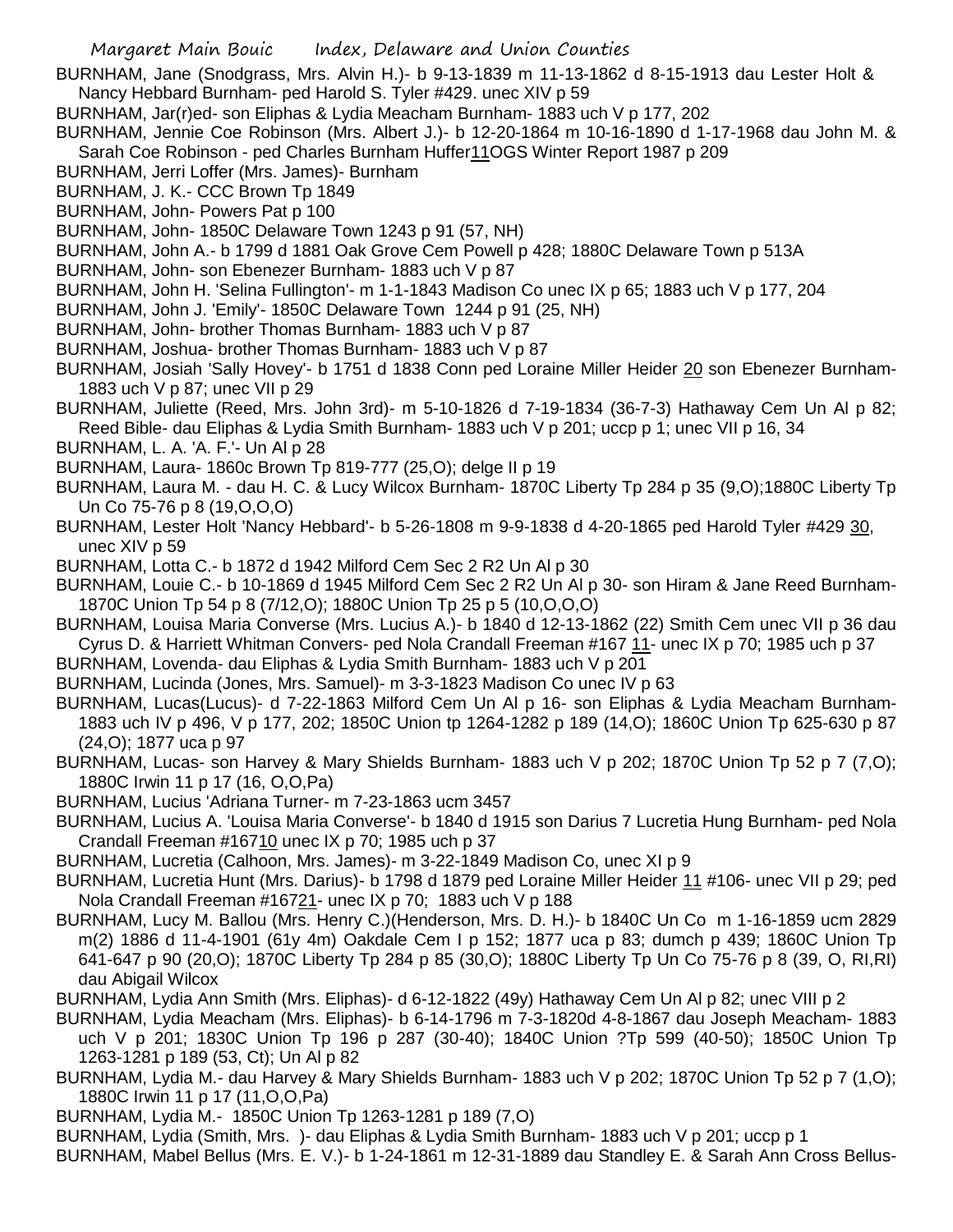BURNHAM, Jane (Snodgrass, Mrs. Alvin H.)- b 9-13-1839 m 11-13-1862 d 8-15-1913 dau Lester Holt & Nancy Hebbard Burnham- ped Harold S. Tyler #429. unec XIV p 59

BURNHAM, Jar(r)ed- son Eliphas & Lydia Meacham Burnham- 1883 uch V p 177, 202

BURNHAM, Jennie Coe Robinson (Mrs. Albert J.)- b 12-20-1864 m 10-16-1890 d 1-17-1968 dau John M. & Sarah Coe Robinson - ped Charles Burnham Huffer11OGS Winter Report 1987 p 209

BURNHAM, Jerri Loffer (Mrs. James)- Burnham

BURNHAM, J. K.- CCC Brown Tp 1849

BURNHAM, John- Powers Pat p 100

BURNHAM, John- 1850C Delaware Town 1243 p 91 (57, NH)

BURNHAM, John A.- b 1799 d 1881 Oak Grove Cem Powell p 428; 1880C Delaware Town p 513A

BURNHAM, John- son Ebenezer Burnham- 1883 uch V p 87

BURNHAM, John H. 'Selina Fullington'- m 1-1-1843 Madison Co unec IX p 65; 1883 uch V p 177, 204

BURNHAM, John J. 'Emily'- 1850C Delaware Town 1244 p 91 (25, NH)

BURNHAM, John- brother Thomas Burnham- 1883 uch V p 87

BURNHAM, Joshua- brother Thomas Burnham- 1883 uch V p 87

BURNHAM, Josiah 'Sally Hovey'- b 1751 d 1838 Conn ped Loraine Miller Heider 20 son Ebenezer Burnham- 1883 uch V p 87; unec VII p 29

BURNHAM, Juliette (Reed, Mrs. John 3rd)- m 5-10-1826 d 7-19-1834 (36-7-3) Hathaway Cem Un Al p 82; Reed Bible- dau Eliphas & Lydia Smith Burnham- 1883 uch V p 201; uccp p 1; unec VII p 16, 34

BURNHAM, L. A. 'A. F.'- Un Al p 28

BURNHAM, Laura- 1860c Brown Tp 819-777 (25,O); delge II p 19

BURNHAM, Laura M. - dau H. C. & Lucy Wilcox Burnham- 1870C Liberty Tp 284 p 35 (9,O);1880C Liberty Tp Un Co 75-76 p 8 (19,O,O,O)

BURNHAM, Lester Holt 'Nancy Hebbard'- b 5-26-1808 m 9-9-1838 d 4-20-1865 ped Harold Tyler #429 30, unec XIV p 59

BURNHAM, Lotta C.- b 1872 d 1942 Milford Cem Sec 2 R2 Un Al p 30

BURNHAM, Louie C.- b 10-1869 d 1945 Milford Cem Sec 2 R2 Un Al p 30- son Hiram & Jane Reed Burnham- 1870C Union Tp 54 p 8 (7/12,O); 1880C Union Tp 25 p 5 (10,O,O,O)

BURNHAM, Louisa Maria Converse (Mrs. Lucius A.)- b 1840 d 12-13-1862 (22) Smith Cem unec VII p 36 dau Cyrus D. & Harriett Whitman Convers- ped Nola Crandall Freeman #167 11- unec IX p 70; 1985 uch p 37

BURNHAM, Lovenda- dau Eliphas & Lydia Smith Burnham- 1883 uch V p 201

BURNHAM, Lucinda (Jones, Mrs. Samuel)- m 3-3-1823 Madison Co unec IV p 63

BURNHAM, Lucas(Lucus)- d 7-22-1863 Milford Cem Un Al p 16- son Eliphas & Lydia Meacham Burnham- 1883 uch IV p 496, V p 177, 202; 1850C Union tp 1264-1282 p 189 (14,O); 1860C Union Tp 625-630 p 87 (24,O); 1877 uca p 97

BURNHAM, Lucas- son Harvey & Mary Shields Burnham- 1883 uch V p 202; 1870C Union Tp 52 p 7 (7,O); 1880C Irwin 11 p 17 (16, O,O,Pa)

BURNHAM, Lucius 'Adriana Turner- m 7-23-1863 ucm 3457

BURNHAM, Lucius A. 'Louisa Maria Converse'- b 1840 d 1915 son Darius 7 Lucretia Hung Burnham- ped Nola Crandall Freeman #16710 unec IX p 70; 1985 uch p 37

BURNHAM, Lucretia (Calhoon, Mrs. James)- m 3-22-1849 Madison Co, unec XI p 9

BURNHAM, Lucretia Hunt (Mrs. Darius)- b 1798 d 1879 ped Loraine Miller Heider 11 #106- unec VII p 29; ped Nola Crandall Freeman #16721- unec IX p 70; 1883 uch V p 188

BURNHAM, Lucy M. Ballou (Mrs. Henry C.)(Henderson, Mrs. D. H.)- b 1840C Un Co m 1-16-1859 ucm 2829 m(2) 1886 d 11-4-1901 (61y 4m) Oakdale Cem I p 152; 1877 uca p 83; dumch p 439; 1860C Union Tp 641-647 p 90 (20,O); 1870C Liberty Tp 284 p 85 (30,O); 1880C Liberty Tp Un Co 75-76 p 8 (39, O, RI,RI) dau Abigail Wilcox

BURNHAM, Lydia Ann Smith (Mrs. Eliphas)- d 6-12-1822 (49y) Hathaway Cem Un Al p 82; unec VIII p 2

BURNHAM, Lydia Meacham (Mrs. Eliphas)- b 6-14-1796 m 7-3-1820d 4-8-1867 dau Joseph Meacham- 1883 uch V p 201; 1830C Union Tp 196 p 287 (30-40); 1840C Union ?Tp 599 (40-50); 1850C Union Tp 1263-1281 p 189 (53, Ct); Un Al p 82

BURNHAM, Lydia M.- dau Harvey & Mary Shields Burnham- 1883 uch V p 202; 1870C Union Tp 52 p 7 (1,O); 1880C Irwin 11 p 17 (11,O,O,Pa)

BURNHAM, Lydia M.- 1850C Union Tp 1263-1281 p 189 (7,O)

BURNHAM, Lydia (Smith, Mrs. )- dau Eliphas & Lydia Smith Burnham- 1883 uch V p 201; uccp p 1

BURNHAM, Mabel Bellus (Mrs. E. V.)- b 1-24-1861 m 12-31-1889 dau Standley E. & Sarah Ann Cross Bellus-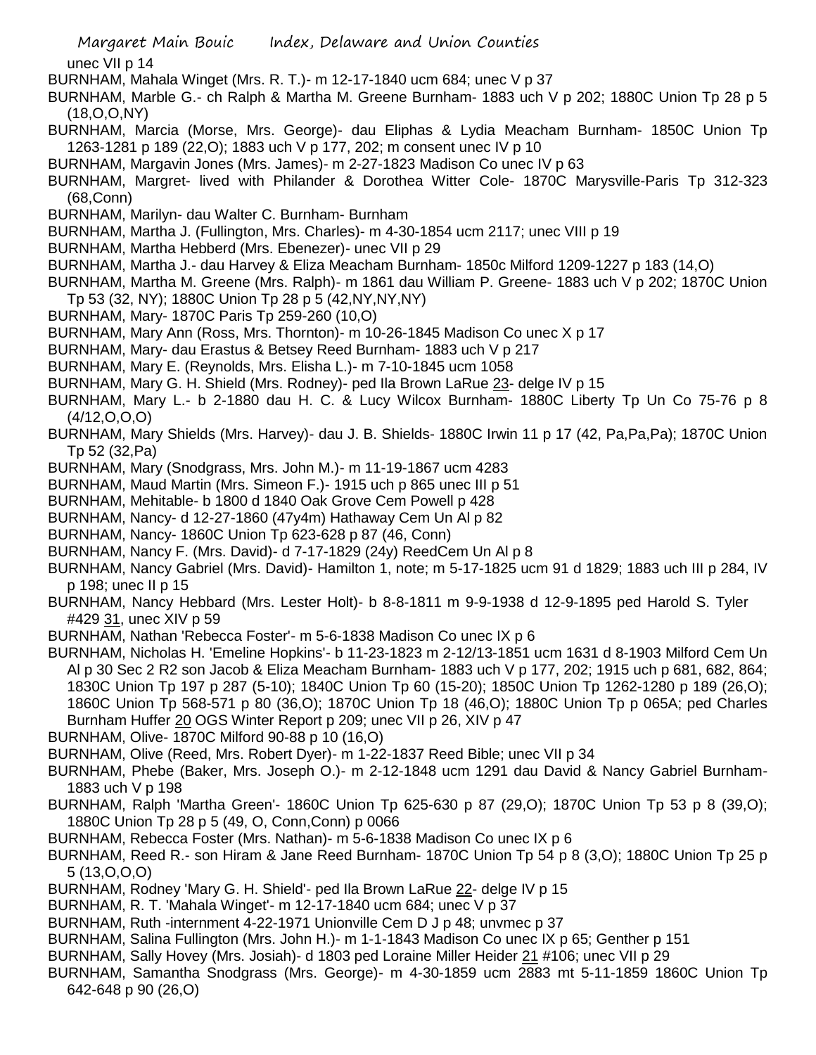unec VII p 14

BURNHAM, Mahala Winget (Mrs. R. T.)- m 12-17-1840 ucm 684; unec V p 37

BURNHAM, Marble G.- ch Ralph & Martha M. Greene Burnham- 1883 uch V p 202; 1880C Union Tp 28 p 5 (18,O,O,NY)

BURNHAM, Marcia (Morse, Mrs. George)- dau Eliphas & Lydia Meacham Burnham- 1850C Union Tp 1263-1281 p 189 (22,O); 1883 uch V p 177, 202; m consent unec IV p 10

BURNHAM, Margavin Jones (Mrs. James)- m 2-27-1823 Madison Co unec IV p 63

BURNHAM, Margret- lived with Philander & Dorothea Witter Cole- 1870C Marysville-Paris Tp 312-323 (68,Conn)

BURNHAM, Marilyn- dau Walter C. Burnham- Burnham

BURNHAM, Martha J. (Fullington, Mrs. Charles)- m 4-30-1854 ucm 2117; unec VIII p 19

BURNHAM, Martha Hebberd (Mrs. Ebenezer)- unec VII p 29

BURNHAM, Martha J.- dau Harvey & Eliza Meacham Burnham- 1850c Milford 1209-1227 p 183 (14,O)

BURNHAM, Martha M. Greene (Mrs. Ralph)- m 1861 dau William P. Greene- 1883 uch V p 202; 1870C Union Tp 53 (32, NY); 1880C Union Tp 28 p 5 (42,NY,NY,NY)

BURNHAM, Mary- 1870C Paris Tp 259-260 (10,O)

BURNHAM, Mary Ann (Ross, Mrs. Thornton)- m 10-26-1845 Madison Co unec X p 17

BURNHAM, Mary- dau Erastus & Betsey Reed Burnham- 1883 uch V p 217

BURNHAM, Mary E. (Reynolds, Mrs. Elisha L.)- m 7-10-1845 ucm 1058

BURNHAM, Mary G. H. Shield (Mrs. Rodney)- ped Ila Brown LaRue 23- delge IV p 15

BURNHAM, Mary L.- b 2-1880 dau H. C. & Lucy Wilcox Burnham- 1880C Liberty Tp Un Co 75-76 p 8 (4/12,O,O,O)

BURNHAM, Mary Shields (Mrs. Harvey)- dau J. B. Shields- 1880C Irwin 11 p 17 (42, Pa,Pa,Pa); 1870C Union Tp 52 (32,Pa)

BURNHAM, Mary (Snodgrass, Mrs. John M.)- m 11-19-1867 ucm 4283

BURNHAM, Maud Martin (Mrs. Simeon F.)- 1915 uch p 865 unec III p 51

BURNHAM, Mehitable- b 1800 d 1840 Oak Grove Cem Powell p 428

BURNHAM, Nancy- d 12-27-1860 (47y4m) Hathaway Cem Un Al p 82

BURNHAM, Nancy- 1860C Union Tp 623-628 p 87 (46, Conn)

BURNHAM, Nancy F. (Mrs. David)- d 7-17-1829 (24y) ReedCem Un Al p 8

BURNHAM, Nancy Gabriel (Mrs. David)- Hamilton 1, note; m 5-17-1825 ucm 91 d 1829; 1883 uch III p 284, IV p 198; unec II p 15

BURNHAM, Nancy Hebbard (Mrs. Lester Holt)- b 8-8-1811 m 9-9-1938 d 12-9-1895 ped Harold S. Tyler #429 31, unec XIV p 59

BURNHAM, Nathan 'Rebecca Foster'- m 5-6-1838 Madison Co unec IX p 6

BURNHAM, Nicholas H. 'Emeline Hopkins'- b 11-23-1823 m 2-12/13-1851 ucm 1631 d 8-1903 Milford Cem Un Al p 30 Sec 2 R2 son Jacob & Eliza Meacham Burnham- 1883 uch V p 177, 202; 1915 uch p 681, 682, 864; 1830C Union Tp 197 p 287 (5-10); 1840C Union Tp 60 (15-20); 1850C Union Tp 1262-1280 p 189 (26,O); 1860C Union Tp 568-571 p 80 (36,O); 1870C Union Tp 18 (46,O); 1880C Union Tp p 065A; ped Charles Burnham Huffer 20 OGS Winter Report p 209; unec VII p 26, XIV p 47

BURNHAM, Olive- 1870C Milford 90-88 p 10 (16,O)

BURNHAM, Olive (Reed, Mrs. Robert Dyer)- m 1-22-1837 Reed Bible; unec VII p 34

BURNHAM, Phebe (Baker, Mrs. Joseph O.)- m 2-12-1848 ucm 1291 dau David & Nancy Gabriel Burnham- 1883 uch V p 198

BURNHAM, Ralph 'Martha Green'- 1860C Union Tp 625-630 p 87 (29,O); 1870C Union Tp 53 p 8 (39,O); 1880C Union Tp 28 p 5 (49, O, Conn,Conn) p 0066

BURNHAM, Rebecca Foster (Mrs. Nathan)- m 5-6-1838 Madison Co unec IX p 6

BURNHAM, Reed R.- son Hiram & Jane Reed Burnham- 1870C Union Tp 54 p 8 (3,O); 1880C Union Tp 25 p 5 (13,O,O,O)

BURNHAM, Rodney 'Mary G. H. Shield'- ped Ila Brown LaRue 22- delge IV p 15

BURNHAM, R. T. 'Mahala Winget'- m 12-17-1840 ucm 684; unec V p 37

BURNHAM, Ruth -internment 4-22-1971 Unionville Cem D J p 48; unvmec p 37

BURNHAM, Salina Fullington (Mrs. John H.)- m 1-1-1843 Madison Co unec IX p 65; Genther p 151

BURNHAM, Sally Hovey (Mrs. Josiah)- d 1803 ped Loraine Miller Heider 21 #106; unec VII p 29

BURNHAM, Samantha Snodgrass (Mrs. George)- m 4-30-1859 ucm 2883 mt 5-11-1859 1860C Union Tp 642-648 p 90 (26,O)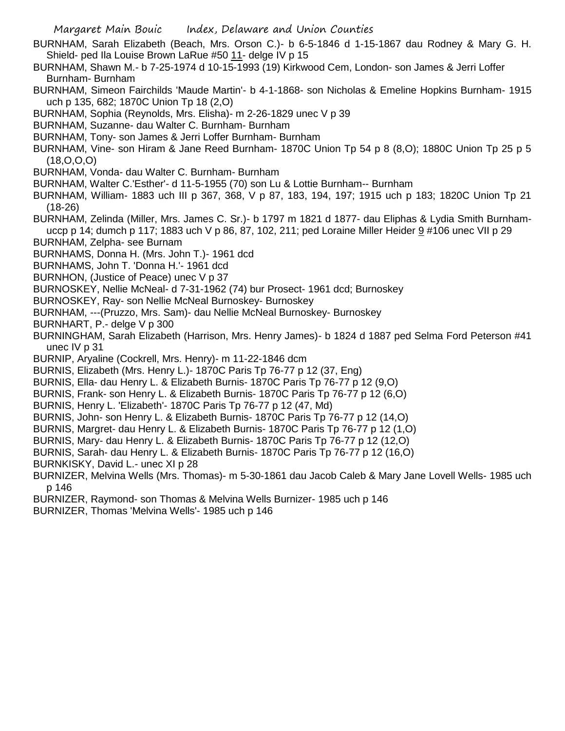BURNHAM, Sarah Elizabeth (Beach, Mrs. Orson C.)- b 6-5-1846 d 1-15-1867 dau Rodney & Mary G. H. Shield- ped Ila Louise Brown LaRue #50 11- delge IV p 15

BURNHAM, Shawn M.- b 7-25-1974 d 10-15-1993 (19) Kirkwood Cem, London- son James & Jerri Loffer Burnham- Burnham

BURNHAM, Simeon Fairchilds 'Maude Martin'- b 4-1-1868- son Nicholas & Emeline Hopkins Burnham- 1915 uch p 135, 682; 1870C Union Tp 18 (2,O)

BURNHAM, Sophia (Reynolds, Mrs. Elisha)- m 2-26-1829 unec V p 39

BURNHAM, Suzanne- dau Walter C. Burnham- Burnham

BURNHAM, Tony- son James & Jerri Loffer Burnham- Burnham

BURNHAM, Vine- son Hiram & Jane Reed Burnham- 1870C Union Tp 54 p 8 (8,O); 1880C Union Tp 25 p 5 (18,O,O,O)

BURNHAM, Vonda- dau Walter C. Burnham- Burnham

BURNHAM, Walter C.'Esther'- d 11-5-1955 (70) son Lu & Lottie Burnham-- Burnham

BURNHAM, William- 1883 uch III p 367, 368, V p 87, 183, 194, 197; 1915 uch p 183; 1820C Union Tp 21 (18-26)

BURNHAM, Zelinda (Miller, Mrs. James C. Sr.)- b 1797 m 1821 d 1877- dau Eliphas & Lydia Smith Burnham- uccp p 14; dumch p 117; 1883 uch V p 86, 87, 102, 211; ped Loraine Miller Heider 9 #106 unec VII p 29

BURNHAM, Zelpha- see Burnam

BURNHAMS, Donna H. (Mrs. John T.)- 1961 dcd

BURNHAMS, John T. 'Donna H.'- 1961 dcd

BURNHON, (Justice of Peace) unec V p 37

BURNOSKEY, Nellie McNeal- d 7-31-1962 (74) bur Prosect- 1961 dcd; Burnoskey

BURNOSKEY, Ray- son Nellie McNeal Burnoskey- Burnoskey

BURNHAM, ---(Pruzzo, Mrs. Sam)- dau Nellie McNeal Burnoskey- Burnoskey

BURNHART, P.- delge V p 300

BURNINGHAM, Sarah Elizabeth (Harrison, Mrs. Henry James)- b 1824 d 1887 ped Selma Ford Peterson #41 unec IV p 31

BURNIP, Aryaline (Cockrell, Mrs. Henry)- m 11-22-1846 dcm

BURNIS, Elizabeth (Mrs. Henry L.)- 1870C Paris Tp 76-77 p 12 (37, Eng)

BURNIS, Ella- dau Henry L. & Elizabeth Burnis- 1870C Paris Tp 76-77 p 12 (9,O)

BURNIS, Frank- son Henry L. & Elizabeth Burnis- 1870C Paris Tp 76-77 p 12 (6,O)

BURNIS, Henry L. 'Elizabeth'- 1870C Paris Tp 76-77 p 12 (47, Md)

BURNIS, John- son Henry L. & Elizabeth Burnis- 1870C Paris Tp 76-77 p 12 (14,O)

BURNIS, Margret- dau Henry L. & Elizabeth Burnis- 1870C Paris Tp 76-77 p 12 (1,O)

BURNIS, Mary- dau Henry L. & Elizabeth Burnis- 1870C Paris Tp 76-77 p 12 (12,O)

BURNIS, Sarah- dau Henry L. & Elizabeth Burnis- 1870C Paris Tp 76-77 p 12 (16,O)

BURNKISKY, David L.- unec XI p 28

BURNIZER, Melvina Wells (Mrs. Thomas)- m 5-30-1861 dau Jacob Caleb & Mary Jane Lovell Wells- 1985 uch p 146

BURNIZER, Raymond- son Thomas & Melvina Wells Burnizer- 1985 uch p 146

BURNIZER, Thomas 'Melvina Wells'- 1985 uch p 146